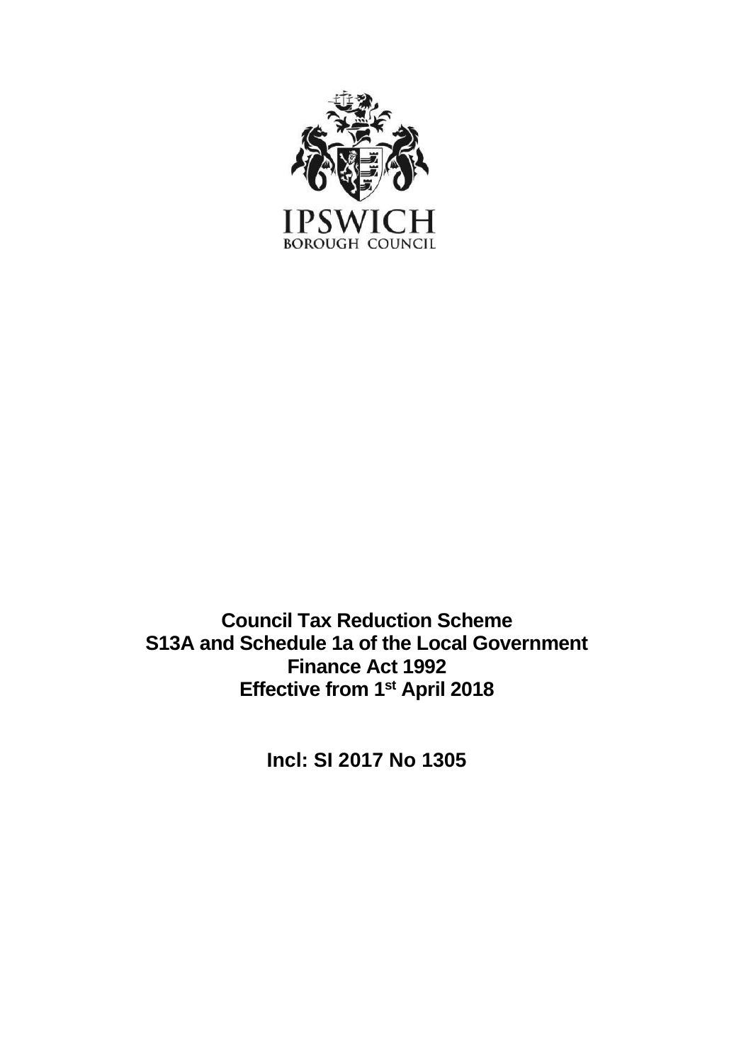IPSWICH
BOROUGH COUNCIL

# Council Tax Reduction Scheme
# S13A and Schedule 1a of the Local Government Finance Act 1992
# Effective from 1st April 2018

## Incl: SI 2017 No 1305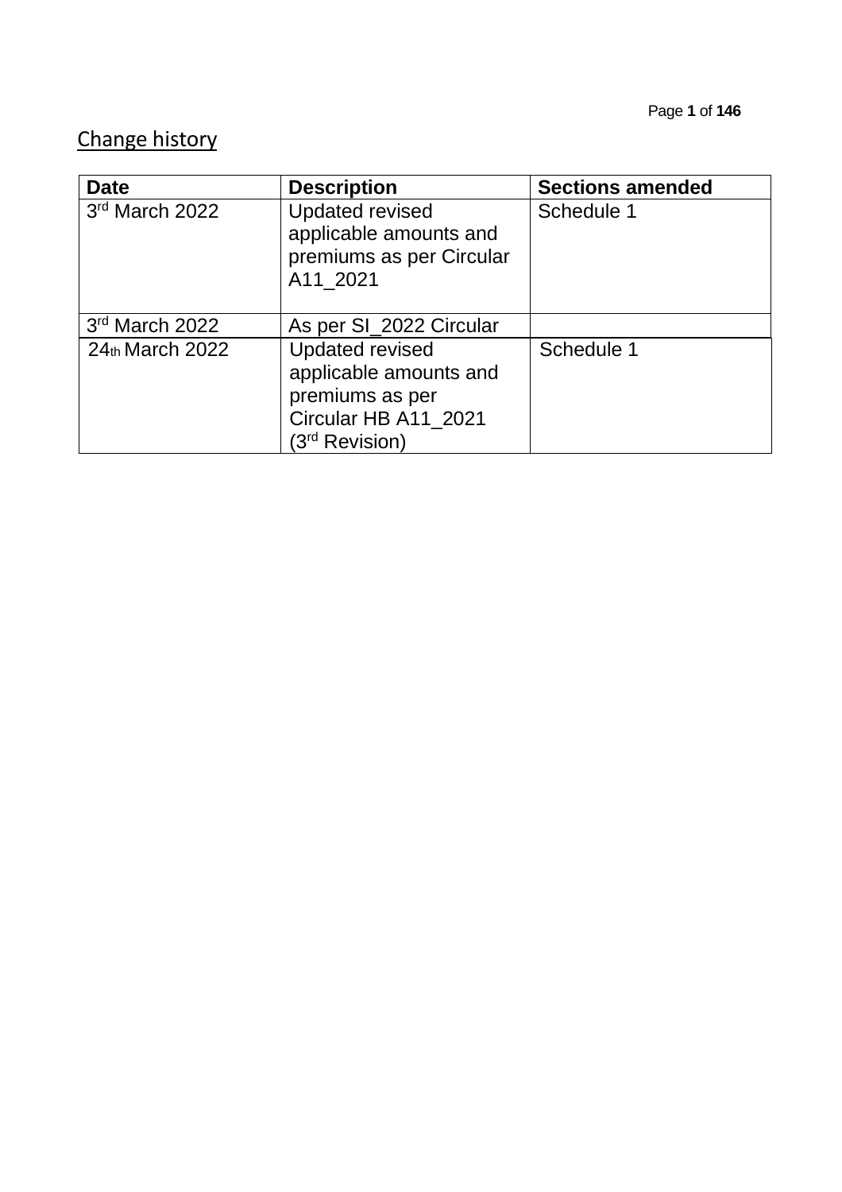## Change history

| Date | Description | Sections amended |
|---|---|---|
| 3rd March 2022 | Updated revised applicable amounts and premiums as per Circular A11_2021 | Schedule 1 |
| 3rd March 2022 | As per SI_2022 Circular | |
| 24th March 2022 | Updated revised applicable amounts and premiums as per Circular HB A11_2021 (3rd Revision) | Schedule 1 |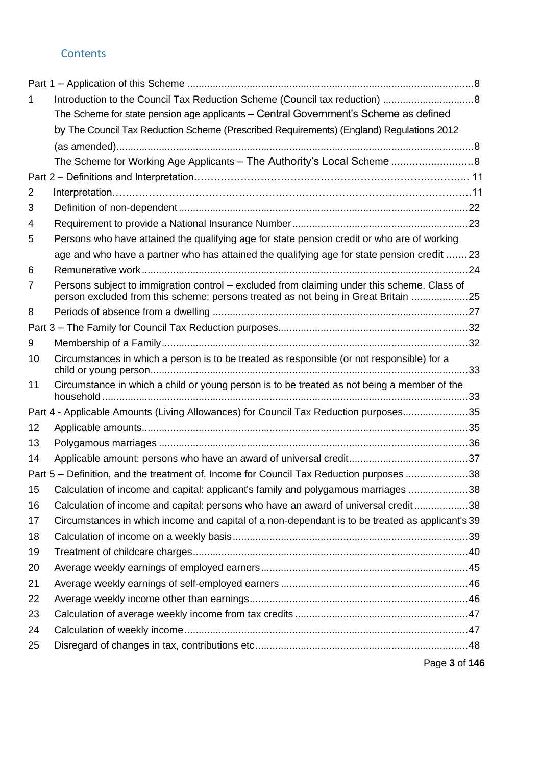## Contents

Part 1 – Application of this Scheme ....................................................................................................8

1 Introduction to the Council Tax Reduction Scheme (Council tax reduction) ................................8

The Scheme for state pension age applicants – Central Government's Scheme as defined by The Council Tax Reduction Scheme (Prescribed Requirements) (England) Regulations 2012 (as amended)............................................................................................................................8

The Scheme for Working Age Applicants – The Authority's Local Scheme ...........................8

Part 2 – Definitions and Interpretation………………………………………………………………………….. 11

2 Interpretation……………………………………………………………………………………………11

3 Definition of non-dependent .....................................................................................................22

4 Requirement to provide a National Insurance Number.............................................................23

5 Persons who have attained the qualifying age for state pension credit or who are of working age and who have a partner who has attained the qualifying age for state pension credit .......23

6 Remunerative work ..................................................................................................................24

7 Persons subject to immigration control – excluded from claiming under this scheme. Class of person excluded from this scheme: persons treated as not being in Great Britain ....................25

8 Periods of absence from a dwelling .........................................................................................27

Part 3 – The Family for Council Tax Reduction purposes..................................................................32

9 Membership of a Family...........................................................................................................32

10 Circumstances in which a person is to be treated as responsible (or not responsible) for a child or young person...............................................................................................................33

11 Circumstance in which a child or young person is to be treated as not being a member of the household ................................................................................................................................33

Part 4 - Applicable Amounts (Living Allowances) for Council Tax Reduction purposes.......................35

12 Applicable amounts..................................................................................................................35

13 Polygamous marriages ............................................................................................................36

14 Applicable amount: persons who have an award of universal credit..........................................37

Part 5 – Definition, and the treatment of, Income for Council Tax Reduction purposes ......................38

15 Calculation of income and capital: applicant's family and polygamous marriages .....................38

16 Calculation of income and capital: persons who have an award of universal credit...................38

17 Circumstances in which income and capital of a non-dependant is to be treated as applicant's 39

18 Calculation of income on a weekly basis..................................................................................39

19 Treatment of childcare charges................................................................................................40

20 Average weekly earnings of employed earners........................................................................45

21 Average weekly earnings of self-employed earners .................................................................46

22 Average weekly income other than earnings............................................................................46

23 Calculation of average weekly income from tax credits ............................................................47

24 Calculation of weekly income ...................................................................................................47

25 Disregard of changes in tax, contributions etc..........................................................................48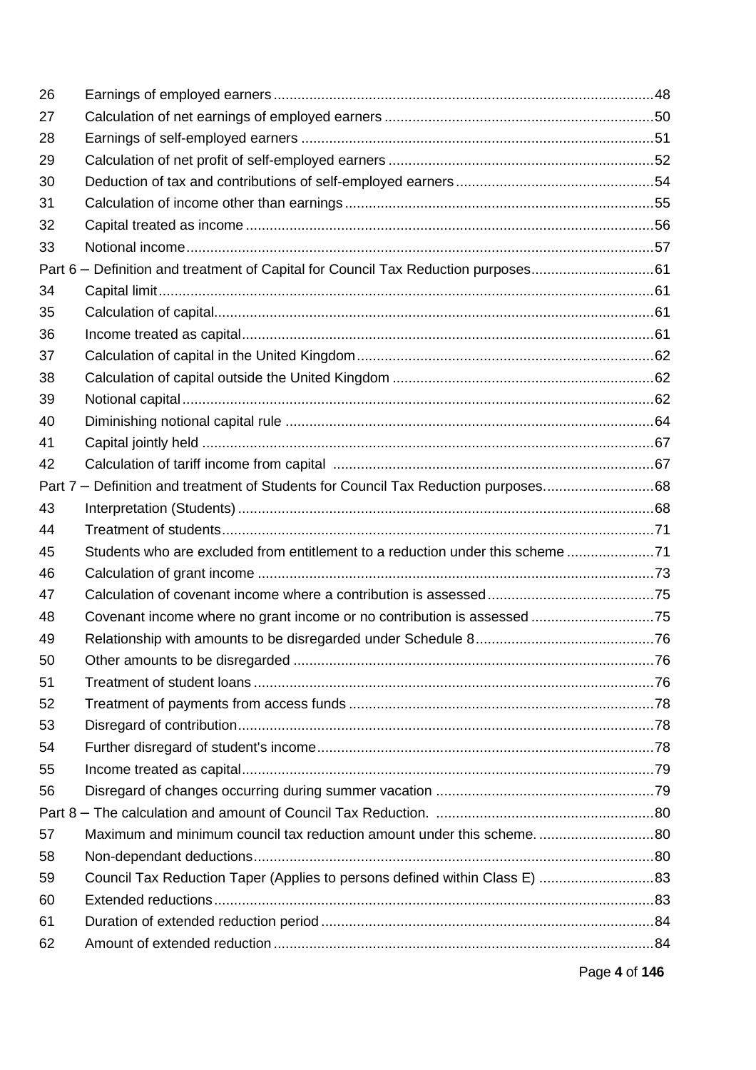| | | |
|---|---|---|
| 26 | Earnings of employed earners | 48 |
| 27 | Calculation of net earnings of employed earners | 50 |
| 28 | Earnings of self-employed earners | 51 |
| 29 | Calculation of net profit of self-employed earners | 52 |
| 30 | Deduction of tax and contributions of self-employed earners | 54 |
| 31 | Calculation of income other than earnings | 55 |
| 32 | Capital treated as income | 56 |
| 33 | Notional income | 57 |
| Part 6 – Definition and treatment of Capital for Council Tax Reduction purposes | | 61 |
| 34 | Capital limit | 61 |
| 35 | Calculation of capital | 61 |
| 36 | Income treated as capital | 61 |
| 37 | Calculation of capital in the United Kingdom | 62 |
| 38 | Calculation of capital outside the United Kingdom | 62 |
| 39 | Notional capital | 62 |
| 40 | Diminishing notional capital rule | 64 |
| 41 | Capital jointly held | 67 |
| 42 | Calculation of tariff income from capital | 67 |
| Part 7 – Definition and treatment of Students for Council Tax Reduction purposes | | 68 |
| 43 | Interpretation (Students) | 68 |
| 44 | Treatment of students | 71 |
| 45 | Students who are excluded from entitlement to a reduction under this scheme | 71 |
| 46 | Calculation of grant income | 73 |
| 47 | Calculation of covenant income where a contribution is assessed | 75 |
| 48 | Covenant income where no grant income or no contribution is assessed | 75 |
| 49 | Relationship with amounts to be disregarded under Schedule 8 | 76 |
| 50 | Other amounts to be disregarded | 76 |
| 51 | Treatment of student loans | 76 |
| 52 | Treatment of payments from access funds | 78 |
| 53 | Disregard of contribution | 78 |
| 54 | Further disregard of student's income | 78 |
| 55 | Income treated as capital | 79 |
| 56 | Disregard of changes occurring during summer vacation | 79 |
| Part 8 – The calculation and amount of Council Tax Reduction. | | 80 |
| 57 | Maximum and minimum council tax reduction amount under this scheme. | 80 |
| 58 | Non-dependant deductions | 80 |
| 59 | Council Tax Reduction Taper (Applies to persons defined within Class E) | 83 |
| 60 | Extended reductions | 83 |
| 61 | Duration of extended reduction period | 84 |
| 62 | Amount of extended reduction | 84 |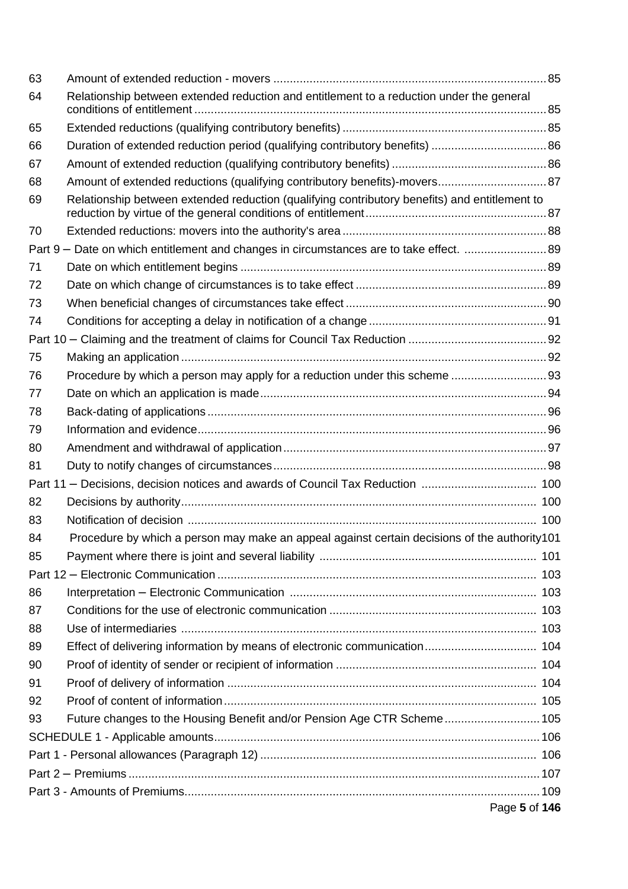| | | |
|---|---|---|
| 63 | Amount of extended reduction - movers | 85 |
| 64 | Relationship between extended reduction and entitlement to a reduction under the general conditions of entitlement | 85 |
| 65 | Extended reductions (qualifying contributory benefits) | 85 |
| 66 | Duration of extended reduction period (qualifying contributory benefits) | 86 |
| 67 | Amount of extended reduction (qualifying contributory benefits) | 86 |
| 68 | Amount of extended reductions (qualifying contributory benefits)-movers | 87 |
| 69 | Relationship between extended reduction (qualifying contributory benefits) and entitlement to reduction by virtue of the general conditions of entitlement | 87 |
| 70 | Extended reductions: movers into the authority's area | 88 |
| Part 9 – Date on which entitlement and changes in circumstances are to take effect. | | 89 |
| 71 | Date on which entitlement begins | 89 |
| 72 | Date on which change of circumstances is to take effect | 89 |
| 73 | When beneficial changes of circumstances take effect | 90 |
| 74 | Conditions for accepting a delay in notification of a change | 91 |
| Part 10 – Claiming and the treatment of claims for Council Tax Reduction | | 92 |
| 75 | Making an application | 92 |
| 76 | Procedure by which a person may apply for a reduction under this scheme | 93 |
| 77 | Date on which an application is made | 94 |
| 78 | Back-dating of applications | 96 |
| 79 | Information and evidence | 96 |
| 80 | Amendment and withdrawal of application | 97 |
| 81 | Duty to notify changes of circumstances | 98 |
| Part 11 – Decisions, decision notices and awards of Council Tax Reduction | | 100 |
| 82 | Decisions by authority | 100 |
| 83 | Notification of decision | 100 |
| 84 | Procedure by which a person may make an appeal against certain decisions of the authority | 101 |
| 85 | Payment where there is joint and several liability | 101 |
| Part 12 – Electronic Communication | | 103 |
| 86 | Interpretation – Electronic Communication | 103 |
| 87 | Conditions for the use of electronic communication | 103 |
| 88 | Use of intermediaries | 103 |
| 89 | Effect of delivering information by means of electronic communication | 104 |
| 90 | Proof of identity of sender or recipient of information | 104 |
| 91 | Proof of delivery of information | 104 |
| 92 | Proof of content of information | 105 |
| 93 | Future changes to the Housing Benefit and/or Pension Age CTR Scheme | 105 |
| SCHEDULE 1 - Applicable amounts | | 106 |
| Part 1 - Personal allowances (Paragraph 12) | | 106 |
| Part 2 – Premiums | | 107 |
| Part 3 - Amounts of Premiums | | 109 |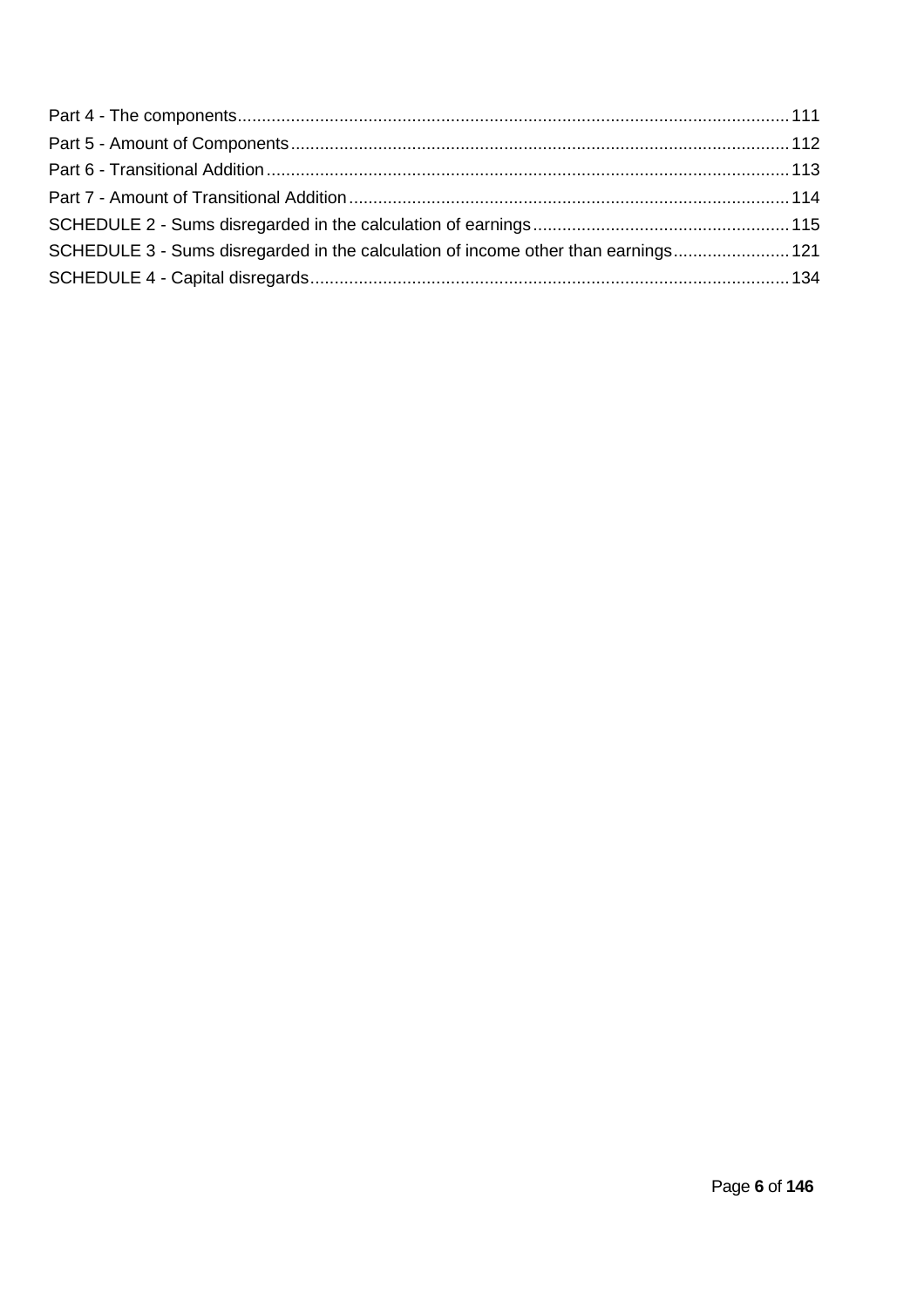Part 4 - The components 111
Part 5 - Amount of Components 112
Part 6 - Transitional Addition 113
Part 7 - Amount of Transitional Addition 114
SCHEDULE 2 - Sums disregarded in the calculation of earnings 115
SCHEDULE 3 - Sums disregarded in the calculation of income other than earnings 121
SCHEDULE 4 - Capital disregards 134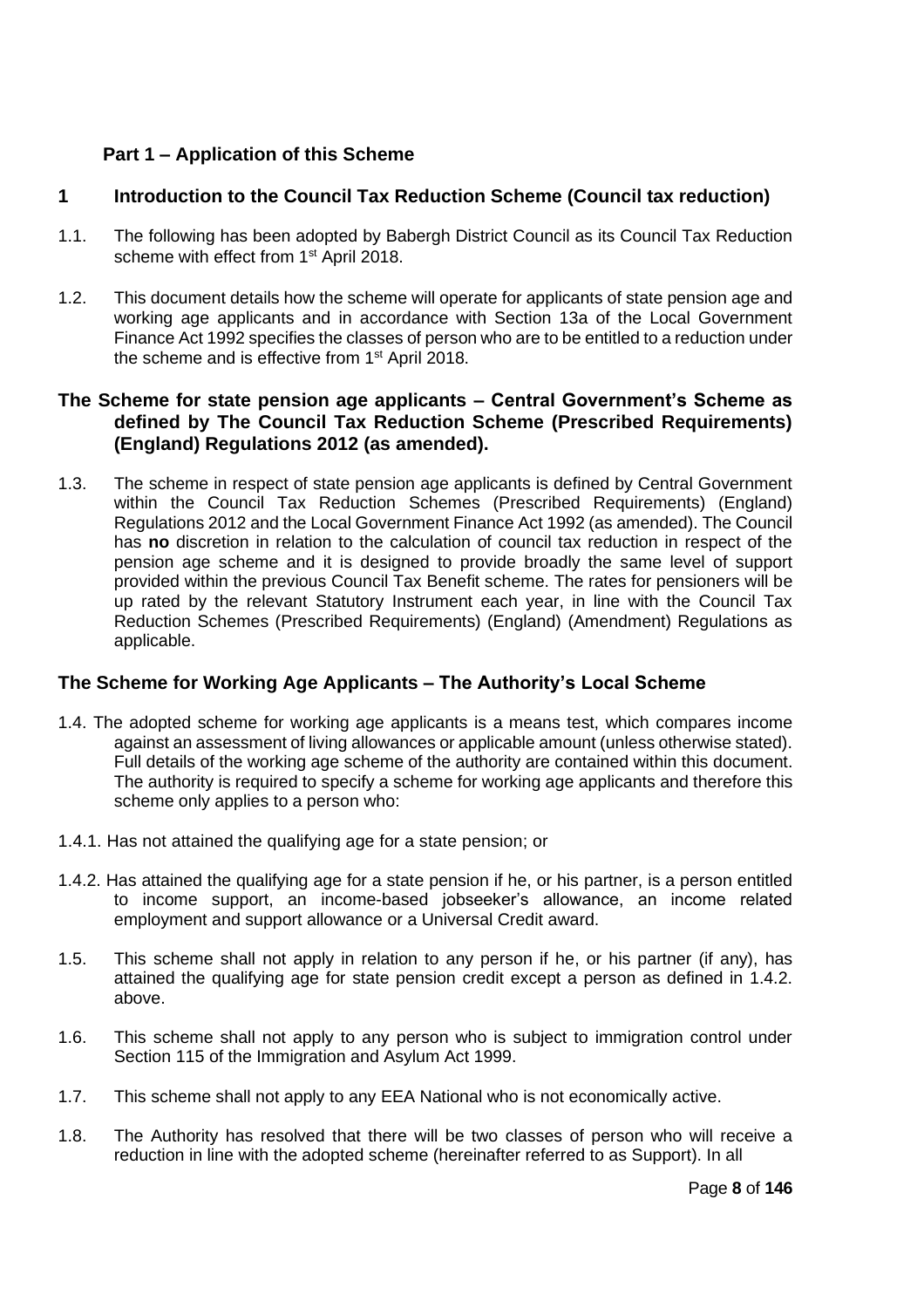## Part 1 – Application of this Scheme

## 1 Introduction to the Council Tax Reduction Scheme (Council tax reduction)

1.1. The following has been adopted by Babergh District Council as its Council Tax Reduction scheme with effect from 1st April 2018.

1.2. This document details how the scheme will operate for applicants of state pension age and working age applicants and in accordance with Section 13a of the Local Government Finance Act 1992 specifies the classes of person who are to be entitled to a reduction under the scheme and is effective from 1st April 2018.

### The Scheme for state pension age applicants – Central Government's Scheme as defined by The Council Tax Reduction Scheme (Prescribed Requirements) (England) Regulations 2012 (as amended).

1.3. The scheme in respect of state pension age applicants is defined by Central Government within the Council Tax Reduction Schemes (Prescribed Requirements) (England) Regulations 2012 and the Local Government Finance Act 1992 (as amended). The Council has **no** discretion in relation to the calculation of council tax reduction in respect of the pension age scheme and it is designed to provide broadly the same level of support provided within the previous Council Tax Benefit scheme. The rates for pensioners will be up rated by the relevant Statutory Instrument each year, in line with the Council Tax Reduction Schemes (Prescribed Requirements) (England) (Amendment) Regulations as applicable.

### The Scheme for Working Age Applicants – The Authority's Local Scheme

1.4. The adopted scheme for working age applicants is a means test, which compares income against an assessment of living allowances or applicable amount (unless otherwise stated). Full details of the working age scheme of the authority are contained within this document. The authority is required to specify a scheme for working age applicants and therefore this scheme only applies to a person who:

1.4.1. Has not attained the qualifying age for a state pension; or

1.4.2. Has attained the qualifying age for a state pension if he, or his partner, is a person entitled to income support, an income-based jobseeker's allowance, an income related employment and support allowance or a Universal Credit award.

1.5. This scheme shall not apply in relation to any person if he, or his partner (if any), has attained the qualifying age for state pension credit except a person as defined in 1.4.2. above.

1.6. This scheme shall not apply to any person who is subject to immigration control under Section 115 of the Immigration and Asylum Act 1999.

1.7. This scheme shall not apply to any EEA National who is not economically active.

1.8. The Authority has resolved that there will be two classes of person who will receive a reduction in line with the adopted scheme (hereinafter referred to as Support). In all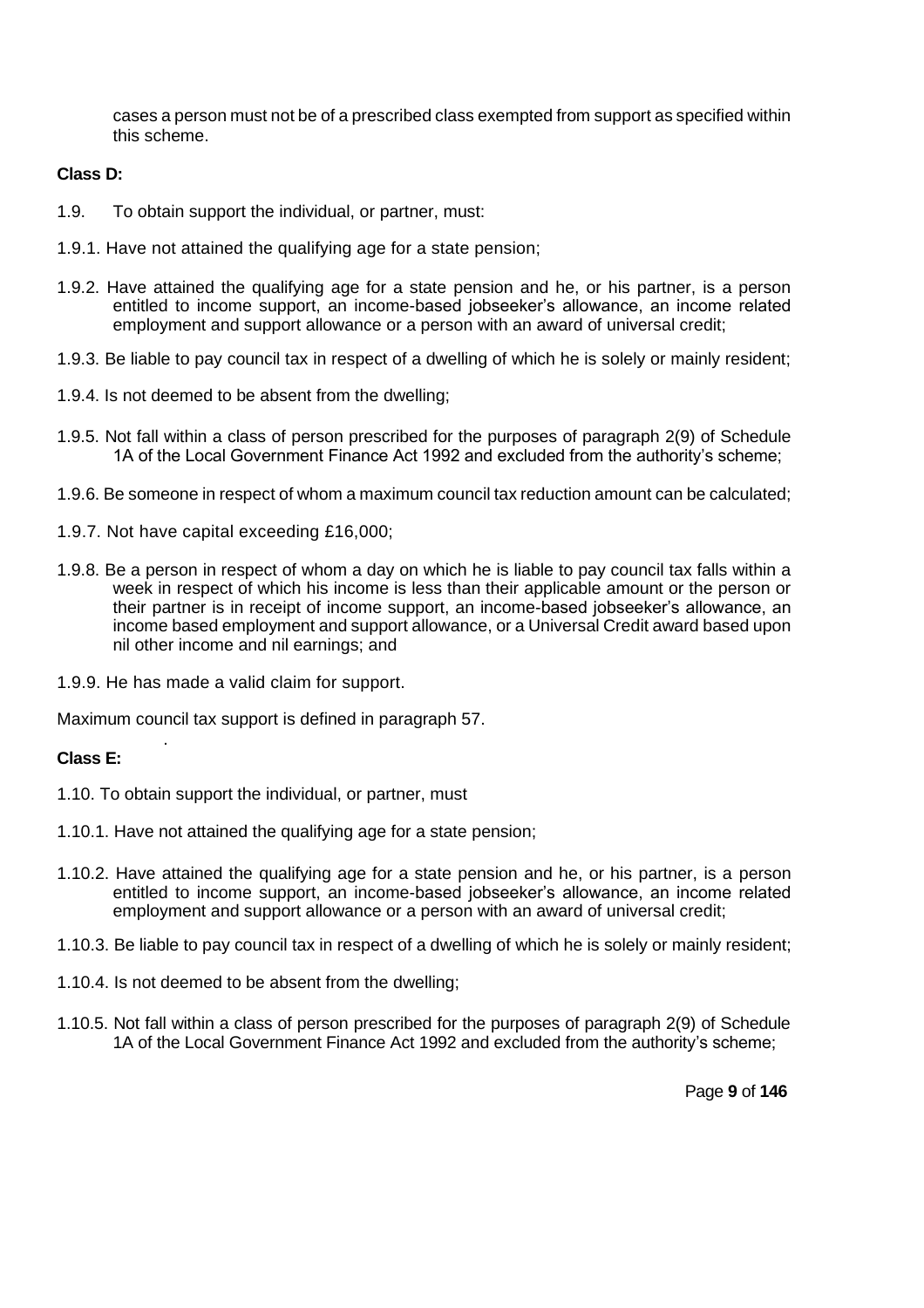cases a person must not be of a prescribed class exempted from support as specified within this scheme.

**Class D:**

1.9. To obtain support the individual, or partner, must:

1.9.1. Have not attained the qualifying age for a state pension;

1.9.2. Have attained the qualifying age for a state pension and he, or his partner, is a person entitled to income support, an income-based jobseeker's allowance, an income related employment and support allowance or a person with an award of universal credit;

1.9.3. Be liable to pay council tax in respect of a dwelling of which he is solely or mainly resident;

1.9.4. Is not deemed to be absent from the dwelling;

1.9.5. Not fall within a class of person prescribed for the purposes of paragraph 2(9) of Schedule 1A of the Local Government Finance Act 1992 and excluded from the authority's scheme;

1.9.6. Be someone in respect of whom a maximum council tax reduction amount can be calculated;

1.9.7. Not have capital exceeding £16,000;

1.9.8. Be a person in respect of whom a day on which he is liable to pay council tax falls within a week in respect of which his income is less than their applicable amount or the person or their partner is in receipt of income support, an income-based jobseeker's allowance, an income based employment and support allowance, or a Universal Credit award based upon nil other income and nil earnings; and

1.9.9. He has made a valid claim for support.

Maximum council tax support is defined in paragraph 57.

**Class E:**

1.10. To obtain support the individual, or partner, must

1.10.1. Have not attained the qualifying age for a state pension;

1.10.2. Have attained the qualifying age for a state pension and he, or his partner, is a person entitled to income support, an income-based jobseeker's allowance, an income related employment and support allowance or a person with an award of universal credit;

1.10.3. Be liable to pay council tax in respect of a dwelling of which he is solely or mainly resident;

1.10.4. Is not deemed to be absent from the dwelling;

1.10.5. Not fall within a class of person prescribed for the purposes of paragraph 2(9) of Schedule 1A of the Local Government Finance Act 1992 and excluded from the authority's scheme;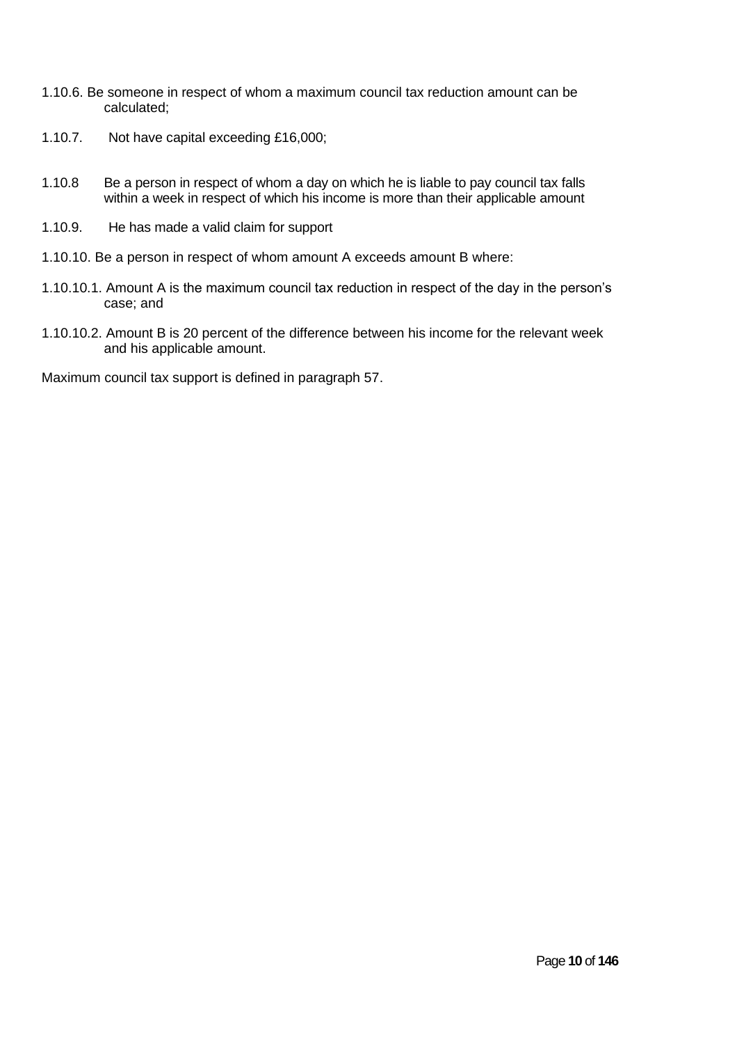1.10.6. Be someone in respect of whom a maximum council tax reduction amount can be calculated;

1.10.7. Not have capital exceeding £16,000;

1.10.8 Be a person in respect of whom a day on which he is liable to pay council tax falls within a week in respect of which his income is more than their applicable amount

1.10.9. He has made a valid claim for support

1.10.10. Be a person in respect of whom amount A exceeds amount B where:

1.10.10.1. Amount A is the maximum council tax reduction in respect of the day in the person's case; and

1.10.10.2. Amount B is 20 percent of the difference between his income for the relevant week and his applicable amount.

Maximum council tax support is defined in paragraph 57.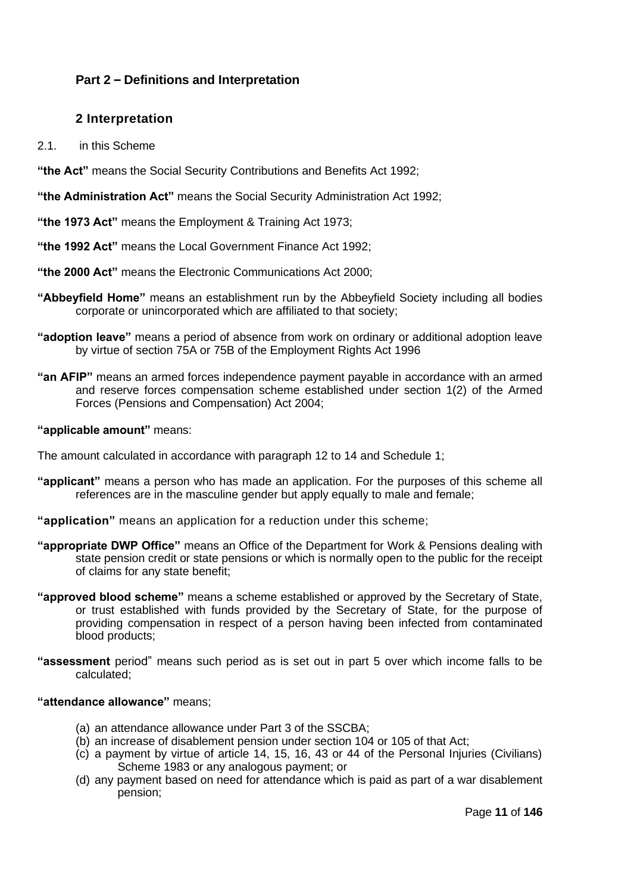## Part 2 – Definitions and Interpretation

### 2 Interpretation

2.1. in this Scheme

**"the Act"** means the Social Security Contributions and Benefits Act 1992;

**"the Administration Act"** means the Social Security Administration Act 1992;

**"the 1973 Act"** means the Employment & Training Act 1973;

**"the 1992 Act"** means the Local Government Finance Act 1992;

**"the 2000 Act"** means the Electronic Communications Act 2000;

**"Abbeyfield Home"** means an establishment run by the Abbeyfield Society including all bodies corporate or unincorporated which are affiliated to that society;

**"adoption leave"** means a period of absence from work on ordinary or additional adoption leave by virtue of section 75A or 75B of the Employment Rights Act 1996

**"an AFIP"** means an armed forces independence payment payable in accordance with an armed and reserve forces compensation scheme established under section 1(2) of the Armed Forces (Pensions and Compensation) Act 2004;

**"applicable amount"** means:

The amount calculated in accordance with paragraph 12 to 14 and Schedule 1;

**"applicant"** means a person who has made an application. For the purposes of this scheme all references are in the masculine gender but apply equally to male and female;

**"application"** means an application for a reduction under this scheme;

**"appropriate DWP Office"** means an Office of the Department for Work & Pensions dealing with state pension credit or state pensions or which is normally open to the public for the receipt of claims for any state benefit;

**"approved blood scheme"** means a scheme established or approved by the Secretary of State, or trust established with funds provided by the Secretary of State, for the purpose of providing compensation in respect of a person having been infected from contaminated blood products;

**"assessment** period" means such period as is set out in part 5 over which income falls to be calculated;

**"attendance allowance"** means;

(a) an attendance allowance under Part 3 of the SSCBA;
(b) an increase of disablement pension under section 104 or 105 of that Act;
(c) a payment by virtue of article 14, 15, 16, 43 or 44 of the Personal Injuries (Civilians) Scheme 1983 or any analogous payment; or
(d) any payment based on need for attendance which is paid as part of a war disablement pension;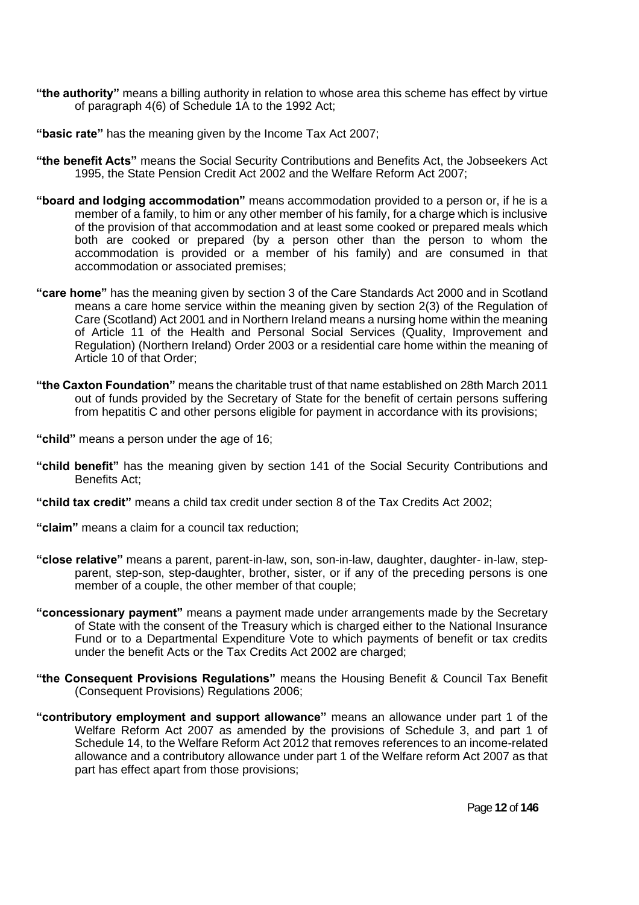**"the authority"** means a billing authority in relation to whose area this scheme has effect by virtue of paragraph 4(6) of Schedule 1A to the 1992 Act;

**"basic rate"** has the meaning given by the Income Tax Act 2007;

**"the benefit Acts"** means the Social Security Contributions and Benefits Act, the Jobseekers Act 1995, the State Pension Credit Act 2002 and the Welfare Reform Act 2007;

**"board and lodging accommodation"** means accommodation provided to a person or, if he is a member of a family, to him or any other member of his family, for a charge which is inclusive of the provision of that accommodation and at least some cooked or prepared meals which both are cooked or prepared (by a person other than the person to whom the accommodation is provided or a member of his family) and are consumed in that accommodation or associated premises;

**"care home"** has the meaning given by section 3 of the Care Standards Act 2000 and in Scotland means a care home service within the meaning given by section 2(3) of the Regulation of Care (Scotland) Act 2001 and in Northern Ireland means a nursing home within the meaning of Article 11 of the Health and Personal Social Services (Quality, Improvement and Regulation) (Northern Ireland) Order 2003 or a residential care home within the meaning of Article 10 of that Order;

**"the Caxton Foundation"** means the charitable trust of that name established on 28th March 2011 out of funds provided by the Secretary of State for the benefit of certain persons suffering from hepatitis C and other persons eligible for payment in accordance with its provisions;

**"child"** means a person under the age of 16;

**"child benefit"** has the meaning given by section 141 of the Social Security Contributions and Benefits Act;

**"child tax credit"** means a child tax credit under section 8 of the Tax Credits Act 2002;

**"claim"** means a claim for a council tax reduction;

**"close relative"** means a parent, parent-in-law, son, son-in-law, daughter, daughter- in-law, step-parent, step-son, step-daughter, brother, sister, or if any of the preceding persons is one member of a couple, the other member of that couple;

**"concessionary payment"** means a payment made under arrangements made by the Secretary of State with the consent of the Treasury which is charged either to the National Insurance Fund or to a Departmental Expenditure Vote to which payments of benefit or tax credits under the benefit Acts or the Tax Credits Act 2002 are charged;

**"the Consequent Provisions Regulations"** means the Housing Benefit & Council Tax Benefit (Consequent Provisions) Regulations 2006;

**"contributory employment and support allowance"** means an allowance under part 1 of the Welfare Reform Act 2007 as amended by the provisions of Schedule 3, and part 1 of Schedule 14, to the Welfare Reform Act 2012 that removes references to an income-related allowance and a contributory allowance under part 1 of the Welfare reform Act 2007 as that part has effect apart from those provisions;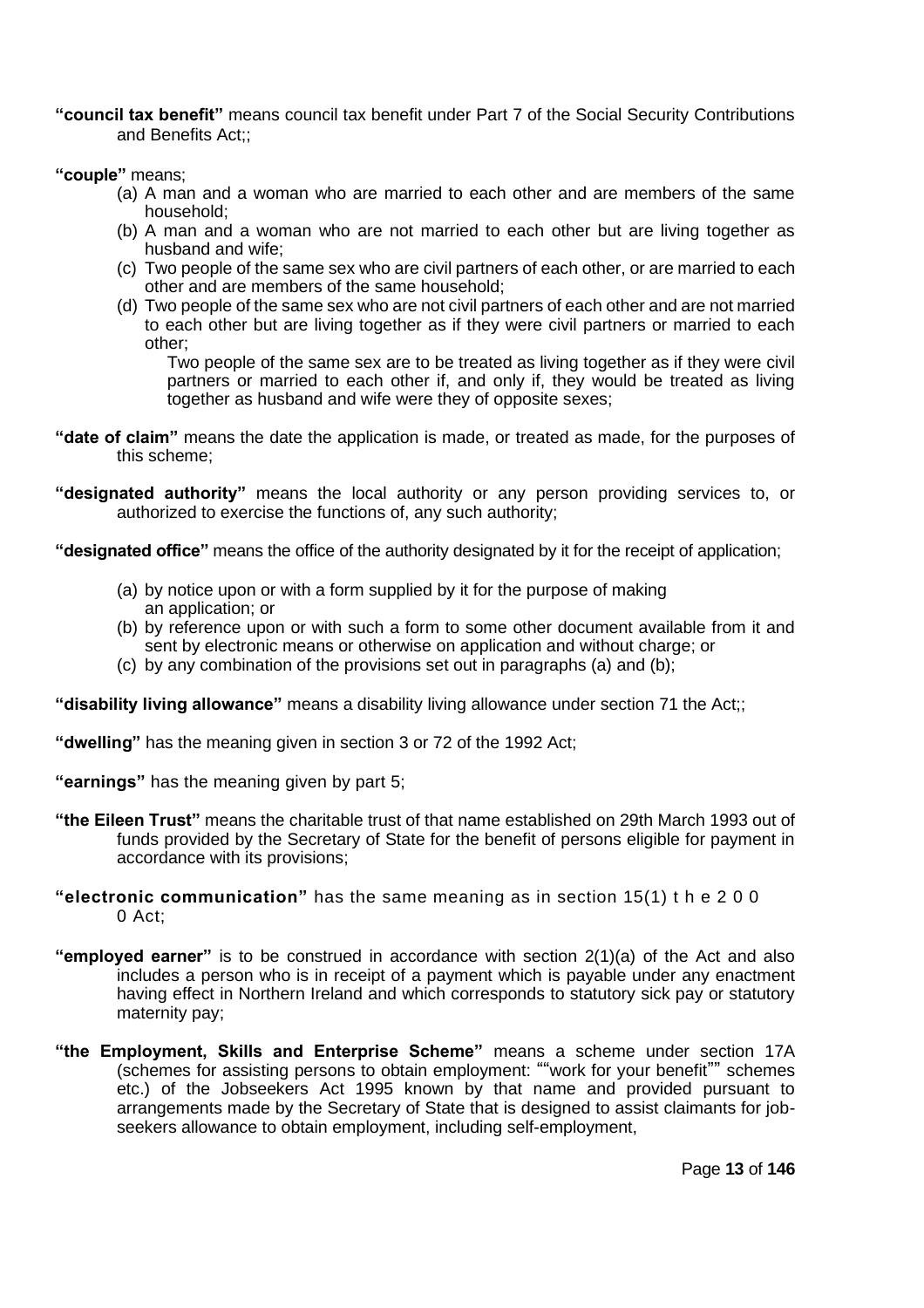**"council tax benefit"** means council tax benefit under Part 7 of the Social Security Contributions and Benefits Act;;

**"couple"** means;

(a) A man and a woman who are married to each other and are members of the same household;
(b) A man and a woman who are not married to each other but are living together as husband and wife;
(c) Two people of the same sex who are civil partners of each other, or are married to each other and are members of the same household;
(d) Two people of the same sex who are not civil partners of each other and are not married to each other but are living together as if they were civil partners or married to each other;

Two people of the same sex are to be treated as living together as if they were civil partners or married to each other if, and only if, they would be treated as living together as husband and wife were they of opposite sexes;

**"date of claim"** means the date the application is made, or treated as made, for the purposes of this scheme;

**"designated authority"** means the local authority or any person providing services to, or authorized to exercise the functions of, any such authority;

**"designated office"** means the office of the authority designated by it for the receipt of application;

(a) by notice upon or with a form supplied by it for the purpose of making an application; or
(b) by reference upon or with such a form to some other document available from it and sent by electronic means or otherwise on application and without charge; or
(c) by any combination of the provisions set out in paragraphs (a) and (b);

**"disability living allowance"** means a disability living allowance under section 71 the Act;;

**"dwelling"** has the meaning given in section 3 or 72 of the 1992 Act;

**"earnings"** has the meaning given by part 5;

**"the Eileen Trust"** means the charitable trust of that name established on 29th March 1993 out of funds provided by the Secretary of State for the benefit of persons eligible for payment in accordance with its provisions;

**"electronic communication"** has the same meaning as in section 15(1) the 2000 Act;

**"employed earner"** is to be construed in accordance with section 2(1)(a) of the Act and also includes a person who is in receipt of a payment which is payable under any enactment having effect in Northern Ireland and which corresponds to statutory sick pay or statutory maternity pay;

**"the Employment, Skills and Enterprise Scheme"** means a scheme under section 17A (schemes for assisting persons to obtain employment: ""work for your benefit"" schemes etc.) of the Jobseekers Act 1995 known by that name and provided pursuant to arrangements made by the Secretary of State that is designed to assist claimants for job-seekers allowance to obtain employment, including self-employment,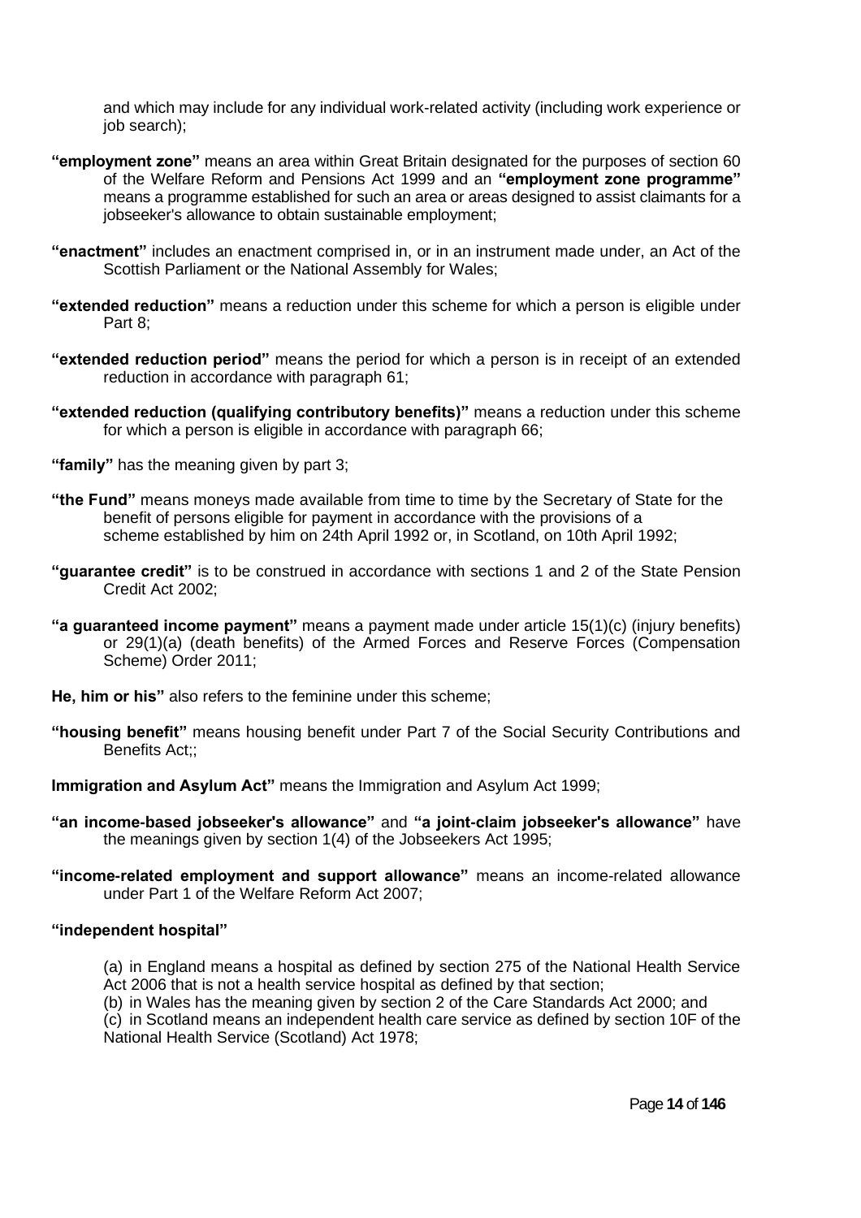and which may include for any individual work-related activity (including work experience or job search);

**"employment zone"** means an area within Great Britain designated for the purposes of section 60 of the Welfare Reform and Pensions Act 1999 and an **"employment zone programme"** means a programme established for such an area or areas designed to assist claimants for a jobseeker's allowance to obtain sustainable employment;

**"enactment"** includes an enactment comprised in, or in an instrument made under, an Act of the Scottish Parliament or the National Assembly for Wales;

**"extended reduction"** means a reduction under this scheme for which a person is eligible under Part 8;

**"extended reduction period"** means the period for which a person is in receipt of an extended reduction in accordance with paragraph 61;

**"extended reduction (qualifying contributory benefits)"** means a reduction under this scheme for which a person is eligible in accordance with paragraph 66;

**"family"** has the meaning given by part 3;

**"the Fund"** means moneys made available from time to time by the Secretary of State for the benefit of persons eligible for payment in accordance with the provisions of a scheme established by him on 24th April 1992 or, in Scotland, on 10th April 1992;

**"guarantee credit"** is to be construed in accordance with sections 1 and 2 of the State Pension Credit Act 2002;

**"a guaranteed income payment"** means a payment made under article 15(1)(c) (injury benefits) or 29(1)(a) (death benefits) of the Armed Forces and Reserve Forces (Compensation Scheme) Order 2011;

**He, him or his"** also refers to the feminine under this scheme;

**"housing benefit"** means housing benefit under Part 7 of the Social Security Contributions and Benefits Act;;

**Immigration and Asylum Act"** means the Immigration and Asylum Act 1999;

**"an income-based jobseeker's allowance"** and **"a joint-claim jobseeker's allowance"** have the meanings given by section 1(4) of the Jobseekers Act 1995;

**"income-related employment and support allowance"** means an income-related allowance under Part 1 of the Welfare Reform Act 2007;

**"independent hospital"**

(a) in England means a hospital as defined by section 275 of the National Health Service Act 2006 that is not a health service hospital as defined by that section;
(b) in Wales has the meaning given by section 2 of the Care Standards Act 2000; and
(c) in Scotland means an independent health care service as defined by section 10F of the National Health Service (Scotland) Act 1978;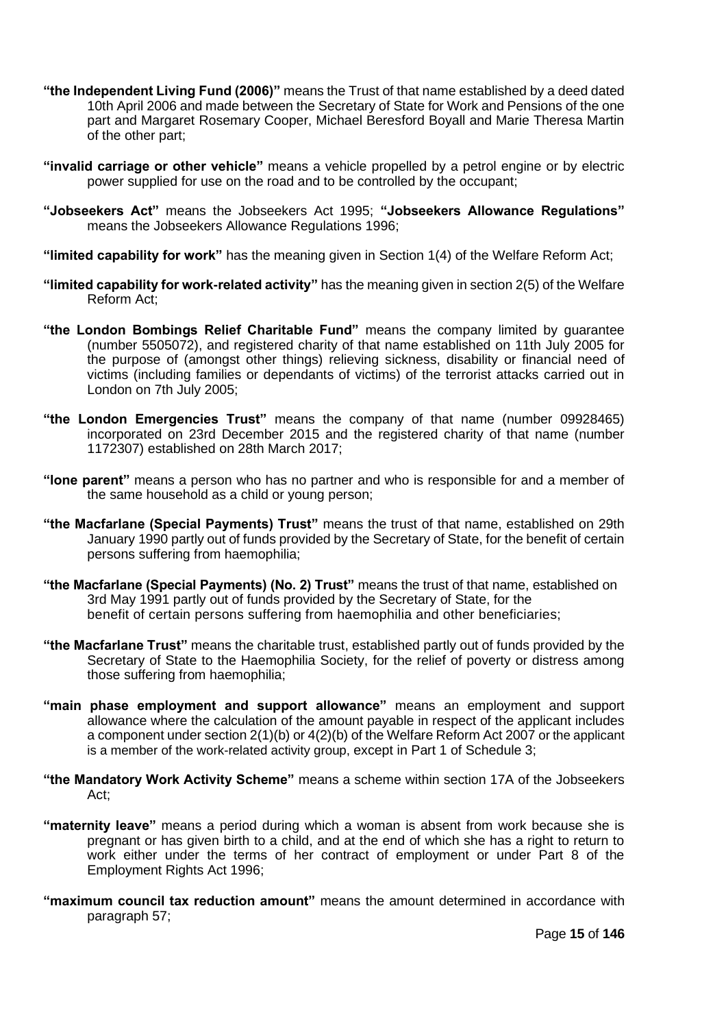**"the Independent Living Fund (2006)"** means the Trust of that name established by a deed dated 10th April 2006 and made between the Secretary of State for Work and Pensions of the one part and Margaret Rosemary Cooper, Michael Beresford Boyall and Marie Theresa Martin of the other part;

**"invalid carriage or other vehicle"** means a vehicle propelled by a petrol engine or by electric power supplied for use on the road and to be controlled by the occupant;

**"Jobseekers Act"** means the Jobseekers Act 1995; **"Jobseekers Allowance Regulations"** means the Jobseekers Allowance Regulations 1996;

**"limited capability for work"** has the meaning given in Section 1(4) of the Welfare Reform Act;

**"limited capability for work-related activity"** has the meaning given in section 2(5) of the Welfare Reform Act;

**"the London Bombings Relief Charitable Fund"** means the company limited by guarantee (number 5505072), and registered charity of that name established on 11th July 2005 for the purpose of (amongst other things) relieving sickness, disability or financial need of victims (including families or dependants of victims) of the terrorist attacks carried out in London on 7th July 2005;

**"the London Emergencies Trust"** means the company of that name (number 09928465) incorporated on 23rd December 2015 and the registered charity of that name (number 1172307) established on 28th March 2017;

**"lone parent"** means a person who has no partner and who is responsible for and a member of the same household as a child or young person;

**"the Macfarlane (Special Payments) Trust"** means the trust of that name, established on 29th January 1990 partly out of funds provided by the Secretary of State, for the benefit of certain persons suffering from haemophilia;

**"the Macfarlane (Special Payments) (No. 2) Trust"** means the trust of that name, established on 3rd May 1991 partly out of funds provided by the Secretary of State, for the benefit of certain persons suffering from haemophilia and other beneficiaries;

**"the Macfarlane Trust"** means the charitable trust, established partly out of funds provided by the Secretary of State to the Haemophilia Society, for the relief of poverty or distress among those suffering from haemophilia;

**"main phase employment and support allowance"** means an employment and support allowance where the calculation of the amount payable in respect of the applicant includes a component under section 2(1)(b) or 4(2)(b) of the Welfare Reform Act 2007 or the applicant is a member of the work-related activity group, except in Part 1 of Schedule 3;

**"the Mandatory Work Activity Scheme"** means a scheme within section 17A of the Jobseekers Act;

**"maternity leave"** means a period during which a woman is absent from work because she is pregnant or has given birth to a child, and at the end of which she has a right to return to work either under the terms of her contract of employment or under Part 8 of the Employment Rights Act 1996;

**"maximum council tax reduction amount"** means the amount determined in accordance with paragraph 57;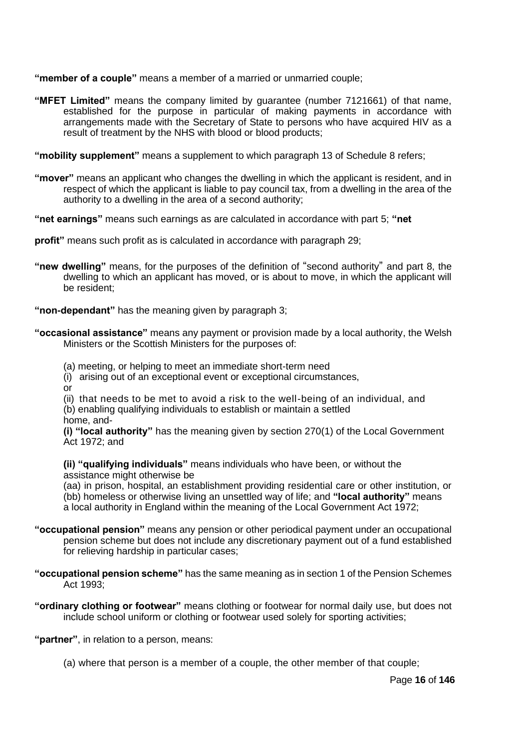**"member of a couple"** means a member of a married or unmarried couple;

**"MFET Limited"** means the company limited by guarantee (number 7121661) of that name, established for the purpose in particular of making payments in accordance with arrangements made with the Secretary of State to persons who have acquired HIV as a result of treatment by the NHS with blood or blood products;

**"mobility supplement"** means a supplement to which paragraph 13 of Schedule 8 refers;

**"mover"** means an applicant who changes the dwelling in which the applicant is resident, and in respect of which the applicant is liable to pay council tax, from a dwelling in the area of the authority to a dwelling in the area of a second authority;

**"net earnings"** means such earnings as are calculated in accordance with part 5; **"net**

**profit"** means such profit as is calculated in accordance with paragraph 29;

**"new dwelling"** means, for the purposes of the definition of "second authority" and part 8, the dwelling to which an applicant has moved, or is about to move, in which the applicant will be resident;

**"non-dependant"** has the meaning given by paragraph 3;

**"occasional assistance"** means any payment or provision made by a local authority, the Welsh Ministers or the Scottish Ministers for the purposes of:

(a) meeting, or helping to meet an immediate short-term need
(i) arising out of an exceptional event or exceptional circumstances,
or
(ii) that needs to be met to avoid a risk to the well-being of an individual, and
(b) enabling qualifying individuals to establish or maintain a settled
home, and-
**(i) "local authority"** has the meaning given by section 270(1) of the Local Government Act 1972; and

**(ii) "qualifying individuals"** means individuals who have been, or without the assistance might otherwise be
(aa) in prison, hospital, an establishment providing residential care or other institution, or
(bb) homeless or otherwise living an unsettled way of life; and **"local authority"** means a local authority in England within the meaning of the Local Government Act 1972;

**"occupational pension"** means any pension or other periodical payment under an occupational pension scheme but does not include any discretionary payment out of a fund established for relieving hardship in particular cases;

**"occupational pension scheme"** has the same meaning as in section 1 of the Pension Schemes Act 1993;

**"ordinary clothing or footwear"** means clothing or footwear for normal daily use, but does not include school uniform or clothing or footwear used solely for sporting activities;

**"partner"**, in relation to a person, means:

(a) where that person is a member of a couple, the other member of that couple;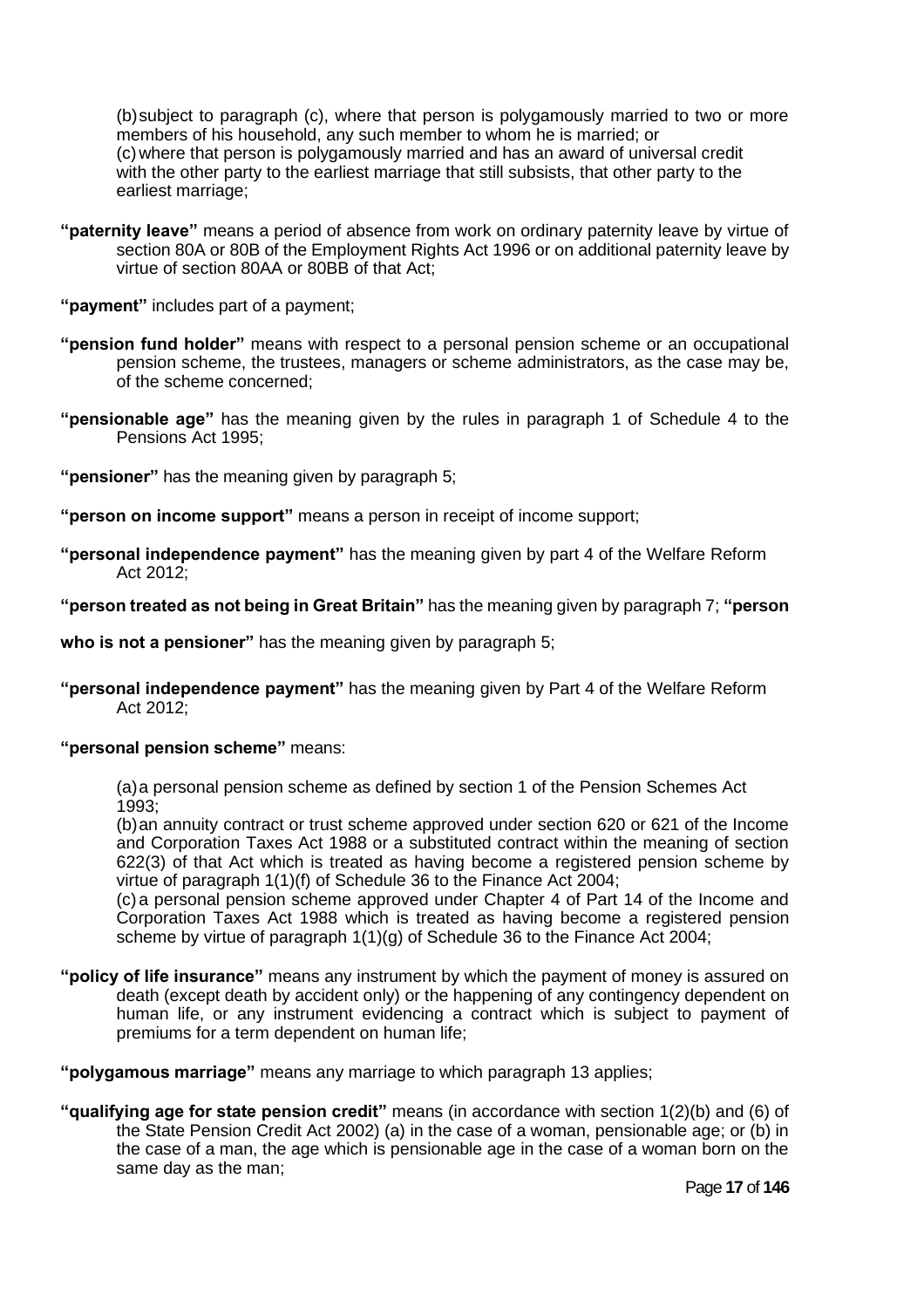(b) subject to paragraph (c), where that person is polygamously married to two or more members of his household, any such member to whom he is married; or
(c) where that person is polygamously married and has an award of universal credit with the other party to the earliest marriage that still subsists, that other party to the earliest marriage;

**"paternity leave"** means a period of absence from work on ordinary paternity leave by virtue of section 80A or 80B of the Employment Rights Act 1996 or on additional paternity leave by virtue of section 80AA or 80BB of that Act;

**"payment"** includes part of a payment;

**"pension fund holder"** means with respect to a personal pension scheme or an occupational pension scheme, the trustees, managers or scheme administrators, as the case may be, of the scheme concerned;

**"pensionable age"** has the meaning given by the rules in paragraph 1 of Schedule 4 to the Pensions Act 1995;

**"pensioner"** has the meaning given by paragraph 5;

**"person on income support"** means a person in receipt of income support;

**"personal independence payment"** has the meaning given by part 4 of the Welfare Reform Act 2012;

**"person treated as not being in Great Britain"** has the meaning given by paragraph 7; **"person who is not a pensioner"** has the meaning given by paragraph 5;

**"personal independence payment"** has the meaning given by Part 4 of the Welfare Reform Act 2012;

**"personal pension scheme"** means:

(a) a personal pension scheme as defined by section 1 of the Pension Schemes Act 1993;
(b) an annuity contract or trust scheme approved under section 620 or 621 of the Income and Corporation Taxes Act 1988 or a substituted contract within the meaning of section 622(3) of that Act which is treated as having become a registered pension scheme by virtue of paragraph 1(1)(f) of Schedule 36 to the Finance Act 2004;
(c) a personal pension scheme approved under Chapter 4 of Part 14 of the Income and Corporation Taxes Act 1988 which is treated as having become a registered pension scheme by virtue of paragraph 1(1)(g) of Schedule 36 to the Finance Act 2004;

**"policy of life insurance"** means any instrument by which the payment of money is assured on death (except death by accident only) or the happening of any contingency dependent on human life, or any instrument evidencing a contract which is subject to payment of premiums for a term dependent on human life;

**"polygamous marriage"** means any marriage to which paragraph 13 applies;

**"qualifying age for state pension credit"** means (in accordance with section 1(2)(b) and (6) of the State Pension Credit Act 2002) (a) in the case of a woman, pensionable age; or (b) in the case of a man, the age which is pensionable age in the case of a woman born on the same day as the man;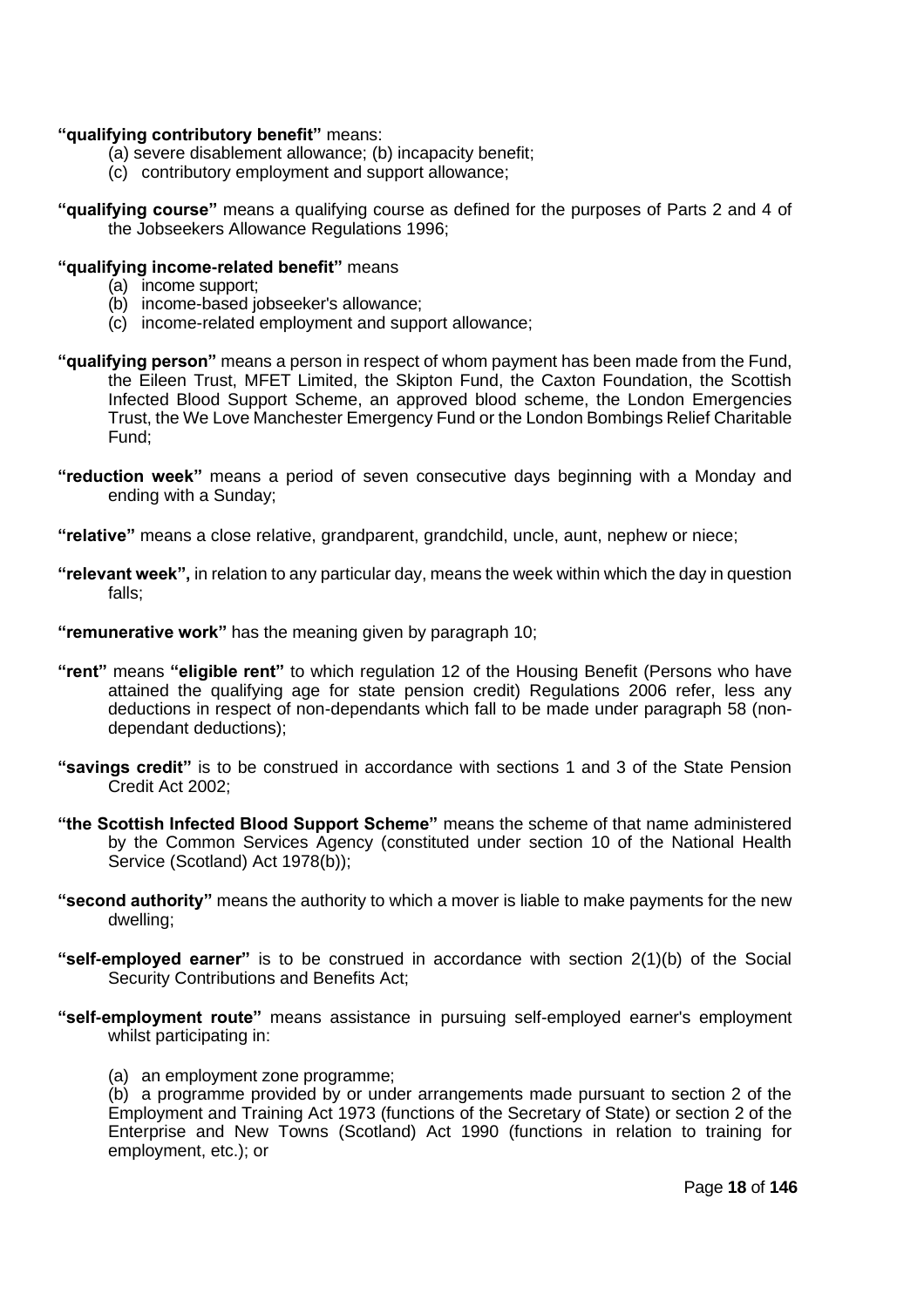**"qualifying contributory benefit"** means:

(a) severe disablement allowance; (b) incapacity benefit;

(c) contributory employment and support allowance;

**"qualifying course"** means a qualifying course as defined for the purposes of Parts 2 and 4 of the Jobseekers Allowance Regulations 1996;

**"qualifying income-related benefit"** means

(a) income support;

(b) income-based jobseeker's allowance;

(c) income-related employment and support allowance;

**"qualifying person"** means a person in respect of whom payment has been made from the Fund, the Eileen Trust, MFET Limited, the Skipton Fund, the Caxton Foundation, the Scottish Infected Blood Support Scheme, an approved blood scheme, the London Emergencies Trust, the We Love Manchester Emergency Fund or the London Bombings Relief Charitable Fund;

**"reduction week"** means a period of seven consecutive days beginning with a Monday and ending with a Sunday;

**"relative"** means a close relative, grandparent, grandchild, uncle, aunt, nephew or niece;

**"relevant week",** in relation to any particular day, means the week within which the day in question falls;

**"remunerative work"** has the meaning given by paragraph 10;

**"rent"** means **"eligible rent"** to which regulation 12 of the Housing Benefit (Persons who have attained the qualifying age for state pension credit) Regulations 2006 refer, less any deductions in respect of non-dependants which fall to be made under paragraph 58 (non-dependant deductions);

**"savings credit"** is to be construed in accordance with sections 1 and 3 of the State Pension Credit Act 2002;

**"the Scottish Infected Blood Support Scheme"** means the scheme of that name administered by the Common Services Agency (constituted under section 10 of the National Health Service (Scotland) Act 1978(b));

**"second authority"** means the authority to which a mover is liable to make payments for the new dwelling;

**"self-employed earner"** is to be construed in accordance with section 2(1)(b) of the Social Security Contributions and Benefits Act;

**"self-employment route"** means assistance in pursuing self-employed earner's employment whilst participating in:

(a) an employment zone programme;

(b) a programme provided by or under arrangements made pursuant to section 2 of the Employment and Training Act 1973 (functions of the Secretary of State) or section 2 of the Enterprise and New Towns (Scotland) Act 1990 (functions in relation to training for employment, etc.); or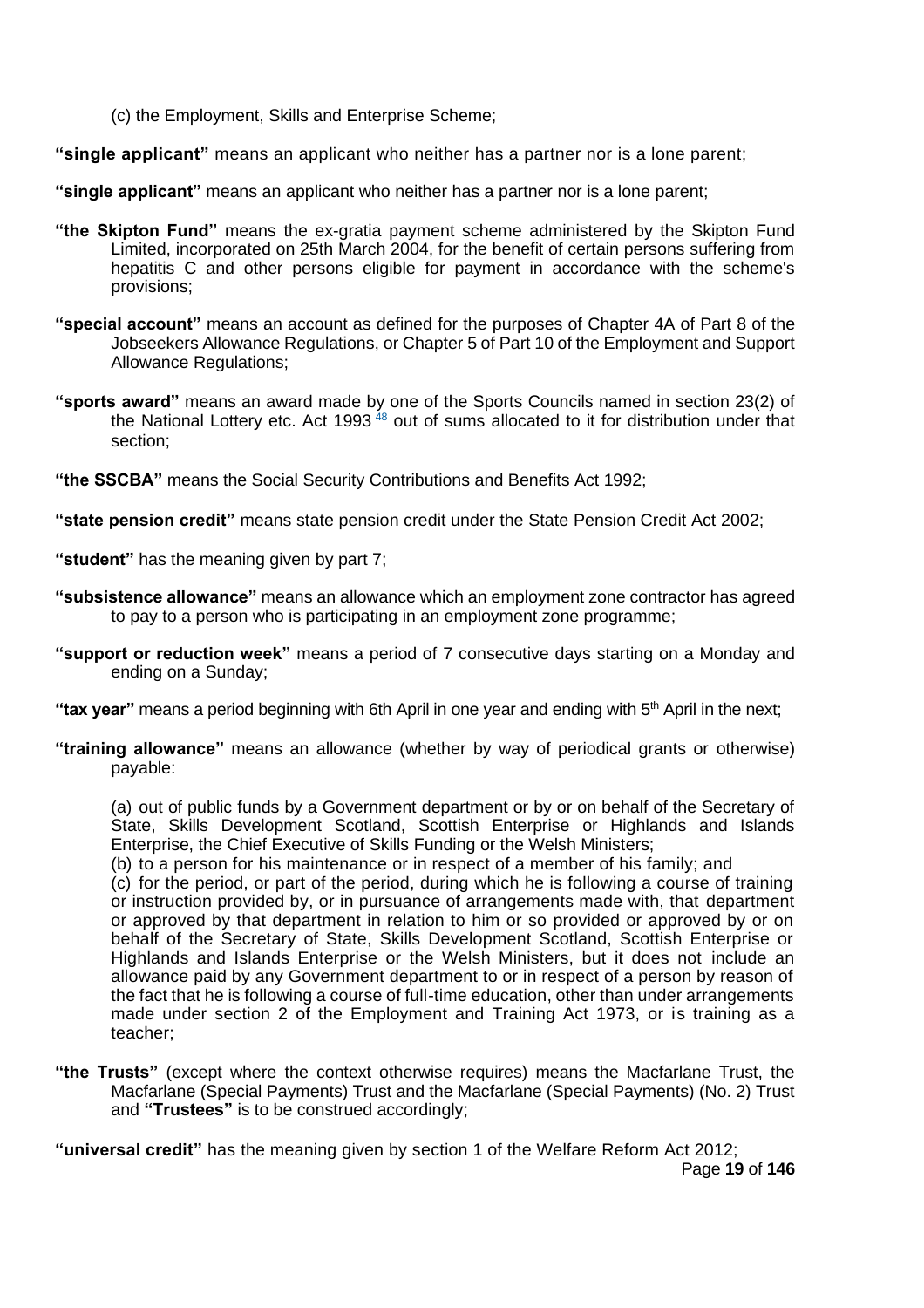(c) the Employment, Skills and Enterprise Scheme;

**"single applicant"** means an applicant who neither has a partner nor is a lone parent;

**"single applicant"** means an applicant who neither has a partner nor is a lone parent;

**"the Skipton Fund"** means the ex-gratia payment scheme administered by the Skipton Fund Limited, incorporated on 25th March 2004, for the benefit of certain persons suffering from hepatitis C and other persons eligible for payment in accordance with the scheme's provisions;

**"special account"** means an account as defined for the purposes of Chapter 4A of Part 8 of the Jobseekers Allowance Regulations, or Chapter 5 of Part 10 of the Employment and Support Allowance Regulations;

**"sports award"** means an award made by one of the Sports Councils named in section 23(2) of the National Lottery etc. Act 1993 [48] out of sums allocated to it for distribution under that section;

**"the SSCBA"** means the Social Security Contributions and Benefits Act 1992;

**"state pension credit"** means state pension credit under the State Pension Credit Act 2002;

**"student"** has the meaning given by part 7;

**"subsistence allowance"** means an allowance which an employment zone contractor has agreed to pay to a person who is participating in an employment zone programme;

**"support or reduction week"** means a period of 7 consecutive days starting on a Monday and ending on a Sunday;

**"tax year"** means a period beginning with 6th April in one year and ending with 5th April in the next;

**"training allowance"** means an allowance (whether by way of periodical grants or otherwise) payable:

(a) out of public funds by a Government department or by or on behalf of the Secretary of State, Skills Development Scotland, Scottish Enterprise or Highlands and Islands Enterprise, the Chief Executive of Skills Funding or the Welsh Ministers;
(b) to a person for his maintenance or in respect of a member of his family; and
(c) for the period, or part of the period, during which he is following a course of training or instruction provided by, or in pursuance of arrangements made with, that department or approved by that department in relation to him or so provided or approved by or on behalf of the Secretary of State, Skills Development Scotland, Scottish Enterprise or Highlands and Islands Enterprise or the Welsh Ministers, but it does not include an allowance paid by any Government department to or in respect of a person by reason of the fact that he is following a course of full-time education, other than under arrangements made under section 2 of the Employment and Training Act 1973, or is training as a teacher;

**"the Trusts"** (except where the context otherwise requires) means the Macfarlane Trust, the Macfarlane (Special Payments) Trust and the Macfarlane (Special Payments) (No. 2) Trust and **"Trustees"** is to be construed accordingly;

**"universal credit"** has the meaning given by section 1 of the Welfare Reform Act 2012;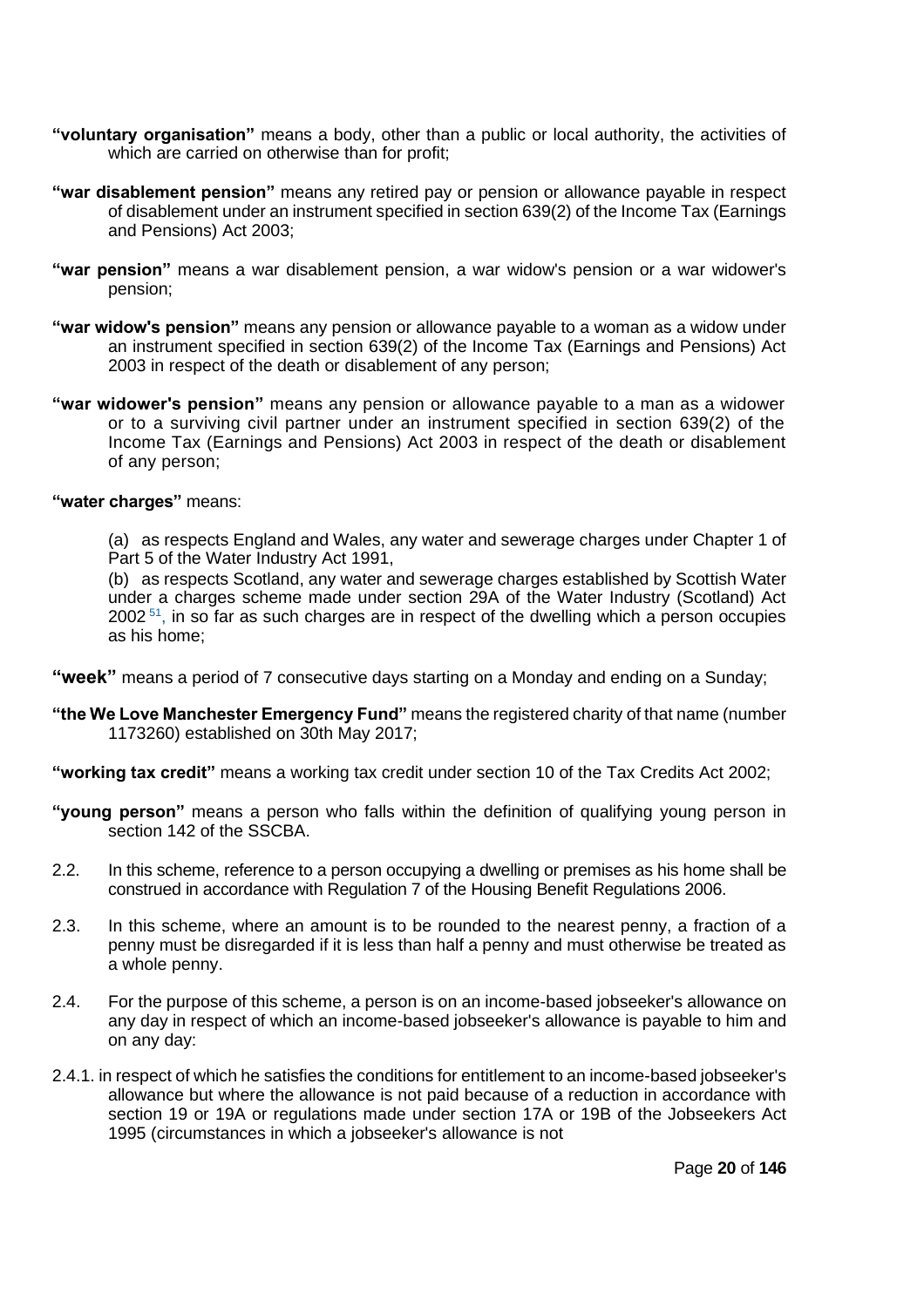**"voluntary organisation"** means a body, other than a public or local authority, the activities of which are carried on otherwise than for profit;

**"war disablement pension"** means any retired pay or pension or allowance payable in respect of disablement under an instrument specified in section 639(2) of the Income Tax (Earnings and Pensions) Act 2003;

**"war pension"** means a war disablement pension, a war widow's pension or a war widower's pension;

**"war widow's pension"** means any pension or allowance payable to a woman as a widow under an instrument specified in section 639(2) of the Income Tax (Earnings and Pensions) Act 2003 in respect of the death or disablement of any person;

**"war widower's pension"** means any pension or allowance payable to a man as a widower or to a surviving civil partner under an instrument specified in section 639(2) of the Income Tax (Earnings and Pensions) Act 2003 in respect of the death or disablement of any person;

**"water charges"** means:

(a) as respects England and Wales, any water and sewerage charges under Chapter 1 of Part 5 of the Water Industry Act 1991,

(b) as respects Scotland, any water and sewerage charges established by Scottish Water under a charges scheme made under section 29A of the Water Industry (Scotland) Act 2002 [51], in so far as such charges are in respect of the dwelling which a person occupies as his home;

**"week"** means a period of 7 consecutive days starting on a Monday and ending on a Sunday;

**"the We Love Manchester Emergency Fund"** means the registered charity of that name (number 1173260) established on 30th May 2017;

**"working tax credit"** means a working tax credit under section 10 of the Tax Credits Act 2002;

**"young person"** means a person who falls within the definition of qualifying young person in section 142 of the SSCBA.

2.2. In this scheme, reference to a person occupying a dwelling or premises as his home shall be construed in accordance with Regulation 7 of the Housing Benefit Regulations 2006.

2.3. In this scheme, where an amount is to be rounded to the nearest penny, a fraction of a penny must be disregarded if it is less than half a penny and must otherwise be treated as a whole penny.

2.4. For the purpose of this scheme, a person is on an income-based jobseeker's allowance on any day in respect of which an income-based jobseeker's allowance is payable to him and on any day:

2.4.1. in respect of which he satisfies the conditions for entitlement to an income-based jobseeker's allowance but where the allowance is not paid because of a reduction in accordance with section 19 or 19A or regulations made under section 17A or 19B of the Jobseekers Act 1995 (circumstances in which a jobseeker's allowance is not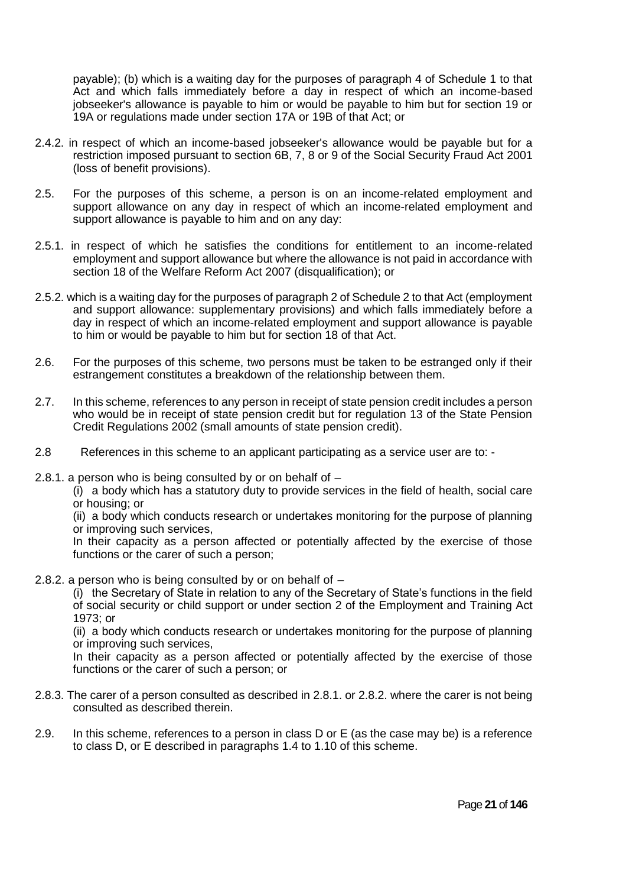payable); (b) which is a waiting day for the purposes of paragraph 4 of Schedule 1 to that Act and which falls immediately before a day in respect of which an income-based jobseeker's allowance is payable to him or would be payable to him but for section 19 or 19A or regulations made under section 17A or 19B of that Act; or

2.4.2. in respect of which an income-based jobseeker's allowance would be payable but for a restriction imposed pursuant to section 6B, 7, 8 or 9 of the Social Security Fraud Act 2001 (loss of benefit provisions).

2.5. For the purposes of this scheme, a person is on an income-related employment and support allowance on any day in respect of which an income-related employment and support allowance is payable to him and on any day:

2.5.1. in respect of which he satisfies the conditions for entitlement to an income-related employment and support allowance but where the allowance is not paid in accordance with section 18 of the Welfare Reform Act 2007 (disqualification); or

2.5.2. which is a waiting day for the purposes of paragraph 2 of Schedule 2 to that Act (employment and support allowance: supplementary provisions) and which falls immediately before a day in respect of which an income-related employment and support allowance is payable to him or would be payable to him but for section 18 of that Act.

2.6. For the purposes of this scheme, two persons must be taken to be estranged only if their estrangement constitutes a breakdown of the relationship between them.

2.7. In this scheme, references to any person in receipt of state pension credit includes a person who would be in receipt of state pension credit but for regulation 13 of the State Pension Credit Regulations 2002 (small amounts of state pension credit).

2.8 References in this scheme to an applicant participating as a service user are to: -

2.8.1. a person who is being consulted by or on behalf of –

(i) a body which has a statutory duty to provide services in the field of health, social care or housing; or

(ii) a body which conducts research or undertakes monitoring for the purpose of planning or improving such services,

In their capacity as a person affected or potentially affected by the exercise of those functions or the carer of such a person;

2.8.2. a person who is being consulted by or on behalf of –

(i) the Secretary of State in relation to any of the Secretary of State's functions in the field of social security or child support or under section 2 of the Employment and Training Act 1973; or

(ii) a body which conducts research or undertakes monitoring for the purpose of planning or improving such services,

In their capacity as a person affected or potentially affected by the exercise of those functions or the carer of such a person; or

2.8.3. The carer of a person consulted as described in 2.8.1. or 2.8.2. where the carer is not being consulted as described therein.

2.9. In this scheme, references to a person in class D or E (as the case may be) is a reference to class D, or E described in paragraphs 1.4 to 1.10 of this scheme.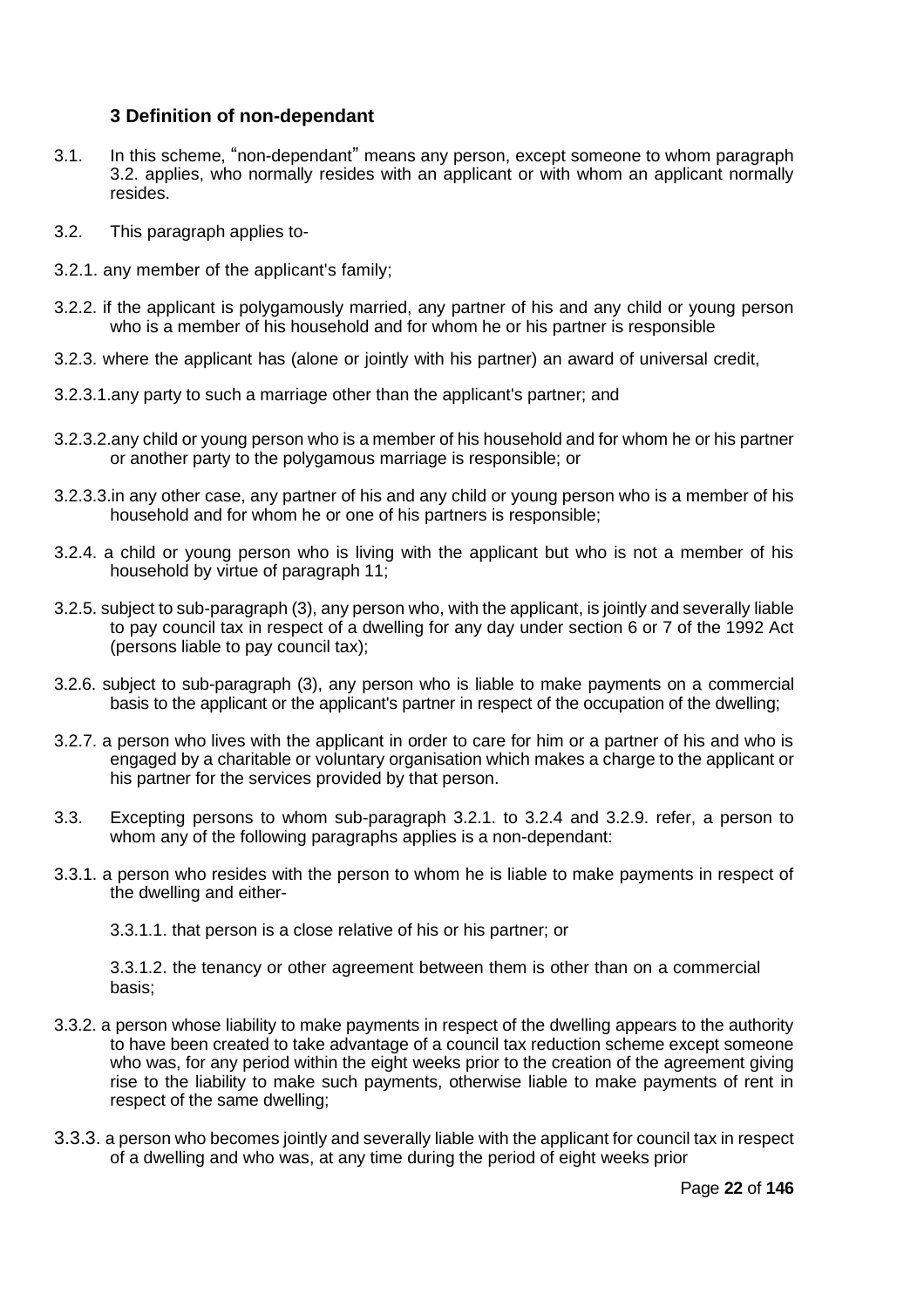### 3 Definition of non-dependant

3.1. In this scheme, "non-dependant" means any person, except someone to whom paragraph 3.2. applies, who normally resides with an applicant or with whom an applicant normally resides.

3.2. This paragraph applies to-

3.2.1. any member of the applicant's family;

3.2.2. if the applicant is polygamously married, any partner of his and any child or young person who is a member of his household and for whom he or his partner is responsible

3.2.3. where the applicant has (alone or jointly with his partner) an award of universal credit,

3.2.3.1.any party to such a marriage other than the applicant's partner; and

3.2.3.2.any child or young person who is a member of his household and for whom he or his partner or another party to the polygamous marriage is responsible; or

3.2.3.3.in any other case, any partner of his and any child or young person who is a member of his household and for whom he or one of his partners is responsible;

3.2.4. a child or young person who is living with the applicant but who is not a member of his household by virtue of paragraph 11;

3.2.5. subject to sub-paragraph (3), any person who, with the applicant, is jointly and severally liable to pay council tax in respect of a dwelling for any day under section 6 or 7 of the 1992 Act (persons liable to pay council tax);

3.2.6. subject to sub-paragraph (3), any person who is liable to make payments on a commercial basis to the applicant or the applicant's partner in respect of the occupation of the dwelling;

3.2.7. a person who lives with the applicant in order to care for him or a partner of his and who is engaged by a charitable or voluntary organisation which makes a charge to the applicant or his partner for the services provided by that person.

3.3. Excepting persons to whom sub-paragraph 3.2.1. to 3.2.4 and 3.2.9. refer, a person to whom any of the following paragraphs applies is a non-dependant:

3.3.1. a person who resides with the person to whom he is liable to make payments in respect of the dwelling and either-

3.3.1.1. that person is a close relative of his or his partner; or

3.3.1.2. the tenancy or other agreement between them is other than on a commercial basis;

3.3.2. a person whose liability to make payments in respect of the dwelling appears to the authority to have been created to take advantage of a council tax reduction scheme except someone who was, for any period within the eight weeks prior to the creation of the agreement giving rise to the liability to make such payments, otherwise liable to make payments of rent in respect of the same dwelling;

3.3.3. a person who becomes jointly and severally liable with the applicant for council tax in respect of a dwelling and who was, at any time during the period of eight weeks prior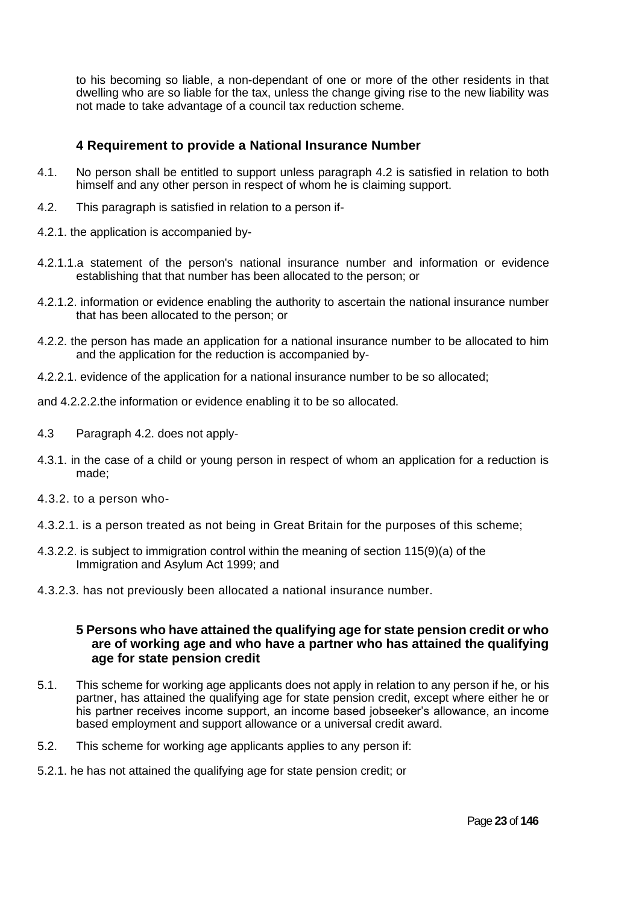to his becoming so liable, a non-dependant of one or more of the other residents in that dwelling who are so liable for the tax, unless the change giving rise to the new liability was not made to take advantage of a council tax reduction scheme.

### 4 Requirement to provide a National Insurance Number

4.1. No person shall be entitled to support unless paragraph 4.2 is satisfied in relation to both himself and any other person in respect of whom he is claiming support.

4.2. This paragraph is satisfied in relation to a person if-

4.2.1. the application is accompanied by-

4.2.1.1.a statement of the person's national insurance number and information or evidence establishing that that number has been allocated to the person; or

4.2.1.2. information or evidence enabling the authority to ascertain the national insurance number that has been allocated to the person; or

4.2.2. the person has made an application for a national insurance number to be allocated to him and the application for the reduction is accompanied by-

4.2.2.1. evidence of the application for a national insurance number to be so allocated;

and 4.2.2.2.the information or evidence enabling it to be so allocated.

4.3 Paragraph 4.2. does not apply-

4.3.1. in the case of a child or young person in respect of whom an application for a reduction is made;

4.3.2. to a person who-

4.3.2.1. is a person treated as not being in Great Britain for the purposes of this scheme;

4.3.2.2. is subject to immigration control within the meaning of section 115(9)(a) of the Immigration and Asylum Act 1999; and

4.3.2.3. has not previously been allocated a national insurance number.

### 5 Persons who have attained the qualifying age for state pension credit or who are of working age and who have a partner who has attained the qualifying age for state pension credit

5.1. This scheme for working age applicants does not apply in relation to any person if he, or his partner, has attained the qualifying age for state pension credit, except where either he or his partner receives income support, an income based jobseeker's allowance, an income based employment and support allowance or a universal credit award.

5.2. This scheme for working age applicants applies to any person if:

5.2.1. he has not attained the qualifying age for state pension credit; or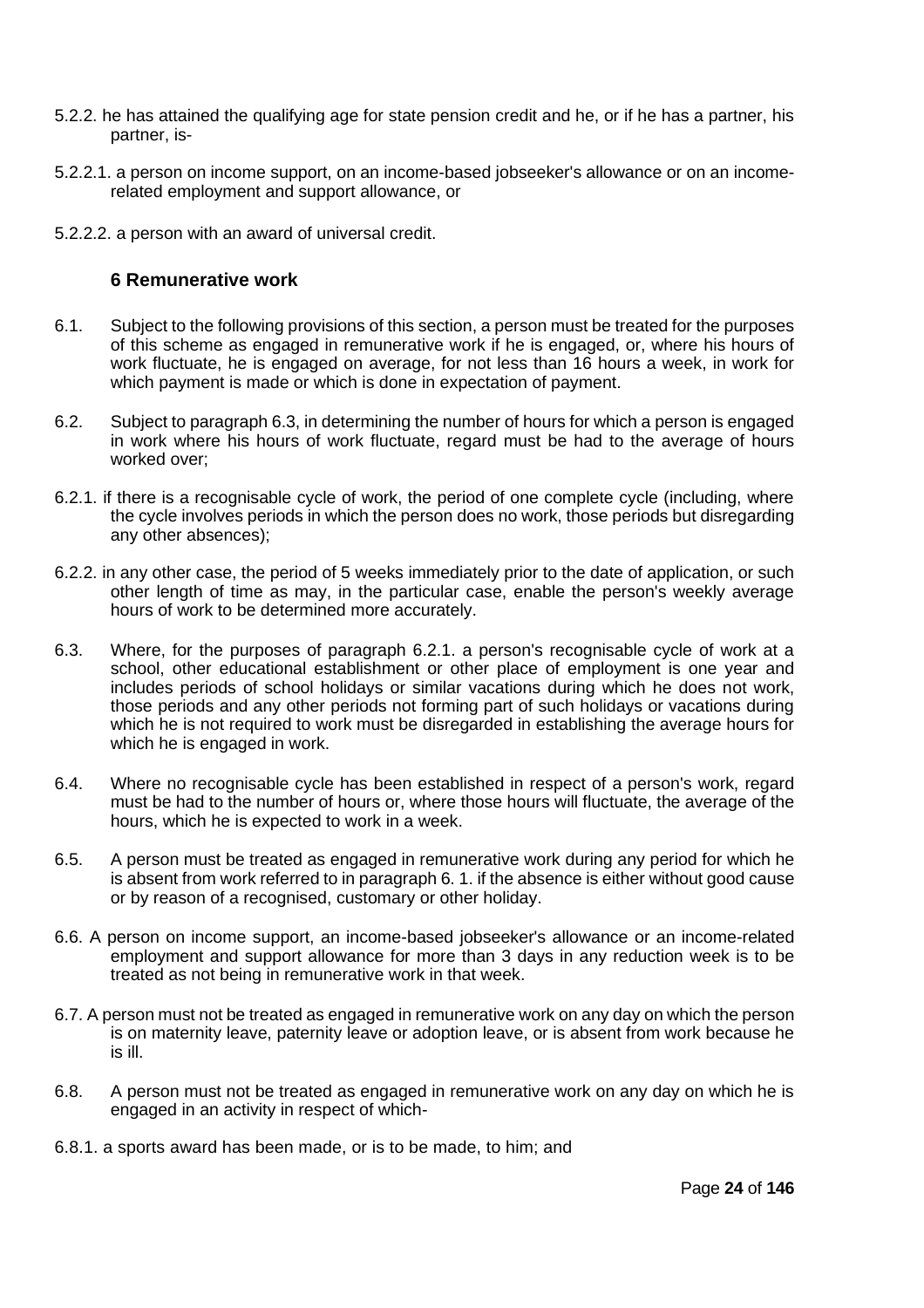5.2.2. he has attained the qualifying age for state pension credit and he, or if he has a partner, his partner, is-

5.2.2.1. a person on income support, on an income-based jobseeker's allowance or on an income-related employment and support allowance, or

5.2.2.2. a person with an award of universal credit.

### 6 Remunerative work

6.1. Subject to the following provisions of this section, a person must be treated for the purposes of this scheme as engaged in remunerative work if he is engaged, or, where his hours of work fluctuate, he is engaged on average, for not less than 16 hours a week, in work for which payment is made or which is done in expectation of payment.

6.2. Subject to paragraph 6.3, in determining the number of hours for which a person is engaged in work where his hours of work fluctuate, regard must be had to the average of hours worked over;

6.2.1. if there is a recognisable cycle of work, the period of one complete cycle (including, where the cycle involves periods in which the person does no work, those periods but disregarding any other absences);

6.2.2. in any other case, the period of 5 weeks immediately prior to the date of application, or such other length of time as may, in the particular case, enable the person's weekly average hours of work to be determined more accurately.

6.3. Where, for the purposes of paragraph 6.2.1. a person's recognisable cycle of work at a school, other educational establishment or other place of employment is one year and includes periods of school holidays or similar vacations during which he does not work, those periods and any other periods not forming part of such holidays or vacations during which he is not required to work must be disregarded in establishing the average hours for which he is engaged in work.

6.4. Where no recognisable cycle has been established in respect of a person's work, regard must be had to the number of hours or, where those hours will fluctuate, the average of the hours, which he is expected to work in a week.

6.5. A person must be treated as engaged in remunerative work during any period for which he is absent from work referred to in paragraph 6. 1. if the absence is either without good cause or by reason of a recognised, customary or other holiday.

6.6. A person on income support, an income-based jobseeker's allowance or an income-related employment and support allowance for more than 3 days in any reduction week is to be treated as not being in remunerative work in that week.

6.7. A person must not be treated as engaged in remunerative work on any day on which the person is on maternity leave, paternity leave or adoption leave, or is absent from work because he is ill.

6.8. A person must not be treated as engaged in remunerative work on any day on which he is engaged in an activity in respect of which-

6.8.1. a sports award has been made, or is to be made, to him; and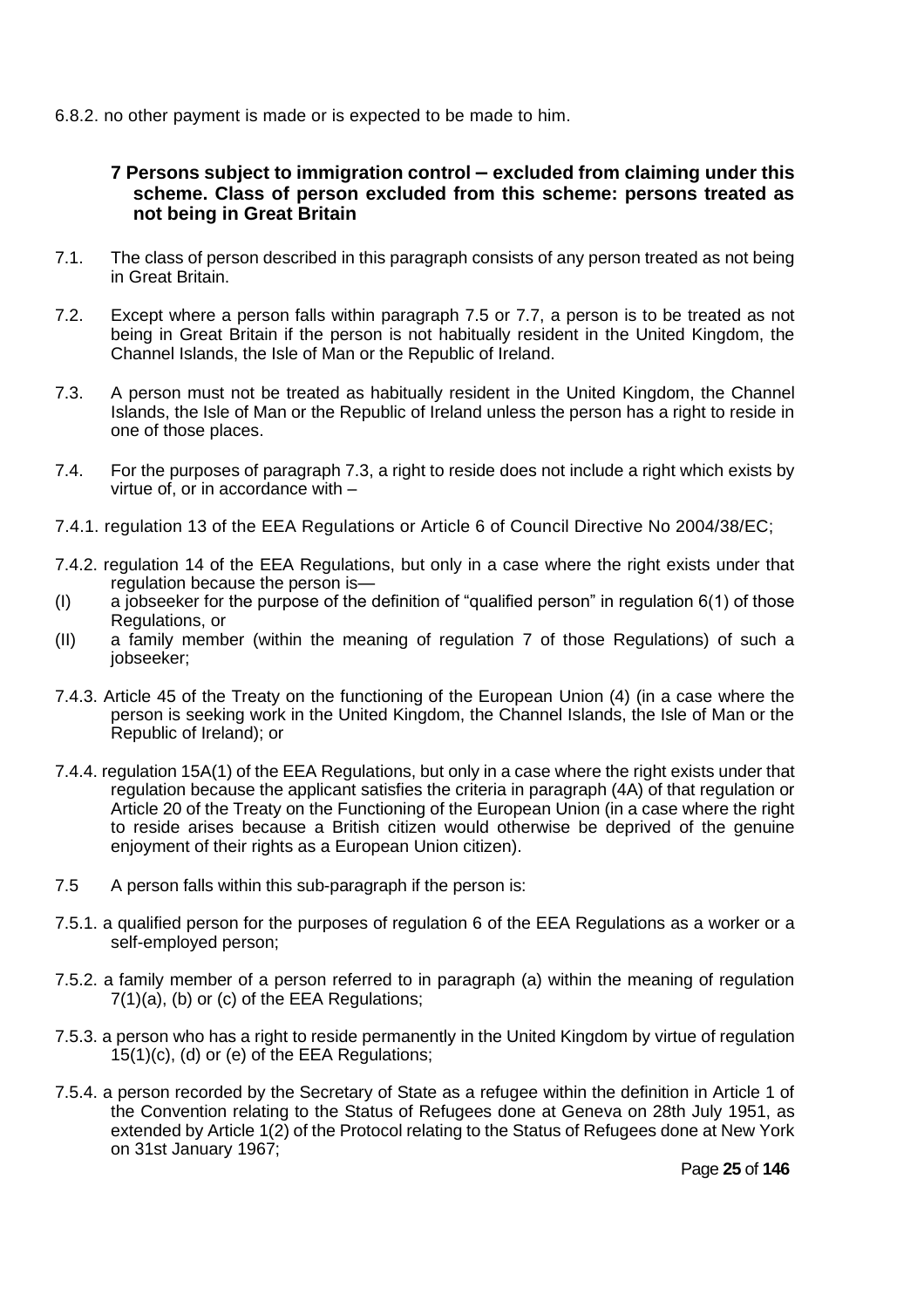6.8.2. no other payment is made or is expected to be made to him.

## 7 Persons subject to immigration control – excluded from claiming under this scheme. Class of person excluded from this scheme: persons treated as not being in Great Britain

7.1. The class of person described in this paragraph consists of any person treated as not being in Great Britain.

7.2. Except where a person falls within paragraph 7.5 or 7.7, a person is to be treated as not being in Great Britain if the person is not habitually resident in the United Kingdom, the Channel Islands, the Isle of Man or the Republic of Ireland.

7.3. A person must not be treated as habitually resident in the United Kingdom, the Channel Islands, the Isle of Man or the Republic of Ireland unless the person has a right to reside in one of those places.

7.4. For the purposes of paragraph 7.3, a right to reside does not include a right which exists by virtue of, or in accordance with –

7.4.1. regulation 13 of the EEA Regulations or Article 6 of Council Directive No 2004/38/EC;

7.4.2. regulation 14 of the EEA Regulations, but only in a case where the right exists under that regulation because the person is—

(I) a jobseeker for the purpose of the definition of "qualified person" in regulation 6(1) of those Regulations, or

(II) a family member (within the meaning of regulation 7 of those Regulations) of such a jobseeker;

7.4.3. Article 45 of the Treaty on the functioning of the European Union (4) (in a case where the person is seeking work in the United Kingdom, the Channel Islands, the Isle of Man or the Republic of Ireland); or

7.4.4. regulation 15A(1) of the EEA Regulations, but only in a case where the right exists under that regulation because the applicant satisfies the criteria in paragraph (4A) of that regulation or Article 20 of the Treaty on the Functioning of the European Union (in a case where the right to reside arises because a British citizen would otherwise be deprived of the genuine enjoyment of their rights as a European Union citizen).

7.5 A person falls within this sub-paragraph if the person is:

7.5.1. a qualified person for the purposes of regulation 6 of the EEA Regulations as a worker or a self-employed person;

7.5.2. a family member of a person referred to in paragraph (a) within the meaning of regulation 7(1)(a), (b) or (c) of the EEA Regulations;

7.5.3. a person who has a right to reside permanently in the United Kingdom by virtue of regulation 15(1)(c), (d) or (e) of the EEA Regulations;

7.5.4. a person recorded by the Secretary of State as a refugee within the definition in Article 1 of the Convention relating to the Status of Refugees done at Geneva on 28th July 1951, as extended by Article 1(2) of the Protocol relating to the Status of Refugees done at New York on 31st January 1967;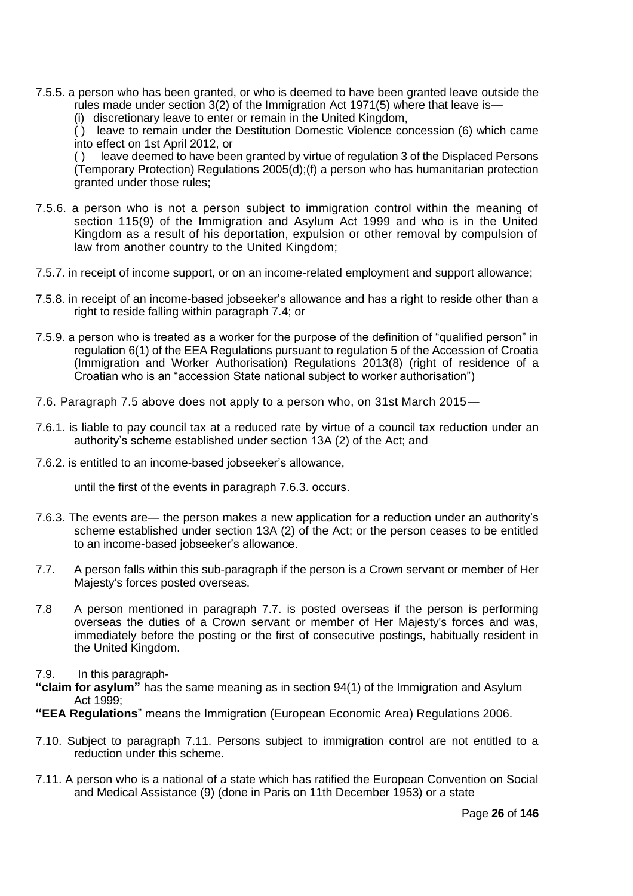7.5.5. a person who has been granted, or who is deemed to have been granted leave outside the rules made under section 3(2) of the Immigration Act 1971(5) where that leave is—

(i) discretionary leave to enter or remain in the United Kingdom,

( ) leave to remain under the Destitution Domestic Violence concession (6) which came into effect on 1st April 2012, or

( ) leave deemed to have been granted by virtue of regulation 3 of the Displaced Persons (Temporary Protection) Regulations 2005(d);(f) a person who has humanitarian protection granted under those rules;

7.5.6. a person who is not a person subject to immigration control within the meaning of section 115(9) of the Immigration and Asylum Act 1999 and who is in the United Kingdom as a result of his deportation, expulsion or other removal by compulsion of law from another country to the United Kingdom;

7.5.7. in receipt of income support, or on an income-related employment and support allowance;

7.5.8. in receipt of an income-based jobseeker's allowance and has a right to reside other than a right to reside falling within paragraph 7.4; or

7.5.9. a person who is treated as a worker for the purpose of the definition of "qualified person" in regulation 6(1) of the EEA Regulations pursuant to regulation 5 of the Accession of Croatia (Immigration and Worker Authorisation) Regulations 2013(8) (right of residence of a Croatian who is an "accession State national subject to worker authorisation")

7.6. Paragraph 7.5 above does not apply to a person who, on 31st March 2015—

7.6.1. is liable to pay council tax at a reduced rate by virtue of a council tax reduction under an authority's scheme established under section 13A (2) of the Act; and

7.6.2. is entitled to an income-based jobseeker's allowance,

until the first of the events in paragraph 7.6.3. occurs.

7.6.3. The events are— the person makes a new application for a reduction under an authority's scheme established under section 13A (2) of the Act; or the person ceases to be entitled to an income-based jobseeker's allowance.

7.7. A person falls within this sub-paragraph if the person is a Crown servant or member of Her Majesty's forces posted overseas.

7.8 A person mentioned in paragraph 7.7. is posted overseas if the person is performing overseas the duties of a Crown servant or member of Her Majesty's forces and was, immediately before the posting or the first of consecutive postings, habitually resident in the United Kingdom.

7.9. In this paragraph-

**"claim for asylum"** has the same meaning as in section 94(1) of the Immigration and Asylum Act 1999;

**"EEA Regulations"** means the Immigration (European Economic Area) Regulations 2006.

7.10. Subject to paragraph 7.11. Persons subject to immigration control are not entitled to a reduction under this scheme.

7.11. A person who is a national of a state which has ratified the European Convention on Social and Medical Assistance (9) (done in Paris on 11th December 1953) or a state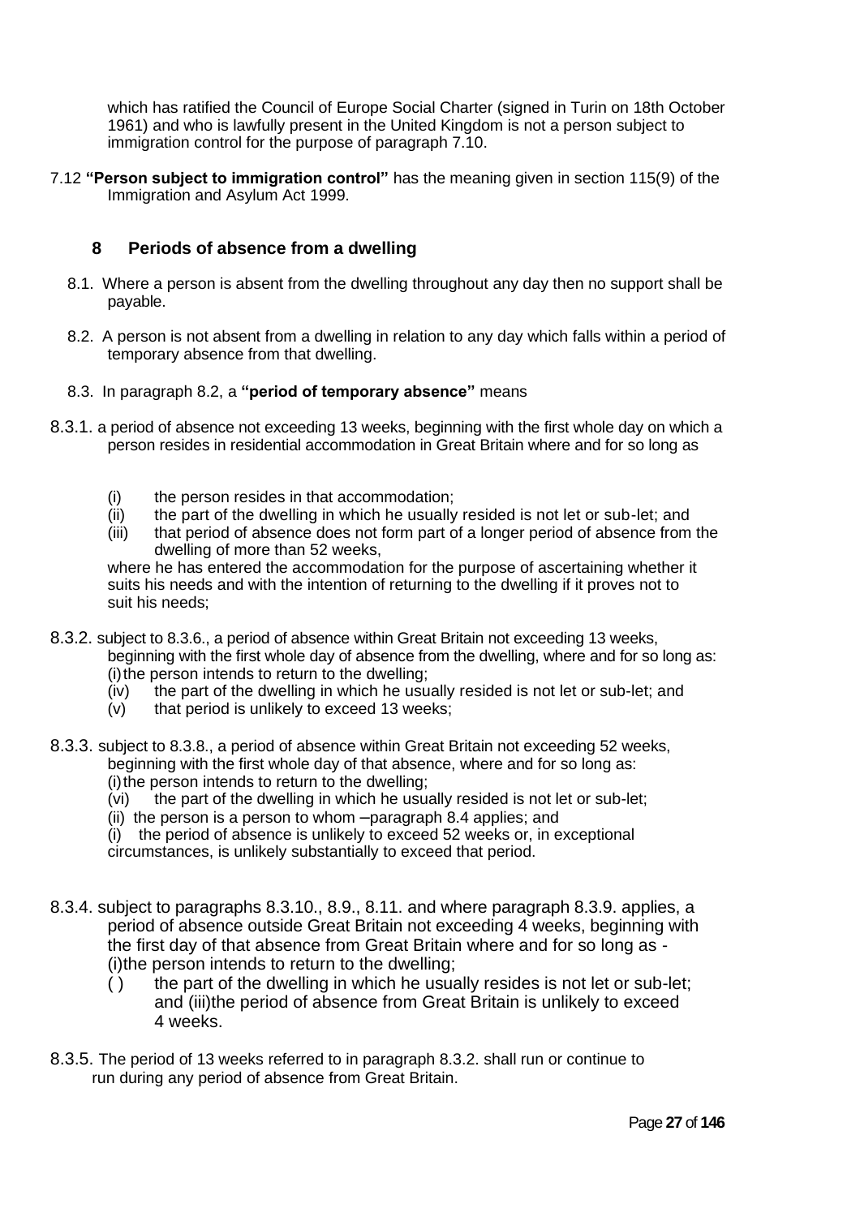which has ratified the Council of Europe Social Charter (signed in Turin on 18th October 1961) and who is lawfully present in the United Kingdom is not a person subject to immigration control for the purpose of paragraph 7.10.

7.12 **"Person subject to immigration control"** has the meaning given in section 115(9) of the Immigration and Asylum Act 1999.

## 8 Periods of absence from a dwelling

8.1. Where a person is absent from the dwelling throughout any day then no support shall be payable.

8.2. A person is not absent from a dwelling in relation to any day which falls within a period of temporary absence from that dwelling.

8.3. In paragraph 8.2, a **"period of temporary absence"** means

8.3.1. a period of absence not exceeding 13 weeks, beginning with the first whole day on which a person resides in residential accommodation in Great Britain where and for so long as

- (i) the person resides in that accommodation;
- (ii) the part of the dwelling in which he usually resided is not let or sub-let; and
- (iii) that period of absence does not form part of a longer period of absence from the dwelling of more than 52 weeks,

where he has entered the accommodation for the purpose of ascertaining whether it suits his needs and with the intention of returning to the dwelling if it proves not to suit his needs;

8.3.2. subject to 8.3.6., a period of absence within Great Britain not exceeding 13 weeks, beginning with the first whole day of absence from the dwelling, where and for so long as:

(i) the person intends to return to the dwelling;
(iv) the part of the dwelling in which he usually resided is not let or sub-let; and
(v) that period is unlikely to exceed 13 weeks;

8.3.3. subject to 8.3.8., a period of absence within Great Britain not exceeding 52 weeks, beginning with the first whole day of that absence, where and for so long as:

(i) the person intends to return to the dwelling;
(vi) the part of the dwelling in which he usually resided is not let or sub-let;
(ii) the person is a person to whom –paragraph 8.4 applies; and
(i) the period of absence is unlikely to exceed 52 weeks or, in exceptional circumstances, is unlikely substantially to exceed that period.

8.3.4. subject to paragraphs 8.3.10., 8.9., 8.11. and where paragraph 8.3.9. applies, a period of absence outside Great Britain not exceeding 4 weeks, beginning with the first day of that absence from Great Britain where and for so long as -

(i) the person intends to return to the dwelling;
( ) the part of the dwelling in which he usually resides is not let or sub-let; and (iii) the period of absence from Great Britain is unlikely to exceed 4 weeks.

8.3.5. The period of 13 weeks referred to in paragraph 8.3.2. shall run or continue to run during any period of absence from Great Britain.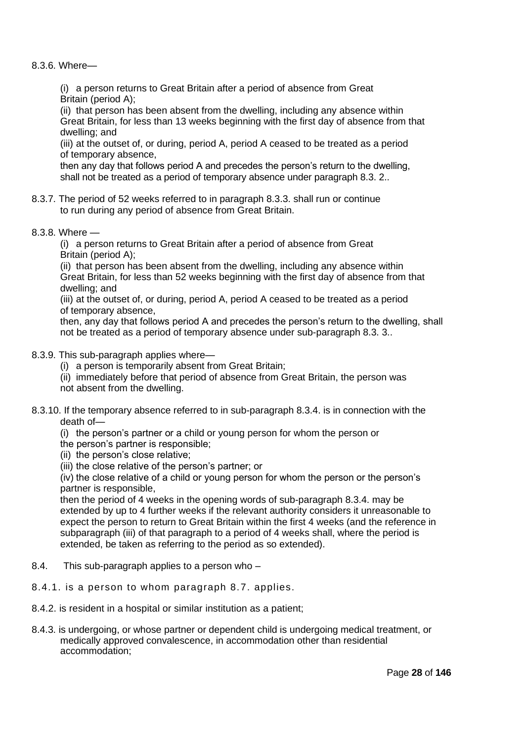8.3.6. Where—

(i) a person returns to Great Britain after a period of absence from Great Britain (period A);
(ii) that person has been absent from the dwelling, including any absence within Great Britain, for less than 13 weeks beginning with the first day of absence from that dwelling; and
(iii) at the outset of, or during, period A, period A ceased to be treated as a period of temporary absence,
then any day that follows period A and precedes the person's return to the dwelling, shall not be treated as a period of temporary absence under paragraph 8.3. 2..

8.3.7. The period of 52 weeks referred to in paragraph 8.3.3. shall run or continue to run during any period of absence from Great Britain.

8.3.8. Where —

(i) a person returns to Great Britain after a period of absence from Great Britain (period A);
(ii) that person has been absent from the dwelling, including any absence within Great Britain, for less than 52 weeks beginning with the first day of absence from that dwelling; and
(iii) at the outset of, or during, period A, period A ceased to be treated as a period of temporary absence,
then, any day that follows period A and precedes the person's return to the dwelling, shall not be treated as a period of temporary absence under sub-paragraph 8.3. 3..

8.3.9. This sub-paragraph applies where—

(i) a person is temporarily absent from Great Britain;
(ii) immediately before that period of absence from Great Britain, the person was not absent from the dwelling.

8.3.10. If the temporary absence referred to in sub-paragraph 8.3.4. is in connection with the death of—

(i) the person's partner or a child or young person for whom the person or the person's partner is responsible;
(ii) the person's close relative;
(iii) the close relative of the person's partner; or
(iv) the close relative of a child or young person for whom the person or the person's partner is responsible,
then the period of 4 weeks in the opening words of sub-paragraph 8.3.4. may be extended by up to 4 further weeks if the relevant authority considers it unreasonable to expect the person to return to Great Britain within the first 4 weeks (and the reference in subparagraph (iii) of that paragraph to a period of 4 weeks shall, where the period is extended, be taken as referring to the period as so extended).

8.4. This sub-paragraph applies to a person who –

8.4.1. is a person to whom paragraph 8.7. applies.

8.4.2. is resident in a hospital or similar institution as a patient;

8.4.3. is undergoing, or whose partner or dependent child is undergoing medical treatment, or medically approved convalescence, in accommodation other than residential accommodation;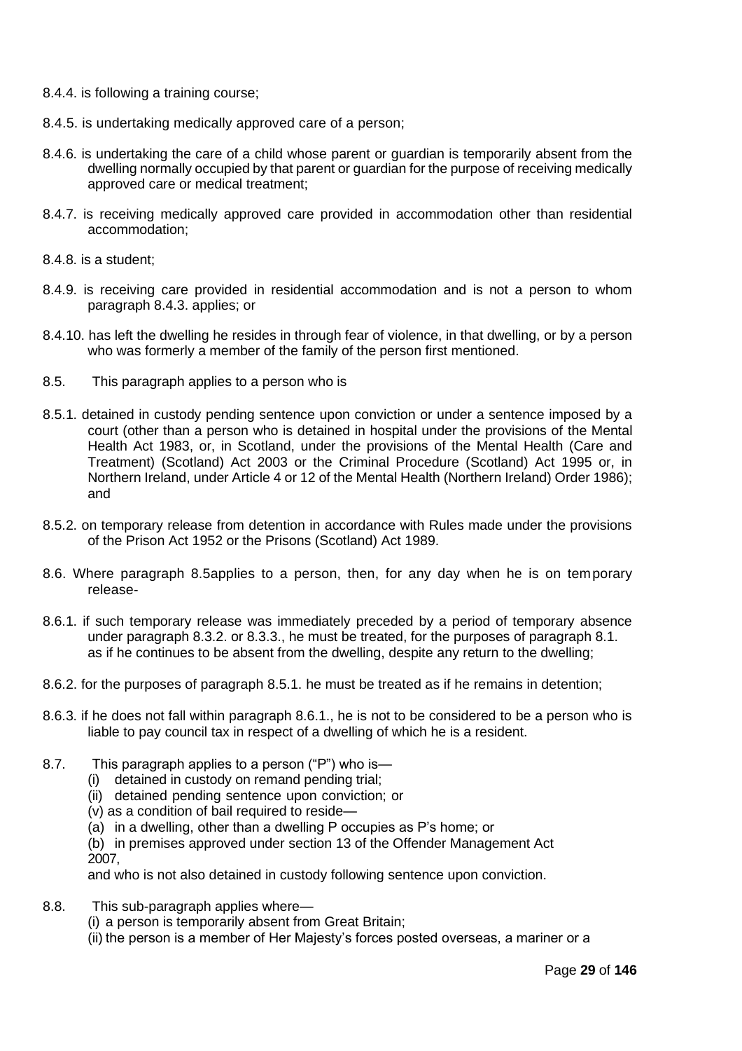8.4.4. is following a training course;

8.4.5. is undertaking medically approved care of a person;

8.4.6. is undertaking the care of a child whose parent or guardian is temporarily absent from the dwelling normally occupied by that parent or guardian for the purpose of receiving medically approved care or medical treatment;

8.4.7. is receiving medically approved care provided in accommodation other than residential accommodation;

8.4.8. is a student;

8.4.9. is receiving care provided in residential accommodation and is not a person to whom paragraph 8.4.3. applies; or

8.4.10. has left the dwelling he resides in through fear of violence, in that dwelling, or by a person who was formerly a member of the family of the person first mentioned.

8.5. This paragraph applies to a person who is

8.5.1. detained in custody pending sentence upon conviction or under a sentence imposed by a court (other than a person who is detained in hospital under the provisions of the Mental Health Act 1983, or, in Scotland, under the provisions of the Mental Health (Care and Treatment) (Scotland) Act 2003 or the Criminal Procedure (Scotland) Act 1995 or, in Northern Ireland, under Article 4 or 12 of the Mental Health (Northern Ireland) Order 1986); and

8.5.2. on temporary release from detention in accordance with Rules made under the provisions of the Prison Act 1952 or the Prisons (Scotland) Act 1989.

8.6. Where paragraph 8.5applies to a person, then, for any day when he is on temporary release-

8.6.1. if such temporary release was immediately preceded by a period of temporary absence under paragraph 8.3.2. or 8.3.3., he must be treated, for the purposes of paragraph 8.1. as if he continues to be absent from the dwelling, despite any return to the dwelling;

8.6.2. for the purposes of paragraph 8.5.1. he must be treated as if he remains in detention;

8.6.3. if he does not fall within paragraph 8.6.1., he is not to be considered to be a person who is liable to pay council tax in respect of a dwelling of which he is a resident.

8.7. This paragraph applies to a person ("P") who is—

(i) detained in custody on remand pending trial;

(ii) detained pending sentence upon conviction; or

(v) as a condition of bail required to reside—

(a) in a dwelling, other than a dwelling P occupies as P's home; or

(b) in premises approved under section 13 of the Offender Management Act 2007,

and who is not also detained in custody following sentence upon conviction.

8.8. This sub-paragraph applies where—

(i) a person is temporarily absent from Great Britain;

(ii) the person is a member of Her Majesty's forces posted overseas, a mariner or a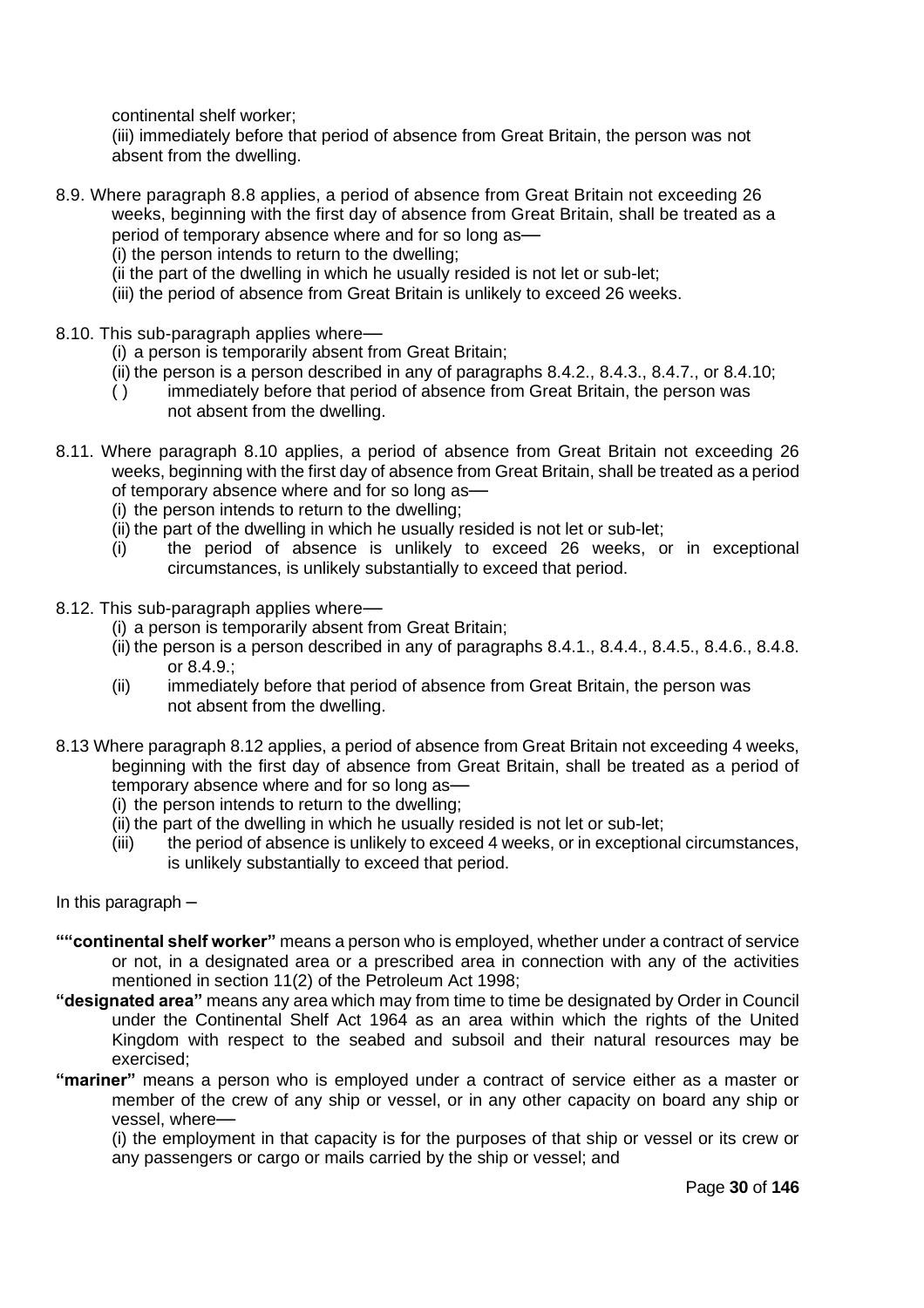continental shelf worker;

(iii) immediately before that period of absence from Great Britain, the person was not absent from the dwelling.

8.9. Where paragraph 8.8 applies, a period of absence from Great Britain not exceeding 26 weeks, beginning with the first day of absence from Great Britain, shall be treated as a period of temporary absence where and for so long as—

(i) the person intends to return to the dwelling;

(ii the part of the dwelling in which he usually resided is not let or sub-let;

(iii) the period of absence from Great Britain is unlikely to exceed 26 weeks.

8.10. This sub-paragraph applies where—

(i) a person is temporarily absent from Great Britain;

(ii) the person is a person described in any of paragraphs 8.4.2., 8.4.3., 8.4.7., or 8.4.10;

( ) immediately before that period of absence from Great Britain, the person was not absent from the dwelling.

8.11. Where paragraph 8.10 applies, a period of absence from Great Britain not exceeding 26 weeks, beginning with the first day of absence from Great Britain, shall be treated as a period of temporary absence where and for so long as—

(i) the person intends to return to the dwelling;

(ii) the part of the dwelling in which he usually resided is not let or sub-let;

(i) the period of absence is unlikely to exceed 26 weeks, or in exceptional circumstances, is unlikely substantially to exceed that period.

8.12. This sub-paragraph applies where—

(i) a person is temporarily absent from Great Britain;

(ii) the person is a person described in any of paragraphs 8.4.1., 8.4.4., 8.4.5., 8.4.6., 8.4.8. or 8.4.9.;

(ii) immediately before that period of absence from Great Britain, the person was not absent from the dwelling.

8.13 Where paragraph 8.12 applies, a period of absence from Great Britain not exceeding 4 weeks, beginning with the first day of absence from Great Britain, shall be treated as a period of temporary absence where and for so long as—

(i) the person intends to return to the dwelling;

(ii) the part of the dwelling in which he usually resided is not let or sub-let;

(iii) the period of absence is unlikely to exceed 4 weeks, or in exceptional circumstances, is unlikely substantially to exceed that period.

In this paragraph –

**""continental shelf worker"** means a person who is employed, whether under a contract of service or not, in a designated area or a prescribed area in connection with any of the activities mentioned in section 11(2) of the Petroleum Act 1998;

**"designated area"** means any area which may from time to time be designated by Order in Council under the Continental Shelf Act 1964 as an area within which the rights of the United Kingdom with respect to the seabed and subsoil and their natural resources may be exercised;

**"mariner"** means a person who is employed under a contract of service either as a master or member of the crew of any ship or vessel, or in any other capacity on board any ship or vessel, where—

(i) the employment in that capacity is for the purposes of that ship or vessel or its crew or any passengers or cargo or mails carried by the ship or vessel; and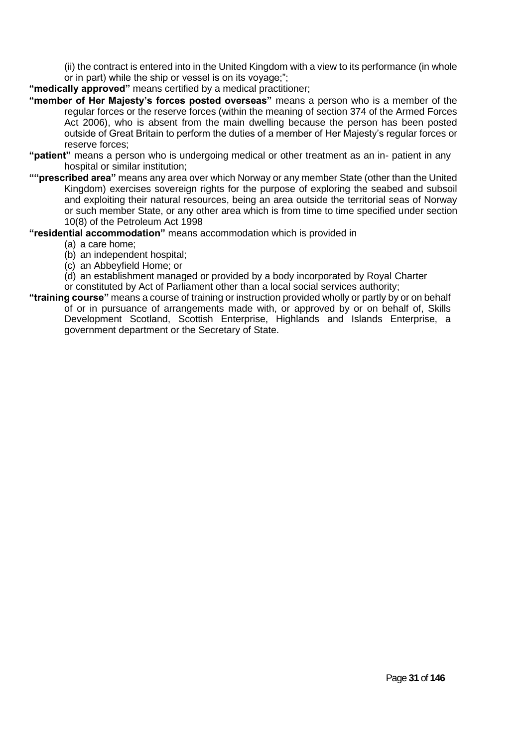(ii) the contract is entered into in the United Kingdom with a view to its performance (in whole or in part) while the ship or vessel is on its voyage;";

**"medically approved"** means certified by a medical practitioner;

**"member of Her Majesty's forces posted overseas"** means a person who is a member of the regular forces or the reserve forces (within the meaning of section 374 of the Armed Forces Act 2006), who is absent from the main dwelling because the person has been posted outside of Great Britain to perform the duties of a member of Her Majesty's regular forces or reserve forces;

**"patient"** means a person who is undergoing medical or other treatment as an in- patient in any hospital or similar institution;

**""prescribed area"** means any area over which Norway or any member State (other than the United Kingdom) exercises sovereign rights for the purpose of exploring the seabed and subsoil and exploiting their natural resources, being an area outside the territorial seas of Norway or such member State, or any other area which is from time to time specified under section 10(8) of the Petroleum Act 1998

**"residential accommodation"** means accommodation which is provided in

(a) a care home;
(b) an independent hospital;
(c) an Abbeyfield Home; or
(d) an establishment managed or provided by a body incorporated by Royal Charter or constituted by Act of Parliament other than a local social services authority;

**"training course"** means a course of training or instruction provided wholly or partly by or on behalf of or in pursuance of arrangements made with, or approved by or on behalf of, Skills Development Scotland, Scottish Enterprise, Highlands and Islands Enterprise, a government department or the Secretary of State.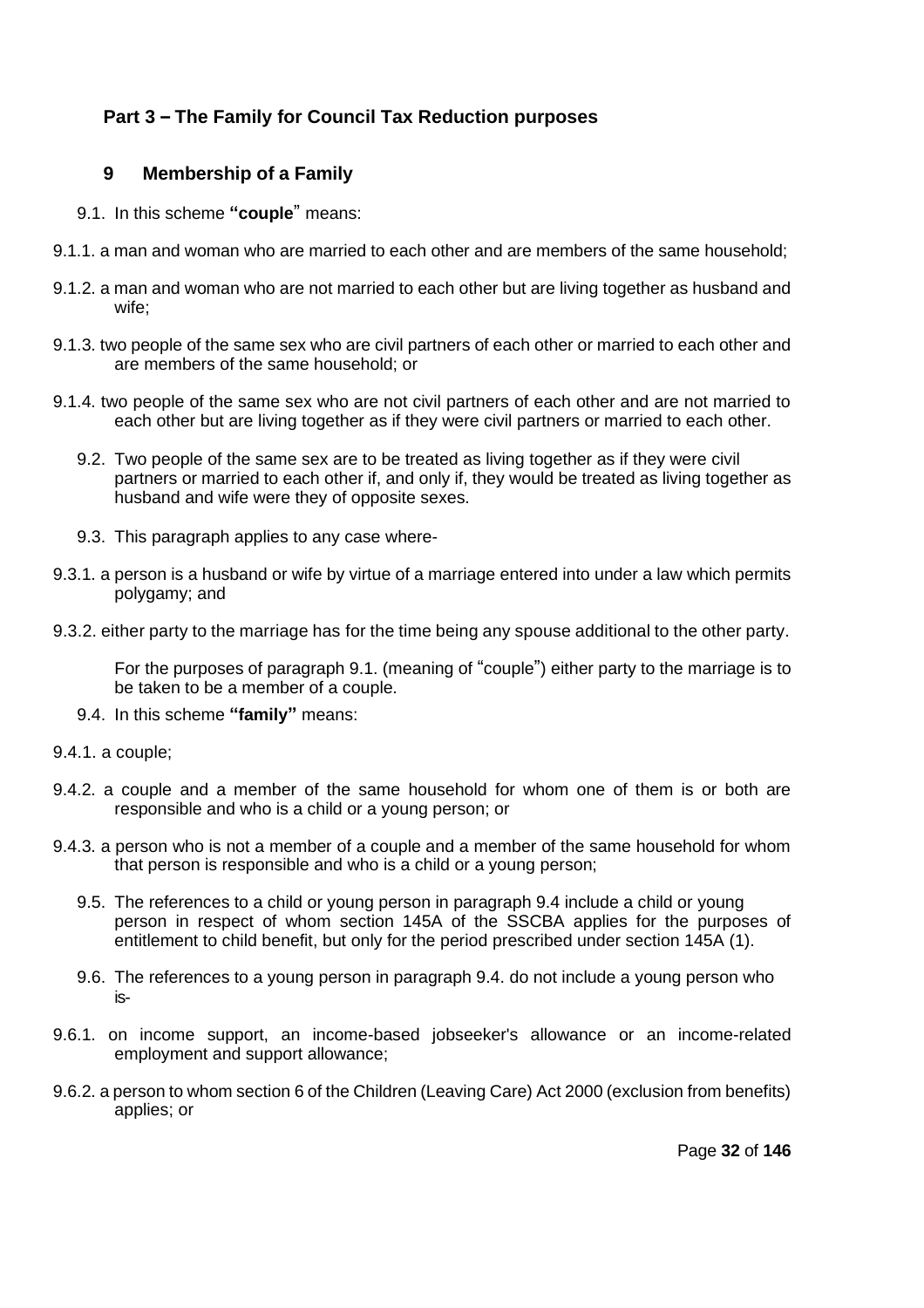## Part 3 – The Family for Council Tax Reduction purposes

### 9 Membership of a Family

9.1. In this scheme **"couple"** means:

9.1.1. a man and woman who are married to each other and are members of the same household;

9.1.2. a man and woman who are not married to each other but are living together as husband and wife;

9.1.3. two people of the same sex who are civil partners of each other or married to each other and are members of the same household; or

9.1.4. two people of the same sex who are not civil partners of each other and are not married to each other but are living together as if they were civil partners or married to each other.

9.2. Two people of the same sex are to be treated as living together as if they were civil partners or married to each other if, and only if, they would be treated as living together as husband and wife were they of opposite sexes.

9.3. This paragraph applies to any case where-

9.3.1. a person is a husband or wife by virtue of a marriage entered into under a law which permits polygamy; and

9.3.2. either party to the marriage has for the time being any spouse additional to the other party.

For the purposes of paragraph 9.1. (meaning of "couple") either party to the marriage is to be taken to be a member of a couple.

9.4. In this scheme **"family"** means:

9.4.1. a couple;

9.4.2. a couple and a member of the same household for whom one of them is or both are responsible and who is a child or a young person; or

9.4.3. a person who is not a member of a couple and a member of the same household for whom that person is responsible and who is a child or a young person;

9.5. The references to a child or young person in paragraph 9.4 include a child or young person in respect of whom section 145A of the SSCBA applies for the purposes of entitlement to child benefit, but only for the period prescribed under section 145A (1).

9.6. The references to a young person in paragraph 9.4. do not include a young person who is-

9.6.1. on income support, an income-based jobseeker's allowance or an income-related employment and support allowance;

9.6.2. a person to whom section 6 of the Children (Leaving Care) Act 2000 (exclusion from benefits) applies; or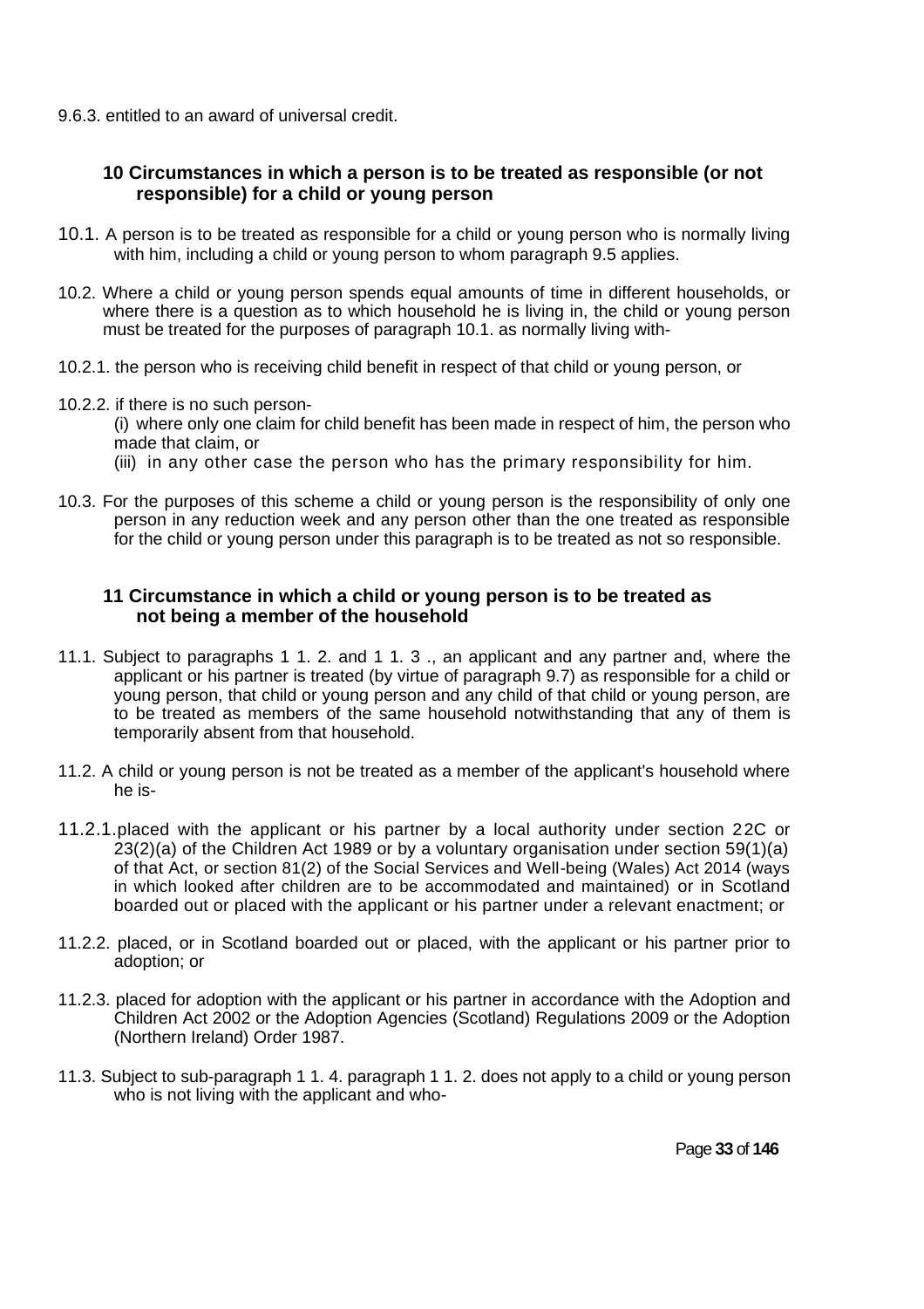9.6.3. entitled to an award of universal credit.

## 10 Circumstances in which a person is to be treated as responsible (or not responsible) for a child or young person

10.1. A person is to be treated as responsible for a child or young person who is normally living with him, including a child or young person to whom paragraph 9.5 applies.

10.2. Where a child or young person spends equal amounts of time in different households, or where there is a question as to which household he is living in, the child or young person must be treated for the purposes of paragraph 10.1. as normally living with-

10.2.1. the person who is receiving child benefit in respect of that child or young person, or

10.2.2. if there is no such person-
(i) where only one claim for child benefit has been made in respect of him, the person who made that claim, or
(iii) in any other case the person who has the primary responsibility for him.

10.3. For the purposes of this scheme a child or young person is the responsibility of only one person in any reduction week and any person other than the one treated as responsible for the child or young person under this paragraph is to be treated as not so responsible.

## 11 Circumstance in which a child or young person is to be treated as not being a member of the household

11.1. Subject to paragraphs 1 1. 2. and 1 1. 3 ., an applicant and any partner and, where the applicant or his partner is treated (by virtue of paragraph 9.7) as responsible for a child or young person, that child or young person and any child of that child or young person, are to be treated as members of the same household notwithstanding that any of them is temporarily absent from that household.

11.2. A child or young person is not be treated as a member of the applicant's household where he is-

11.2.1. placed with the applicant or his partner by a local authority under section 22C or 23(2)(a) of the Children Act 1989 or by a voluntary organisation under section 59(1)(a) of that Act, or section 81(2) of the Social Services and Well-being (Wales) Act 2014 (ways in which looked after children are to be accommodated and maintained) or in Scotland boarded out or placed with the applicant or his partner under a relevant enactment; or

11.2.2. placed, or in Scotland boarded out or placed, with the applicant or his partner prior to adoption; or

11.2.3. placed for adoption with the applicant or his partner in accordance with the Adoption and Children Act 2002 or the Adoption Agencies (Scotland) Regulations 2009 or the Adoption (Northern Ireland) Order 1987.

11.3. Subject to sub-paragraph 1 1. 4. paragraph 1 1. 2. does not apply to a child or young person who is not living with the applicant and who-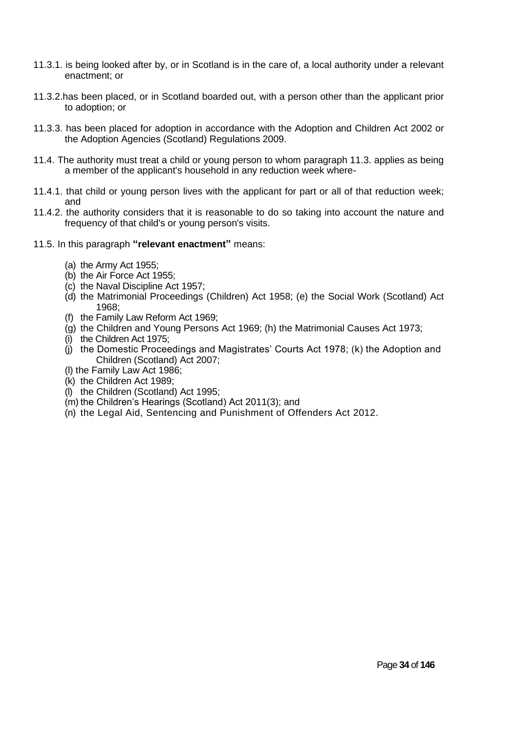11.3.1. is being looked after by, or in Scotland is in the care of, a local authority under a relevant enactment; or

11.3.2.has been placed, or in Scotland boarded out, with a person other than the applicant prior to adoption; or

11.3.3. has been placed for adoption in accordance with the Adoption and Children Act 2002 or the Adoption Agencies (Scotland) Regulations 2009.

11.4. The authority must treat a child or young person to whom paragraph 11.3. applies as being a member of the applicant's household in any reduction week where-

11.4.1. that child or young person lives with the applicant for part or all of that reduction week; and

11.4.2. the authority considers that it is reasonable to do so taking into account the nature and frequency of that child's or young person's visits.

11.5. In this paragraph **"relevant enactment"** means:

(a) the Army Act 1955;
(b) the Air Force Act 1955;
(c) the Naval Discipline Act 1957;
(d) the Matrimonial Proceedings (Children) Act 1958; (e) the Social Work (Scotland) Act 1968;
(f) the Family Law Reform Act 1969;
(g) the Children and Young Persons Act 1969; (h) the Matrimonial Causes Act 1973;
(i) the Children Act 1975;
(j) the Domestic Proceedings and Magistrates' Courts Act 1978; (k) the Adoption and Children (Scotland) Act 2007;
(l) the Family Law Act 1986;
(k) the Children Act 1989;
(l) the Children (Scotland) Act 1995;
(m) the Children's Hearings (Scotland) Act 2011(3); and
(n) the Legal Aid, Sentencing and Punishment of Offenders Act 2012.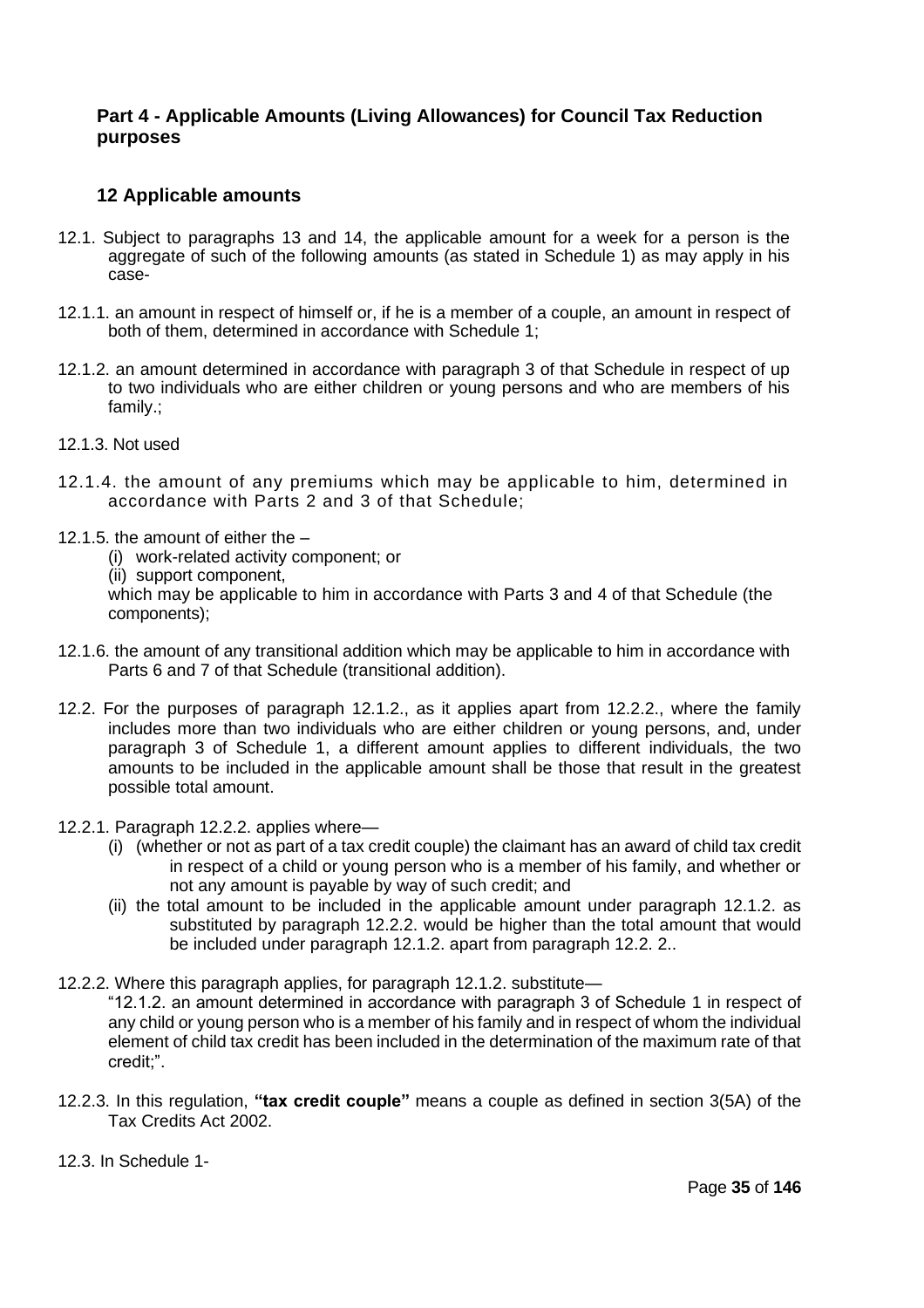## Part 4 - Applicable Amounts (Living Allowances) for Council Tax Reduction purposes

### 12 Applicable amounts

12.1. Subject to paragraphs 13 and 14, the applicable amount for a week for a person is the aggregate of such of the following amounts (as stated in Schedule 1) as may apply in his case-

12.1.1. an amount in respect of himself or, if he is a member of a couple, an amount in respect of both of them, determined in accordance with Schedule 1;

12.1.2. an amount determined in accordance with paragraph 3 of that Schedule in respect of up to two individuals who are either children or young persons and who are members of his family.;

12.1.3. Not used

12.1.4. the amount of any premiums which may be applicable to him, determined in accordance with Parts 2 and 3 of that Schedule;

12.1.5. the amount of either the –

(i) work-related activity component; or
(ii) support component,

which may be applicable to him in accordance with Parts 3 and 4 of that Schedule (the components);

12.1.6. the amount of any transitional addition which may be applicable to him in accordance with Parts 6 and 7 of that Schedule (transitional addition).

12.2. For the purposes of paragraph 12.1.2., as it applies apart from 12.2.2., where the family includes more than two individuals who are either children or young persons, and, under paragraph 3 of Schedule 1, a different amount applies to different individuals, the two amounts to be included in the applicable amount shall be those that result in the greatest possible total amount.

12.2.1. Paragraph 12.2.2. applies where—

(i) (whether or not as part of a tax credit couple) the claimant has an award of child tax credit in respect of a child or young person who is a member of his family, and whether or not any amount is payable by way of such credit; and
(ii) the total amount to be included in the applicable amount under paragraph 12.1.2. as substituted by paragraph 12.2.2. would be higher than the total amount that would be included under paragraph 12.1.2. apart from paragraph 12.2. 2..

12.2.2. Where this paragraph applies, for paragraph 12.1.2. substitute—

"12.1.2. an amount determined in accordance with paragraph 3 of Schedule 1 in respect of any child or young person who is a member of his family and in respect of whom the individual element of child tax credit has been included in the determination of the maximum rate of that credit;".

12.2.3. In this regulation, **"tax credit couple"** means a couple as defined in section 3(5A) of the Tax Credits Act 2002.

12.3. In Schedule 1-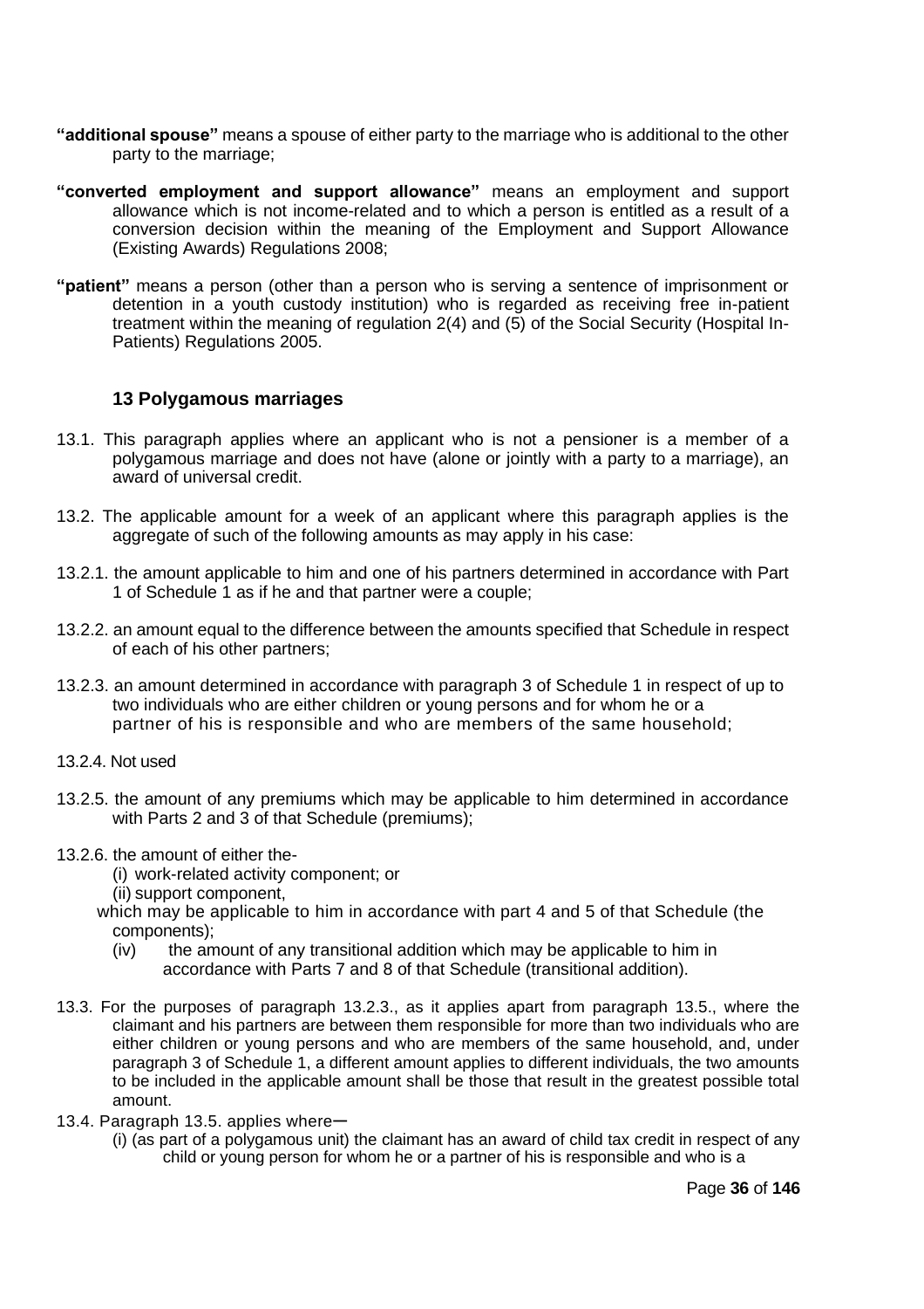**"additional spouse"** means a spouse of either party to the marriage who is additional to the other party to the marriage;

**"converted employment and support allowance"** means an employment and support allowance which is not income-related and to which a person is entitled as a result of a conversion decision within the meaning of the Employment and Support Allowance (Existing Awards) Regulations 2008;

**"patient"** means a person (other than a person who is serving a sentence of imprisonment or detention in a youth custody institution) who is regarded as receiving free in-patient treatment within the meaning of regulation 2(4) and (5) of the Social Security (Hospital In-Patients) Regulations 2005.

### 13 Polygamous marriages

13.1. This paragraph applies where an applicant who is not a pensioner is a member of a polygamous marriage and does not have (alone or jointly with a party to a marriage), an award of universal credit.

13.2. The applicable amount for a week of an applicant where this paragraph applies is the aggregate of such of the following amounts as may apply in his case:

13.2.1. the amount applicable to him and one of his partners determined in accordance with Part 1 of Schedule 1 as if he and that partner were a couple;

13.2.2. an amount equal to the difference between the amounts specified that Schedule in respect of each of his other partners;

13.2.3. an amount determined in accordance with paragraph 3 of Schedule 1 in respect of up to two individuals who are either children or young persons and for whom he or a partner of his is responsible and who are members of the same household;

13.2.4. Not used

13.2.5. the amount of any premiums which may be applicable to him determined in accordance with Parts 2 and 3 of that Schedule (premiums);

13.2.6. the amount of either the-

(i) work-related activity component; or
(ii) support component,

which may be applicable to him in accordance with part 4 and 5 of that Schedule (the components);

(iv) the amount of any transitional addition which may be applicable to him in accordance with Parts 7 and 8 of that Schedule (transitional addition).

13.3. For the purposes of paragraph 13.2.3., as it applies apart from paragraph 13.5., where the claimant and his partners are between them responsible for more than two individuals who are either children or young persons and who are members of the same household, and, under paragraph 3 of Schedule 1, a different amount applies to different individuals, the two amounts to be included in the applicable amount shall be those that result in the greatest possible total amount.

13.4. Paragraph 13.5. applies where—

(i) (as part of a polygamous unit) the claimant has an award of child tax credit in respect of any child or young person for whom he or a partner of his is responsible and who is a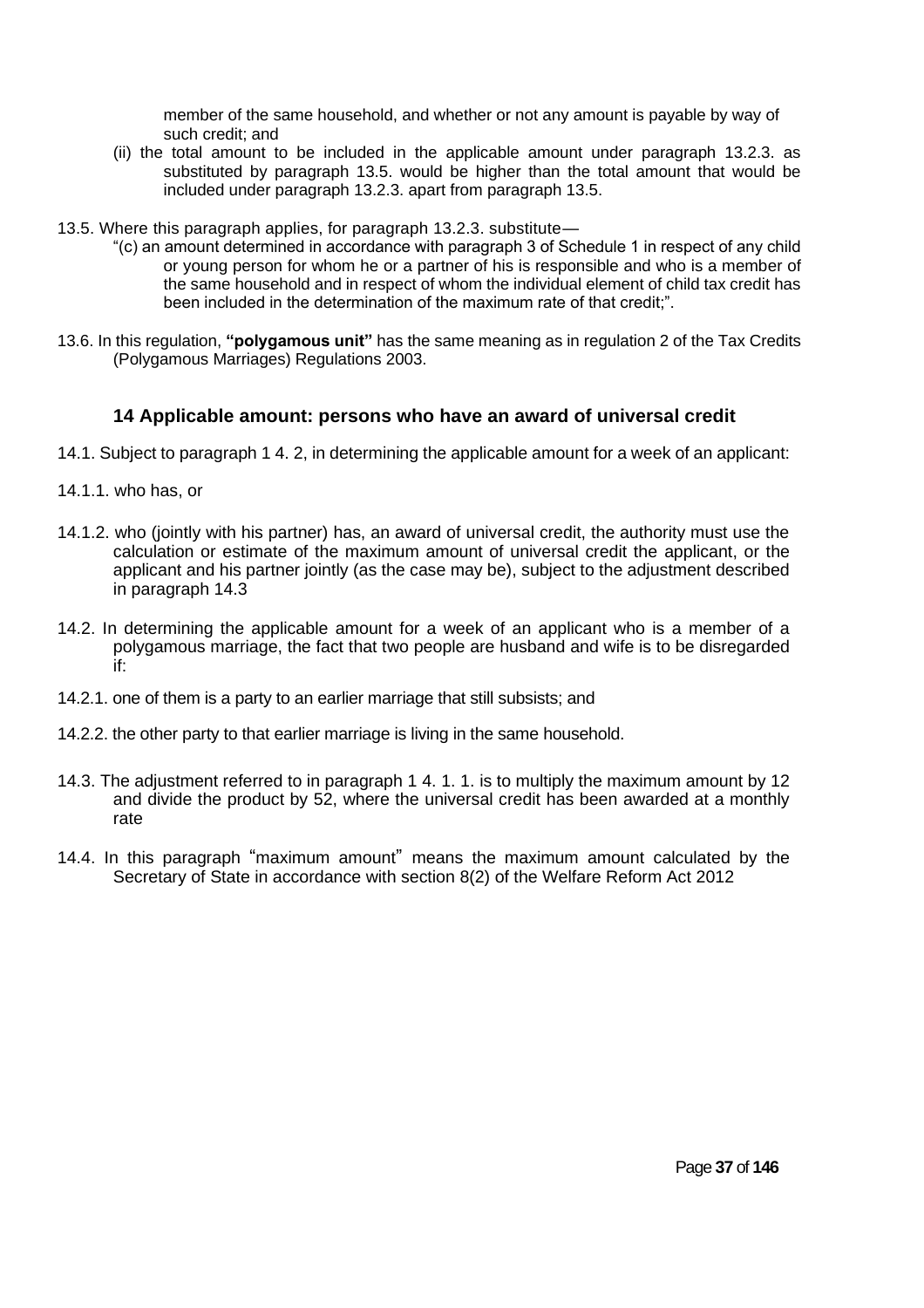member of the same household, and whether or not any amount is payable by way of such credit; and

(ii) the total amount to be included in the applicable amount under paragraph 13.2.3. as substituted by paragraph 13.5. would be higher than the total amount that would be included under paragraph 13.2.3. apart from paragraph 13.5.

13.5. Where this paragraph applies, for paragraph 13.2.3. substitute—

"(c) an amount determined in accordance with paragraph 3 of Schedule 1 in respect of any child or young person for whom he or a partner of his is responsible and who is a member of the same household and in respect of whom the individual element of child tax credit has been included in the determination of the maximum rate of that credit;".

13.6. In this regulation, **"polygamous unit"** has the same meaning as in regulation 2 of the Tax Credits (Polygamous Marriages) Regulations 2003.

### 14 Applicable amount: persons who have an award of universal credit

14.1. Subject to paragraph 1 4. 2, in determining the applicable amount for a week of an applicant:

14.1.1. who has, or

14.1.2. who (jointly with his partner) has, an award of universal credit, the authority must use the calculation or estimate of the maximum amount of universal credit the applicant, or the applicant and his partner jointly (as the case may be), subject to the adjustment described in paragraph 14.3

14.2. In determining the applicable amount for a week of an applicant who is a member of a polygamous marriage, the fact that two people are husband and wife is to be disregarded if:

14.2.1. one of them is a party to an earlier marriage that still subsists; and

14.2.2. the other party to that earlier marriage is living in the same household.

14.3. The adjustment referred to in paragraph 1 4. 1. 1. is to multiply the maximum amount by 12 and divide the product by 52, where the universal credit has been awarded at a monthly rate

14.4. In this paragraph "maximum amount" means the maximum amount calculated by the Secretary of State in accordance with section 8(2) of the Welfare Reform Act 2012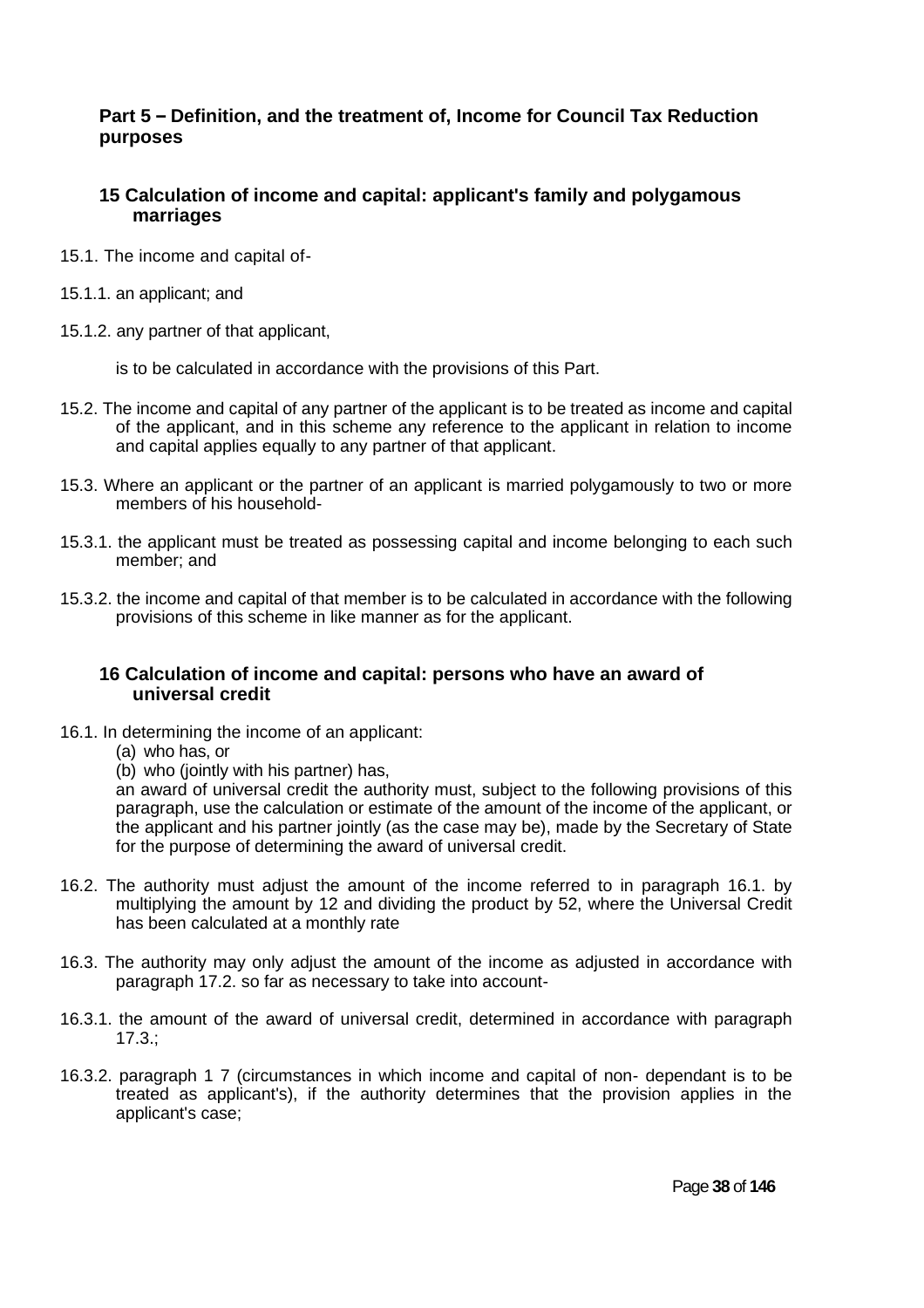## Part 5 – Definition, and the treatment of, Income for Council Tax Reduction purposes

### 15 Calculation of income and capital: applicant's family and polygamous marriages

15.1. The income and capital of-

15.1.1. an applicant; and

15.1.2. any partner of that applicant,

is to be calculated in accordance with the provisions of this Part.

15.2. The income and capital of any partner of the applicant is to be treated as income and capital of the applicant, and in this scheme any reference to the applicant in relation to income and capital applies equally to any partner of that applicant.

15.3. Where an applicant or the partner of an applicant is married polygamously to two or more members of his household-

15.3.1. the applicant must be treated as possessing capital and income belonging to each such member; and

15.3.2. the income and capital of that member is to be calculated in accordance with the following provisions of this scheme in like manner as for the applicant.

### 16 Calculation of income and capital: persons who have an award of universal credit

16.1. In determining the income of an applicant:

(a) who has, or

(b) who (jointly with his partner) has,

an award of universal credit the authority must, subject to the following provisions of this paragraph, use the calculation or estimate of the amount of the income of the applicant, or the applicant and his partner jointly (as the case may be), made by the Secretary of State for the purpose of determining the award of universal credit.

16.2. The authority must adjust the amount of the income referred to in paragraph 16.1. by multiplying the amount by 12 and dividing the product by 52, where the Universal Credit has been calculated at a monthly rate

16.3. The authority may only adjust the amount of the income as adjusted in accordance with paragraph 17.2. so far as necessary to take into account-

16.3.1. the amount of the award of universal credit, determined in accordance with paragraph 17.3.;

16.3.2. paragraph 1 7 (circumstances in which income and capital of non- dependant is to be treated as applicant's), if the authority determines that the provision applies in the applicant's case;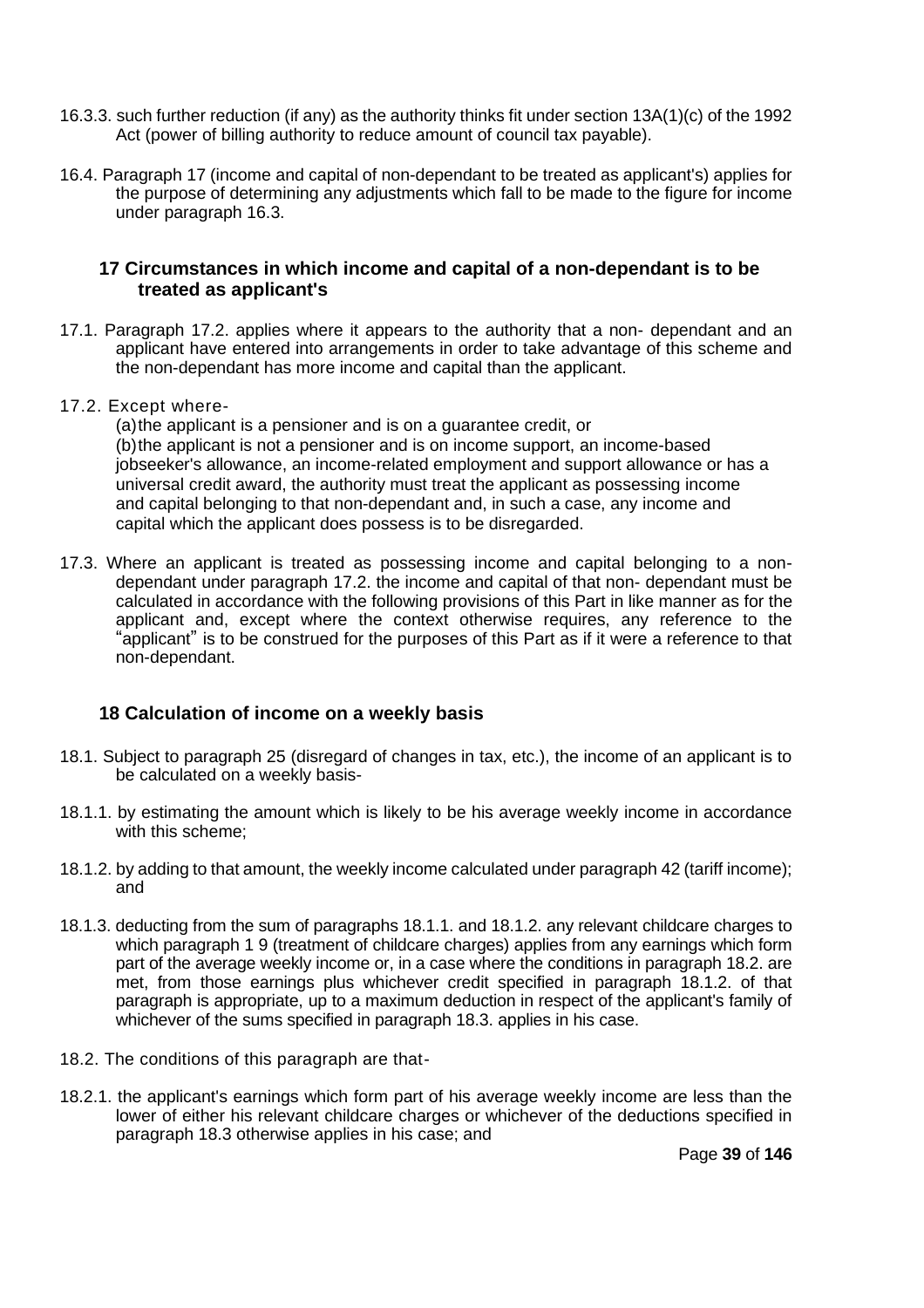16.3.3. such further reduction (if any) as the authority thinks fit under section 13A(1)(c) of the 1992 Act (power of billing authority to reduce amount of council tax payable).

16.4. Paragraph 17 (income and capital of non-dependant to be treated as applicant's) applies for the purpose of determining any adjustments which fall to be made to the figure for income under paragraph 16.3.

### 17 Circumstances in which income and capital of a non-dependant is to be treated as applicant's

17.1. Paragraph 17.2. applies where it appears to the authority that a non- dependant and an applicant have entered into arrangements in order to take advantage of this scheme and the non-dependant has more income and capital than the applicant.

17.2. Except where-

(a) the applicant is a pensioner and is on a guarantee credit, or
(b) the applicant is not a pensioner and is on income support, an income-based jobseeker's allowance, an income-related employment and support allowance or has a universal credit award, the authority must treat the applicant as possessing income and capital belonging to that non-dependant and, in such a case, any income and capital which the applicant does possess is to be disregarded.

17.3. Where an applicant is treated as possessing income and capital belonging to a non-dependant under paragraph 17.2. the income and capital of that non- dependant must be calculated in accordance with the following provisions of this Part in like manner as for the applicant and, except where the context otherwise requires, any reference to the "applicant" is to be construed for the purposes of this Part as if it were a reference to that non-dependant.

### 18 Calculation of income on a weekly basis

18.1. Subject to paragraph 25 (disregard of changes in tax, etc.), the income of an applicant is to be calculated on a weekly basis-

18.1.1. by estimating the amount which is likely to be his average weekly income in accordance with this scheme;

18.1.2. by adding to that amount, the weekly income calculated under paragraph 42 (tariff income); and

18.1.3. deducting from the sum of paragraphs 18.1.1. and 18.1.2. any relevant childcare charges to which paragraph 1 9 (treatment of childcare charges) applies from any earnings which form part of the average weekly income or, in a case where the conditions in paragraph 18.2. are met, from those earnings plus whichever credit specified in paragraph 18.1.2. of that paragraph is appropriate, up to a maximum deduction in respect of the applicant's family of whichever of the sums specified in paragraph 18.3. applies in his case.

18.2. The conditions of this paragraph are that-

18.2.1. the applicant's earnings which form part of his average weekly income are less than the lower of either his relevant childcare charges or whichever of the deductions specified in paragraph 18.3 otherwise applies in his case; and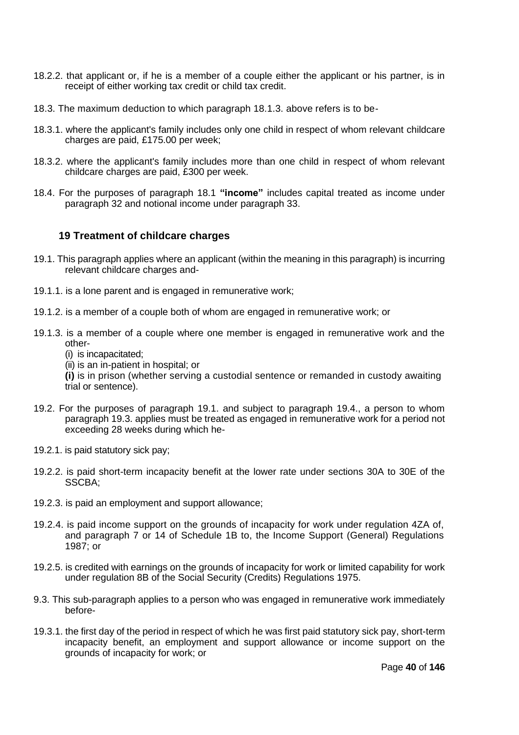18.2.2. that applicant or, if he is a member of a couple either the applicant or his partner, is in receipt of either working tax credit or child tax credit.

18.3. The maximum deduction to which paragraph 18.1.3. above refers is to be-

18.3.1. where the applicant's family includes only one child in respect of whom relevant childcare charges are paid, £175.00 per week;

18.3.2. where the applicant's family includes more than one child in respect of whom relevant childcare charges are paid, £300 per week.

18.4. For the purposes of paragraph 18.1 **"income"** includes capital treated as income under paragraph 32 and notional income under paragraph 33.

### 19 Treatment of childcare charges

19.1. This paragraph applies where an applicant (within the meaning in this paragraph) is incurring relevant childcare charges and-

19.1.1. is a lone parent and is engaged in remunerative work;

19.1.2. is a member of a couple both of whom are engaged in remunerative work; or

19.1.3. is a member of a couple where one member is engaged in remunerative work and the other-

(i) is incapacitated;

(ii) is an in-patient in hospital; or

**(i)** is in prison (whether serving a custodial sentence or remanded in custody awaiting trial or sentence).

19.2. For the purposes of paragraph 19.1. and subject to paragraph 19.4., a person to whom paragraph 19.3. applies must be treated as engaged in remunerative work for a period not exceeding 28 weeks during which he-

19.2.1. is paid statutory sick pay;

19.2.2. is paid short-term incapacity benefit at the lower rate under sections 30A to 30E of the SSCBA;

19.2.3. is paid an employment and support allowance;

19.2.4. is paid income support on the grounds of incapacity for work under regulation 4ZA of, and paragraph 7 or 14 of Schedule 1B to, the Income Support (General) Regulations 1987; or

19.2.5. is credited with earnings on the grounds of incapacity for work or limited capability for work under regulation 8B of the Social Security (Credits) Regulations 1975.

9.3. This sub-paragraph applies to a person who was engaged in remunerative work immediately before-

19.3.1. the first day of the period in respect of which he was first paid statutory sick pay, short-term incapacity benefit, an employment and support allowance or income support on the grounds of incapacity for work; or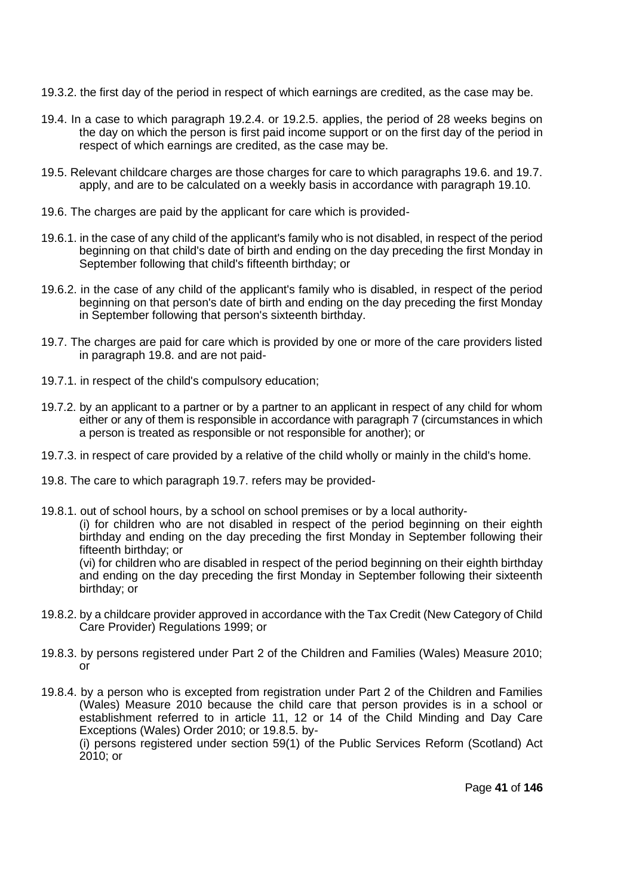19.3.2. the first day of the period in respect of which earnings are credited, as the case may be.

19.4. In a case to which paragraph 19.2.4. or 19.2.5. applies, the period of 28 weeks begins on the day on which the person is first paid income support or on the first day of the period in respect of which earnings are credited, as the case may be.

19.5. Relevant childcare charges are those charges for care to which paragraphs 19.6. and 19.7. apply, and are to be calculated on a weekly basis in accordance with paragraph 19.10.

19.6. The charges are paid by the applicant for care which is provided-

19.6.1. in the case of any child of the applicant's family who is not disabled, in respect of the period beginning on that child's date of birth and ending on the day preceding the first Monday in September following that child's fifteenth birthday; or

19.6.2. in the case of any child of the applicant's family who is disabled, in respect of the period beginning on that person's date of birth and ending on the day preceding the first Monday in September following that person's sixteenth birthday.

19.7. The charges are paid for care which is provided by one or more of the care providers listed in paragraph 19.8. and are not paid-

19.7.1. in respect of the child's compulsory education;

19.7.2. by an applicant to a partner or by a partner to an applicant in respect of any child for whom either or any of them is responsible in accordance with paragraph 7 (circumstances in which a person is treated as responsible or not responsible for another); or

19.7.3. in respect of care provided by a relative of the child wholly or mainly in the child's home.

19.8. The care to which paragraph 19.7. refers may be provided-

19.8.1. out of school hours, by a school on school premises or by a local authority-

(i) for children who are not disabled in respect of the period beginning on their eighth birthday and ending on the day preceding the first Monday in September following their fifteenth birthday; or

(vi) for children who are disabled in respect of the period beginning on their eighth birthday and ending on the day preceding the first Monday in September following their sixteenth birthday; or

19.8.2. by a childcare provider approved in accordance with the Tax Credit (New Category of Child Care Provider) Regulations 1999; or

19.8.3. by persons registered under Part 2 of the Children and Families (Wales) Measure 2010; or

19.8.4. by a person who is excepted from registration under Part 2 of the Children and Families (Wales) Measure 2010 because the child care that person provides is in a school or establishment referred to in article 11, 12 or 14 of the Child Minding and Day Care Exceptions (Wales) Order 2010; or 19.8.5. by-

(i) persons registered under section 59(1) of the Public Services Reform (Scotland) Act 2010; or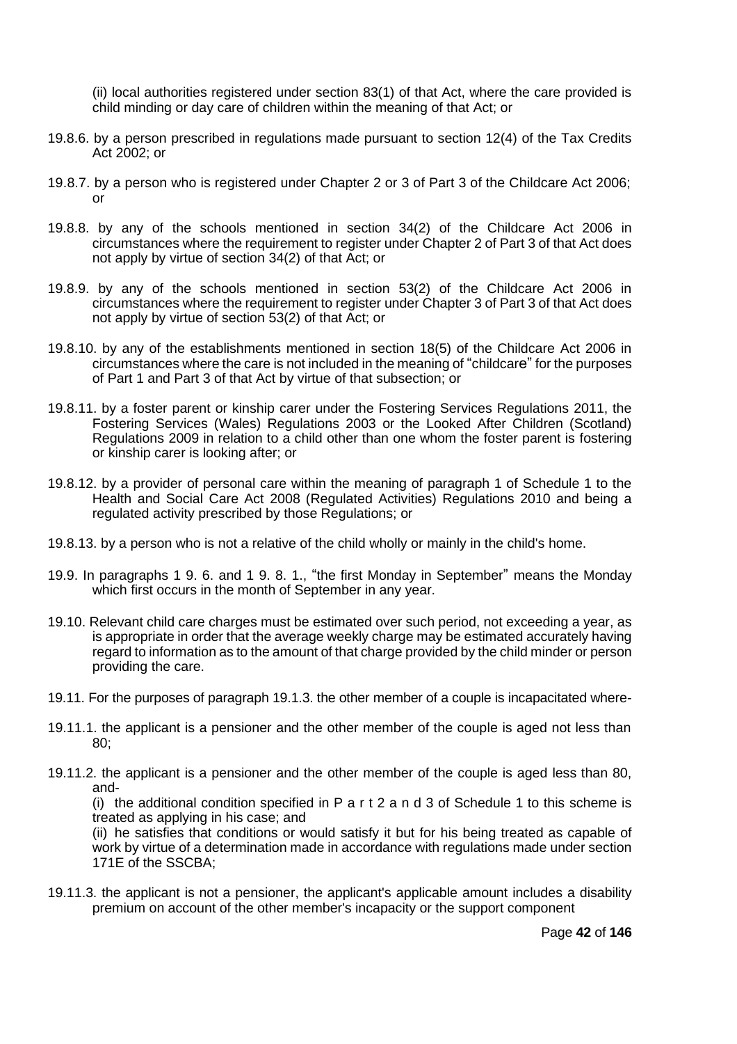(ii) local authorities registered under section 83(1) of that Act, where the care provided is child minding or day care of children within the meaning of that Act; or

19.8.6. by a person prescribed in regulations made pursuant to section 12(4) of the Tax Credits Act 2002; or

19.8.7. by a person who is registered under Chapter 2 or 3 of Part 3 of the Childcare Act 2006; or

19.8.8. by any of the schools mentioned in section 34(2) of the Childcare Act 2006 in circumstances where the requirement to register under Chapter 2 of Part 3 of that Act does not apply by virtue of section 34(2) of that Act; or

19.8.9. by any of the schools mentioned in section 53(2) of the Childcare Act 2006 in circumstances where the requirement to register under Chapter 3 of Part 3 of that Act does not apply by virtue of section 53(2) of that Act; or

19.8.10. by any of the establishments mentioned in section 18(5) of the Childcare Act 2006 in circumstances where the care is not included in the meaning of "childcare" for the purposes of Part 1 and Part 3 of that Act by virtue of that subsection; or

19.8.11. by a foster parent or kinship carer under the Fostering Services Regulations 2011, the Fostering Services (Wales) Regulations 2003 or the Looked After Children (Scotland) Regulations 2009 in relation to a child other than one whom the foster parent is fostering or kinship carer is looking after; or

19.8.12. by a provider of personal care within the meaning of paragraph 1 of Schedule 1 to the Health and Social Care Act 2008 (Regulated Activities) Regulations 2010 and being a regulated activity prescribed by those Regulations; or

19.8.13. by a person who is not a relative of the child wholly or mainly in the child's home.

19.9. In paragraphs 1 9. 6. and 1 9. 8. 1., "the first Monday in September" means the Monday which first occurs in the month of September in any year.

19.10. Relevant child care charges must be estimated over such period, not exceeding a year, as is appropriate in order that the average weekly charge may be estimated accurately having regard to information as to the amount of that charge provided by the child minder or person providing the care.

19.11. For the purposes of paragraph 19.1.3. the other member of a couple is incapacitated where-

19.11.1. the applicant is a pensioner and the other member of the couple is aged not less than 80;

19.11.2. the applicant is a pensioner and the other member of the couple is aged less than 80, and-

(i) the additional condition specified in P a r t 2 a n d 3 of Schedule 1 to this scheme is treated as applying in his case; and

(ii) he satisfies that conditions or would satisfy it but for his being treated as capable of work by virtue of a determination made in accordance with regulations made under section 171E of the SSCBA;

19.11.3. the applicant is not a pensioner, the applicant's applicable amount includes a disability premium on account of the other member's incapacity or the support component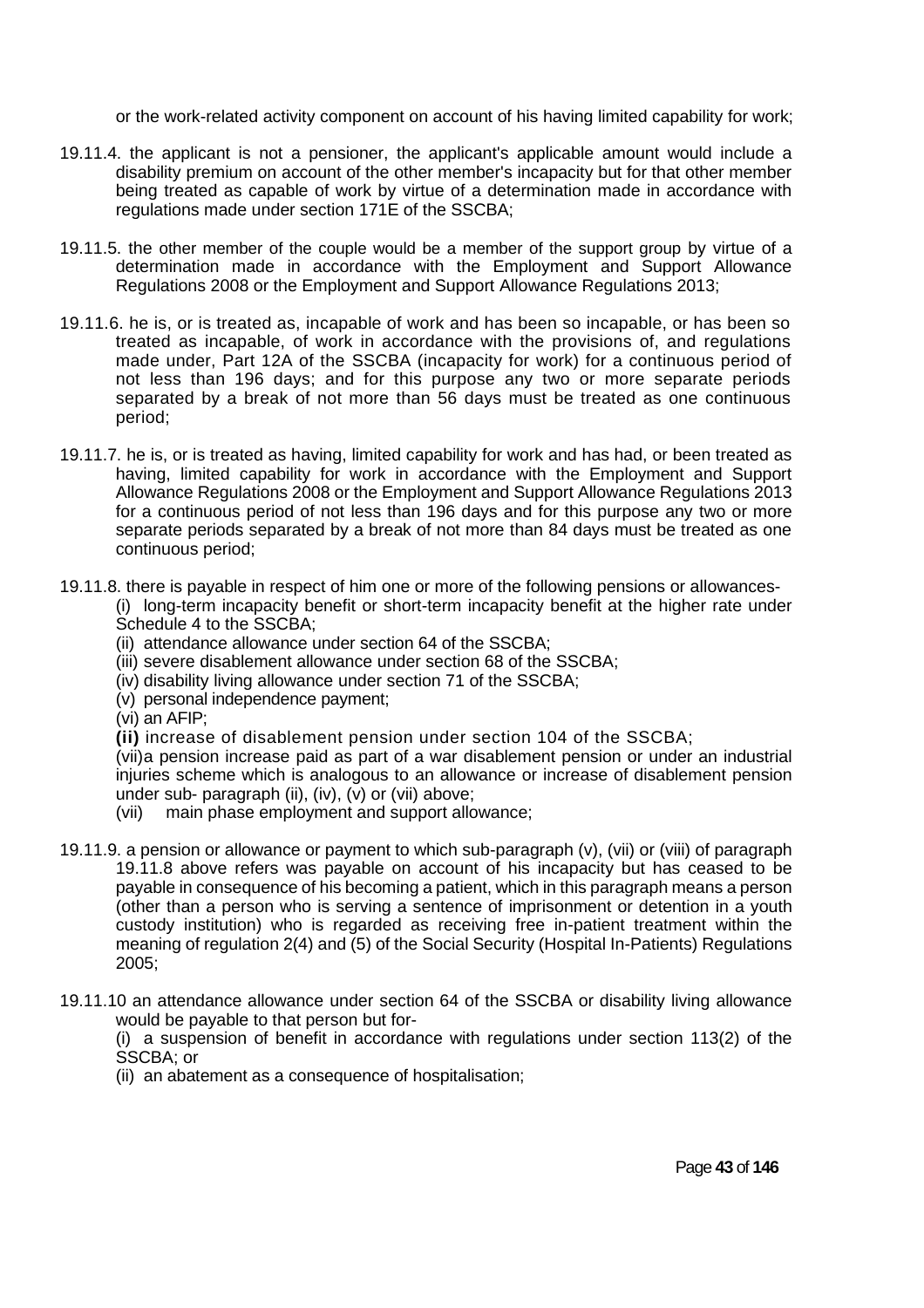or the work-related activity component on account of his having limited capability for work;

19.11.4. the applicant is not a pensioner, the applicant's applicable amount would include a disability premium on account of the other member's incapacity but for that other member being treated as capable of work by virtue of a determination made in accordance with regulations made under section 171E of the SSCBA;

19.11.5. the other member of the couple would be a member of the support group by virtue of a determination made in accordance with the Employment and Support Allowance Regulations 2008 or the Employment and Support Allowance Regulations 2013;

19.11.6. he is, or is treated as, incapable of work and has been so incapable, or has been so treated as incapable, of work in accordance with the provisions of, and regulations made under, Part 12A of the SSCBA (incapacity for work) for a continuous period of not less than 196 days; and for this purpose any two or more separate periods separated by a break of not more than 56 days must be treated as one continuous period;

19.11.7. he is, or is treated as having, limited capability for work and has had, or been treated as having, limited capability for work in accordance with the Employment and Support Allowance Regulations 2008 or the Employment and Support Allowance Regulations 2013 for a continuous period of not less than 196 days and for this purpose any two or more separate periods separated by a break of not more than 84 days must be treated as one continuous period;

19.11.8. there is payable in respect of him one or more of the following pensions or allowances-

(i) long-term incapacity benefit or short-term incapacity benefit at the higher rate under Schedule 4 to the SSCBA;
(ii) attendance allowance under section 64 of the SSCBA;
(iii) severe disablement allowance under section 68 of the SSCBA;
(iv) disability living allowance under section 71 of the SSCBA;
(v) personal independence payment;
(vi) an AFIP;
**(ii)** increase of disablement pension under section 104 of the SSCBA;
(vii)a pension increase paid as part of a war disablement pension or under an industrial injuries scheme which is analogous to an allowance or increase of disablement pension under sub- paragraph (ii), (iv), (v) or (vii) above;
(vii) main phase employment and support allowance;

19.11.9. a pension or allowance or payment to which sub-paragraph (v), (vii) or (viii) of paragraph 19.11.8 above refers was payable on account of his incapacity but has ceased to be payable in consequence of his becoming a patient, which in this paragraph means a person (other than a person who is serving a sentence of imprisonment or detention in a youth custody institution) who is regarded as receiving free in-patient treatment within the meaning of regulation 2(4) and (5) of the Social Security (Hospital In-Patients) Regulations 2005;

19.11.10 an attendance allowance under section 64 of the SSCBA or disability living allowance would be payable to that person but for-

(i) a suspension of benefit in accordance with regulations under section 113(2) of the SSCBA; or
(ii) an abatement as a consequence of hospitalisation;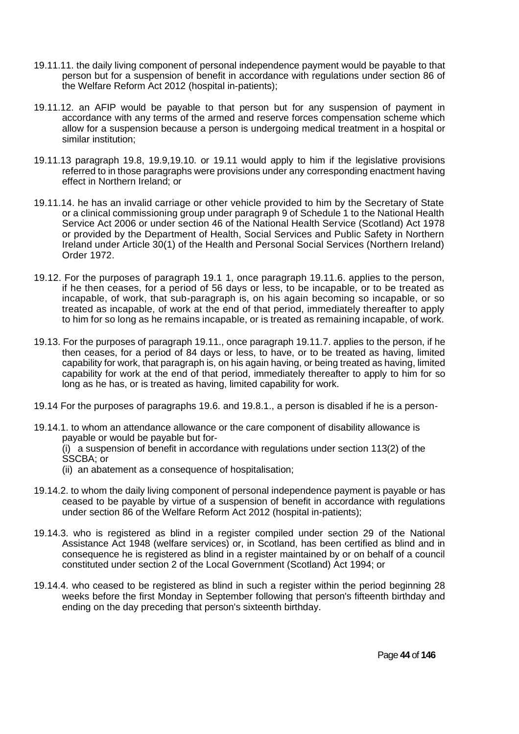19.11.11. the daily living component of personal independence payment would be payable to that person but for a suspension of benefit in accordance with regulations under section 86 of the Welfare Reform Act 2012 (hospital in-patients);

19.11.12. an AFIP would be payable to that person but for any suspension of payment in accordance with any terms of the armed and reserve forces compensation scheme which allow for a suspension because a person is undergoing medical treatment in a hospital or similar institution;

19.11.13 paragraph 19.8, 19.9,19.10. or 19.11 would apply to him if the legislative provisions referred to in those paragraphs were provisions under any corresponding enactment having effect in Northern Ireland; or

19.11.14. he has an invalid carriage or other vehicle provided to him by the Secretary of State or a clinical commissioning group under paragraph 9 of Schedule 1 to the National Health Service Act 2006 or under section 46 of the National Health Service (Scotland) Act 1978 or provided by the Department of Health, Social Services and Public Safety in Northern Ireland under Article 30(1) of the Health and Personal Social Services (Northern Ireland) Order 1972.

19.12. For the purposes of paragraph 19.1 1, once paragraph 19.11.6. applies to the person, if he then ceases, for a period of 56 days or less, to be incapable, or to be treated as incapable, of work, that sub-paragraph is, on his again becoming so incapable, or so treated as incapable, of work at the end of that period, immediately thereafter to apply to him for so long as he remains incapable, or is treated as remaining incapable, of work.

19.13. For the purposes of paragraph 19.11., once paragraph 19.11.7. applies to the person, if he then ceases, for a period of 84 days or less, to have, or to be treated as having, limited capability for work, that paragraph is, on his again having, or being treated as having, limited capability for work at the end of that period, immediately thereafter to apply to him for so long as he has, or is treated as having, limited capability for work.

19.14 For the purposes of paragraphs 19.6. and 19.8.1., a person is disabled if he is a person-

19.14.1. to whom an attendance allowance or the care component of disability allowance is payable or would be payable but for-
(i) a suspension of benefit in accordance with regulations under section 113(2) of the SSCBA; or
(ii) an abatement as a consequence of hospitalisation;

19.14.2. to whom the daily living component of personal independence payment is payable or has ceased to be payable by virtue of a suspension of benefit in accordance with regulations under section 86 of the Welfare Reform Act 2012 (hospital in-patients);

19.14.3. who is registered as blind in a register compiled under section 29 of the National Assistance Act 1948 (welfare services) or, in Scotland, has been certified as blind and in consequence he is registered as blind in a register maintained by or on behalf of a council constituted under section 2 of the Local Government (Scotland) Act 1994; or

19.14.4. who ceased to be registered as blind in such a register within the period beginning 28 weeks before the first Monday in September following that person's fifteenth birthday and ending on the day preceding that person's sixteenth birthday.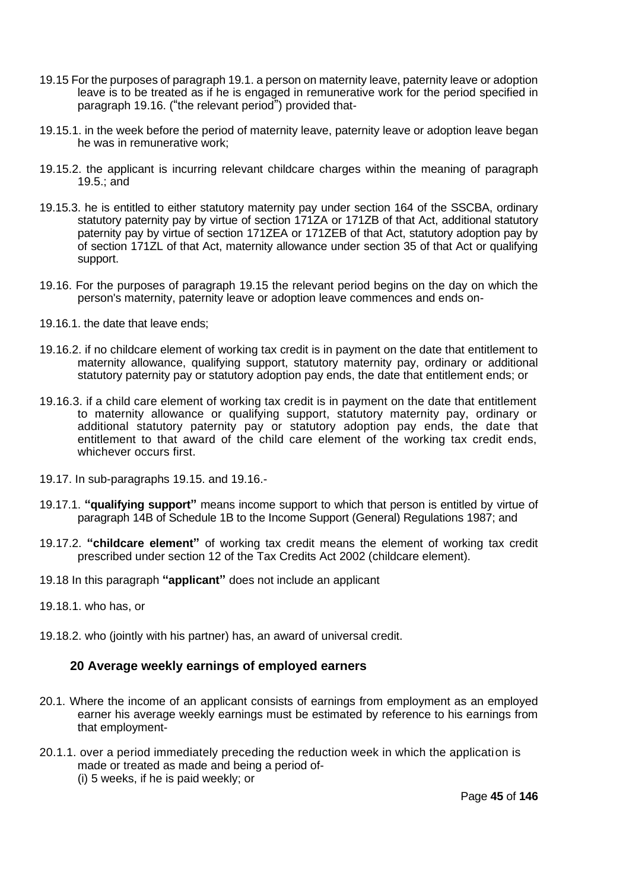19.15 For the purposes of paragraph 19.1. a person on maternity leave, paternity leave or adoption leave is to be treated as if he is engaged in remunerative work for the period specified in paragraph 19.16. ("the relevant period") provided that-

19.15.1. in the week before the period of maternity leave, paternity leave or adoption leave began he was in remunerative work;

19.15.2. the applicant is incurring relevant childcare charges within the meaning of paragraph 19.5.; and

19.15.3. he is entitled to either statutory maternity pay under section 164 of the SSCBA, ordinary statutory paternity pay by virtue of section 171ZA or 171ZB of that Act, additional statutory paternity pay by virtue of section 171ZEA or 171ZEB of that Act, statutory adoption pay by of section 171ZL of that Act, maternity allowance under section 35 of that Act or qualifying support.

19.16. For the purposes of paragraph 19.15 the relevant period begins on the day on which the person's maternity, paternity leave or adoption leave commences and ends on-

19.16.1. the date that leave ends;

19.16.2. if no childcare element of working tax credit is in payment on the date that entitlement to maternity allowance, qualifying support, statutory maternity pay, ordinary or additional statutory paternity pay or statutory adoption pay ends, the date that entitlement ends; or

19.16.3. if a child care element of working tax credit is in payment on the date that entitlement to maternity allowance or qualifying support, statutory maternity pay, ordinary or additional statutory paternity pay or statutory adoption pay ends, the date that entitlement to that award of the child care element of the working tax credit ends, whichever occurs first.

19.17. In sub-paragraphs 19.15. and 19.16.-

19.17.1. **"qualifying support"** means income support to which that person is entitled by virtue of paragraph 14B of Schedule 1B to the Income Support (General) Regulations 1987; and

19.17.2. **"childcare element"** of working tax credit means the element of working tax credit prescribed under section 12 of the Tax Credits Act 2002 (childcare element).

19.18 In this paragraph **"applicant"** does not include an applicant

19.18.1. who has, or

19.18.2. who (jointly with his partner) has, an award of universal credit.

## 20 Average weekly earnings of employed earners

20.1. Where the income of an applicant consists of earnings from employment as an employed earner his average weekly earnings must be estimated by reference to his earnings from that employment-

20.1.1. over a period immediately preceding the reduction week in which the application is made or treated as made and being a period of-
(i) 5 weeks, if he is paid weekly; or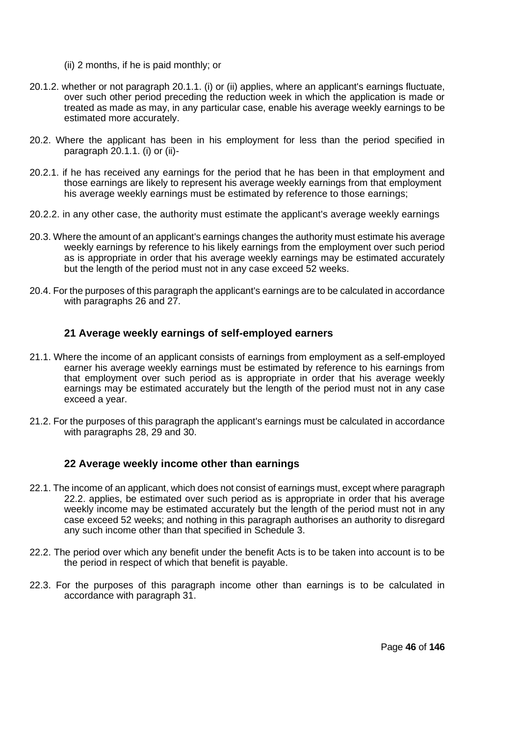(ii) 2 months, if he is paid monthly; or

20.1.2. whether or not paragraph 20.1.1. (i) or (ii) applies, where an applicant's earnings fluctuate, over such other period preceding the reduction week in which the application is made or treated as made as may, in any particular case, enable his average weekly earnings to be estimated more accurately.

20.2. Where the applicant has been in his employment for less than the period specified in paragraph 20.1.1. (i) or (ii)-

20.2.1. if he has received any earnings for the period that he has been in that employment and those earnings are likely to represent his average weekly earnings from that employment his average weekly earnings must be estimated by reference to those earnings;

20.2.2. in any other case, the authority must estimate the applicant's average weekly earnings

20.3. Where the amount of an applicant's earnings changes the authority must estimate his average weekly earnings by reference to his likely earnings from the employment over such period as is appropriate in order that his average weekly earnings may be estimated accurately but the length of the period must not in any case exceed 52 weeks.

20.4. For the purposes of this paragraph the applicant's earnings are to be calculated in accordance with paragraphs 26 and 27.

### 21 Average weekly earnings of self-employed earners

21.1. Where the income of an applicant consists of earnings from employment as a self-employed earner his average weekly earnings must be estimated by reference to his earnings from that employment over such period as is appropriate in order that his average weekly earnings may be estimated accurately but the length of the period must not in any case exceed a year.

21.2. For the purposes of this paragraph the applicant's earnings must be calculated in accordance with paragraphs 28, 29 and 30.

### 22 Average weekly income other than earnings

22.1. The income of an applicant, which does not consist of earnings must, except where paragraph 22.2. applies, be estimated over such period as is appropriate in order that his average weekly income may be estimated accurately but the length of the period must not in any case exceed 52 weeks; and nothing in this paragraph authorises an authority to disregard any such income other than that specified in Schedule 3.

22.2. The period over which any benefit under the benefit Acts is to be taken into account is to be the period in respect of which that benefit is payable.

22.3. For the purposes of this paragraph income other than earnings is to be calculated in accordance with paragraph 31.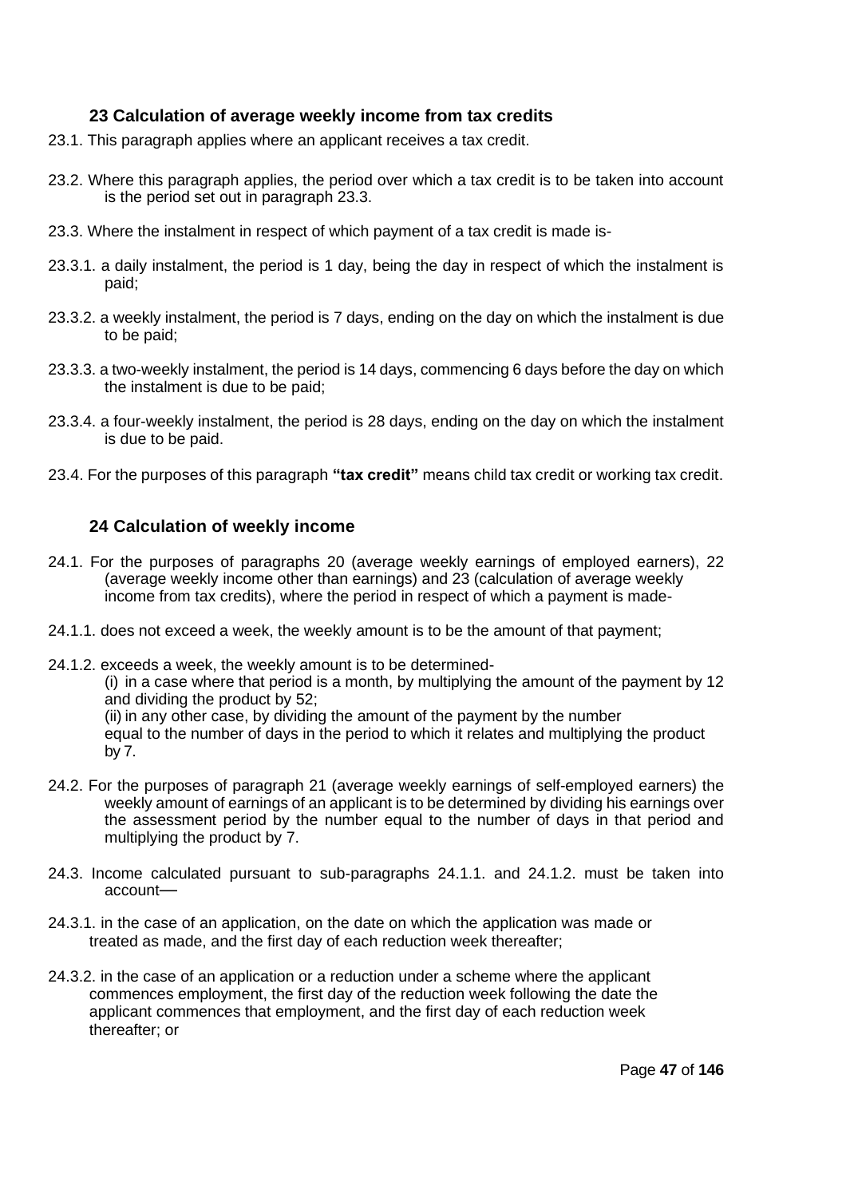### 23 Calculation of average weekly income from tax credits

23.1. This paragraph applies where an applicant receives a tax credit.

23.2. Where this paragraph applies, the period over which a tax credit is to be taken into account is the period set out in paragraph 23.3.

23.3. Where the instalment in respect of which payment of a tax credit is made is-

23.3.1. a daily instalment, the period is 1 day, being the day in respect of which the instalment is paid;

23.3.2. a weekly instalment, the period is 7 days, ending on the day on which the instalment is due to be paid;

23.3.3. a two-weekly instalment, the period is 14 days, commencing 6 days before the day on which the instalment is due to be paid;

23.3.4. a four-weekly instalment, the period is 28 days, ending on the day on which the instalment is due to be paid.

23.4. For the purposes of this paragraph **"tax credit"** means child tax credit or working tax credit.

### 24 Calculation of weekly income

24.1. For the purposes of paragraphs 20 (average weekly earnings of employed earners), 22 (average weekly income other than earnings) and 23 (calculation of average weekly income from tax credits), where the period in respect of which a payment is made-

24.1.1. does not exceed a week, the weekly amount is to be the amount of that payment;

24.1.2. exceeds a week, the weekly amount is to be determined-
(i) in a case where that period is a month, by multiplying the amount of the payment by 12 and dividing the product by 52;
(ii) in any other case, by dividing the amount of the payment by the number equal to the number of days in the period to which it relates and multiplying the product by 7.

24.2. For the purposes of paragraph 21 (average weekly earnings of self-employed earners) the weekly amount of earnings of an applicant is to be determined by dividing his earnings over the assessment period by the number equal to the number of days in that period and multiplying the product by 7.

24.3. Income calculated pursuant to sub-paragraphs 24.1.1. and 24.1.2. must be taken into account—

24.3.1. in the case of an application, on the date on which the application was made or treated as made, and the first day of each reduction week thereafter;

24.3.2. in the case of an application or a reduction under a scheme where the applicant commences employment, the first day of the reduction week following the date the applicant commences that employment, and the first day of each reduction week thereafter; or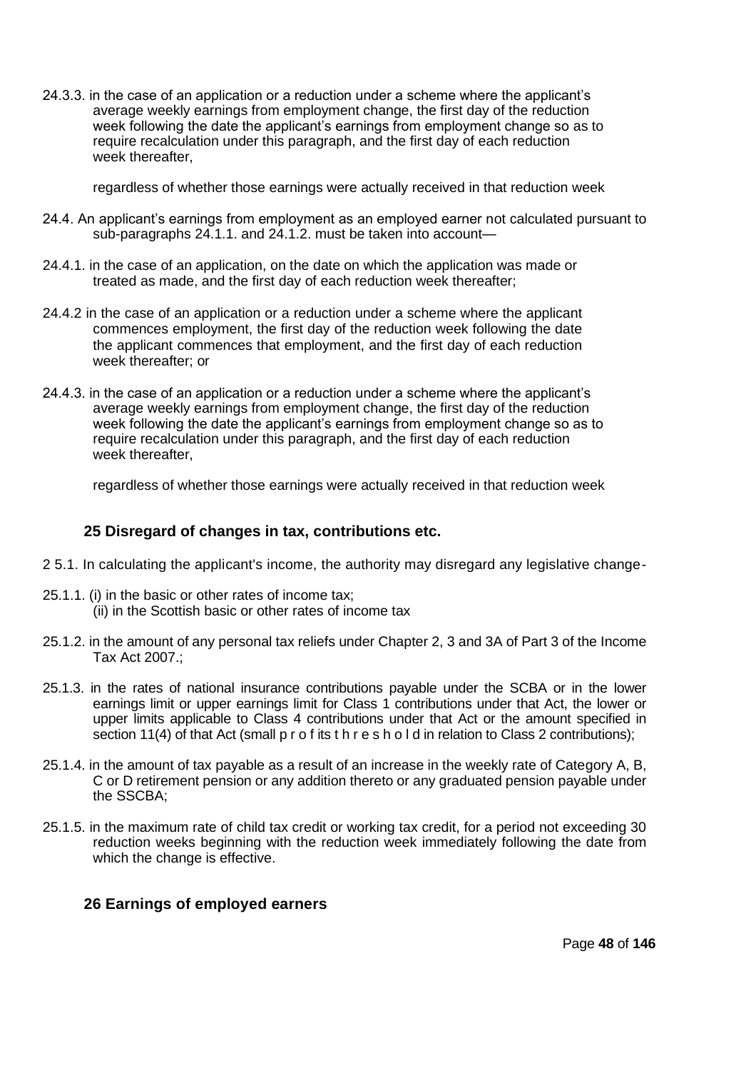24.3.3. in the case of an application or a reduction under a scheme where the applicant's average weekly earnings from employment change, the first day of the reduction week following the date the applicant's earnings from employment change so as to require recalculation under this paragraph, and the first day of each reduction week thereafter,

regardless of whether those earnings were actually received in that reduction week

24.4. An applicant's earnings from employment as an employed earner not calculated pursuant to sub-paragraphs 24.1.1. and 24.1.2. must be taken into account—

24.4.1. in the case of an application, on the date on which the application was made or treated as made, and the first day of each reduction week thereafter;

24.4.2 in the case of an application or a reduction under a scheme where the applicant commences employment, the first day of the reduction week following the date the applicant commences that employment, and the first day of each reduction week thereafter; or

24.4.3. in the case of an application or a reduction under a scheme where the applicant's average weekly earnings from employment change, the first day of the reduction week following the date the applicant's earnings from employment change so as to require recalculation under this paragraph, and the first day of each reduction week thereafter,

regardless of whether those earnings were actually received in that reduction week

### 25 Disregard of changes in tax, contributions etc.

2 5.1. In calculating the applicant's income, the authority may disregard any legislative change-

25.1.1. (i) in the basic or other rates of income tax;
(ii) in the Scottish basic or other rates of income tax

25.1.2. in the amount of any personal tax reliefs under Chapter 2, 3 and 3A of Part 3 of the Income Tax Act 2007.;

25.1.3. in the rates of national insurance contributions payable under the SCBA or in the lower earnings limit or upper earnings limit for Class 1 contributions under that Act, the lower or upper limits applicable to Class 4 contributions under that Act or the amount specified in section 11(4) of that Act (small p r o f its t h r e s h o l d in relation to Class 2 contributions);

25.1.4. in the amount of tax payable as a result of an increase in the weekly rate of Category A, B, C or D retirement pension or any addition thereto or any graduated pension payable under the SSCBA;

25.1.5. in the maximum rate of child tax credit or working tax credit, for a period not exceeding 30 reduction weeks beginning with the reduction week immediately following the date from which the change is effective.

### 26 Earnings of employed earners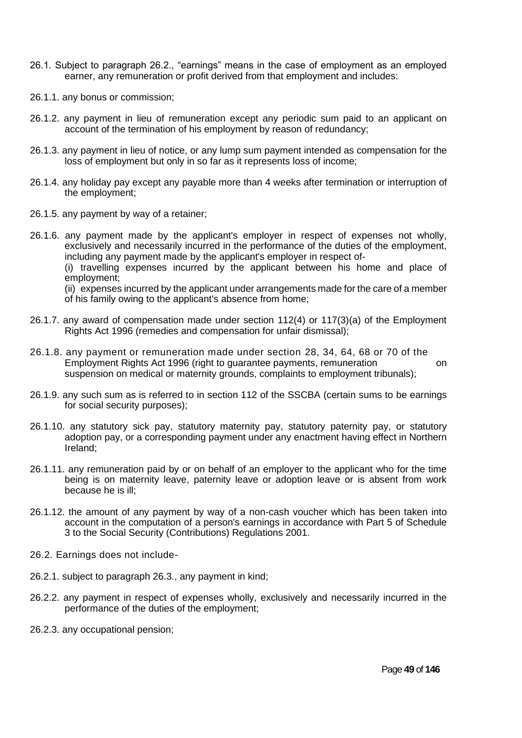26.1. Subject to paragraph 26.2., "earnings" means in the case of employment as an employed earner, any remuneration or profit derived from that employment and includes:

26.1.1. any bonus or commission;

26.1.2. any payment in lieu of remuneration except any periodic sum paid to an applicant on account of the termination of his employment by reason of redundancy;

26.1.3. any payment in lieu of notice, or any lump sum payment intended as compensation for the loss of employment but only in so far as it represents loss of income;

26.1.4. any holiday pay except any payable more than 4 weeks after termination or interruption of the employment;

26.1.5. any payment by way of a retainer;

26.1.6. any payment made by the applicant's employer in respect of expenses not wholly, exclusively and necessarily incurred in the performance of the duties of the employment, including any payment made by the applicant's employer in respect of-
(i) travelling expenses incurred by the applicant between his home and place of employment;
(ii) expenses incurred by the applicant under arrangements made for the care of a member of his family owing to the applicant's absence from home;

26.1.7. any award of compensation made under section 112(4) or 117(3)(a) of the Employment Rights Act 1996 (remedies and compensation for unfair dismissal);

26.1.8. any payment or remuneration made under section 28, 34, 64, 68 or 70 of the Employment Rights Act 1996 (right to guarantee payments, remuneration on suspension on medical or maternity grounds, complaints to employment tribunals);

26.1.9. any such sum as is referred to in section 112 of the SSCBA (certain sums to be earnings for social security purposes);

26.1.10. any statutory sick pay, statutory maternity pay, statutory paternity pay, or statutory adoption pay, or a corresponding payment under any enactment having effect in Northern Ireland;

26.1.11. any remuneration paid by or on behalf of an employer to the applicant who for the time being is on maternity leave, paternity leave or adoption leave or is absent from work because he is ill;

26.1.12. the amount of any payment by way of a non-cash voucher which has been taken into account in the computation of a person's earnings in accordance with Part 5 of Schedule 3 to the Social Security (Contributions) Regulations 2001.

26.2. Earnings does not include-

26.2.1. subject to paragraph 26.3., any payment in kind;

26.2.2. any payment in respect of expenses wholly, exclusively and necessarily incurred in the performance of the duties of the employment;

26.2.3. any occupational pension;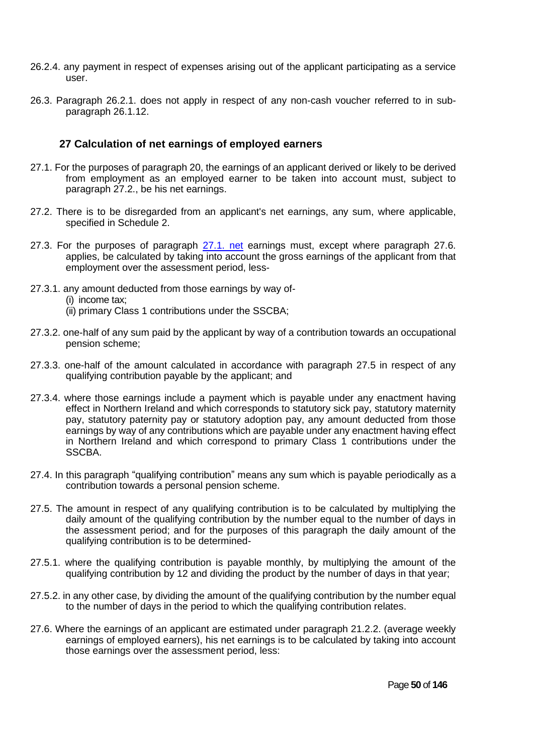26.2.4. any payment in respect of expenses arising out of the applicant participating as a service user.

26.3. Paragraph 26.2.1. does not apply in respect of any non-cash voucher referred to in sub-paragraph 26.1.12.

### 27 Calculation of net earnings of employed earners

27.1. For the purposes of paragraph 20, the earnings of an applicant derived or likely to be derived from employment as an employed earner to be taken into account must, subject to paragraph 27.2., be his net earnings.

27.2. There is to be disregarded from an applicant's net earnings, any sum, where applicable, specified in Schedule 2.

27.3. For the purposes of paragraph 27.1. net earnings must, except where paragraph 27.6. applies, be calculated by taking into account the gross earnings of the applicant from that employment over the assessment period, less-

27.3.1. any amount deducted from those earnings by way of-
(i) income tax;
(ii) primary Class 1 contributions under the SSCBA;

27.3.2. one-half of any sum paid by the applicant by way of a contribution towards an occupational pension scheme;

27.3.3. one-half of the amount calculated in accordance with paragraph 27.5 in respect of any qualifying contribution payable by the applicant; and

27.3.4. where those earnings include a payment which is payable under any enactment having effect in Northern Ireland and which corresponds to statutory sick pay, statutory maternity pay, statutory paternity pay or statutory adoption pay, any amount deducted from those earnings by way of any contributions which are payable under any enactment having effect in Northern Ireland and which correspond to primary Class 1 contributions under the SSCBA.

27.4. In this paragraph "qualifying contribution" means any sum which is payable periodically as a contribution towards a personal pension scheme.

27.5. The amount in respect of any qualifying contribution is to be calculated by multiplying the daily amount of the qualifying contribution by the number equal to the number of days in the assessment period; and for the purposes of this paragraph the daily amount of the qualifying contribution is to be determined-

27.5.1. where the qualifying contribution is payable monthly, by multiplying the amount of the qualifying contribution by 12 and dividing the product by the number of days in that year;

27.5.2. in any other case, by dividing the amount of the qualifying contribution by the number equal to the number of days in the period to which the qualifying contribution relates.

27.6. Where the earnings of an applicant are estimated under paragraph 21.2.2. (average weekly earnings of employed earners), his net earnings is to be calculated by taking into account those earnings over the assessment period, less: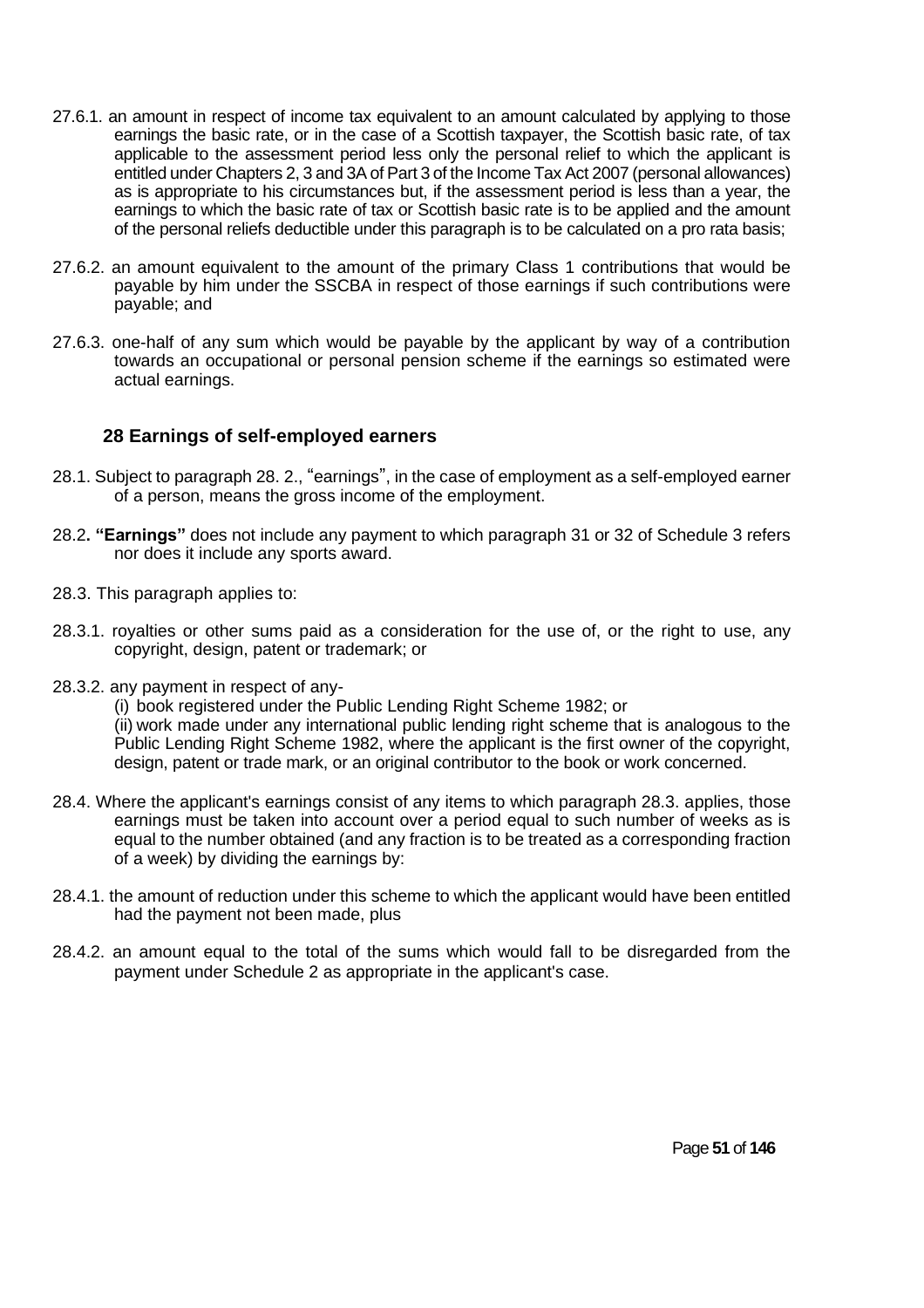27.6.1. an amount in respect of income tax equivalent to an amount calculated by applying to those earnings the basic rate, or in the case of a Scottish taxpayer, the Scottish basic rate, of tax applicable to the assessment period less only the personal relief to which the applicant is entitled under Chapters 2, 3 and 3A of Part 3 of the Income Tax Act 2007 (personal allowances) as is appropriate to his circumstances but, if the assessment period is less than a year, the earnings to which the basic rate of tax or Scottish basic rate is to be applied and the amount of the personal reliefs deductible under this paragraph is to be calculated on a pro rata basis;

27.6.2. an amount equivalent to the amount of the primary Class 1 contributions that would be payable by him under the SSCBA in respect of those earnings if such contributions were payable; and

27.6.3. one-half of any sum which would be payable by the applicant by way of a contribution towards an occupational or personal pension scheme if the earnings so estimated were actual earnings.

### 28 Earnings of self-employed earners

28.1. Subject to paragraph 28. 2., "earnings", in the case of employment as a self-employed earner of a person, means the gross income of the employment.

28.2**. "Earnings"** does not include any payment to which paragraph 31 or 32 of Schedule 3 refers nor does it include any sports award.

28.3. This paragraph applies to:

28.3.1. royalties or other sums paid as a consideration for the use of, or the right to use, any copyright, design, patent or trademark; or

28.3.2. any payment in respect of any-

(i) book registered under the Public Lending Right Scheme 1982; or

(ii) work made under any international public lending right scheme that is analogous to the Public Lending Right Scheme 1982, where the applicant is the first owner of the copyright, design, patent or trade mark, or an original contributor to the book or work concerned.

28.4. Where the applicant's earnings consist of any items to which paragraph 28.3. applies, those earnings must be taken into account over a period equal to such number of weeks as is equal to the number obtained (and any fraction is to be treated as a corresponding fraction of a week) by dividing the earnings by:

28.4.1. the amount of reduction under this scheme to which the applicant would have been entitled had the payment not been made, plus

28.4.2. an amount equal to the total of the sums which would fall to be disregarded from the payment under Schedule 2 as appropriate in the applicant's case.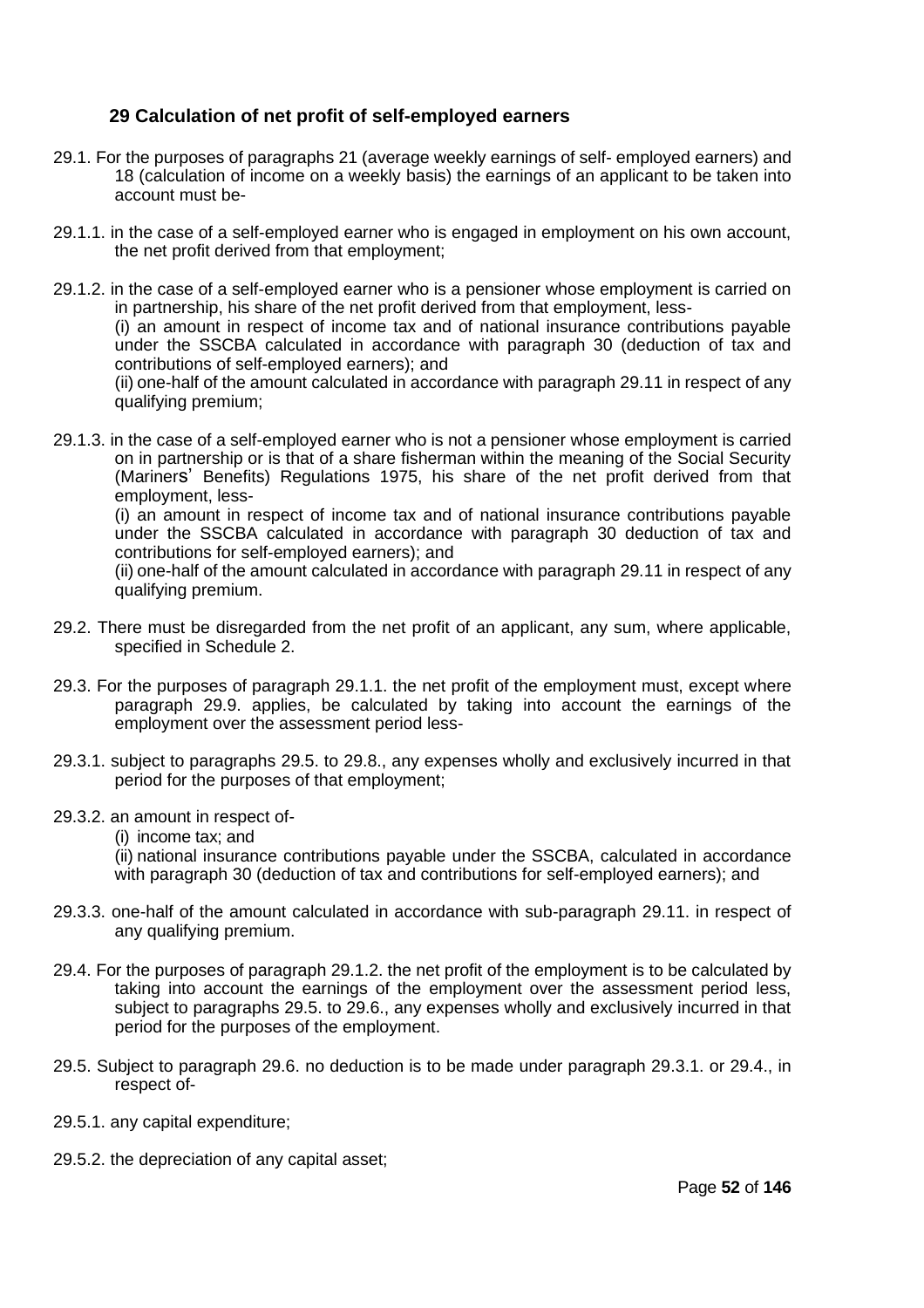## 29 Calculation of net profit of self-employed earners

29.1. For the purposes of paragraphs 21 (average weekly earnings of self- employed earners) and 18 (calculation of income on a weekly basis) the earnings of an applicant to be taken into account must be-

29.1.1. in the case of a self-employed earner who is engaged in employment on his own account, the net profit derived from that employment;

29.1.2. in the case of a self-employed earner who is a pensioner whose employment is carried on in partnership, his share of the net profit derived from that employment, less-
(i) an amount in respect of income tax and of national insurance contributions payable under the SSCBA calculated in accordance with paragraph 30 (deduction of tax and contributions of self-employed earners); and
(ii) one-half of the amount calculated in accordance with paragraph 29.11 in respect of any qualifying premium;

29.1.3. in the case of a self-employed earner who is not a pensioner whose employment is carried on in partnership or is that of a share fisherman within the meaning of the Social Security (Mariners' Benefits) Regulations 1975, his share of the net profit derived from that employment, less-
(i) an amount in respect of income tax and of national insurance contributions payable under the SSCBA calculated in accordance with paragraph 30 deduction of tax and contributions for self-employed earners); and
(ii) one-half of the amount calculated in accordance with paragraph 29.11 in respect of any qualifying premium.

29.2. There must be disregarded from the net profit of an applicant, any sum, where applicable, specified in Schedule 2.

29.3. For the purposes of paragraph 29.1.1. the net profit of the employment must, except where paragraph 29.9. applies, be calculated by taking into account the earnings of the employment over the assessment period less-

29.3.1. subject to paragraphs 29.5. to 29.8., any expenses wholly and exclusively incurred in that period for the purposes of that employment;

29.3.2. an amount in respect of-
(i) income tax; and
(ii) national insurance contributions payable under the SSCBA, calculated in accordance with paragraph 30 (deduction of tax and contributions for self-employed earners); and

29.3.3. one-half of the amount calculated in accordance with sub-paragraph 29.11. in respect of any qualifying premium.

29.4. For the purposes of paragraph 29.1.2. the net profit of the employment is to be calculated by taking into account the earnings of the employment over the assessment period less, subject to paragraphs 29.5. to 29.6., any expenses wholly and exclusively incurred in that period for the purposes of the employment.

29.5. Subject to paragraph 29.6. no deduction is to be made under paragraph 29.3.1. or 29.4., in respect of-

29.5.1. any capital expenditure;

29.5.2. the depreciation of any capital asset;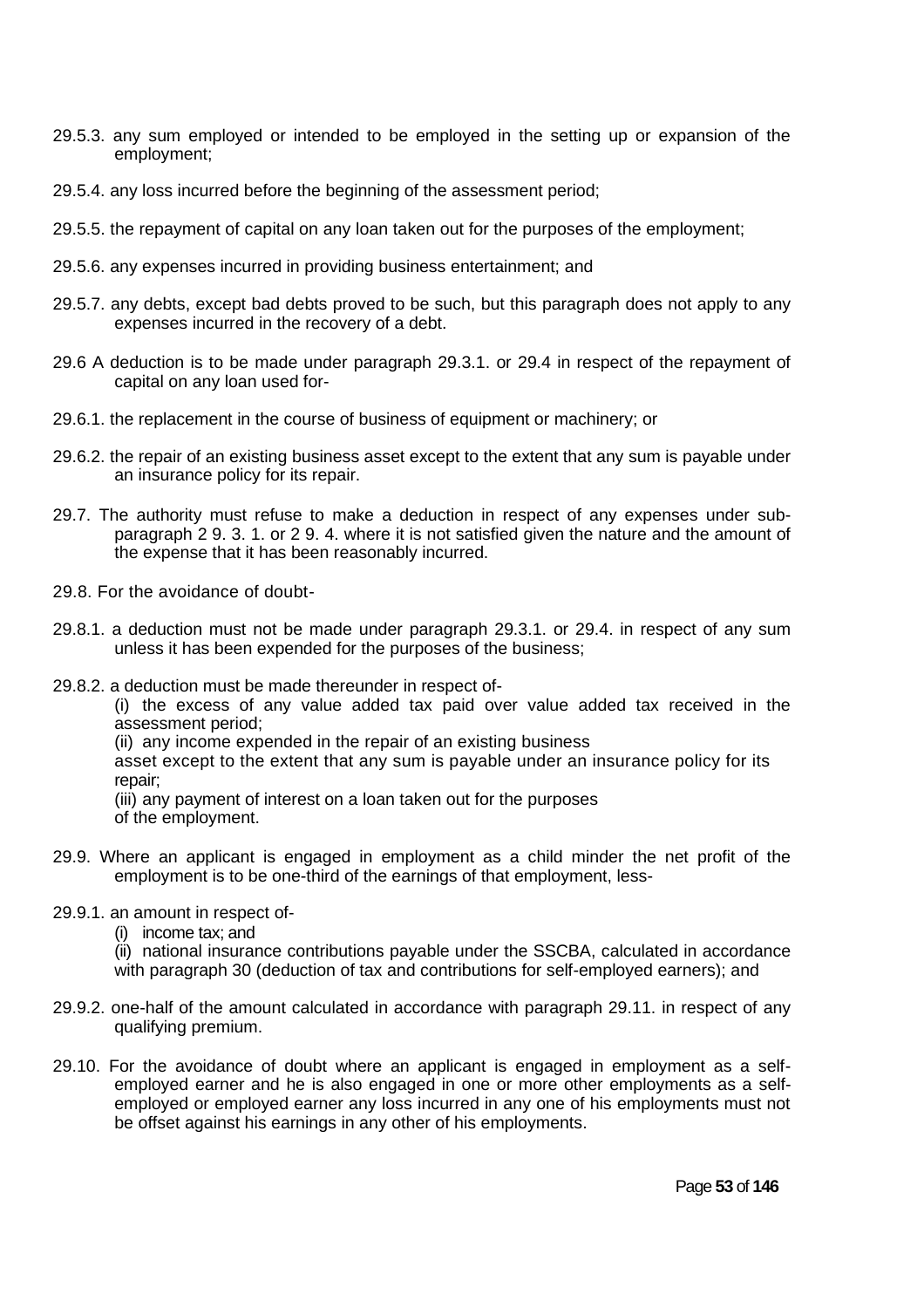29.5.3. any sum employed or intended to be employed in the setting up or expansion of the employment;

29.5.4. any loss incurred before the beginning of the assessment period;

29.5.5. the repayment of capital on any loan taken out for the purposes of the employment;

29.5.6. any expenses incurred in providing business entertainment; and

29.5.7. any debts, except bad debts proved to be such, but this paragraph does not apply to any expenses incurred in the recovery of a debt.

29.6 A deduction is to be made under paragraph 29.3.1. or 29.4 in respect of the repayment of capital on any loan used for-

29.6.1. the replacement in the course of business of equipment or machinery; or

29.6.2. the repair of an existing business asset except to the extent that any sum is payable under an insurance policy for its repair.

29.7. The authority must refuse to make a deduction in respect of any expenses under sub-paragraph 2 9. 3. 1. or 2 9. 4. where it is not satisfied given the nature and the amount of the expense that it has been reasonably incurred.

29.8. For the avoidance of doubt-

29.8.1. a deduction must not be made under paragraph 29.3.1. or 29.4. in respect of any sum unless it has been expended for the purposes of the business;

29.8.2. a deduction must be made thereunder in respect of-

(i) the excess of any value added tax paid over value added tax received in the assessment period;

(ii) any income expended in the repair of an existing business asset except to the extent that any sum is payable under an insurance policy for its repair;

(iii) any payment of interest on a loan taken out for the purposes of the employment.

29.9. Where an applicant is engaged in employment as a child minder the net profit of the employment is to be one-third of the earnings of that employment, less-

29.9.1. an amount in respect of-

(i) income tax; and

(ii) national insurance contributions payable under the SSCBA, calculated in accordance with paragraph 30 (deduction of tax and contributions for self-employed earners); and

29.9.2. one-half of the amount calculated in accordance with paragraph 29.11. in respect of any qualifying premium.

29.10. For the avoidance of doubt where an applicant is engaged in employment as a self-employed earner and he is also engaged in one or more other employments as a self-employed or employed earner any loss incurred in any one of his employments must not be offset against his earnings in any other of his employments.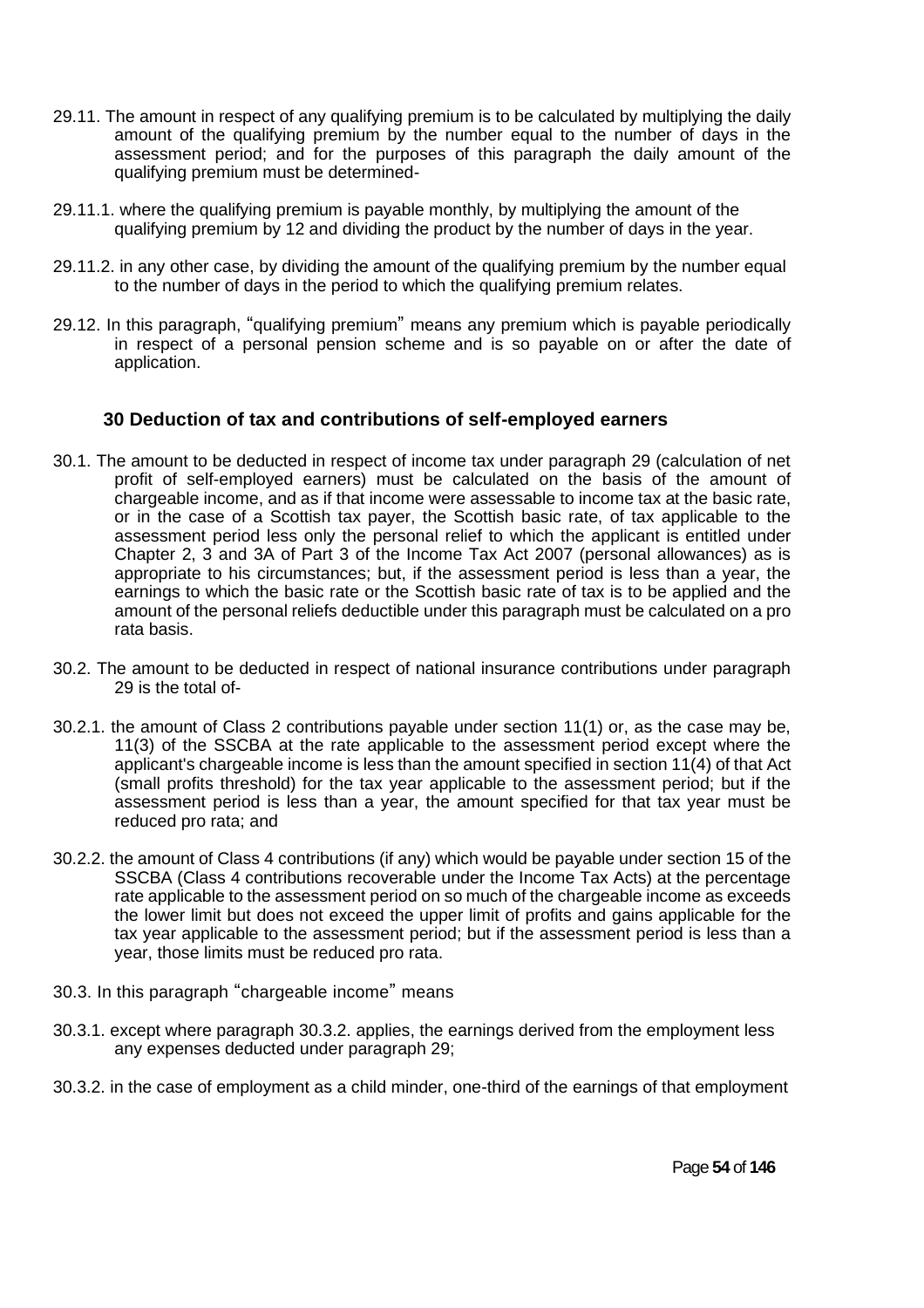29.11. The amount in respect of any qualifying premium is to be calculated by multiplying the daily amount of the qualifying premium by the number equal to the number of days in the assessment period; and for the purposes of this paragraph the daily amount of the qualifying premium must be determined-

29.11.1. where the qualifying premium is payable monthly, by multiplying the amount of the qualifying premium by 12 and dividing the product by the number of days in the year.

29.11.2. in any other case, by dividing the amount of the qualifying premium by the number equal to the number of days in the period to which the qualifying premium relates.

29.12. In this paragraph, "qualifying premium" means any premium which is payable periodically in respect of a personal pension scheme and is so payable on or after the date of application.

### 30 Deduction of tax and contributions of self-employed earners

30.1. The amount to be deducted in respect of income tax under paragraph 29 (calculation of net profit of self-employed earners) must be calculated on the basis of the amount of chargeable income, and as if that income were assessable to income tax at the basic rate, or in the case of a Scottish tax payer, the Scottish basic rate, of tax applicable to the assessment period less only the personal relief to which the applicant is entitled under Chapter 2, 3 and 3A of Part 3 of the Income Tax Act 2007 (personal allowances) as is appropriate to his circumstances; but, if the assessment period is less than a year, the earnings to which the basic rate or the Scottish basic rate of tax is to be applied and the amount of the personal reliefs deductible under this paragraph must be calculated on a pro rata basis.

30.2. The amount to be deducted in respect of national insurance contributions under paragraph 29 is the total of-

30.2.1. the amount of Class 2 contributions payable under section 11(1) or, as the case may be, 11(3) of the SSCBA at the rate applicable to the assessment period except where the applicant's chargeable income is less than the amount specified in section 11(4) of that Act (small profits threshold) for the tax year applicable to the assessment period; but if the assessment period is less than a year, the amount specified for that tax year must be reduced pro rata; and

30.2.2. the amount of Class 4 contributions (if any) which would be payable under section 15 of the SSCBA (Class 4 contributions recoverable under the Income Tax Acts) at the percentage rate applicable to the assessment period on so much of the chargeable income as exceeds the lower limit but does not exceed the upper limit of profits and gains applicable for the tax year applicable to the assessment period; but if the assessment period is less than a year, those limits must be reduced pro rata.

30.3. In this paragraph "chargeable income" means

30.3.1. except where paragraph 30.3.2. applies, the earnings derived from the employment less any expenses deducted under paragraph 29;

30.3.2. in the case of employment as a child minder, one-third of the earnings of that employment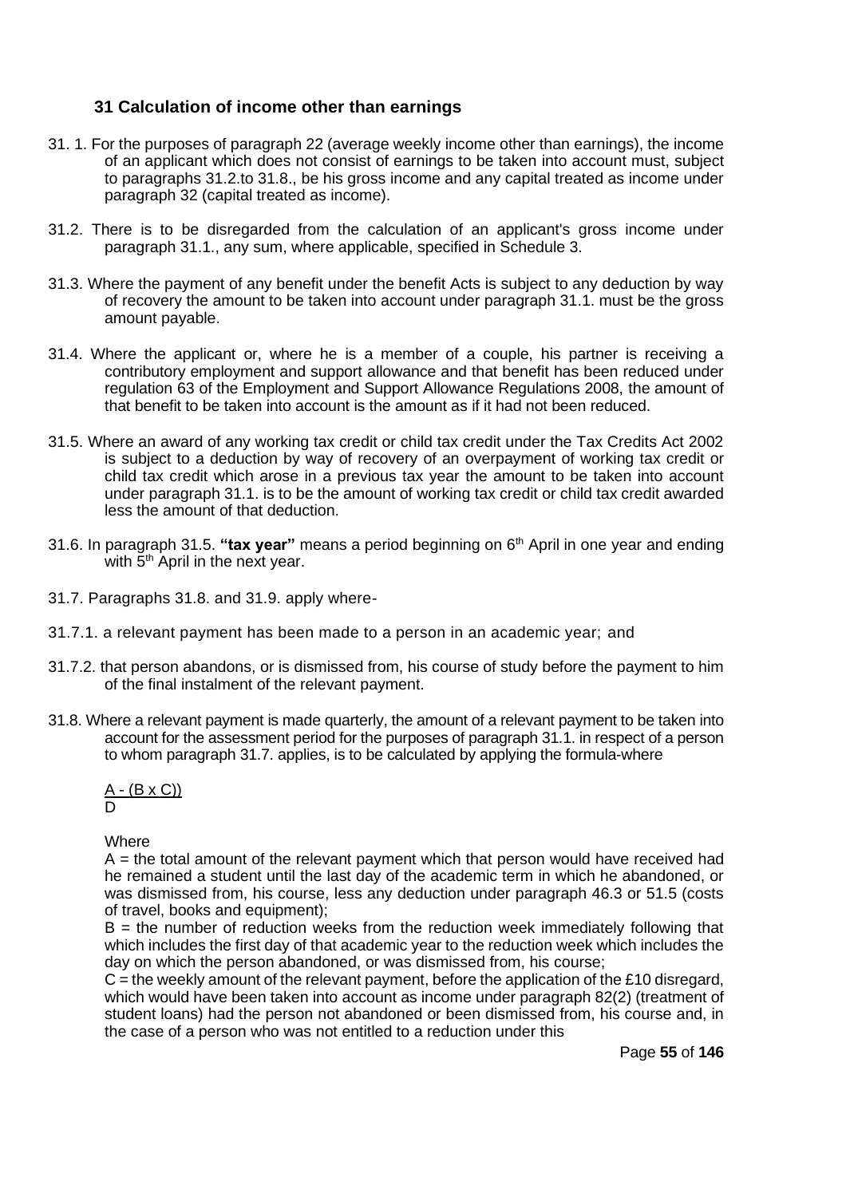## 31 Calculation of income other than earnings

31. 1. For the purposes of paragraph 22 (average weekly income other than earnings), the income of an applicant which does not consist of earnings to be taken into account must, subject to paragraphs 31.2.to 31.8., be his gross income and any capital treated as income under paragraph 32 (capital treated as income).

31.2. There is to be disregarded from the calculation of an applicant's gross income under paragraph 31.1., any sum, where applicable, specified in Schedule 3.

31.3. Where the payment of any benefit under the benefit Acts is subject to any deduction by way of recovery the amount to be taken into account under paragraph 31.1. must be the gross amount payable.

31.4. Where the applicant or, where he is a member of a couple, his partner is receiving a contributory employment and support allowance and that benefit has been reduced under regulation 63 of the Employment and Support Allowance Regulations 2008, the amount of that benefit to be taken into account is the amount as if it had not been reduced.

31.5. Where an award of any working tax credit or child tax credit under the Tax Credits Act 2002 is subject to a deduction by way of recovery of an overpayment of working tax credit or child tax credit which arose in a previous tax year the amount to be taken into account under paragraph 31.1. is to be the amount of working tax credit or child tax credit awarded less the amount of that deduction.

31.6. In paragraph 31.5. **"tax year"** means a period beginning on 6th April in one year and ending with 5th April in the next year.

31.7. Paragraphs 31.8. and 31.9. apply where-

31.7.1. a relevant payment has been made to a person in an academic year; and

31.7.2. that person abandons, or is dismissed from, his course of study before the payment to him of the final instalment of the relevant payment.

31.8. Where a relevant payment is made quarterly, the amount of a relevant payment to be taken into account for the assessment period for the purposes of paragraph 31.1. in respect of a person to whom paragraph 31.7. applies, is to be calculated by applying the formula-where

$$\frac{A - (B \times C))}{D}$$

Where

A = the total amount of the relevant payment which that person would have received had he remained a student until the last day of the academic term in which he abandoned, or was dismissed from, his course, less any deduction under paragraph 46.3 or 51.5 (costs of travel, books and equipment);

B = the number of reduction weeks from the reduction week immediately following that which includes the first day of that academic year to the reduction week which includes the day on which the person abandoned, or was dismissed from, his course;

C = the weekly amount of the relevant payment, before the application of the £10 disregard, which would have been taken into account as income under paragraph 82(2) (treatment of student loans) had the person not abandoned or been dismissed from, his course and, in the case of a person who was not entitled to a reduction under this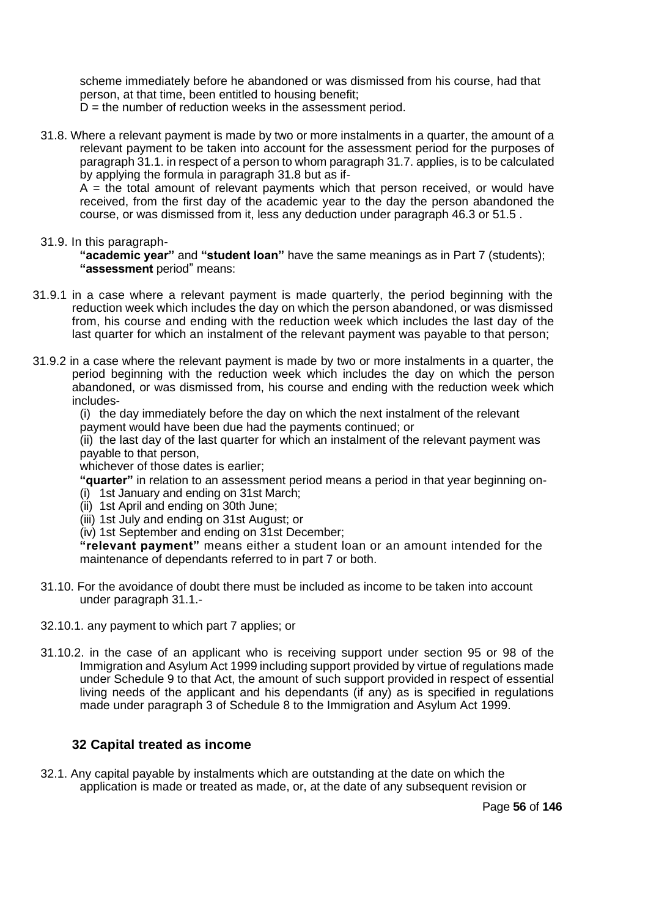scheme immediately before he abandoned or was dismissed from his course, had that person, at that time, been entitled to housing benefit;

D = the number of reduction weeks in the assessment period.

31.8. Where a relevant payment is made by two or more instalments in a quarter, the amount of a relevant payment to be taken into account for the assessment period for the purposes of paragraph 31.1. in respect of a person to whom paragraph 31.7. applies, is to be calculated by applying the formula in paragraph 31.8 but as if-

A = the total amount of relevant payments which that person received, or would have received, from the first day of the academic year to the day the person abandoned the course, or was dismissed from it, less any deduction under paragraph 46.3 or 51.5 .

31.9. In this paragraph-

**"academic year"** and **"student loan"** have the same meanings as in Part 7 (students);

**"assessment** period" means:

31.9.1 in a case where a relevant payment is made quarterly, the period beginning with the reduction week which includes the day on which the person abandoned, or was dismissed from, his course and ending with the reduction week which includes the last day of the last quarter for which an instalment of the relevant payment was payable to that person;

31.9.2 in a case where the relevant payment is made by two or more instalments in a quarter, the period beginning with the reduction week which includes the day on which the person abandoned, or was dismissed from, his course and ending with the reduction week which includes-

(i) the day immediately before the day on which the next instalment of the relevant payment would have been due had the payments continued; or

(ii) the last day of the last quarter for which an instalment of the relevant payment was payable to that person,

whichever of those dates is earlier;

**"quarter"** in relation to an assessment period means a period in that year beginning on-

(i) 1st January and ending on 31st March;

(ii) 1st April and ending on 30th June;

(iii) 1st July and ending on 31st August; or

(iv) 1st September and ending on 31st December;

**"relevant payment"** means either a student loan or an amount intended for the maintenance of dependants referred to in part 7 or both.

31.10. For the avoidance of doubt there must be included as income to be taken into account under paragraph 31.1.-

32.10.1. any payment to which part 7 applies; or

31.10.2. in the case of an applicant who is receiving support under section 95 or 98 of the Immigration and Asylum Act 1999 including support provided by virtue of regulations made under Schedule 9 to that Act, the amount of such support provided in respect of essential living needs of the applicant and his dependants (if any) as is specified in regulations made under paragraph 3 of Schedule 8 to the Immigration and Asylum Act 1999.

## 32 Capital treated as income

32.1. Any capital payable by instalments which are outstanding at the date on which the application is made or treated as made, or, at the date of any subsequent revision or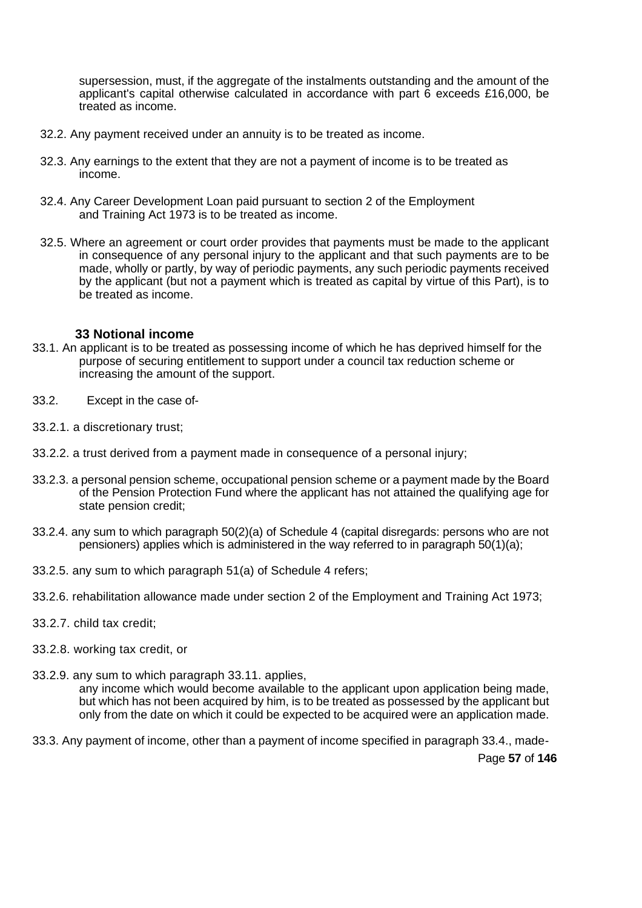supersession, must, if the aggregate of the instalments outstanding and the amount of the applicant's capital otherwise calculated in accordance with part 6 exceeds £16,000, be treated as income.

32.2. Any payment received under an annuity is to be treated as income.

32.3. Any earnings to the extent that they are not a payment of income is to be treated as income.

32.4. Any Career Development Loan paid pursuant to section 2 of the Employment and Training Act 1973 is to be treated as income.

32.5. Where an agreement or court order provides that payments must be made to the applicant in consequence of any personal injury to the applicant and that such payments are to be made, wholly or partly, by way of periodic payments, any such periodic payments received by the applicant (but not a payment which is treated as capital by virtue of this Part), is to be treated as income.

### 33 Notional income

33.1. An applicant is to be treated as possessing income of which he has deprived himself for the purpose of securing entitlement to support under a council tax reduction scheme or increasing the amount of the support.

33.2. Except in the case of-

33.2.1. a discretionary trust;

33.2.2. a trust derived from a payment made in consequence of a personal injury;

33.2.3. a personal pension scheme, occupational pension scheme or a payment made by the Board of the Pension Protection Fund where the applicant has not attained the qualifying age for state pension credit;

33.2.4. any sum to which paragraph 50(2)(a) of Schedule 4 (capital disregards: persons who are not pensioners) applies which is administered in the way referred to in paragraph 50(1)(a);

33.2.5. any sum to which paragraph 51(a) of Schedule 4 refers;

33.2.6. rehabilitation allowance made under section 2 of the Employment and Training Act 1973;

33.2.7. child tax credit;

33.2.8. working tax credit, or

33.2.9. any sum to which paragraph 33.11. applies,

any income which would become available to the applicant upon application being made, but which has not been acquired by him, is to be treated as possessed by the applicant but only from the date on which it could be expected to be acquired were an application made.

33.3. Any payment of income, other than a payment of income specified in paragraph 33.4., made-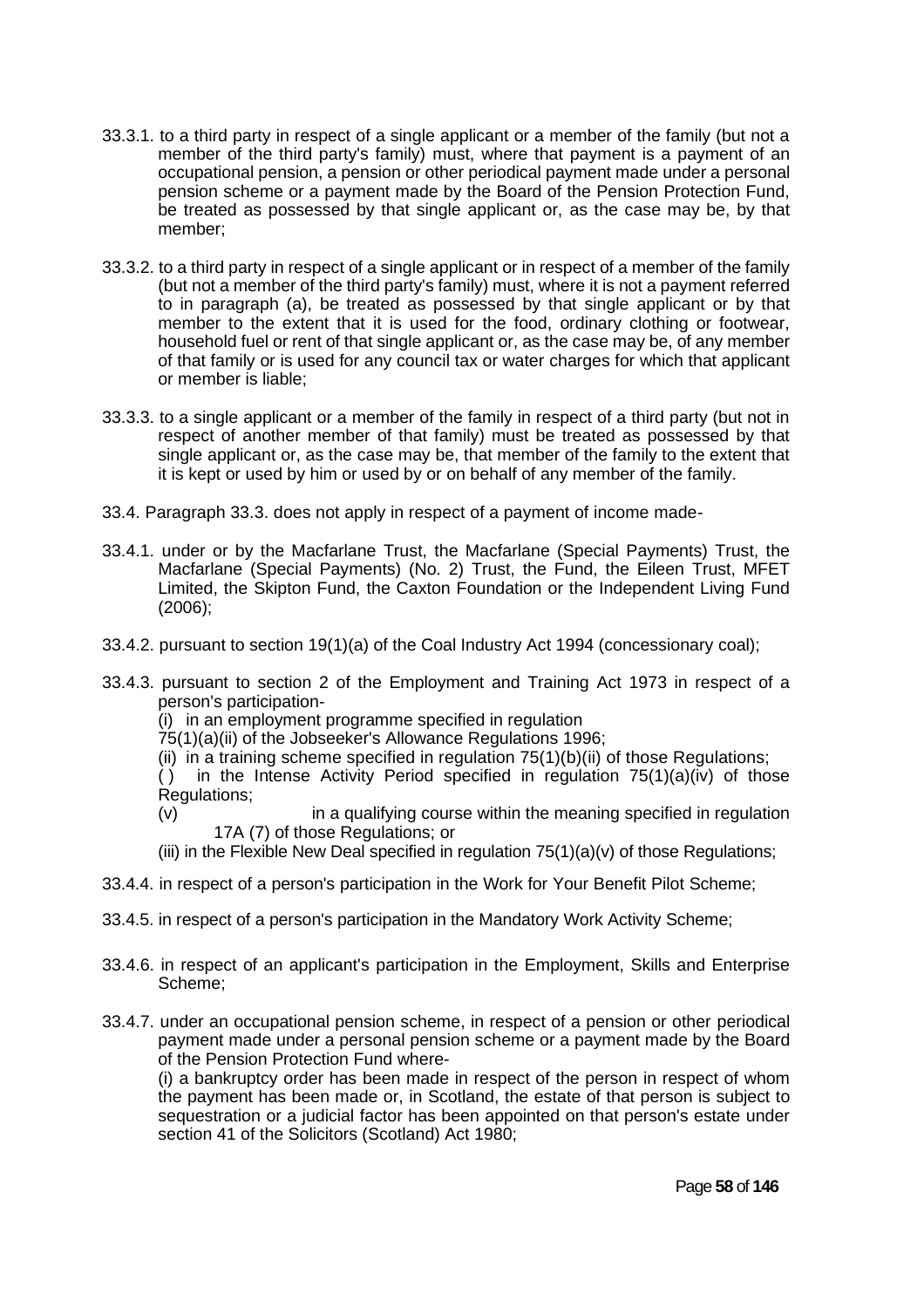33.3.1. to a third party in respect of a single applicant or a member of the family (but not a member of the third party's family) must, where that payment is a payment of an occupational pension, a pension or other periodical payment made under a personal pension scheme or a payment made by the Board of the Pension Protection Fund, be treated as possessed by that single applicant or, as the case may be, by that member;

33.3.2. to a third party in respect of a single applicant or in respect of a member of the family (but not a member of the third party's family) must, where it is not a payment referred to in paragraph (a), be treated as possessed by that single applicant or by that member to the extent that it is used for the food, ordinary clothing or footwear, household fuel or rent of that single applicant or, as the case may be, of any member of that family or is used for any council tax or water charges for which that applicant or member is liable;

33.3.3. to a single applicant or a member of the family in respect of a third party (but not in respect of another member of that family) must be treated as possessed by that single applicant or, as the case may be, that member of the family to the extent that it is kept or used by him or used by or on behalf of any member of the family.

33.4. Paragraph 33.3. does not apply in respect of a payment of income made-

33.4.1. under or by the Macfarlane Trust, the Macfarlane (Special Payments) Trust, the Macfarlane (Special Payments) (No. 2) Trust, the Fund, the Eileen Trust, MFET Limited, the Skipton Fund, the Caxton Foundation or the Independent Living Fund (2006);

33.4.2. pursuant to section 19(1)(a) of the Coal Industry Act 1994 (concessionary coal);

33.4.3. pursuant to section 2 of the Employment and Training Act 1973 in respect of a person's participation-

(i) in an employment programme specified in regulation 75(1)(a)(ii) of the Jobseeker's Allowance Regulations 1996;

(ii) in a training scheme specified in regulation 75(1)(b)(ii) of those Regulations;

( ) in the Intense Activity Period specified in regulation 75(1)(a)(iv) of those Regulations;

(v) in a qualifying course within the meaning specified in regulation 17A (7) of those Regulations; or

(iii) in the Flexible New Deal specified in regulation 75(1)(a)(v) of those Regulations;

33.4.4. in respect of a person's participation in the Work for Your Benefit Pilot Scheme;

33.4.5. in respect of a person's participation in the Mandatory Work Activity Scheme;

33.4.6. in respect of an applicant's participation in the Employment, Skills and Enterprise Scheme;

33.4.7. under an occupational pension scheme, in respect of a pension or other periodical payment made under a personal pension scheme or a payment made by the Board of the Pension Protection Fund where-

(i) a bankruptcy order has been made in respect of the person in respect of whom the payment has been made or, in Scotland, the estate of that person is subject to sequestration or a judicial factor has been appointed on that person's estate under section 41 of the Solicitors (Scotland) Act 1980;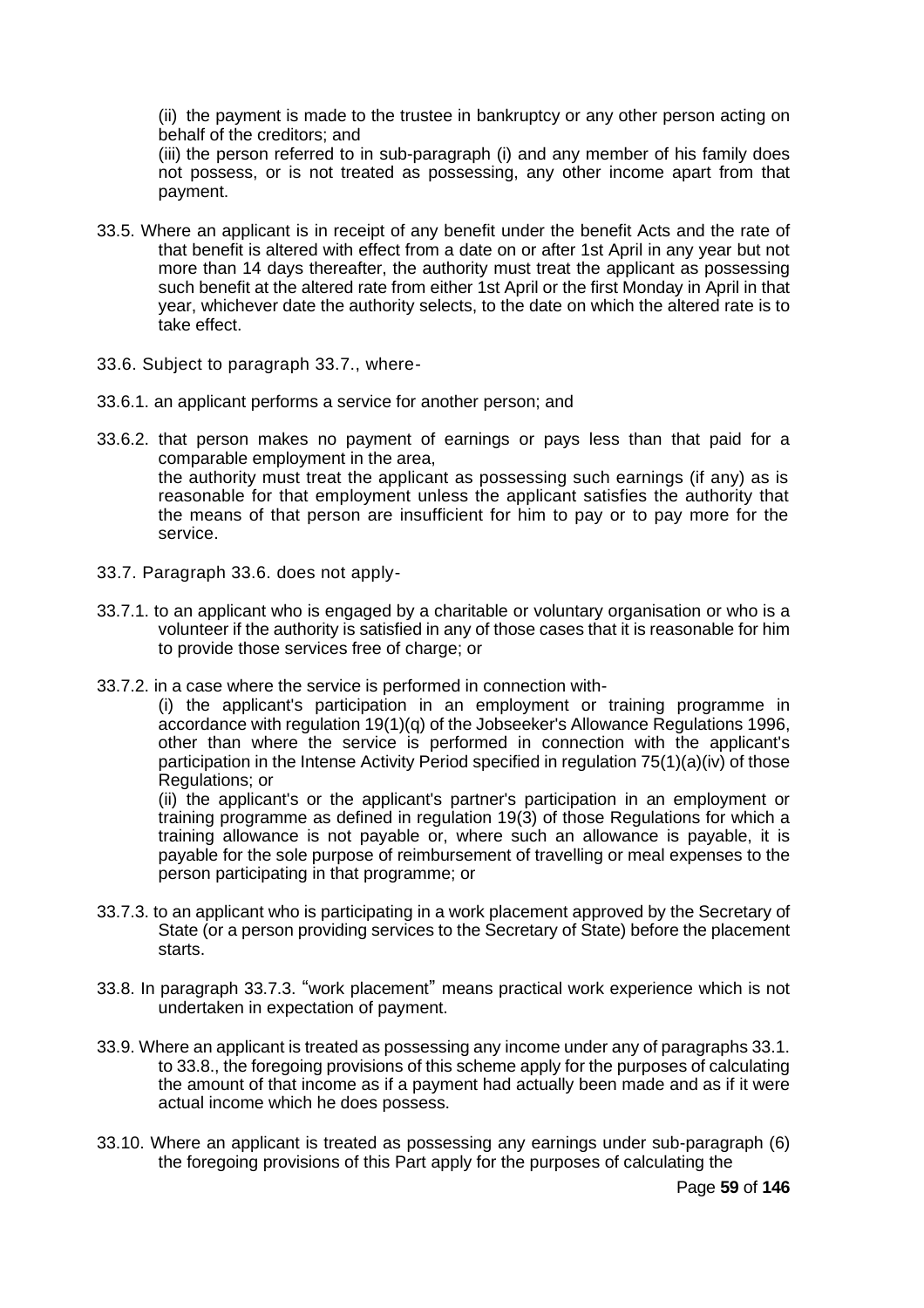(ii) the payment is made to the trustee in bankruptcy or any other person acting on behalf of the creditors; and

(iii) the person referred to in sub-paragraph (i) and any member of his family does not possess, or is not treated as possessing, any other income apart from that payment.

33.5. Where an applicant is in receipt of any benefit under the benefit Acts and the rate of that benefit is altered with effect from a date on or after 1st April in any year but not more than 14 days thereafter, the authority must treat the applicant as possessing such benefit at the altered rate from either 1st April or the first Monday in April in that year, whichever date the authority selects, to the date on which the altered rate is to take effect.

33.6. Subject to paragraph 33.7., where-

33.6.1. an applicant performs a service for another person; and

33.6.2. that person makes no payment of earnings or pays less than that paid for a comparable employment in the area,

the authority must treat the applicant as possessing such earnings (if any) as is reasonable for that employment unless the applicant satisfies the authority that the means of that person are insufficient for him to pay or to pay more for the service.

33.7. Paragraph 33.6. does not apply-

33.7.1. to an applicant who is engaged by a charitable or voluntary organisation or who is a volunteer if the authority is satisfied in any of those cases that it is reasonable for him to provide those services free of charge; or

33.7.2. in a case where the service is performed in connection with-

(i) the applicant's participation in an employment or training programme in accordance with regulation 19(1)(q) of the Jobseeker's Allowance Regulations 1996, other than where the service is performed in connection with the applicant's participation in the Intense Activity Period specified in regulation 75(1)(a)(iv) of those Regulations; or

(ii) the applicant's or the applicant's partner's participation in an employment or training programme as defined in regulation 19(3) of those Regulations for which a training allowance is not payable or, where such an allowance is payable, it is payable for the sole purpose of reimbursement of travelling or meal expenses to the person participating in that programme; or

33.7.3. to an applicant who is participating in a work placement approved by the Secretary of State (or a person providing services to the Secretary of State) before the placement starts.

33.8. In paragraph 33.7.3. "work placement" means practical work experience which is not undertaken in expectation of payment.

33.9. Where an applicant is treated as possessing any income under any of paragraphs 33.1. to 33.8., the foregoing provisions of this scheme apply for the purposes of calculating the amount of that income as if a payment had actually been made and as if it were actual income which he does possess.

33.10. Where an applicant is treated as possessing any earnings under sub-paragraph (6) the foregoing provisions of this Part apply for the purposes of calculating the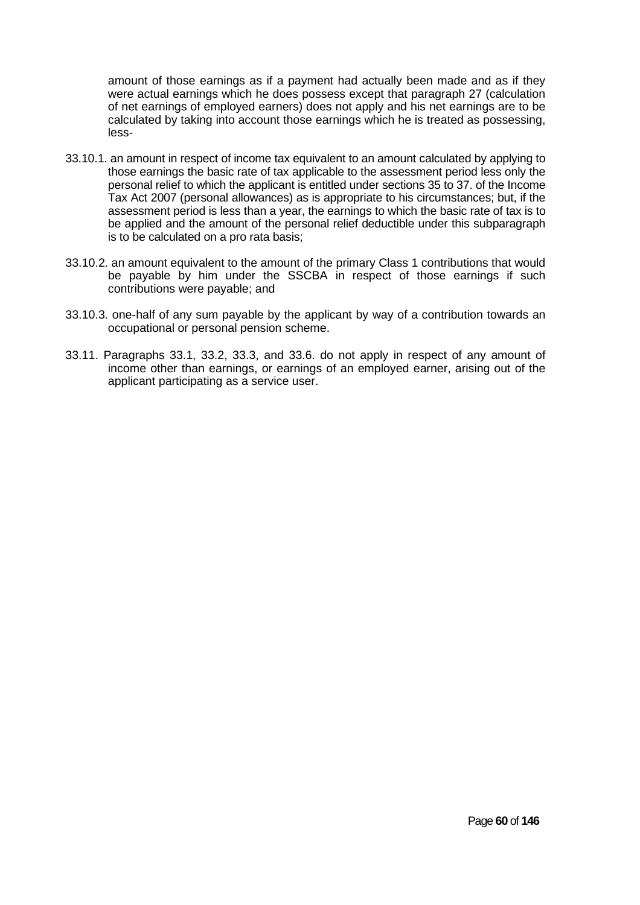amount of those earnings as if a payment had actually been made and as if they were actual earnings which he does possess except that paragraph 27 (calculation of net earnings of employed earners) does not apply and his net earnings are to be calculated by taking into account those earnings which he is treated as possessing, less-

33.10.1. an amount in respect of income tax equivalent to an amount calculated by applying to those earnings the basic rate of tax applicable to the assessment period less only the personal relief to which the applicant is entitled under sections 35 to 37. of the Income Tax Act 2007 (personal allowances) as is appropriate to his circumstances; but, if the assessment period is less than a year, the earnings to which the basic rate of tax is to be applied and the amount of the personal relief deductible under this subparagraph is to be calculated on a pro rata basis;

33.10.2. an amount equivalent to the amount of the primary Class 1 contributions that would be payable by him under the SSCBA in respect of those earnings if such contributions were payable; and

33.10.3. one-half of any sum payable by the applicant by way of a contribution towards an occupational or personal pension scheme.

33.11. Paragraphs 33.1, 33.2, 33.3, and 33.6. do not apply in respect of any amount of income other than earnings, or earnings of an employed earner, arising out of the applicant participating as a service user.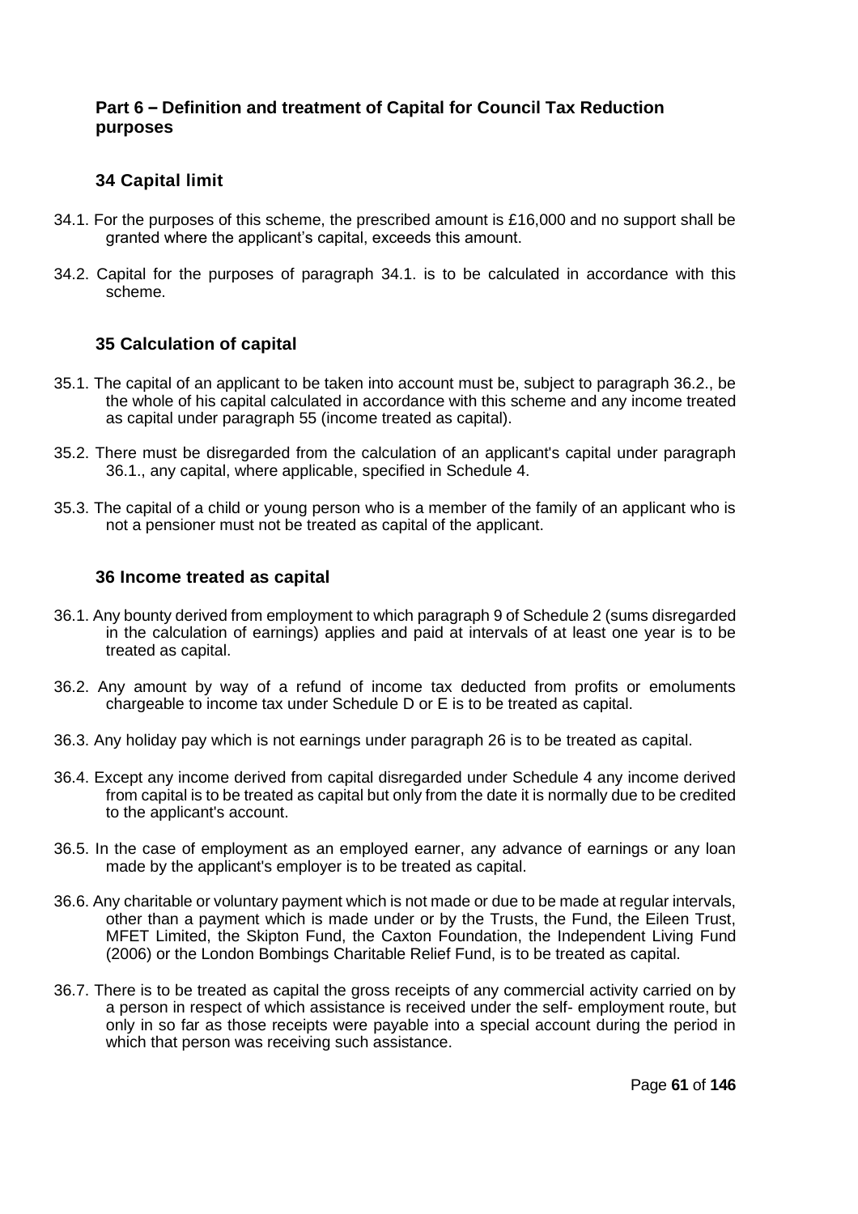## Part 6 – Definition and treatment of Capital for Council Tax Reduction purposes

### 34 Capital limit

34.1. For the purposes of this scheme, the prescribed amount is £16,000 and no support shall be granted where the applicant's capital, exceeds this amount.

34.2. Capital for the purposes of paragraph 34.1. is to be calculated in accordance with this scheme.

### 35 Calculation of capital

35.1. The capital of an applicant to be taken into account must be, subject to paragraph 36.2., be the whole of his capital calculated in accordance with this scheme and any income treated as capital under paragraph 55 (income treated as capital).

35.2. There must be disregarded from the calculation of an applicant's capital under paragraph 36.1., any capital, where applicable, specified in Schedule 4.

35.3. The capital of a child or young person who is a member of the family of an applicant who is not a pensioner must not be treated as capital of the applicant.

### 36 Income treated as capital

36.1. Any bounty derived from employment to which paragraph 9 of Schedule 2 (sums disregarded in the calculation of earnings) applies and paid at intervals of at least one year is to be treated as capital.

36.2. Any amount by way of a refund of income tax deducted from profits or emoluments chargeable to income tax under Schedule D or E is to be treated as capital.

36.3. Any holiday pay which is not earnings under paragraph 26 is to be treated as capital.

36.4. Except any income derived from capital disregarded under Schedule 4 any income derived from capital is to be treated as capital but only from the date it is normally due to be credited to the applicant's account.

36.5. In the case of employment as an employed earner, any advance of earnings or any loan made by the applicant's employer is to be treated as capital.

36.6. Any charitable or voluntary payment which is not made or due to be made at regular intervals, other than a payment which is made under or by the Trusts, the Fund, the Eileen Trust, MFET Limited, the Skipton Fund, the Caxton Foundation, the Independent Living Fund (2006) or the London Bombings Charitable Relief Fund, is to be treated as capital.

36.7. There is to be treated as capital the gross receipts of any commercial activity carried on by a person in respect of which assistance is received under the self- employment route, but only in so far as those receipts were payable into a special account during the period in which that person was receiving such assistance.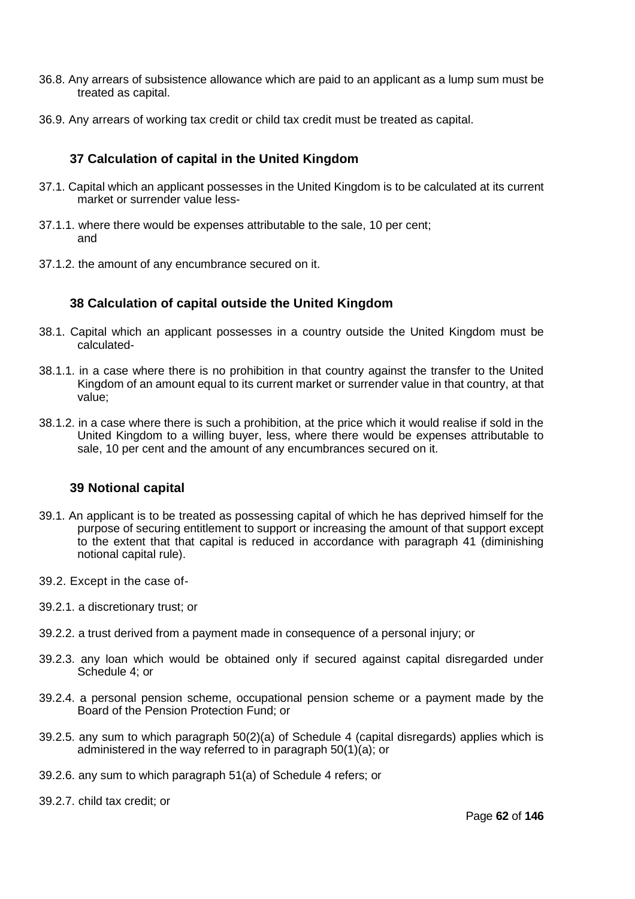36.8. Any arrears of subsistence allowance which are paid to an applicant as a lump sum must be treated as capital.

36.9. Any arrears of working tax credit or child tax credit must be treated as capital.

### 37 Calculation of capital in the United Kingdom

37.1. Capital which an applicant possesses in the United Kingdom is to be calculated at its current market or surrender value less-

37.1.1. where there would be expenses attributable to the sale, 10 per cent; and

37.1.2. the amount of any encumbrance secured on it.

### 38 Calculation of capital outside the United Kingdom

38.1. Capital which an applicant possesses in a country outside the United Kingdom must be calculated-

38.1.1. in a case where there is no prohibition in that country against the transfer to the United Kingdom of an amount equal to its current market or surrender value in that country, at that value;

38.1.2. in a case where there is such a prohibition, at the price which it would realise if sold in the United Kingdom to a willing buyer, less, where there would be expenses attributable to sale, 10 per cent and the amount of any encumbrances secured on it.

### 39 Notional capital

39.1. An applicant is to be treated as possessing capital of which he has deprived himself for the purpose of securing entitlement to support or increasing the amount of that support except to the extent that that capital is reduced in accordance with paragraph 41 (diminishing notional capital rule).

39.2. Except in the case of-

39.2.1. a discretionary trust; or

39.2.2. a trust derived from a payment made in consequence of a personal injury; or

39.2.3. any loan which would be obtained only if secured against capital disregarded under Schedule 4; or

39.2.4. a personal pension scheme, occupational pension scheme or a payment made by the Board of the Pension Protection Fund; or

39.2.5. any sum to which paragraph 50(2)(a) of Schedule 4 (capital disregards) applies which is administered in the way referred to in paragraph 50(1)(a); or

39.2.6. any sum to which paragraph 51(a) of Schedule 4 refers; or

39.2.7. child tax credit; or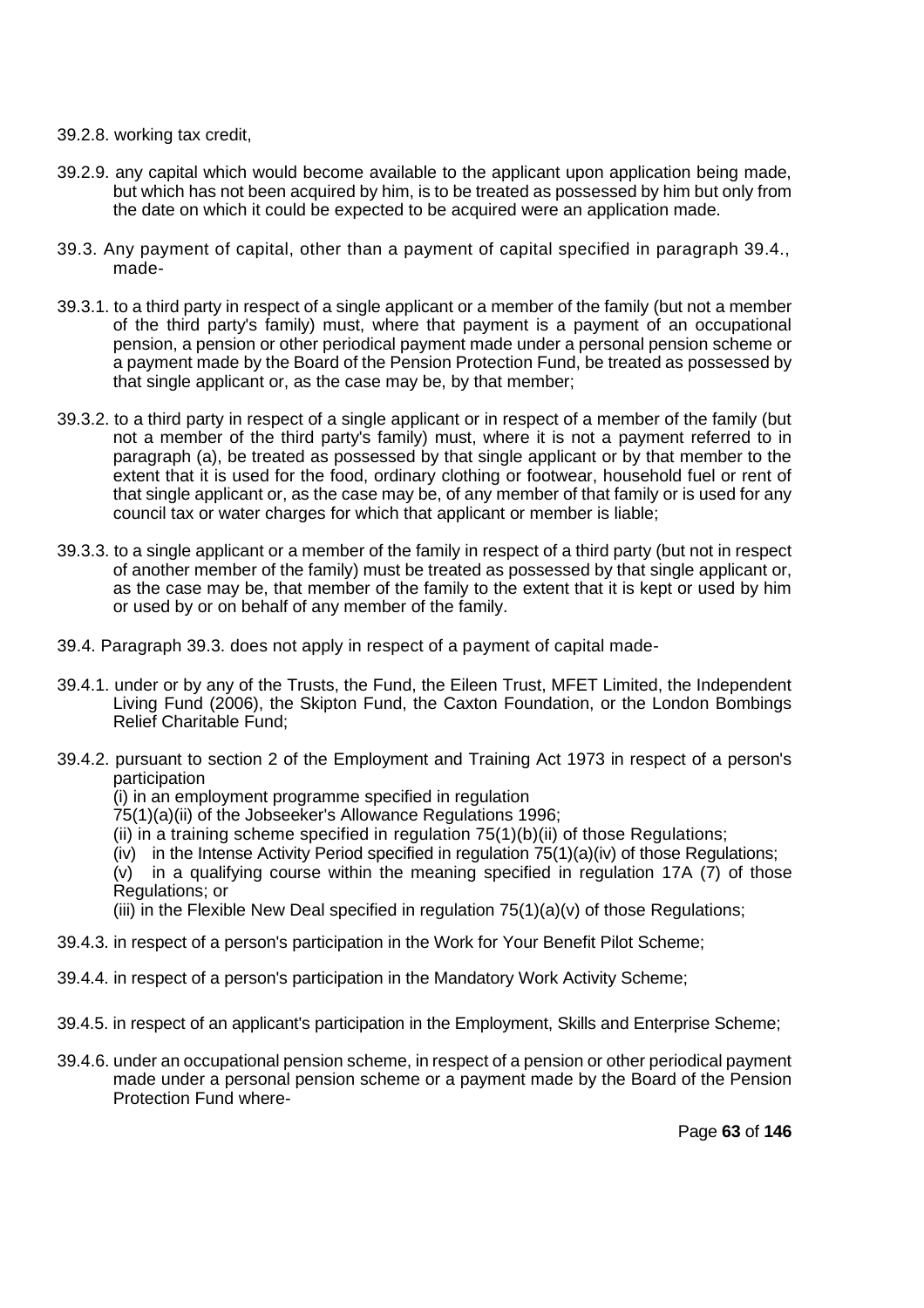39.2.8. working tax credit,

39.2.9. any capital which would become available to the applicant upon application being made, but which has not been acquired by him, is to be treated as possessed by him but only from the date on which it could be expected to be acquired were an application made.

39.3. Any payment of capital, other than a payment of capital specified in paragraph 39.4., made-

39.3.1. to a third party in respect of a single applicant or a member of the family (but not a member of the third party's family) must, where that payment is a payment of an occupational pension, a pension or other periodical payment made under a personal pension scheme or a payment made by the Board of the Pension Protection Fund, be treated as possessed by that single applicant or, as the case may be, by that member;

39.3.2. to a third party in respect of a single applicant or in respect of a member of the family (but not a member of the third party's family) must, where it is not a payment referred to in paragraph (a), be treated as possessed by that single applicant or by that member to the extent that it is used for the food, ordinary clothing or footwear, household fuel or rent of that single applicant or, as the case may be, of any member of that family or is used for any council tax or water charges for which that applicant or member is liable;

39.3.3. to a single applicant or a member of the family in respect of a third party (but not in respect of another member of the family) must be treated as possessed by that single applicant or, as the case may be, that member of the family to the extent that it is kept or used by him or used by or on behalf of any member of the family.

39.4. Paragraph 39.3. does not apply in respect of a payment of capital made-

39.4.1. under or by any of the Trusts, the Fund, the Eileen Trust, MFET Limited, the Independent Living Fund (2006), the Skipton Fund, the Caxton Foundation, or the London Bombings Relief Charitable Fund;

39.4.2. pursuant to section 2 of the Employment and Training Act 1973 in respect of a person's participation
(i) in an employment programme specified in regulation 75(1)(a)(ii) of the Jobseeker's Allowance Regulations 1996;
(ii) in a training scheme specified in regulation 75(1)(b)(ii) of those Regulations;
(iv) in the Intense Activity Period specified in regulation 75(1)(a)(iv) of those Regulations;
(v) in a qualifying course within the meaning specified in regulation 17A (7) of those Regulations; or
(iii) in the Flexible New Deal specified in regulation 75(1)(a)(v) of those Regulations;

39.4.3. in respect of a person's participation in the Work for Your Benefit Pilot Scheme;

39.4.4. in respect of a person's participation in the Mandatory Work Activity Scheme;

39.4.5. in respect of an applicant's participation in the Employment, Skills and Enterprise Scheme;

39.4.6. under an occupational pension scheme, in respect of a pension or other periodical payment made under a personal pension scheme or a payment made by the Board of the Pension Protection Fund where-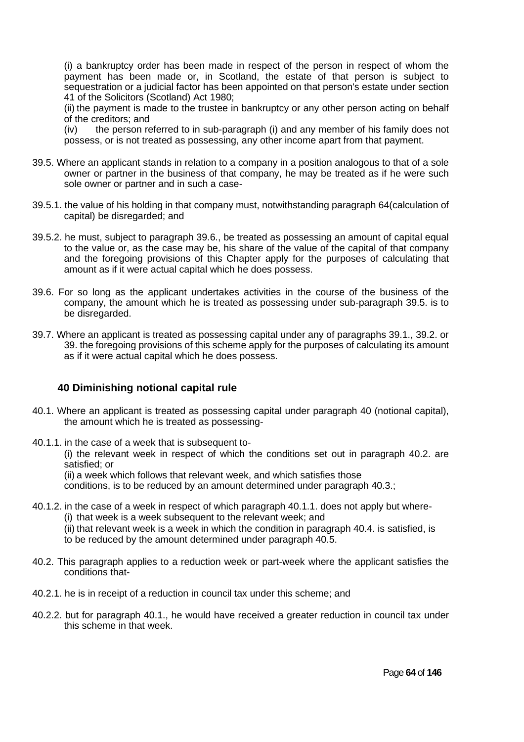(i) a bankruptcy order has been made in respect of the person in respect of whom the payment has been made or, in Scotland, the estate of that person is subject to sequestration or a judicial factor has been appointed on that person's estate under section 41 of the Solicitors (Scotland) Act 1980;

(ii) the payment is made to the trustee in bankruptcy or any other person acting on behalf of the creditors; and

(iv) the person referred to in sub-paragraph (i) and any member of his family does not possess, or is not treated as possessing, any other income apart from that payment.

39.5. Where an applicant stands in relation to a company in a position analogous to that of a sole owner or partner in the business of that company, he may be treated as if he were such sole owner or partner and in such a case-

39.5.1. the value of his holding in that company must, notwithstanding paragraph 64(calculation of capital) be disregarded; and

39.5.2. he must, subject to paragraph 39.6., be treated as possessing an amount of capital equal to the value or, as the case may be, his share of the value of the capital of that company and the foregoing provisions of this Chapter apply for the purposes of calculating that amount as if it were actual capital which he does possess.

39.6. For so long as the applicant undertakes activities in the course of the business of the company, the amount which he is treated as possessing under sub-paragraph 39.5. is to be disregarded.

39.7. Where an applicant is treated as possessing capital under any of paragraphs 39.1., 39.2. or 39. the foregoing provisions of this scheme apply for the purposes of calculating its amount as if it were actual capital which he does possess.

### 40 Diminishing notional capital rule

40.1. Where an applicant is treated as possessing capital under paragraph 40 (notional capital), the amount which he is treated as possessing-

40.1.1. in the case of a week that is subsequent to-
(i) the relevant week in respect of which the conditions set out in paragraph 40.2. are satisfied; or
(ii) a week which follows that relevant week, and which satisfies those conditions, is to be reduced by an amount determined under paragraph 40.3.;

40.1.2. in the case of a week in respect of which paragraph 40.1.1. does not apply but where-
(i) that week is a week subsequent to the relevant week; and
(ii) that relevant week is a week in which the condition in paragraph 40.4. is satisfied, is to be reduced by the amount determined under paragraph 40.5.

40.2. This paragraph applies to a reduction week or part-week where the applicant satisfies the conditions that-

40.2.1. he is in receipt of a reduction in council tax under this scheme; and

40.2.2. but for paragraph 40.1., he would have received a greater reduction in council tax under this scheme in that week.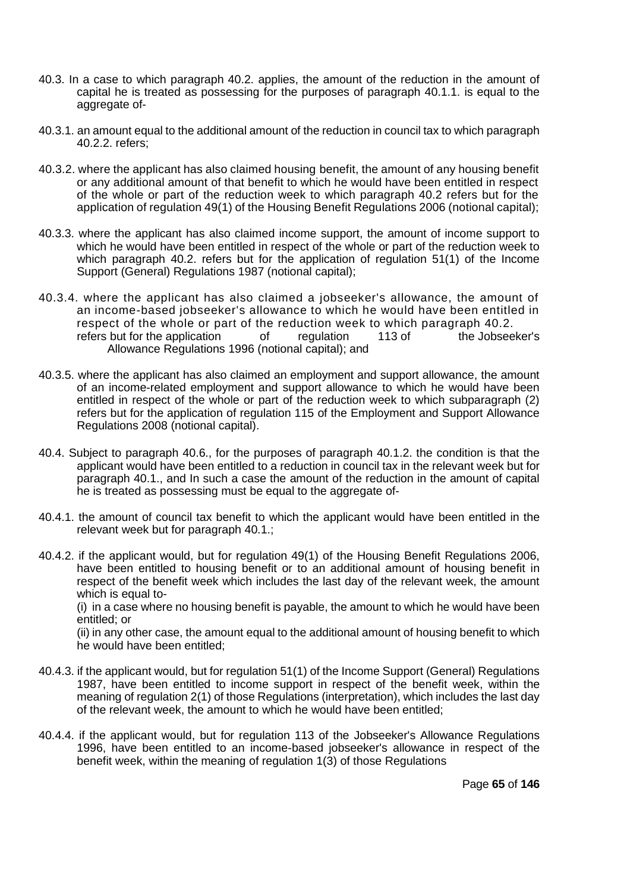40.3. In a case to which paragraph 40.2. applies, the amount of the reduction in the amount of capital he is treated as possessing for the purposes of paragraph 40.1.1. is equal to the aggregate of-

40.3.1. an amount equal to the additional amount of the reduction in council tax to which paragraph 40.2.2. refers;

40.3.2. where the applicant has also claimed housing benefit, the amount of any housing benefit or any additional amount of that benefit to which he would have been entitled in respect of the whole or part of the reduction week to which paragraph 40.2 refers but for the application of regulation 49(1) of the Housing Benefit Regulations 2006 (notional capital);

40.3.3. where the applicant has also claimed income support, the amount of income support to which he would have been entitled in respect of the whole or part of the reduction week to which paragraph 40.2. refers but for the application of regulation 51(1) of the Income Support (General) Regulations 1987 (notional capital);

40.3.4. where the applicant has also claimed a jobseeker's allowance, the amount of an income-based jobseeker's allowance to which he would have been entitled in respect of the whole or part of the reduction week to which paragraph 40.2. refers but for the application of regulation 113 of the Jobseeker's Allowance Regulations 1996 (notional capital); and

40.3.5. where the applicant has also claimed an employment and support allowance, the amount of an income-related employment and support allowance to which he would have been entitled in respect of the whole or part of the reduction week to which subparagraph (2) refers but for the application of regulation 115 of the Employment and Support Allowance Regulations 2008 (notional capital).

40.4. Subject to paragraph 40.6., for the purposes of paragraph 40.1.2. the condition is that the applicant would have been entitled to a reduction in council tax in the relevant week but for paragraph 40.1., and In such a case the amount of the reduction in the amount of capital he is treated as possessing must be equal to the aggregate of-

40.4.1. the amount of council tax benefit to which the applicant would have been entitled in the relevant week but for paragraph 40.1.;

40.4.2. if the applicant would, but for regulation 49(1) of the Housing Benefit Regulations 2006, have been entitled to housing benefit or to an additional amount of housing benefit in respect of the benefit week which includes the last day of the relevant week, the amount which is equal to-

(i) in a case where no housing benefit is payable, the amount to which he would have been entitled; or

(ii) in any other case, the amount equal to the additional amount of housing benefit to which he would have been entitled;

40.4.3. if the applicant would, but for regulation 51(1) of the Income Support (General) Regulations 1987, have been entitled to income support in respect of the benefit week, within the meaning of regulation 2(1) of those Regulations (interpretation), which includes the last day of the relevant week, the amount to which he would have been entitled;

40.4.4. if the applicant would, but for regulation 113 of the Jobseeker's Allowance Regulations 1996, have been entitled to an income-based jobseeker's allowance in respect of the benefit week, within the meaning of regulation 1(3) of those Regulations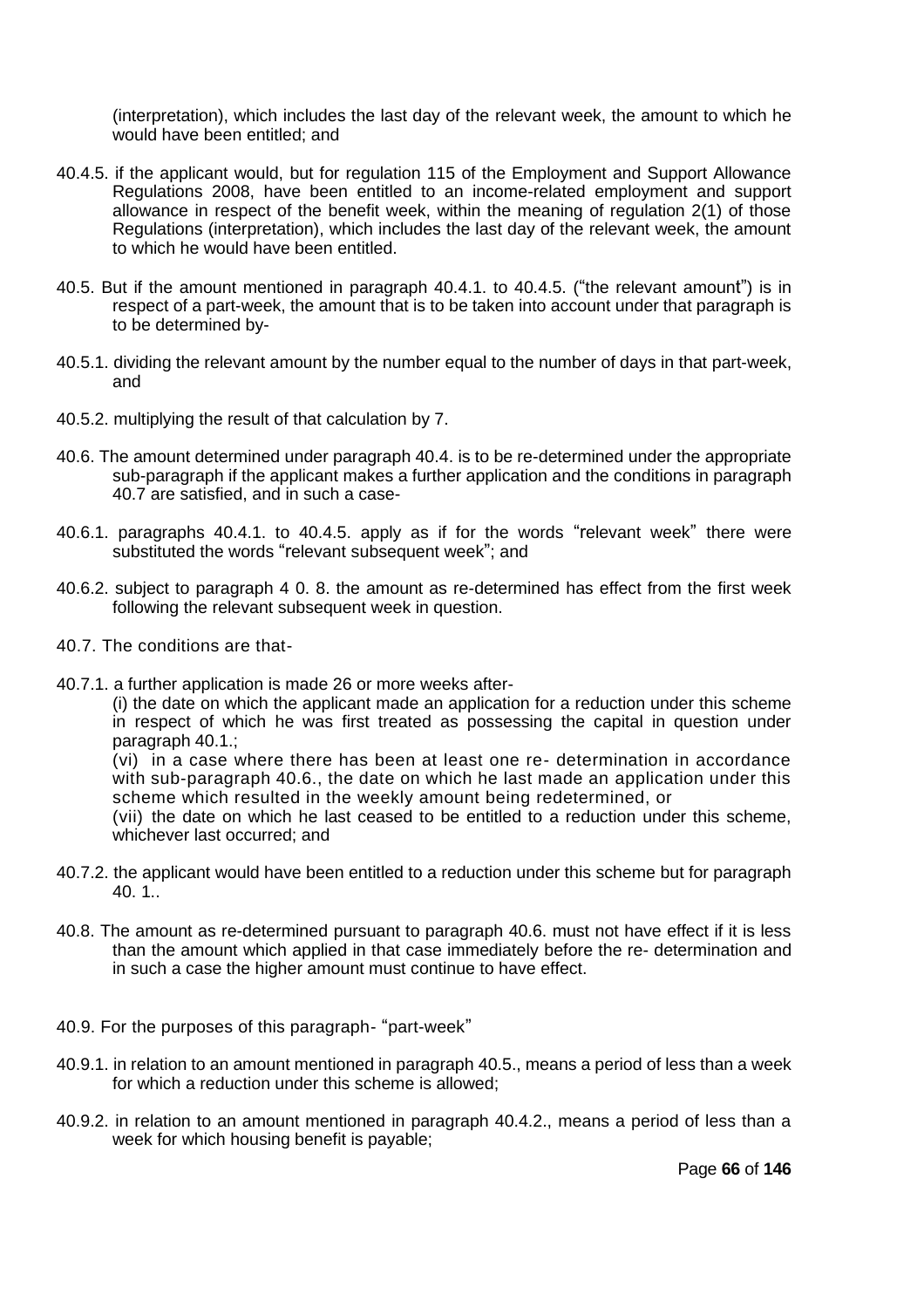(interpretation), which includes the last day of the relevant week, the amount to which he would have been entitled; and

40.4.5. if the applicant would, but for regulation 115 of the Employment and Support Allowance Regulations 2008, have been entitled to an income-related employment and support allowance in respect of the benefit week, within the meaning of regulation 2(1) of those Regulations (interpretation), which includes the last day of the relevant week, the amount to which he would have been entitled.

40.5. But if the amount mentioned in paragraph 40.4.1. to 40.4.5. ("the relevant amount") is in respect of a part-week, the amount that is to be taken into account under that paragraph is to be determined by-

40.5.1. dividing the relevant amount by the number equal to the number of days in that part-week, and

40.5.2. multiplying the result of that calculation by 7.

40.6. The amount determined under paragraph 40.4. is to be re-determined under the appropriate sub-paragraph if the applicant makes a further application and the conditions in paragraph 40.7 are satisfied, and in such a case-

40.6.1. paragraphs 40.4.1. to 40.4.5. apply as if for the words "relevant week" there were substituted the words "relevant subsequent week"; and

40.6.2. subject to paragraph 4 0. 8. the amount as re-determined has effect from the first week following the relevant subsequent week in question.

40.7. The conditions are that-

40.7.1. a further application is made 26 or more weeks after-

(i) the date on which the applicant made an application for a reduction under this scheme in respect of which he was first treated as possessing the capital in question under paragraph 40.1.;

(vi) in a case where there has been at least one re- determination in accordance with sub-paragraph 40.6., the date on which he last made an application under this scheme which resulted in the weekly amount being redetermined, or

(vii) the date on which he last ceased to be entitled to a reduction under this scheme, whichever last occurred; and

40.7.2. the applicant would have been entitled to a reduction under this scheme but for paragraph 40. 1..

40.8. The amount as re-determined pursuant to paragraph 40.6. must not have effect if it is less than the amount which applied in that case immediately before the re- determination and in such a case the higher amount must continue to have effect.

40.9. For the purposes of this paragraph- "part-week"

40.9.1. in relation to an amount mentioned in paragraph 40.5., means a period of less than a week for which a reduction under this scheme is allowed;

40.9.2. in relation to an amount mentioned in paragraph 40.4.2., means a period of less than a week for which housing benefit is payable;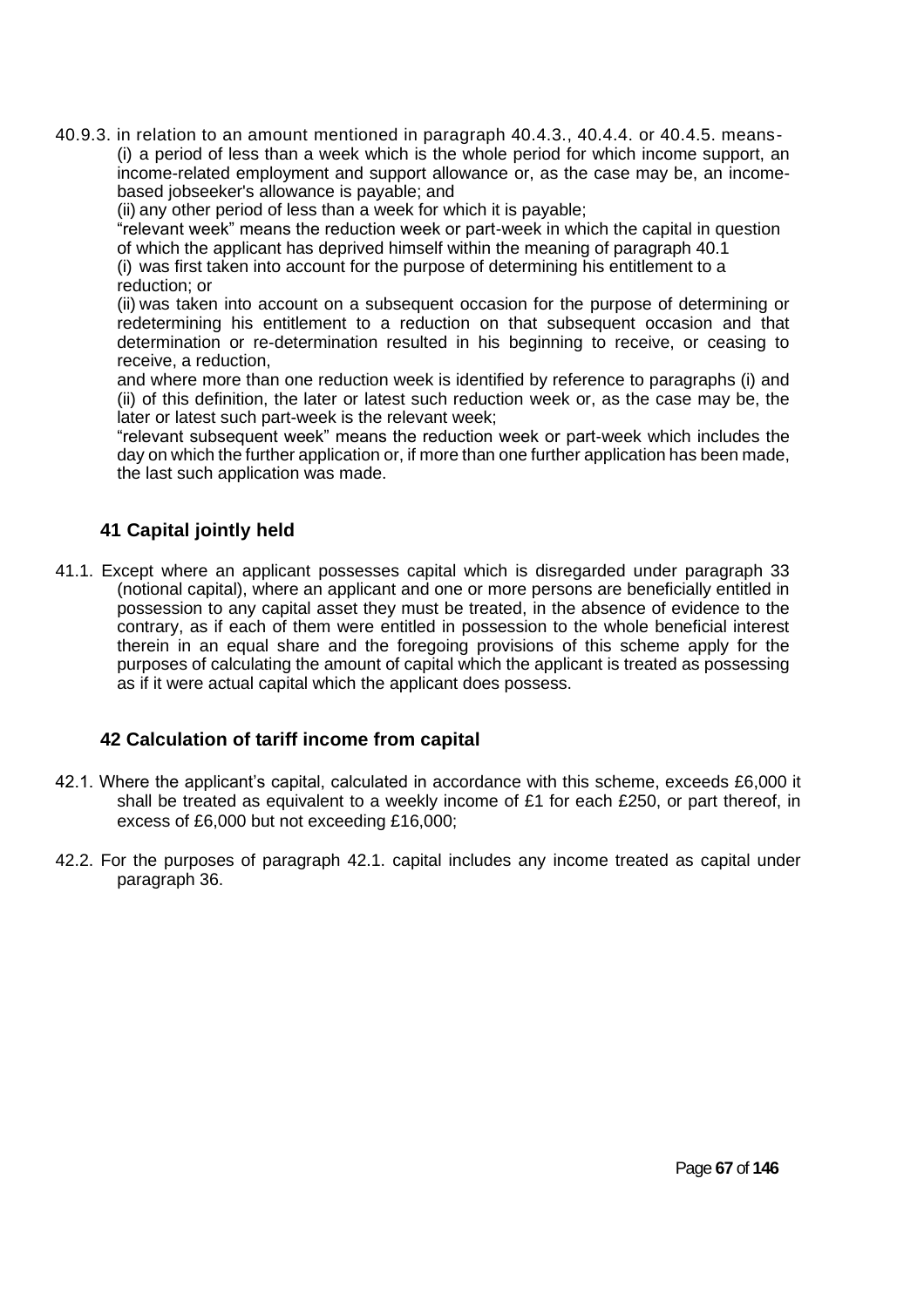40.9.3. in relation to an amount mentioned in paragraph 40.4.3., 40.4.4. or 40.4.5. means-

(i) a period of less than a week which is the whole period for which income support, an income-related employment and support allowance or, as the case may be, an income-based jobseeker's allowance is payable; and

(ii) any other period of less than a week for which it is payable;

"relevant week" means the reduction week or part-week in which the capital in question of which the applicant has deprived himself within the meaning of paragraph 40.1

(i) was first taken into account for the purpose of determining his entitlement to a reduction; or

(ii) was taken into account on a subsequent occasion for the purpose of determining or redetermining his entitlement to a reduction on that subsequent occasion and that determination or re-determination resulted in his beginning to receive, or ceasing to receive, a reduction,

and where more than one reduction week is identified by reference to paragraphs (i) and (ii) of this definition, the later or latest such reduction week or, as the case may be, the later or latest such part-week is the relevant week;

"relevant subsequent week" means the reduction week or part-week which includes the day on which the further application or, if more than one further application has been made, the last such application was made.

## 41 Capital jointly held

41.1. Except where an applicant possesses capital which is disregarded under paragraph 33 (notional capital), where an applicant and one or more persons are beneficially entitled in possession to any capital asset they must be treated, in the absence of evidence to the contrary, as if each of them were entitled in possession to the whole beneficial interest therein in an equal share and the foregoing provisions of this scheme apply for the purposes of calculating the amount of capital which the applicant is treated as possessing as if it were actual capital which the applicant does possess.

## 42 Calculation of tariff income from capital

42.1. Where the applicant's capital, calculated in accordance with this scheme, exceeds £6,000 it shall be treated as equivalent to a weekly income of £1 for each £250, or part thereof, in excess of £6,000 but not exceeding £16,000;

42.2. For the purposes of paragraph 42.1. capital includes any income treated as capital under paragraph 36.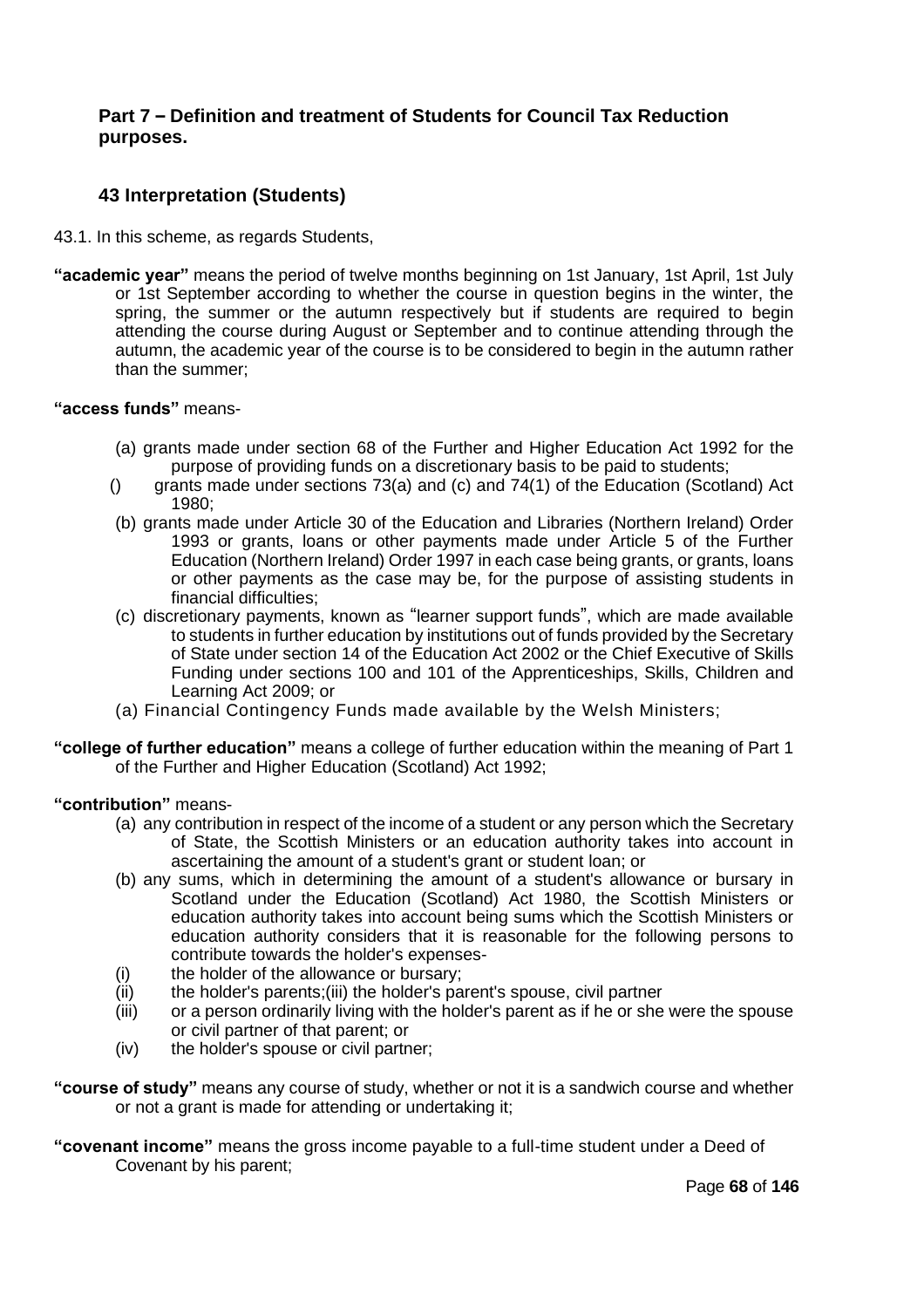## Part 7 – Definition and treatment of Students for Council Tax Reduction purposes.

### 43 Interpretation (Students)

43.1. In this scheme, as regards Students,

**"academic year"** means the period of twelve months beginning on 1st January, 1st April, 1st July or 1st September according to whether the course in question begins in the winter, the spring, the summer or the autumn respectively but if students are required to begin attending the course during August or September and to continue attending through the autumn, the academic year of the course is to be considered to begin in the autumn rather than the summer;

**"access funds"** means-

(a) grants made under section 68 of the Further and Higher Education Act 1992 for the purpose of providing funds on a discretionary basis to be paid to students;

() grants made under sections 73(a) and (c) and 74(1) of the Education (Scotland) Act 1980;

(b) grants made under Article 30 of the Education and Libraries (Northern Ireland) Order 1993 or grants, loans or other payments made under Article 5 of the Further Education (Northern Ireland) Order 1997 in each case being grants, or grants, loans or other payments as the case may be, for the purpose of assisting students in financial difficulties;

(c) discretionary payments, known as "learner support funds", which are made available to students in further education by institutions out of funds provided by the Secretary of State under section 14 of the Education Act 2002 or the Chief Executive of Skills Funding under sections 100 and 101 of the Apprenticeships, Skills, Children and Learning Act 2009; or

(a) Financial Contingency Funds made available by the Welsh Ministers;

**"college of further education"** means a college of further education within the meaning of Part 1 of the Further and Higher Education (Scotland) Act 1992;

**"contribution"** means-

(a) any contribution in respect of the income of a student or any person which the Secretary of State, the Scottish Ministers or an education authority takes into account in ascertaining the amount of a student's grant or student loan; or

(b) any sums, which in determining the amount of a student's allowance or bursary in Scotland under the Education (Scotland) Act 1980, the Scottish Ministers or education authority takes into account being sums which the Scottish Ministers or education authority considers that it is reasonable for the following persons to contribute towards the holder's expenses-

(i) the holder of the allowance or bursary;

(ii) the holder's parents;(iii) the holder's parent's spouse, civil partner

(iii) or a person ordinarily living with the holder's parent as if he or she were the spouse or civil partner of that parent; or

(iv) the holder's spouse or civil partner;

**"course of study"** means any course of study, whether or not it is a sandwich course and whether or not a grant is made for attending or undertaking it;

**"covenant income"** means the gross income payable to a full-time student under a Deed of Covenant by his parent;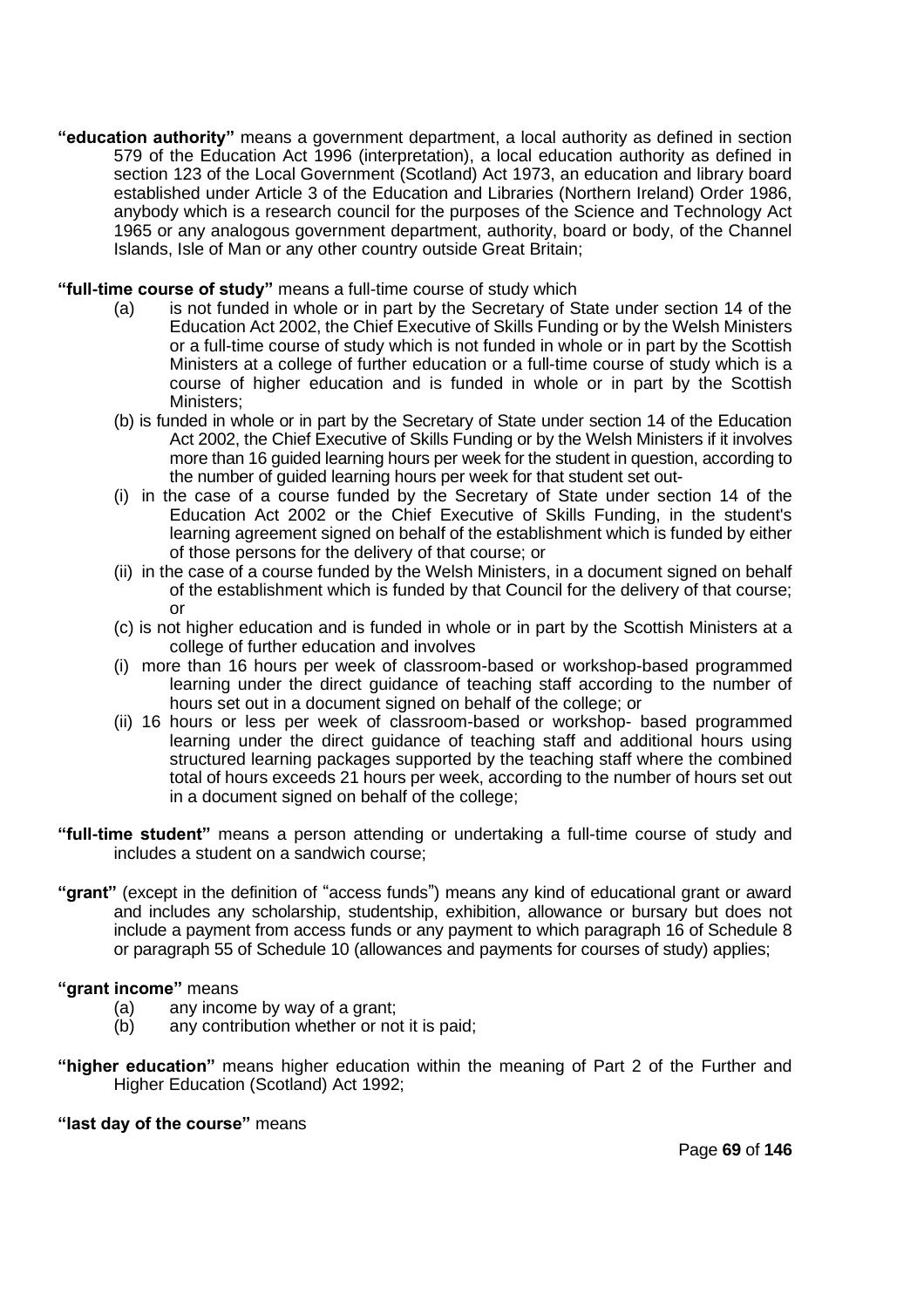**"education authority"** means a government department, a local authority as defined in section 579 of the Education Act 1996 (interpretation), a local education authority as defined in section 123 of the Local Government (Scotland) Act 1973, an education and library board established under Article 3 of the Education and Libraries (Northern Ireland) Order 1986, anybody which is a research council for the purposes of the Science and Technology Act 1965 or any analogous government department, authority, board or body, of the Channel Islands, Isle of Man or any other country outside Great Britain;

**"full-time course of study"** means a full-time course of study which

(a) is not funded in whole or in part by the Secretary of State under section 14 of the Education Act 2002, the Chief Executive of Skills Funding or by the Welsh Ministers or a full-time course of study which is not funded in whole or in part by the Scottish Ministers at a college of further education or a full-time course of study which is a course of higher education and is funded in whole or in part by the Scottish Ministers;

(b) is funded in whole or in part by the Secretary of State under section 14 of the Education Act 2002, the Chief Executive of Skills Funding or by the Welsh Ministers if it involves more than 16 guided learning hours per week for the student in question, according to the number of guided learning hours per week for that student set out-

(i) in the case of a course funded by the Secretary of State under section 14 of the Education Act 2002 or the Chief Executive of Skills Funding, in the student's learning agreement signed on behalf of the establishment which is funded by either of those persons for the delivery of that course; or

(ii) in the case of a course funded by the Welsh Ministers, in a document signed on behalf of the establishment which is funded by that Council for the delivery of that course; or

(c) is not higher education and is funded in whole or in part by the Scottish Ministers at a college of further education and involves

(i) more than 16 hours per week of classroom-based or workshop-based programmed learning under the direct guidance of teaching staff according to the number of hours set out in a document signed on behalf of the college; or

(ii) 16 hours or less per week of classroom-based or workshop- based programmed learning under the direct guidance of teaching staff and additional hours using structured learning packages supported by the teaching staff where the combined total of hours exceeds 21 hours per week, according to the number of hours set out in a document signed on behalf of the college;

**"full-time student"** means a person attending or undertaking a full-time course of study and includes a student on a sandwich course;

**"grant"** (except in the definition of "access funds") means any kind of educational grant or award and includes any scholarship, studentship, exhibition, allowance or bursary but does not include a payment from access funds or any payment to which paragraph 16 of Schedule 8 or paragraph 55 of Schedule 10 (allowances and payments for courses of study) applies;

**"grant income"** means

(a) any income by way of a grant;

(b) any contribution whether or not it is paid;

**"higher education"** means higher education within the meaning of Part 2 of the Further and Higher Education (Scotland) Act 1992;

**"last day of the course"** means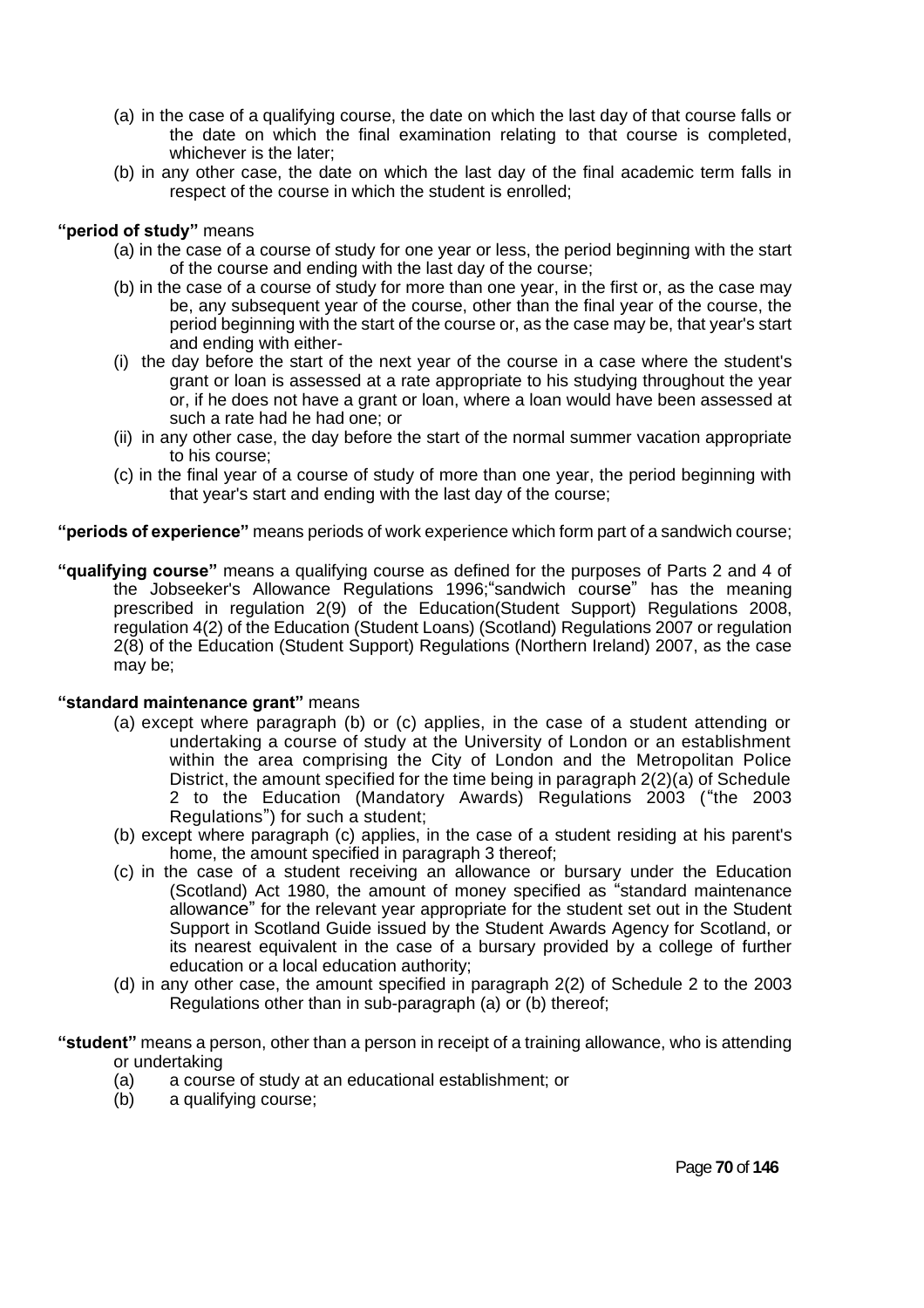(a) in the case of a qualifying course, the date on which the last day of that course falls or the date on which the final examination relating to that course is completed, whichever is the later;

(b) in any other case, the date on which the last day of the final academic term falls in respect of the course in which the student is enrolled;

**"period of study"** means

(a) in the case of a course of study for one year or less, the period beginning with the start of the course and ending with the last day of the course;

(b) in the case of a course of study for more than one year, in the first or, as the case may be, any subsequent year of the course, other than the final year of the course, the period beginning with the start of the course or, as the case may be, that year's start and ending with either-

(i) the day before the start of the next year of the course in a case where the student's grant or loan is assessed at a rate appropriate to his studying throughout the year or, if he does not have a grant or loan, where a loan would have been assessed at such a rate had he had one; or

(ii) in any other case, the day before the start of the normal summer vacation appropriate to his course;

(c) in the final year of a course of study of more than one year, the period beginning with that year's start and ending with the last day of the course;

**"periods of experience"** means periods of work experience which form part of a sandwich course;

**"qualifying course"** means a qualifying course as defined for the purposes of Parts 2 and 4 of the Jobseeker's Allowance Regulations 1996;"sandwich course" has the meaning prescribed in regulation 2(9) of the Education(Student Support) Regulations 2008, regulation 4(2) of the Education (Student Loans) (Scotland) Regulations 2007 or regulation 2(8) of the Education (Student Support) Regulations (Northern Ireland) 2007, as the case may be;

**"standard maintenance grant"** means

(a) except where paragraph (b) or (c) applies, in the case of a student attending or undertaking a course of study at the University of London or an establishment within the area comprising the City of London and the Metropolitan Police District, the amount specified for the time being in paragraph 2(2)(a) of Schedule 2 to the Education (Mandatory Awards) Regulations 2003 ("the 2003 Regulations") for such a student;

(b) except where paragraph (c) applies, in the case of a student residing at his parent's home, the amount specified in paragraph 3 thereof;

(c) in the case of a student receiving an allowance or bursary under the Education (Scotland) Act 1980, the amount of money specified as "standard maintenance allowance" for the relevant year appropriate for the student set out in the Student Support in Scotland Guide issued by the Student Awards Agency for Scotland, or its nearest equivalent in the case of a bursary provided by a college of further education or a local education authority;

(d) in any other case, the amount specified in paragraph 2(2) of Schedule 2 to the 2003 Regulations other than in sub-paragraph (a) or (b) thereof;

**"student"** means a person, other than a person in receipt of a training allowance, who is attending or undertaking

(a) a course of study at an educational establishment; or

(b) a qualifying course;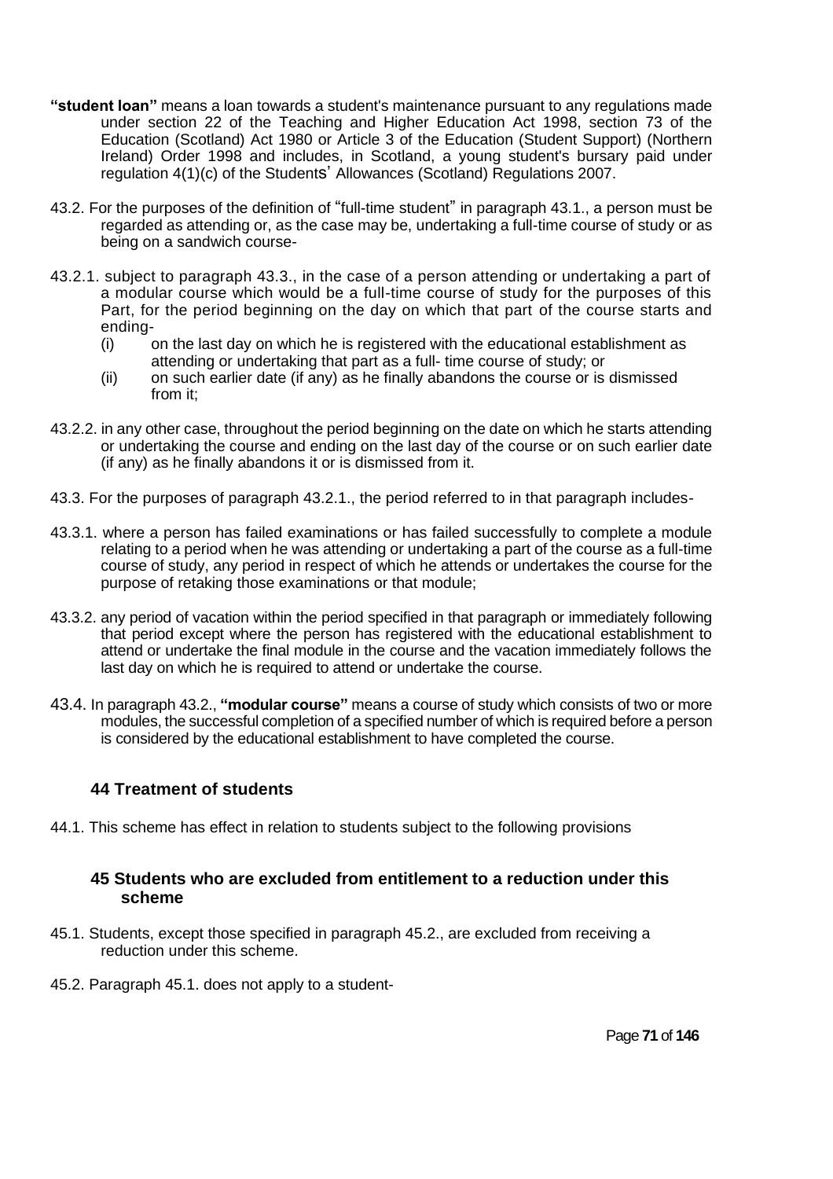**"student loan"** means a loan towards a student's maintenance pursuant to any regulations made under section 22 of the Teaching and Higher Education Act 1998, section 73 of the Education (Scotland) Act 1980 or Article 3 of the Education (Student Support) (Northern Ireland) Order 1998 and includes, in Scotland, a young student's bursary paid under regulation 4(1)(c) of the Students' Allowances (Scotland) Regulations 2007.

43.2. For the purposes of the definition of "full-time student" in paragraph 43.1., a person must be regarded as attending or, as the case may be, undertaking a full-time course of study or as being on a sandwich course-

43.2.1. subject to paragraph 43.3., in the case of a person attending or undertaking a part of a modular course which would be a full-time course of study for the purposes of this Part, for the period beginning on the day on which that part of the course starts and ending-

- (i) on the last day on which he is registered with the educational establishment as attending or undertaking that part as a full- time course of study; or
- (ii) on such earlier date (if any) as he finally abandons the course or is dismissed from it;

43.2.2. in any other case, throughout the period beginning on the date on which he starts attending or undertaking the course and ending on the last day of the course or on such earlier date (if any) as he finally abandons it or is dismissed from it.

43.3. For the purposes of paragraph 43.2.1., the period referred to in that paragraph includes-

43.3.1. where a person has failed examinations or has failed successfully to complete a module relating to a period when he was attending or undertaking a part of the course as a full-time course of study, any period in respect of which he attends or undertakes the course for the purpose of retaking those examinations or that module;

43.3.2. any period of vacation within the period specified in that paragraph or immediately following that period except where the person has registered with the educational establishment to attend or undertake the final module in the course and the vacation immediately follows the last day on which he is required to attend or undertake the course.

43.4. In paragraph 43.2., **"modular course"** means a course of study which consists of two or more modules, the successful completion of a specified number of which is required before a person is considered by the educational establishment to have completed the course.

### 44 Treatment of students

44.1. This scheme has effect in relation to students subject to the following provisions

### 45 Students who are excluded from entitlement to a reduction under this scheme

45.1. Students, except those specified in paragraph 45.2., are excluded from receiving a reduction under this scheme.

45.2. Paragraph 45.1. does not apply to a student-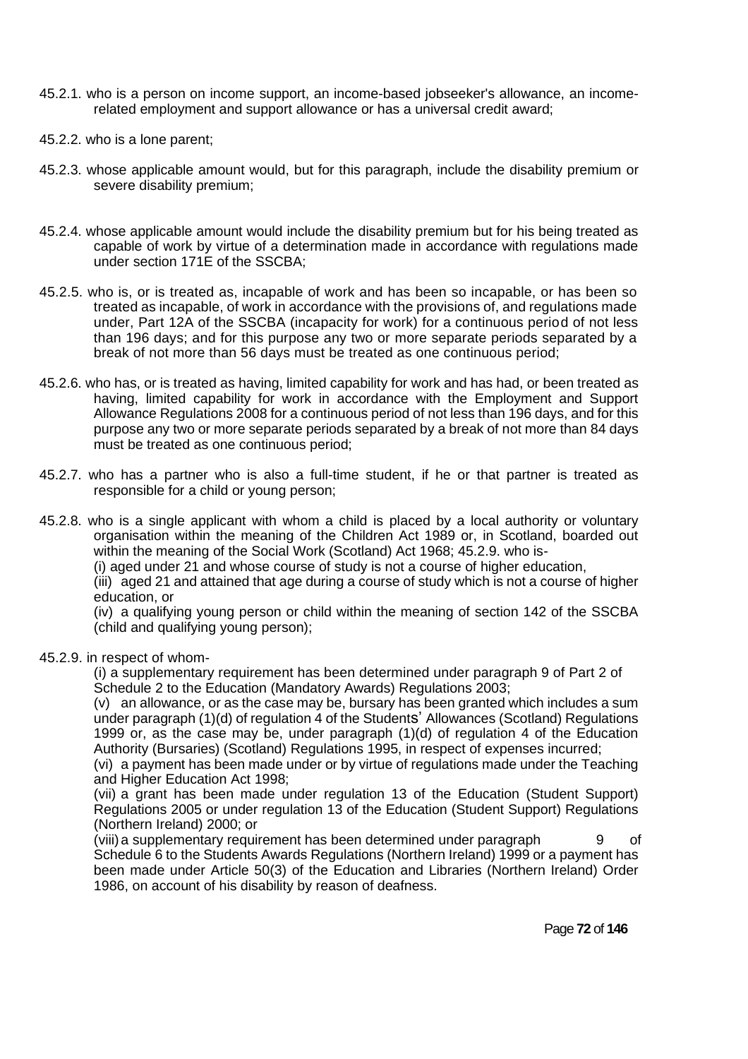45.2.1. who is a person on income support, an income-based jobseeker's allowance, an income-related employment and support allowance or has a universal credit award;

45.2.2. who is a lone parent;

45.2.3. whose applicable amount would, but for this paragraph, include the disability premium or severe disability premium;

45.2.4. whose applicable amount would include the disability premium but for his being treated as capable of work by virtue of a determination made in accordance with regulations made under section 171E of the SSCBA;

45.2.5. who is, or is treated as, incapable of work and has been so incapable, or has been so treated as incapable, of work in accordance with the provisions of, and regulations made under, Part 12A of the SSCBA (incapacity for work) for a continuous period of not less than 196 days; and for this purpose any two or more separate periods separated by a break of not more than 56 days must be treated as one continuous period;

45.2.6. who has, or is treated as having, limited capability for work and has had, or been treated as having, limited capability for work in accordance with the Employment and Support Allowance Regulations 2008 for a continuous period of not less than 196 days, and for this purpose any two or more separate periods separated by a break of not more than 84 days must be treated as one continuous period;

45.2.7. who has a partner who is also a full-time student, if he or that partner is treated as responsible for a child or young person;

45.2.8. who is a single applicant with whom a child is placed by a local authority or voluntary organisation within the meaning of the Children Act 1989 or, in Scotland, boarded out within the meaning of the Social Work (Scotland) Act 1968; 45.2.9. who is-

(i) aged under 21 and whose course of study is not a course of higher education,

(iii) aged 21 and attained that age during a course of study which is not a course of higher education, or

(iv) a qualifying young person or child within the meaning of section 142 of the SSCBA (child and qualifying young person);

45.2.9. in respect of whom-

(i) a supplementary requirement has been determined under paragraph 9 of Part 2 of Schedule 2 to the Education (Mandatory Awards) Regulations 2003;

(v) an allowance, or as the case may be, bursary has been granted which includes a sum under paragraph (1)(d) of regulation 4 of the Students' Allowances (Scotland) Regulations 1999 or, as the case may be, under paragraph (1)(d) of regulation 4 of the Education Authority (Bursaries) (Scotland) Regulations 1995, in respect of expenses incurred;

(vi) a payment has been made under or by virtue of regulations made under the Teaching and Higher Education Act 1998;

(vii) a grant has been made under regulation 13 of the Education (Student Support) Regulations 2005 or under regulation 13 of the Education (Student Support) Regulations (Northern Ireland) 2000; or

(viii) a supplementary requirement has been determined under paragraph 9 of Schedule 6 to the Students Awards Regulations (Northern Ireland) 1999 or a payment has been made under Article 50(3) of the Education and Libraries (Northern Ireland) Order 1986, on account of his disability by reason of deafness.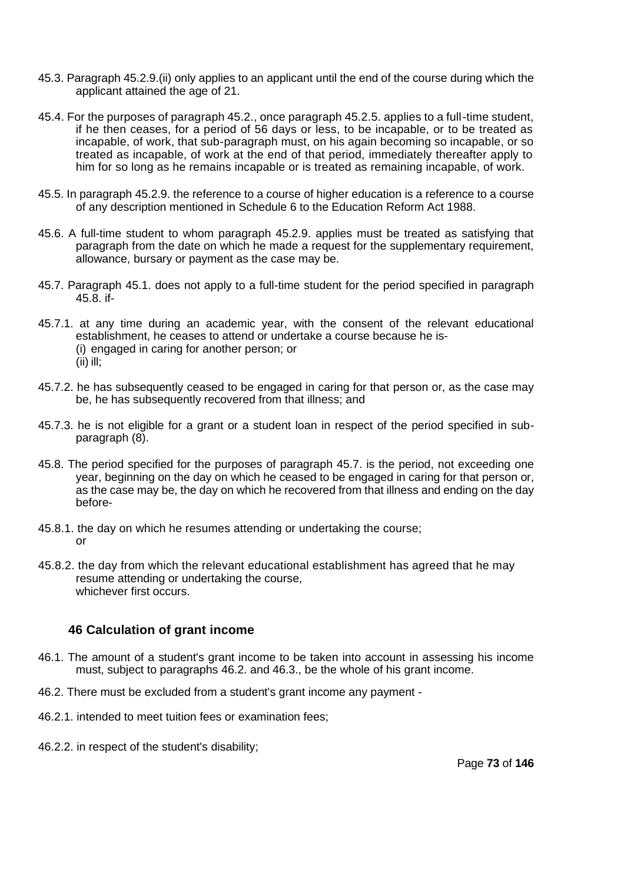45.3. Paragraph 45.2.9.(ii) only applies to an applicant until the end of the course during which the applicant attained the age of 21.

45.4. For the purposes of paragraph 45.2., once paragraph 45.2.5. applies to a full-time student, if he then ceases, for a period of 56 days or less, to be incapable, or to be treated as incapable, of work, that sub-paragraph must, on his again becoming so incapable, or so treated as incapable, of work at the end of that period, immediately thereafter apply to him for so long as he remains incapable or is treated as remaining incapable, of work.

45.5. In paragraph 45.2.9. the reference to a course of higher education is a reference to a course of any description mentioned in Schedule 6 to the Education Reform Act 1988.

45.6. A full-time student to whom paragraph 45.2.9. applies must be treated as satisfying that paragraph from the date on which he made a request for the supplementary requirement, allowance, bursary or payment as the case may be.

45.7. Paragraph 45.1. does not apply to a full-time student for the period specified in paragraph 45.8. if-

45.7.1. at any time during an academic year, with the consent of the relevant educational establishment, he ceases to attend or undertake a course because he is-
(i) engaged in caring for another person; or
(ii) ill;

45.7.2. he has subsequently ceased to be engaged in caring for that person or, as the case may be, he has subsequently recovered from that illness; and

45.7.3. he is not eligible for a grant or a student loan in respect of the period specified in sub-paragraph (8).

45.8. The period specified for the purposes of paragraph 45.7. is the period, not exceeding one year, beginning on the day on which he ceased to be engaged in caring for that person or, as the case may be, the day on which he recovered from that illness and ending on the day before-

45.8.1. the day on which he resumes attending or undertaking the course;
or

45.8.2. the day from which the relevant educational establishment has agreed that he may resume attending or undertaking the course,
whichever first occurs.

### 46 Calculation of grant income

46.1. The amount of a student's grant income to be taken into account in assessing his income must, subject to paragraphs 46.2. and 46.3., be the whole of his grant income.

46.2. There must be excluded from a student's grant income any payment -

46.2.1. intended to meet tuition fees or examination fees;

46.2.2. in respect of the student's disability;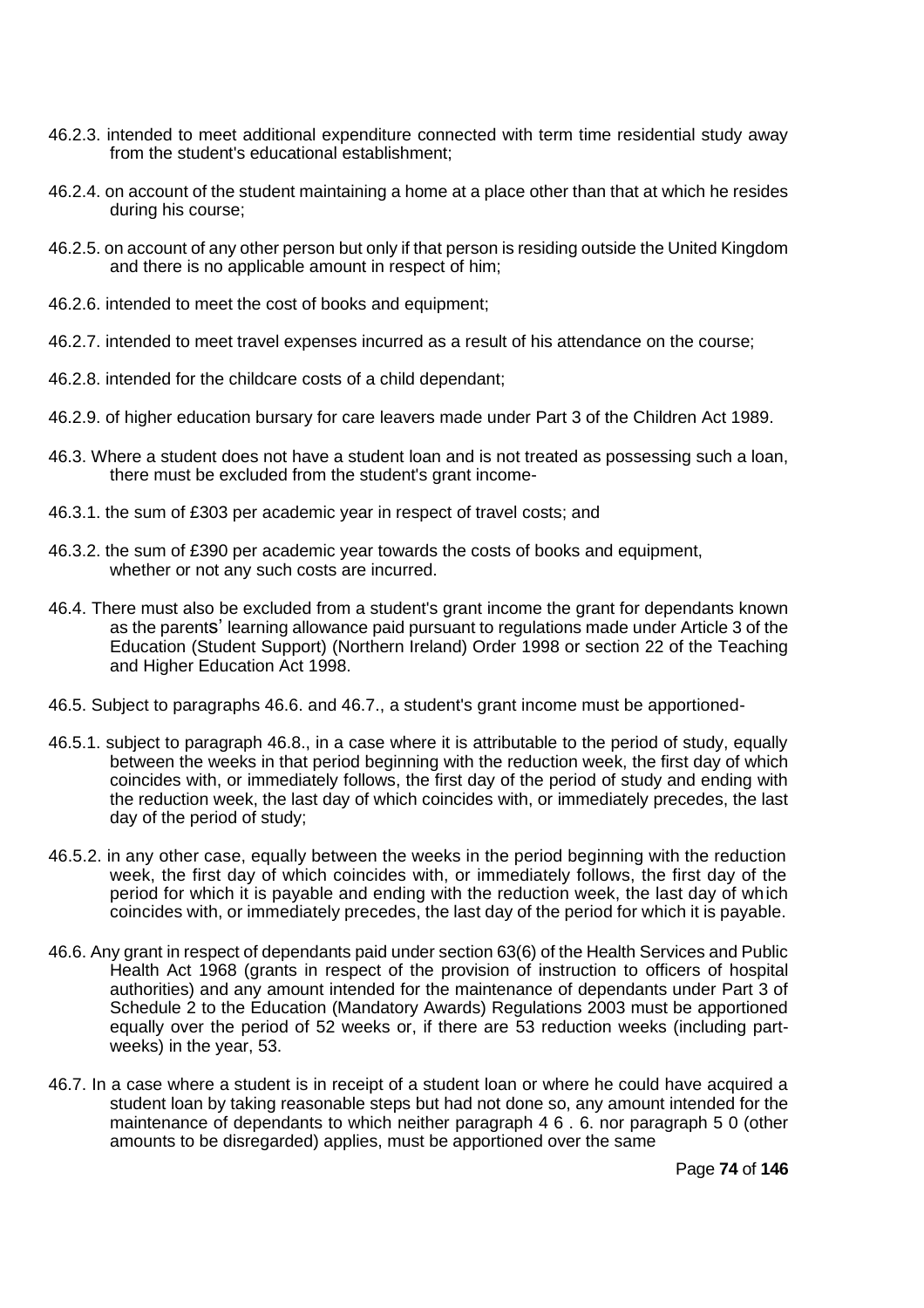46.2.3. intended to meet additional expenditure connected with term time residential study away from the student's educational establishment;

46.2.4. on account of the student maintaining a home at a place other than that at which he resides during his course;

46.2.5. on account of any other person but only if that person is residing outside the United Kingdom and there is no applicable amount in respect of him;

46.2.6. intended to meet the cost of books and equipment;

46.2.7. intended to meet travel expenses incurred as a result of his attendance on the course;

46.2.8. intended for the childcare costs of a child dependant;

46.2.9. of higher education bursary for care leavers made under Part 3 of the Children Act 1989.

46.3. Where a student does not have a student loan and is not treated as possessing such a loan, there must be excluded from the student's grant income-

46.3.1. the sum of £303 per academic year in respect of travel costs; and

46.3.2. the sum of £390 per academic year towards the costs of books and equipment, whether or not any such costs are incurred.

46.4. There must also be excluded from a student's grant income the grant for dependants known as the parents' learning allowance paid pursuant to regulations made under Article 3 of the Education (Student Support) (Northern Ireland) Order 1998 or section 22 of the Teaching and Higher Education Act 1998.

46.5. Subject to paragraphs 46.6. and 46.7., a student's grant income must be apportioned-

46.5.1. subject to paragraph 46.8., in a case where it is attributable to the period of study, equally between the weeks in that period beginning with the reduction week, the first day of which coincides with, or immediately follows, the first day of the period of study and ending with the reduction week, the last day of which coincides with, or immediately precedes, the last day of the period of study;

46.5.2. in any other case, equally between the weeks in the period beginning with the reduction week, the first day of which coincides with, or immediately follows, the first day of the period for which it is payable and ending with the reduction week, the last day of which coincides with, or immediately precedes, the last day of the period for which it is payable.

46.6. Any grant in respect of dependants paid under section 63(6) of the Health Services and Public Health Act 1968 (grants in respect of the provision of instruction to officers of hospital authorities) and any amount intended for the maintenance of dependants under Part 3 of Schedule 2 to the Education (Mandatory Awards) Regulations 2003 must be apportioned equally over the period of 52 weeks or, if there are 53 reduction weeks (including part-weeks) in the year, 53.

46.7. In a case where a student is in receipt of a student loan or where he could have acquired a student loan by taking reasonable steps but had not done so, any amount intended for the maintenance of dependants to which neither paragraph 46.6. nor paragraph 50 (other amounts to be disregarded) applies, must be apportioned over the same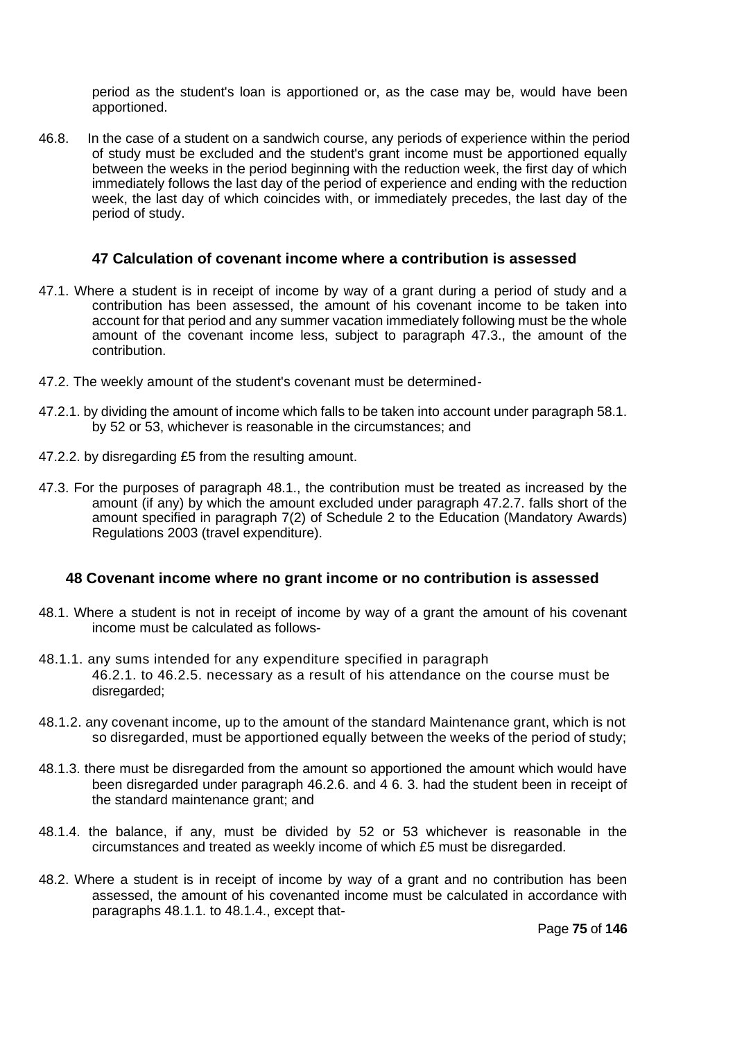period as the student's loan is apportioned or, as the case may be, would have been apportioned.

46.8. In the case of a student on a sandwich course, any periods of experience within the period of study must be excluded and the student's grant income must be apportioned equally between the weeks in the period beginning with the reduction week, the first day of which immediately follows the last day of the period of experience and ending with the reduction week, the last day of which coincides with, or immediately precedes, the last day of the period of study.

### 47 Calculation of covenant income where a contribution is assessed

47.1. Where a student is in receipt of income by way of a grant during a period of study and a contribution has been assessed, the amount of his covenant income to be taken into account for that period and any summer vacation immediately following must be the whole amount of the covenant income less, subject to paragraph 47.3., the amount of the contribution.

47.2. The weekly amount of the student's covenant must be determined-

47.2.1. by dividing the amount of income which falls to be taken into account under paragraph 58.1. by 52 or 53, whichever is reasonable in the circumstances; and

47.2.2. by disregarding £5 from the resulting amount.

47.3. For the purposes of paragraph 48.1., the contribution must be treated as increased by the amount (if any) by which the amount excluded under paragraph 47.2.7. falls short of the amount specified in paragraph 7(2) of Schedule 2 to the Education (Mandatory Awards) Regulations 2003 (travel expenditure).

### 48 Covenant income where no grant income or no contribution is assessed

48.1. Where a student is not in receipt of income by way of a grant the amount of his covenant income must be calculated as follows-

48.1.1. any sums intended for any expenditure specified in paragraph 46.2.1. to 46.2.5. necessary as a result of his attendance on the course must be disregarded;

48.1.2. any covenant income, up to the amount of the standard Maintenance grant, which is not so disregarded, must be apportioned equally between the weeks of the period of study;

48.1.3. there must be disregarded from the amount so apportioned the amount which would have been disregarded under paragraph 46.2.6. and 4 6. 3. had the student been in receipt of the standard maintenance grant; and

48.1.4. the balance, if any, must be divided by 52 or 53 whichever is reasonable in the circumstances and treated as weekly income of which £5 must be disregarded.

48.2. Where a student is in receipt of income by way of a grant and no contribution has been assessed, the amount of his covenanted income must be calculated in accordance with paragraphs 48.1.1. to 48.1.4., except that-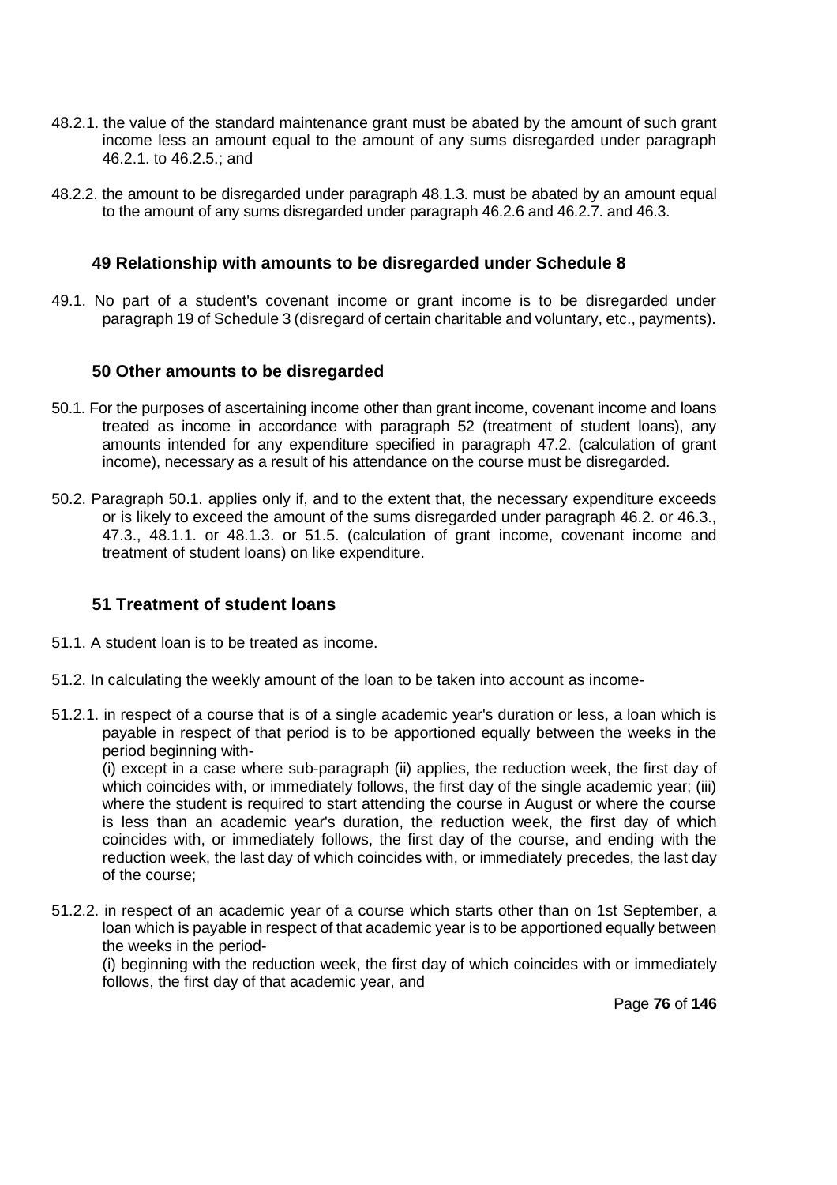48.2.1. the value of the standard maintenance grant must be abated by the amount of such grant income less an amount equal to the amount of any sums disregarded under paragraph 46.2.1. to 46.2.5.; and

48.2.2. the amount to be disregarded under paragraph 48.1.3. must be abated by an amount equal to the amount of any sums disregarded under paragraph 46.2.6 and 46.2.7. and 46.3.

### 49 Relationship with amounts to be disregarded under Schedule 8

49.1. No part of a student's covenant income or grant income is to be disregarded under paragraph 19 of Schedule 3 (disregard of certain charitable and voluntary, etc., payments).

### 50 Other amounts to be disregarded

50.1. For the purposes of ascertaining income other than grant income, covenant income and loans treated as income in accordance with paragraph 52 (treatment of student loans), any amounts intended for any expenditure specified in paragraph 47.2. (calculation of grant income), necessary as a result of his attendance on the course must be disregarded.

50.2. Paragraph 50.1. applies only if, and to the extent that, the necessary expenditure exceeds or is likely to exceed the amount of the sums disregarded under paragraph 46.2. or 46.3., 47.3., 48.1.1. or 48.1.3. or 51.5. (calculation of grant income, covenant income and treatment of student loans) on like expenditure.

### 51 Treatment of student loans

51.1. A student loan is to be treated as income.

51.2. In calculating the weekly amount of the loan to be taken into account as income-

51.2.1. in respect of a course that is of a single academic year's duration or less, a loan which is payable in respect of that period is to be apportioned equally between the weeks in the period beginning with-
(i) except in a case where sub-paragraph (ii) applies, the reduction week, the first day of which coincides with, or immediately follows, the first day of the single academic year; (iii) where the student is required to start attending the course in August or where the course is less than an academic year's duration, the reduction week, the first day of which coincides with, or immediately follows, the first day of the course, and ending with the reduction week, the last day of which coincides with, or immediately precedes, the last day of the course;

51.2.2. in respect of an academic year of a course which starts other than on 1st September, a loan which is payable in respect of that academic year is to be apportioned equally between the weeks in the period-
(i) beginning with the reduction week, the first day of which coincides with or immediately follows, the first day of that academic year, and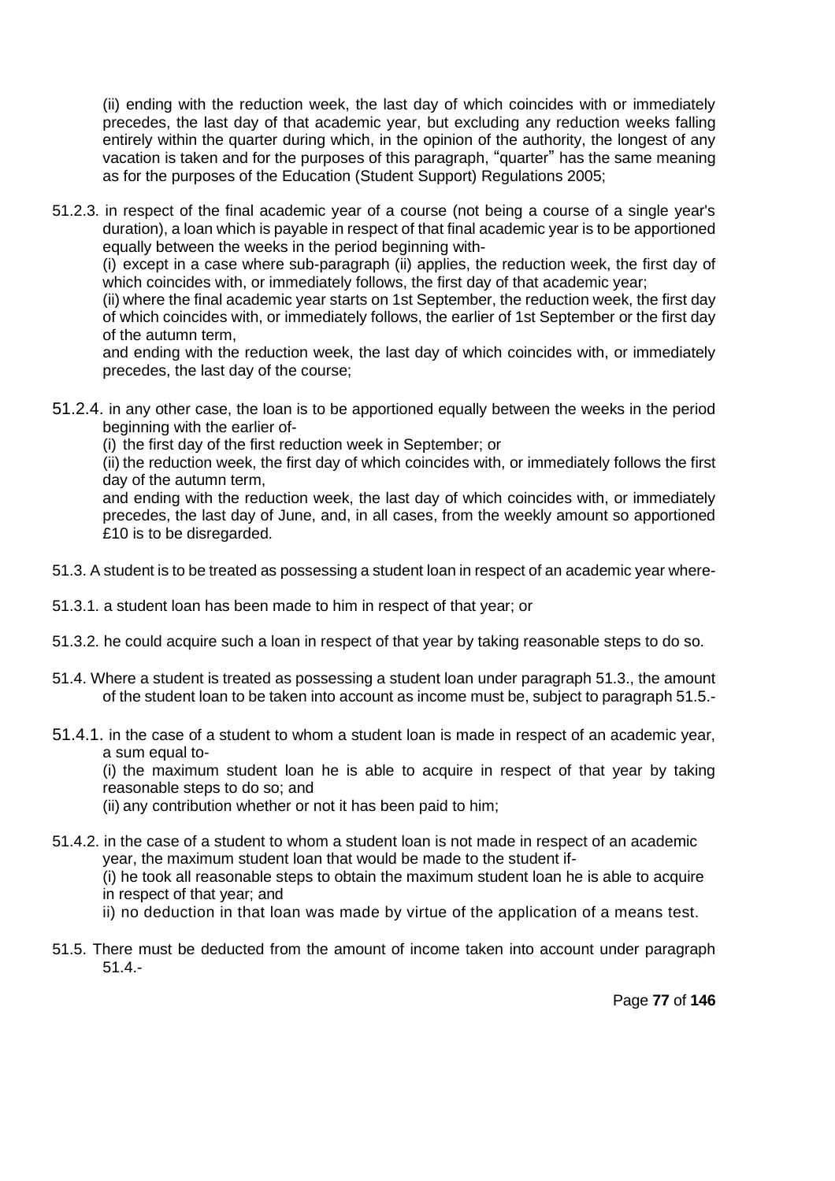(ii) ending with the reduction week, the last day of which coincides with or immediately precedes, the last day of that academic year, but excluding any reduction weeks falling entirely within the quarter during which, in the opinion of the authority, the longest of any vacation is taken and for the purposes of this paragraph, "quarter" has the same meaning as for the purposes of the Education (Student Support) Regulations 2005;

51.2.3. in respect of the final academic year of a course (not being a course of a single year's duration), a loan which is payable in respect of that final academic year is to be apportioned equally between the weeks in the period beginning with-

(i) except in a case where sub-paragraph (ii) applies, the reduction week, the first day of which coincides with, or immediately follows, the first day of that academic year;

(ii) where the final academic year starts on 1st September, the reduction week, the first day of which coincides with, or immediately follows, the earlier of 1st September or the first day of the autumn term,

and ending with the reduction week, the last day of which coincides with, or immediately precedes, the last day of the course;

51.2.4. in any other case, the loan is to be apportioned equally between the weeks in the period beginning with the earlier of-

(i) the first day of the first reduction week in September; or

(ii) the reduction week, the first day of which coincides with, or immediately follows the first day of the autumn term,

and ending with the reduction week, the last day of which coincides with, or immediately precedes, the last day of June, and, in all cases, from the weekly amount so apportioned £10 is to be disregarded.

51.3. A student is to be treated as possessing a student loan in respect of an academic year where-

51.3.1. a student loan has been made to him in respect of that year; or

51.3.2. he could acquire such a loan in respect of that year by taking reasonable steps to do so.

51.4. Where a student is treated as possessing a student loan under paragraph 51.3., the amount of the student loan to be taken into account as income must be, subject to paragraph 51.5.-

51.4.1. in the case of a student to whom a student loan is made in respect of an academic year, a sum equal to-

(i) the maximum student loan he is able to acquire in respect of that year by taking reasonable steps to do so; and

(ii) any contribution whether or not it has been paid to him;

51.4.2. in the case of a student to whom a student loan is not made in respect of an academic year, the maximum student loan that would be made to the student if-

(i) he took all reasonable steps to obtain the maximum student loan he is able to acquire in respect of that year; and

ii) no deduction in that loan was made by virtue of the application of a means test.

51.5. There must be deducted from the amount of income taken into account under paragraph 51.4.-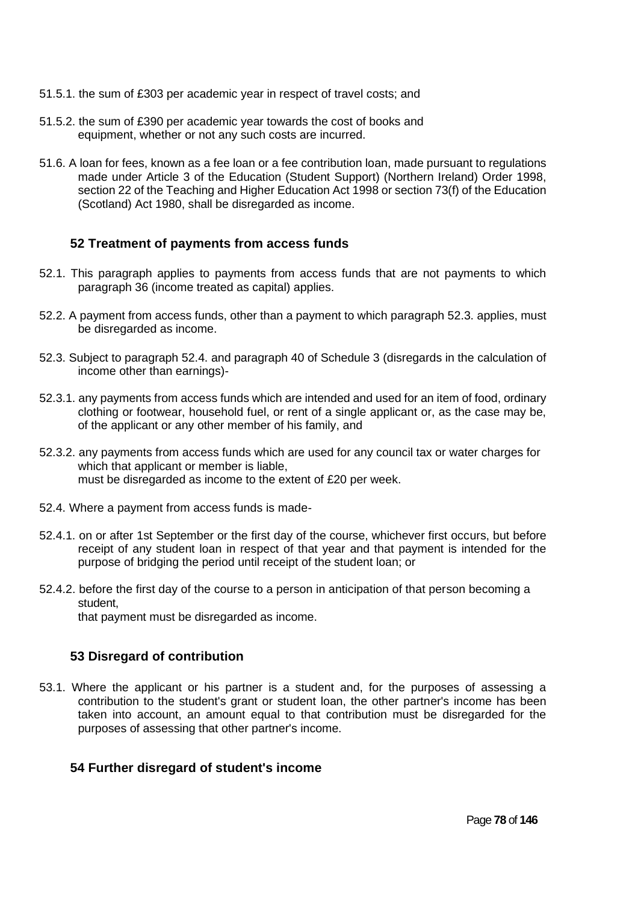51.5.1. the sum of £303 per academic year in respect of travel costs; and

51.5.2. the sum of £390 per academic year towards the cost of books and equipment, whether or not any such costs are incurred.

51.6. A loan for fees, known as a fee loan or a fee contribution loan, made pursuant to regulations made under Article 3 of the Education (Student Support) (Northern Ireland) Order 1998, section 22 of the Teaching and Higher Education Act 1998 or section 73(f) of the Education (Scotland) Act 1980, shall be disregarded as income.

### 52 Treatment of payments from access funds

52.1. This paragraph applies to payments from access funds that are not payments to which paragraph 36 (income treated as capital) applies.

52.2. A payment from access funds, other than a payment to which paragraph 52.3. applies, must be disregarded as income.

52.3. Subject to paragraph 52.4. and paragraph 40 of Schedule 3 (disregards in the calculation of income other than earnings)-

52.3.1. any payments from access funds which are intended and used for an item of food, ordinary clothing or footwear, household fuel, or rent of a single applicant or, as the case may be, of the applicant or any other member of his family, and

52.3.2. any payments from access funds which are used for any council tax or water charges for which that applicant or member is liable,
must be disregarded as income to the extent of £20 per week.

52.4. Where a payment from access funds is made-

52.4.1. on or after 1st September or the first day of the course, whichever first occurs, but before receipt of any student loan in respect of that year and that payment is intended for the purpose of bridging the period until receipt of the student loan; or

52.4.2. before the first day of the course to a person in anticipation of that person becoming a student,
that payment must be disregarded as income.

### 53 Disregard of contribution

53.1. Where the applicant or his partner is a student and, for the purposes of assessing a contribution to the student's grant or student loan, the other partner's income has been taken into account, an amount equal to that contribution must be disregarded for the purposes of assessing that other partner's income.

### 54 Further disregard of student's income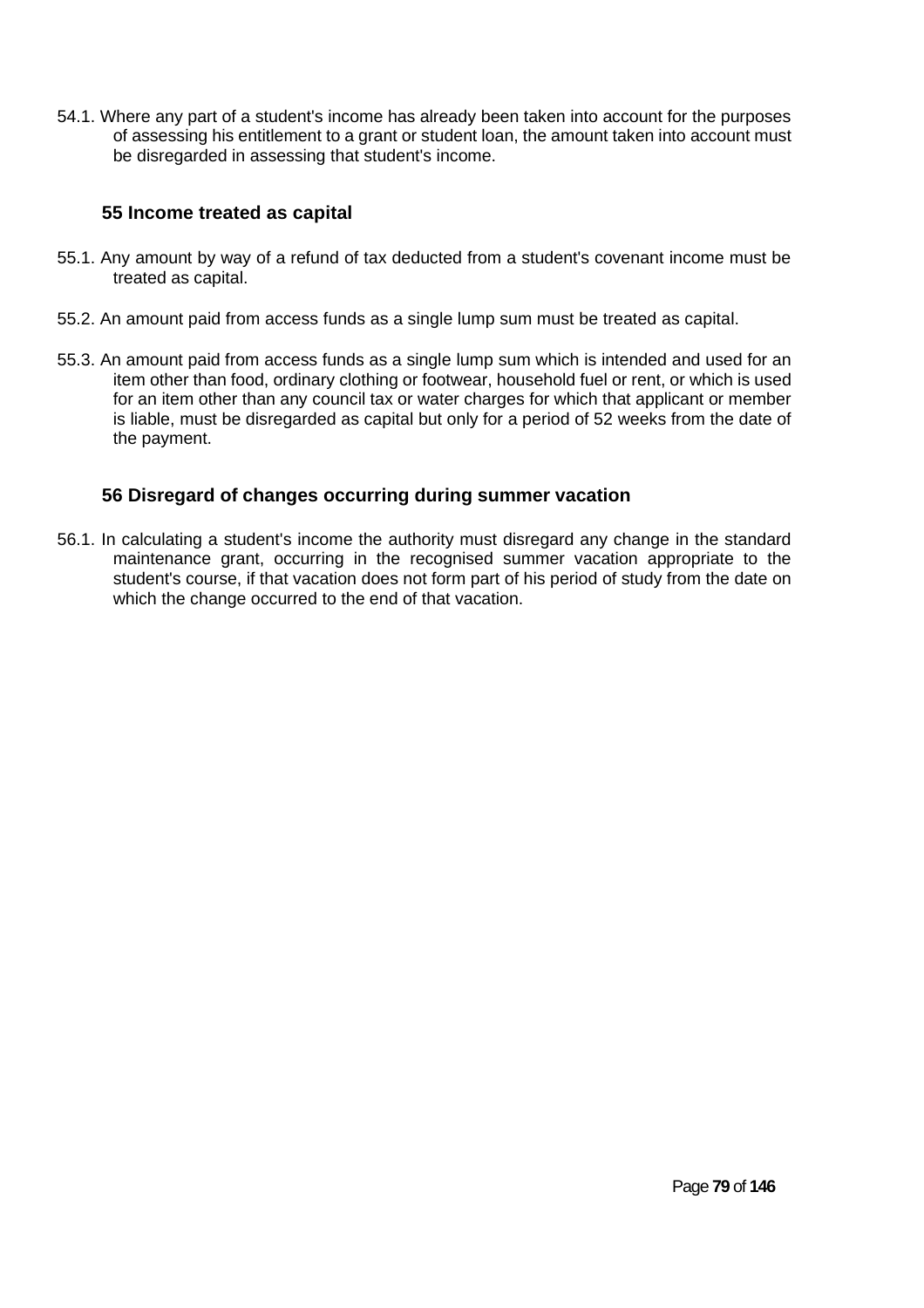54.1. Where any part of a student's income has already been taken into account for the purposes of assessing his entitlement to a grant or student loan, the amount taken into account must be disregarded in assessing that student's income.

## 55 Income treated as capital

55.1. Any amount by way of a refund of tax deducted from a student's covenant income must be treated as capital.

55.2. An amount paid from access funds as a single lump sum must be treated as capital.

55.3. An amount paid from access funds as a single lump sum which is intended and used for an item other than food, ordinary clothing or footwear, household fuel or rent, or which is used for an item other than any council tax or water charges for which that applicant or member is liable, must be disregarded as capital but only for a period of 52 weeks from the date of the payment.

## 56 Disregard of changes occurring during summer vacation

56.1. In calculating a student's income the authority must disregard any change in the standard maintenance grant, occurring in the recognised summer vacation appropriate to the student's course, if that vacation does not form part of his period of study from the date on which the change occurred to the end of that vacation.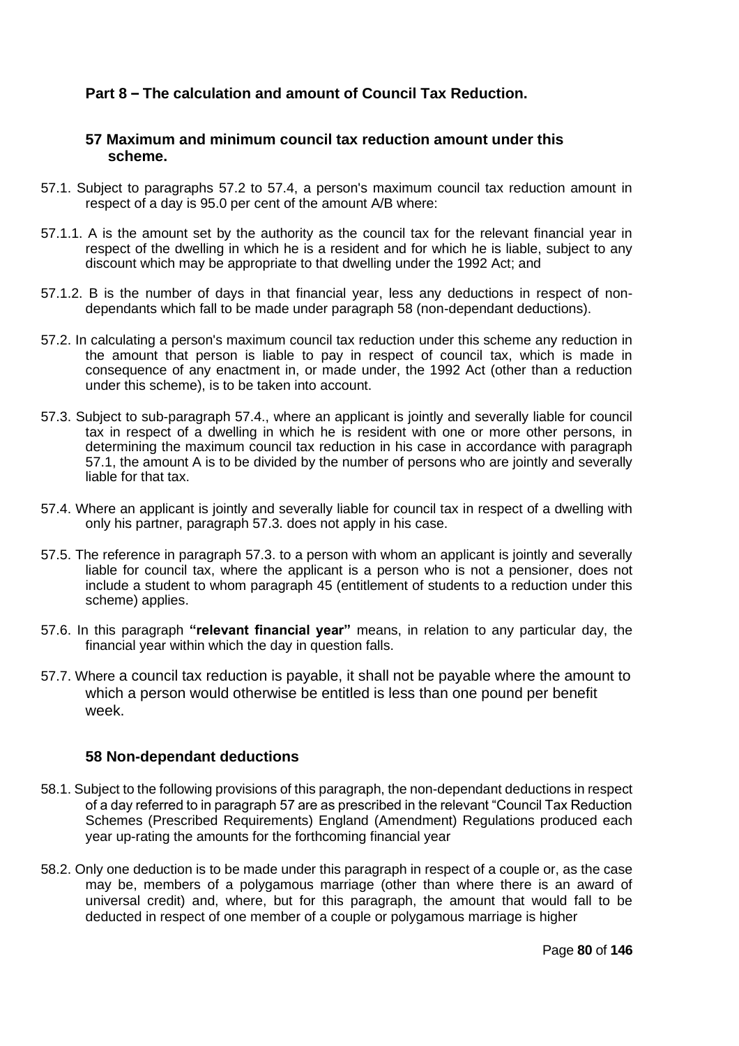## Part 8 – The calculation and amount of Council Tax Reduction.

### 57 Maximum and minimum council tax reduction amount under this scheme.

57.1. Subject to paragraphs 57.2 to 57.4, a person's maximum council tax reduction amount in respect of a day is 95.0 per cent of the amount A/B where:

57.1.1. A is the amount set by the authority as the council tax for the relevant financial year in respect of the dwelling in which he is a resident and for which he is liable, subject to any discount which may be appropriate to that dwelling under the 1992 Act; and

57.1.2. B is the number of days in that financial year, less any deductions in respect of non-dependants which fall to be made under paragraph 58 (non-dependant deductions).

57.2. In calculating a person's maximum council tax reduction under this scheme any reduction in the amount that person is liable to pay in respect of council tax, which is made in consequence of any enactment in, or made under, the 1992 Act (other than a reduction under this scheme), is to be taken into account.

57.3. Subject to sub-paragraph 57.4., where an applicant is jointly and severally liable for council tax in respect of a dwelling in which he is resident with one or more other persons, in determining the maximum council tax reduction in his case in accordance with paragraph 57.1, the amount A is to be divided by the number of persons who are jointly and severally liable for that tax.

57.4. Where an applicant is jointly and severally liable for council tax in respect of a dwelling with only his partner, paragraph 57.3. does not apply in his case.

57.5. The reference in paragraph 57.3. to a person with whom an applicant is jointly and severally liable for council tax, where the applicant is a person who is not a pensioner, does not include a student to whom paragraph 45 (entitlement of students to a reduction under this scheme) applies.

57.6. In this paragraph **"relevant financial year"** means, in relation to any particular day, the financial year within which the day in question falls.

57.7. Where a council tax reduction is payable, it shall not be payable where the amount to which a person would otherwise be entitled is less than one pound per benefit week.

### 58 Non-dependant deductions

58.1. Subject to the following provisions of this paragraph, the non-dependant deductions in respect of a day referred to in paragraph 57 are as prescribed in the relevant "Council Tax Reduction Schemes (Prescribed Requirements) England (Amendment) Regulations produced each year up-rating the amounts for the forthcoming financial year

58.2. Only one deduction is to be made under this paragraph in respect of a couple or, as the case may be, members of a polygamous marriage (other than where there is an award of universal credit) and, where, but for this paragraph, the amount that would fall to be deducted in respect of one member of a couple or polygamous marriage is higher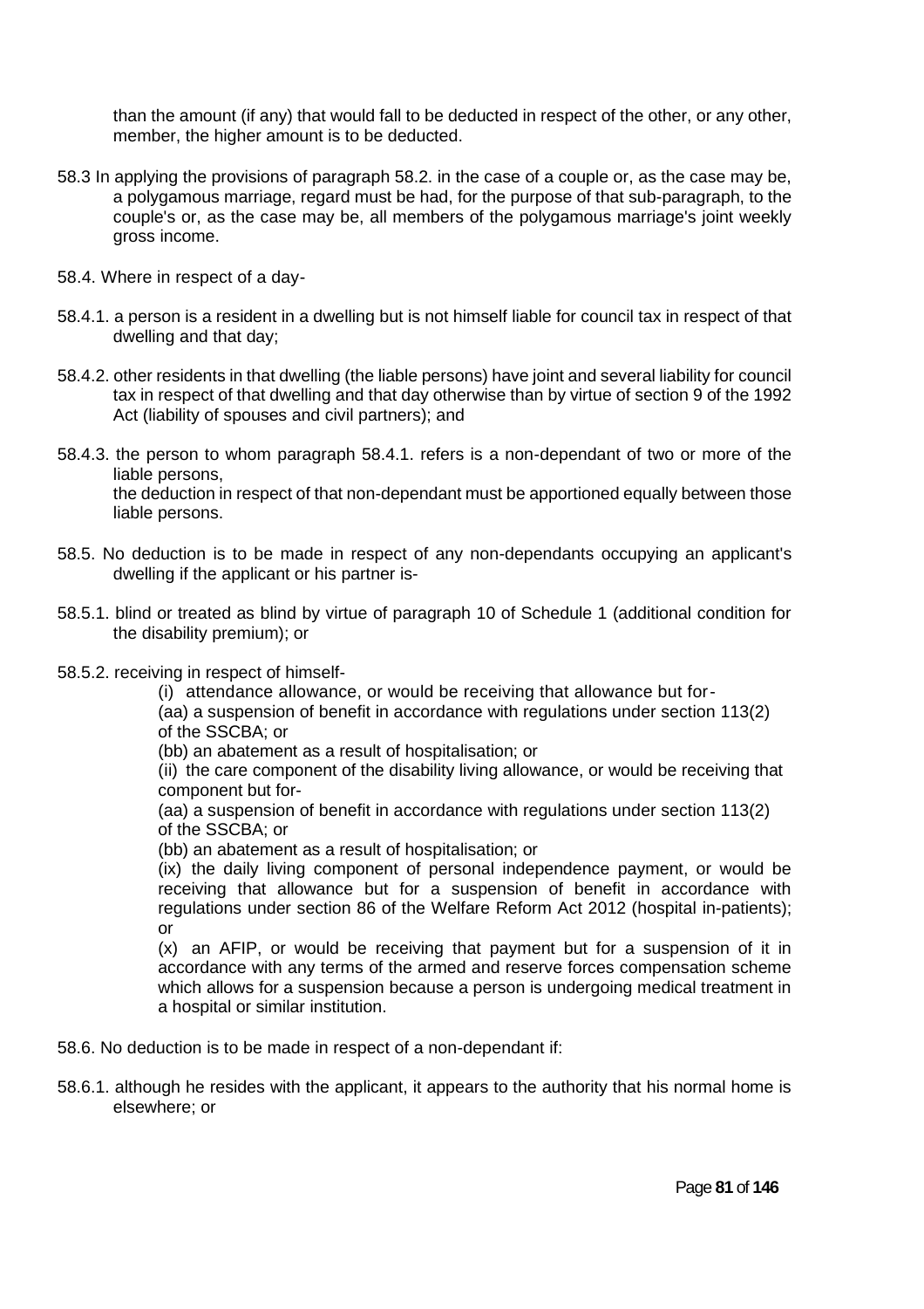than the amount (if any) that would fall to be deducted in respect of the other, or any other, member, the higher amount is to be deducted.

58.3 In applying the provisions of paragraph 58.2. in the case of a couple or, as the case may be, a polygamous marriage, regard must be had, for the purpose of that sub-paragraph, to the couple's or, as the case may be, all members of the polygamous marriage's joint weekly gross income.

58.4. Where in respect of a day-

58.4.1. a person is a resident in a dwelling but is not himself liable for council tax in respect of that dwelling and that day;

58.4.2. other residents in that dwelling (the liable persons) have joint and several liability for council tax in respect of that dwelling and that day otherwise than by virtue of section 9 of the 1992 Act (liability of spouses and civil partners); and

58.4.3. the person to whom paragraph 58.4.1. refers is a non-dependant of two or more of the liable persons,
the deduction in respect of that non-dependant must be apportioned equally between those liable persons.

58.5. No deduction is to be made in respect of any non-dependants occupying an applicant's dwelling if the applicant or his partner is-

58.5.1. blind or treated as blind by virtue of paragraph 10 of Schedule 1 (additional condition for the disability premium); or

58.5.2. receiving in respect of himself-

(i) attendance allowance, or would be receiving that allowance but for-
(aa) a suspension of benefit in accordance with regulations under section 113(2) of the SSCBA; or
(bb) an abatement as a result of hospitalisation; or
(ii) the care component of the disability living allowance, or would be receiving that component but for-
(aa) a suspension of benefit in accordance with regulations under section 113(2) of the SSCBA; or
(bb) an abatement as a result of hospitalisation; or
(ix) the daily living component of personal independence payment, or would be receiving that allowance but for a suspension of benefit in accordance with regulations under section 86 of the Welfare Reform Act 2012 (hospital in-patients); or
(x) an AFIP, or would be receiving that payment but for a suspension of it in accordance with any terms of the armed and reserve forces compensation scheme which allows for a suspension because a person is undergoing medical treatment in a hospital or similar institution.

58.6. No deduction is to be made in respect of a non-dependant if:

58.6.1. although he resides with the applicant, it appears to the authority that his normal home is elsewhere; or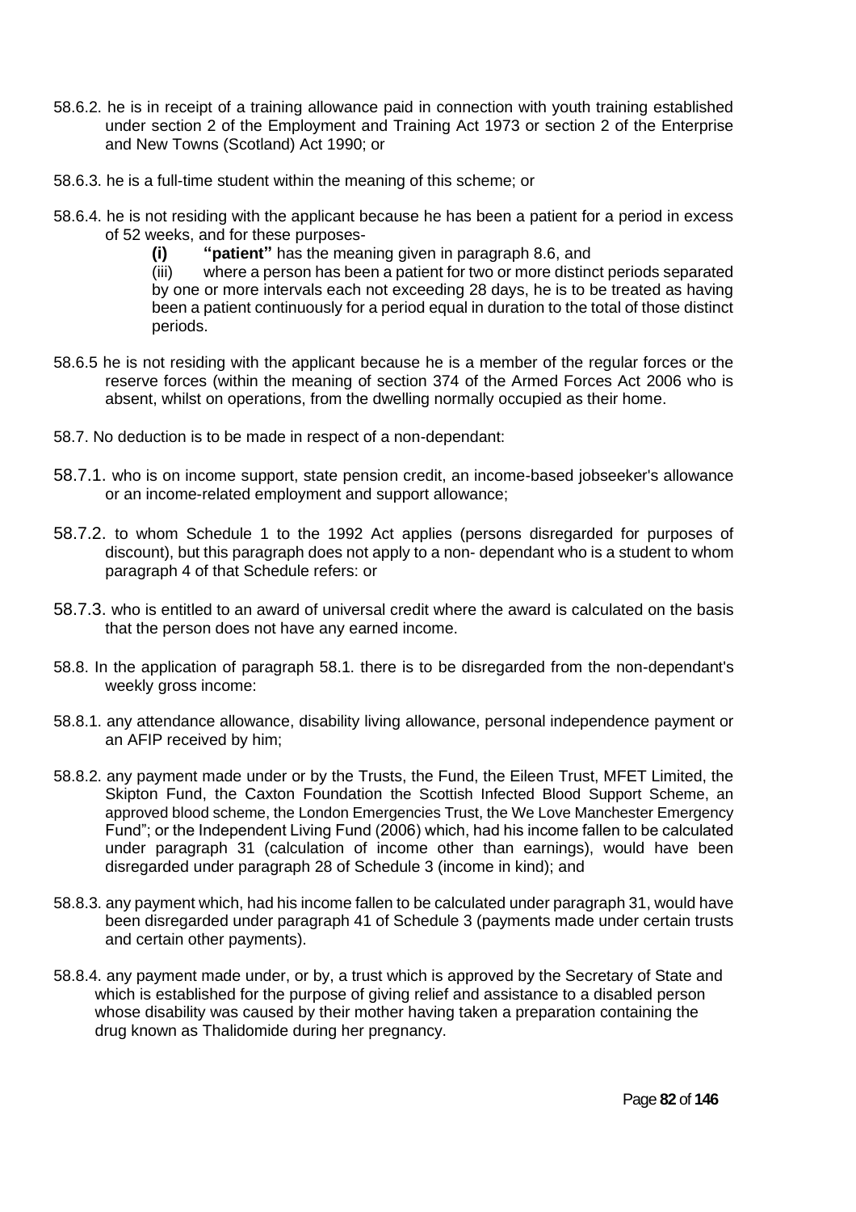58.6.2. he is in receipt of a training allowance paid in connection with youth training established under section 2 of the Employment and Training Act 1973 or section 2 of the Enterprise and New Towns (Scotland) Act 1990; or

58.6.3. he is a full-time student within the meaning of this scheme; or

58.6.4. he is not residing with the applicant because he has been a patient for a period in excess of 52 weeks, and for these purposes-

**(i)** **"patient"** has the meaning given in paragraph 8.6, and

(iii) where a person has been a patient for two or more distinct periods separated by one or more intervals each not exceeding 28 days, he is to be treated as having been a patient continuously for a period equal in duration to the total of those distinct periods.

58.6.5 he is not residing with the applicant because he is a member of the regular forces or the reserve forces (within the meaning of section 374 of the Armed Forces Act 2006 who is absent, whilst on operations, from the dwelling normally occupied as their home.

58.7. No deduction is to be made in respect of a non-dependant:

58.7.1. who is on income support, state pension credit, an income-based jobseeker's allowance or an income-related employment and support allowance;

58.7.2. to whom Schedule 1 to the 1992 Act applies (persons disregarded for purposes of discount), but this paragraph does not apply to a non- dependant who is a student to whom paragraph 4 of that Schedule refers: or

58.7.3. who is entitled to an award of universal credit where the award is calculated on the basis that the person does not have any earned income.

58.8. In the application of paragraph 58.1. there is to be disregarded from the non-dependant's weekly gross income:

58.8.1. any attendance allowance, disability living allowance, personal independence payment or an AFIP received by him;

58.8.2. any payment made under or by the Trusts, the Fund, the Eileen Trust, MFET Limited, the Skipton Fund, the Caxton Foundation the Scottish Infected Blood Support Scheme, an approved blood scheme, the London Emergencies Trust, the We Love Manchester Emergency Fund"; or the Independent Living Fund (2006) which, had his income fallen to be calculated under paragraph 31 (calculation of income other than earnings), would have been disregarded under paragraph 28 of Schedule 3 (income in kind); and

58.8.3. any payment which, had his income fallen to be calculated under paragraph 31, would have been disregarded under paragraph 41 of Schedule 3 (payments made under certain trusts and certain other payments).

58.8.4. any payment made under, or by, a trust which is approved by the Secretary of State and which is established for the purpose of giving relief and assistance to a disabled person whose disability was caused by their mother having taken a preparation containing the drug known as Thalidomide during her pregnancy.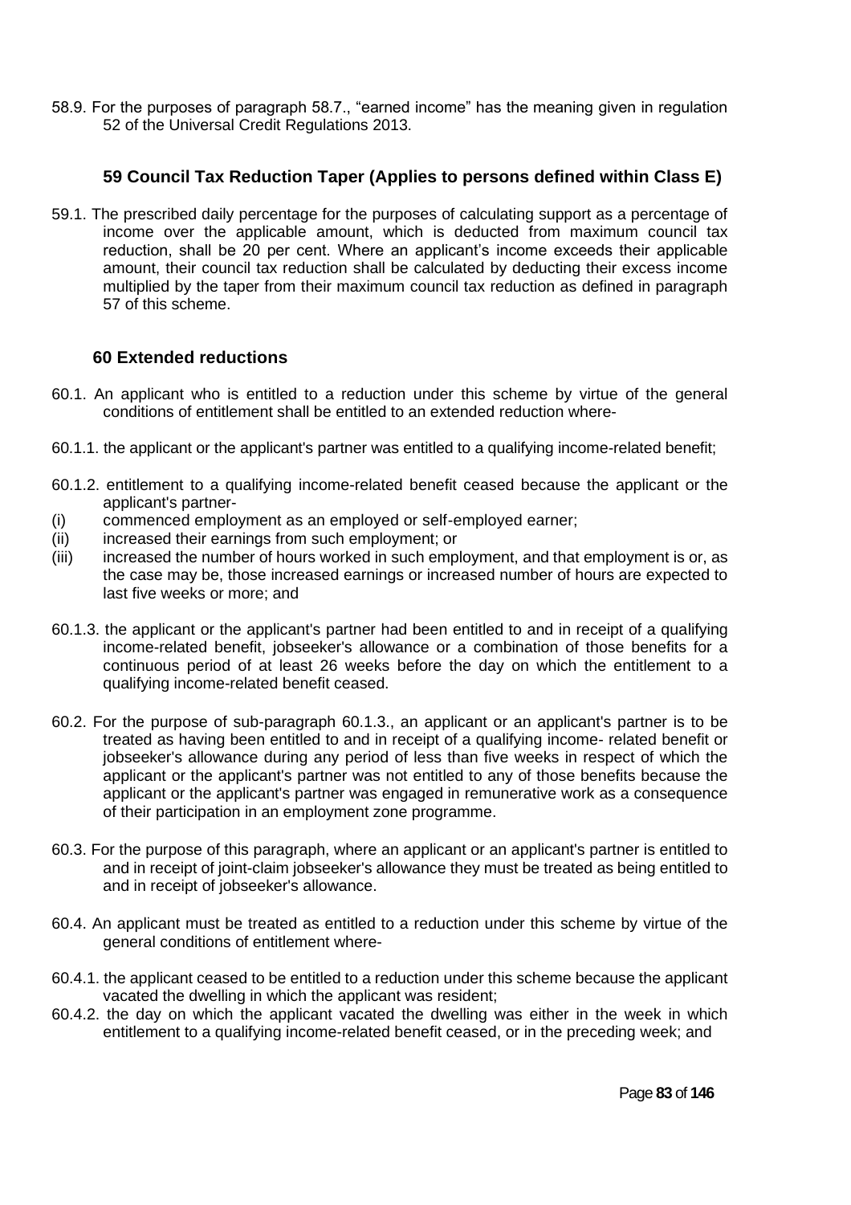58.9. For the purposes of paragraph 58.7., "earned income" has the meaning given in regulation 52 of the Universal Credit Regulations 2013.

## 59 Council Tax Reduction Taper (Applies to persons defined within Class E)

59.1. The prescribed daily percentage for the purposes of calculating support as a percentage of income over the applicable amount, which is deducted from maximum council tax reduction, shall be 20 per cent. Where an applicant's income exceeds their applicable amount, their council tax reduction shall be calculated by deducting their excess income multiplied by the taper from their maximum council tax reduction as defined in paragraph 57 of this scheme.

## 60 Extended reductions

60.1. An applicant who is entitled to a reduction under this scheme by virtue of the general conditions of entitlement shall be entitled to an extended reduction where-

60.1.1. the applicant or the applicant's partner was entitled to a qualifying income-related benefit;

60.1.2. entitlement to a qualifying income-related benefit ceased because the applicant or the applicant's partner-

(i) commenced employment as an employed or self-employed earner;
(ii) increased their earnings from such employment; or
(iii) increased the number of hours worked in such employment, and that employment is or, as the case may be, those increased earnings or increased number of hours are expected to last five weeks or more; and

60.1.3. the applicant or the applicant's partner had been entitled to and in receipt of a qualifying income-related benefit, jobseeker's allowance or a combination of those benefits for a continuous period of at least 26 weeks before the day on which the entitlement to a qualifying income-related benefit ceased.

60.2. For the purpose of sub-paragraph 60.1.3., an applicant or an applicant's partner is to be treated as having been entitled to and in receipt of a qualifying income- related benefit or jobseeker's allowance during any period of less than five weeks in respect of which the applicant or the applicant's partner was not entitled to any of those benefits because the applicant or the applicant's partner was engaged in remunerative work as a consequence of their participation in an employment zone programme.

60.3. For the purpose of this paragraph, where an applicant or an applicant's partner is entitled to and in receipt of joint-claim jobseeker's allowance they must be treated as being entitled to and in receipt of jobseeker's allowance.

60.4. An applicant must be treated as entitled to a reduction under this scheme by virtue of the general conditions of entitlement where-

60.4.1. the applicant ceased to be entitled to a reduction under this scheme because the applicant vacated the dwelling in which the applicant was resident;

60.4.2. the day on which the applicant vacated the dwelling was either in the week in which entitlement to a qualifying income-related benefit ceased, or in the preceding week; and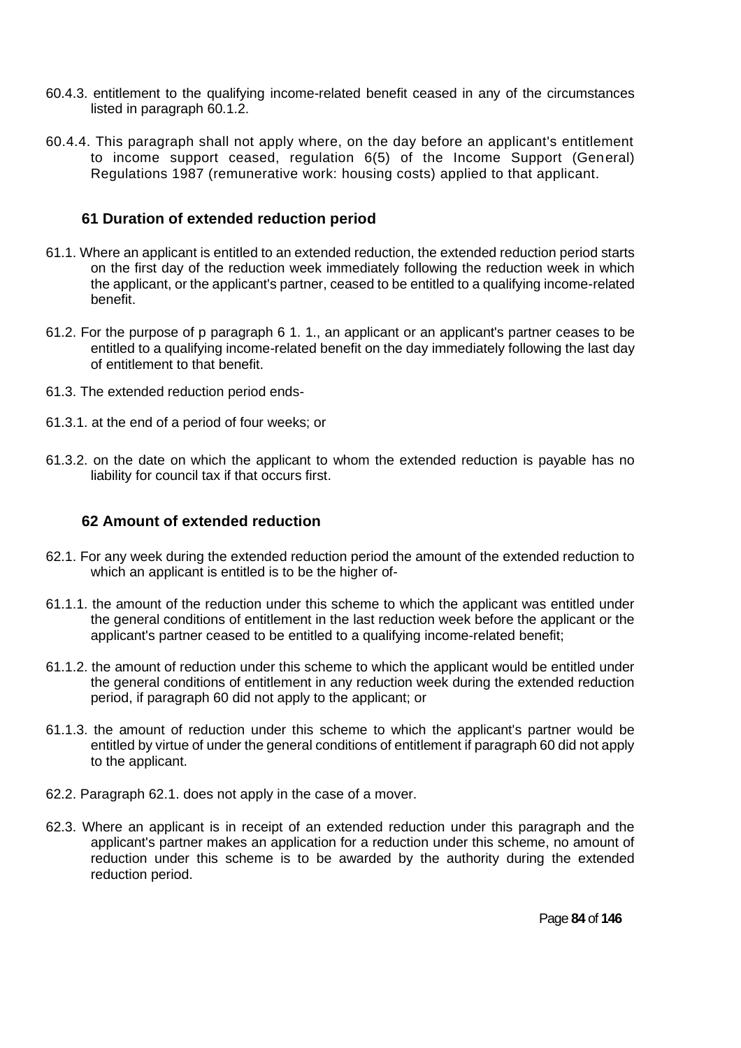60.4.3. entitlement to the qualifying income-related benefit ceased in any of the circumstances listed in paragraph 60.1.2.

60.4.4. This paragraph shall not apply where, on the day before an applicant's entitlement to income support ceased, regulation 6(5) of the Income Support (General) Regulations 1987 (remunerative work: housing costs) applied to that applicant.

### 61 Duration of extended reduction period

61.1. Where an applicant is entitled to an extended reduction, the extended reduction period starts on the first day of the reduction week immediately following the reduction week in which the applicant, or the applicant's partner, ceased to be entitled to a qualifying income-related benefit.

61.2. For the purpose of p paragraph 6 1. 1., an applicant or an applicant's partner ceases to be entitled to a qualifying income-related benefit on the day immediately following the last day of entitlement to that benefit.

61.3. The extended reduction period ends-

61.3.1. at the end of a period of four weeks; or

61.3.2. on the date on which the applicant to whom the extended reduction is payable has no liability for council tax if that occurs first.

### 62 Amount of extended reduction

62.1. For any week during the extended reduction period the amount of the extended reduction to which an applicant is entitled is to be the higher of-

61.1.1. the amount of the reduction under this scheme to which the applicant was entitled under the general conditions of entitlement in the last reduction week before the applicant or the applicant's partner ceased to be entitled to a qualifying income-related benefit;

61.1.2. the amount of reduction under this scheme to which the applicant would be entitled under the general conditions of entitlement in any reduction week during the extended reduction period, if paragraph 60 did not apply to the applicant; or

61.1.3. the amount of reduction under this scheme to which the applicant's partner would be entitled by virtue of under the general conditions of entitlement if paragraph 60 did not apply to the applicant.

62.2. Paragraph 62.1. does not apply in the case of a mover.

62.3. Where an applicant is in receipt of an extended reduction under this paragraph and the applicant's partner makes an application for a reduction under this scheme, no amount of reduction under this scheme is to be awarded by the authority during the extended reduction period.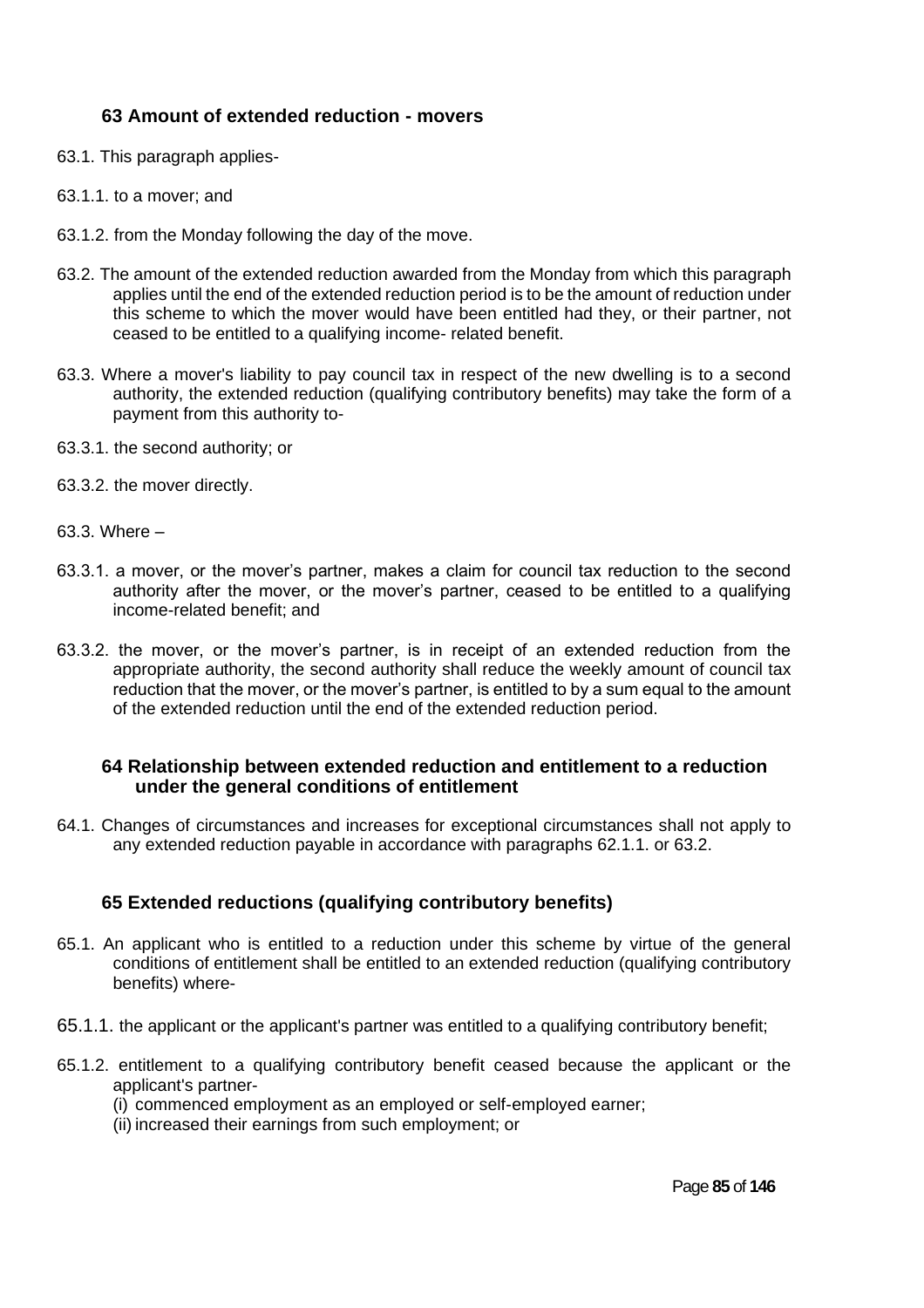## 63 Amount of extended reduction - movers

63.1. This paragraph applies-

63.1.1. to a mover; and

63.1.2. from the Monday following the day of the move.

63.2. The amount of the extended reduction awarded from the Monday from which this paragraph applies until the end of the extended reduction period is to be the amount of reduction under this scheme to which the mover would have been entitled had they, or their partner, not ceased to be entitled to a qualifying income- related benefit.

63.3. Where a mover's liability to pay council tax in respect of the new dwelling is to a second authority, the extended reduction (qualifying contributory benefits) may take the form of a payment from this authority to-

63.3.1. the second authority; or

63.3.2. the mover directly.

63.3. Where –

63.3.1. a mover, or the mover's partner, makes a claim for council tax reduction to the second authority after the mover, or the mover's partner, ceased to be entitled to a qualifying income-related benefit; and

63.3.2. the mover, or the mover's partner, is in receipt of an extended reduction from the appropriate authority, the second authority shall reduce the weekly amount of council tax reduction that the mover, or the mover's partner, is entitled to by a sum equal to the amount of the extended reduction until the end of the extended reduction period.

## 64 Relationship between extended reduction and entitlement to a reduction under the general conditions of entitlement

64.1. Changes of circumstances and increases for exceptional circumstances shall not apply to any extended reduction payable in accordance with paragraphs 62.1.1. or 63.2.

## 65 Extended reductions (qualifying contributory benefits)

65.1. An applicant who is entitled to a reduction under this scheme by virtue of the general conditions of entitlement shall be entitled to an extended reduction (qualifying contributory benefits) where-

65.1.1. the applicant or the applicant's partner was entitled to a qualifying contributory benefit;

65.1.2. entitlement to a qualifying contributory benefit ceased because the applicant or the applicant's partner-

(i) commenced employment as an employed or self-employed earner;

(ii) increased their earnings from such employment; or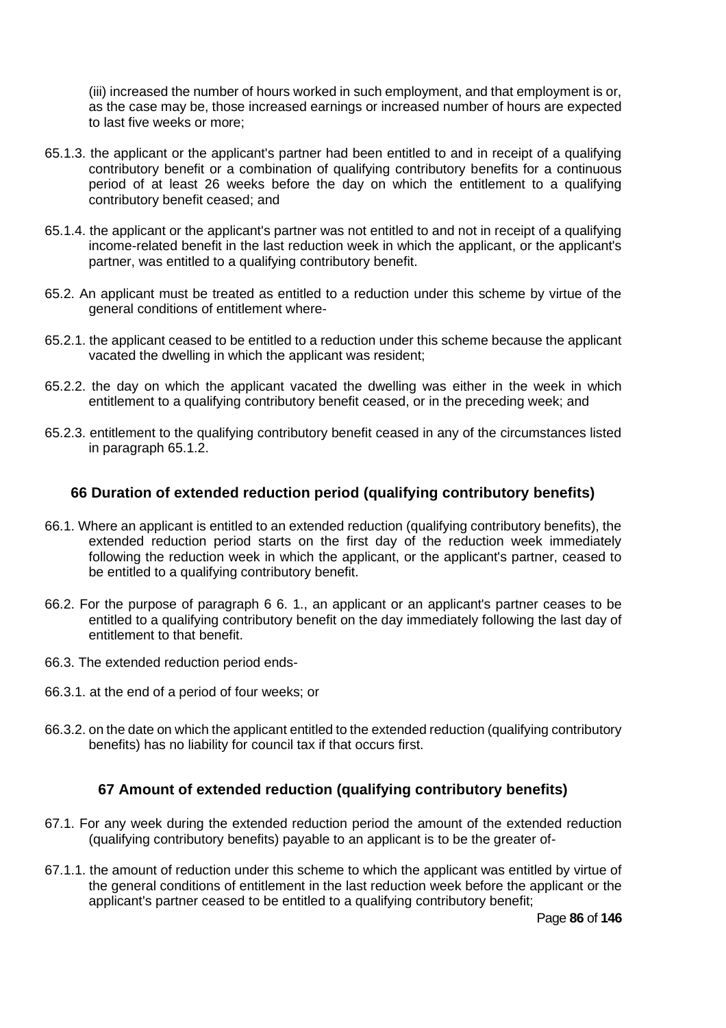(iii) increased the number of hours worked in such employment, and that employment is or, as the case may be, those increased earnings or increased number of hours are expected to last five weeks or more;

65.1.3. the applicant or the applicant's partner had been entitled to and in receipt of a qualifying contributory benefit or a combination of qualifying contributory benefits for a continuous period of at least 26 weeks before the day on which the entitlement to a qualifying contributory benefit ceased; and

65.1.4. the applicant or the applicant's partner was not entitled to and not in receipt of a qualifying income-related benefit in the last reduction week in which the applicant, or the applicant's partner, was entitled to a qualifying contributory benefit.

65.2. An applicant must be treated as entitled to a reduction under this scheme by virtue of the general conditions of entitlement where-

65.2.1. the applicant ceased to be entitled to a reduction under this scheme because the applicant vacated the dwelling in which the applicant was resident;

65.2.2. the day on which the applicant vacated the dwelling was either in the week in which entitlement to a qualifying contributory benefit ceased, or in the preceding week; and

65.2.3. entitlement to the qualifying contributory benefit ceased in any of the circumstances listed in paragraph 65.1.2.

### 66 Duration of extended reduction period (qualifying contributory benefits)

66.1. Where an applicant is entitled to an extended reduction (qualifying contributory benefits), the extended reduction period starts on the first day of the reduction week immediately following the reduction week in which the applicant, or the applicant's partner, ceased to be entitled to a qualifying contributory benefit.

66.2. For the purpose of paragraph 6 6. 1., an applicant or an applicant's partner ceases to be entitled to a qualifying contributory benefit on the day immediately following the last day of entitlement to that benefit.

66.3. The extended reduction period ends-

66.3.1. at the end of a period of four weeks; or

66.3.2. on the date on which the applicant entitled to the extended reduction (qualifying contributory benefits) has no liability for council tax if that occurs first.

### 67 Amount of extended reduction (qualifying contributory benefits)

67.1. For any week during the extended reduction period the amount of the extended reduction (qualifying contributory benefits) payable to an applicant is to be the greater of-

67.1.1. the amount of reduction under this scheme to which the applicant was entitled by virtue of the general conditions of entitlement in the last reduction week before the applicant or the applicant's partner ceased to be entitled to a qualifying contributory benefit;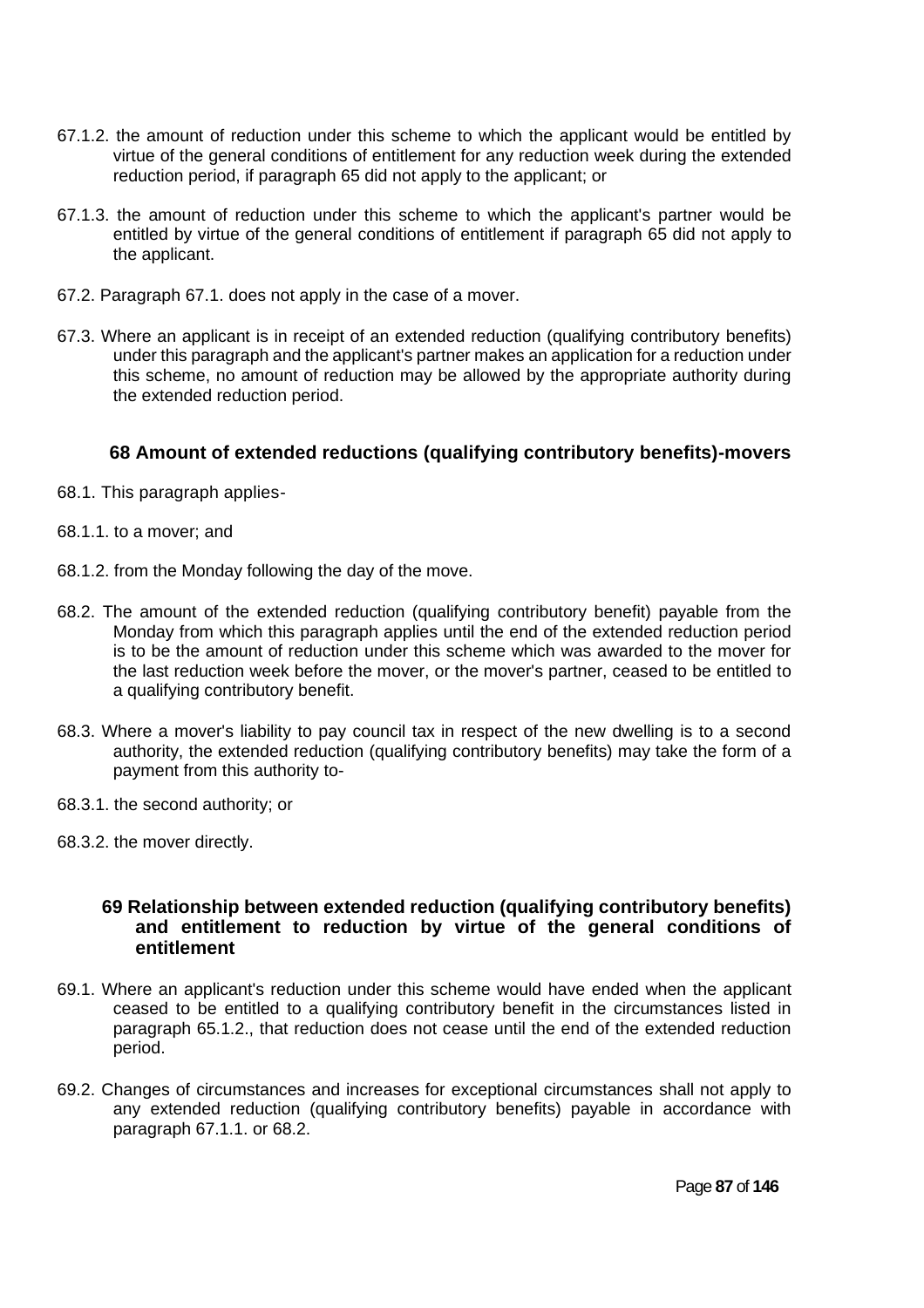67.1.2. the amount of reduction under this scheme to which the applicant would be entitled by virtue of the general conditions of entitlement for any reduction week during the extended reduction period, if paragraph 65 did not apply to the applicant; or

67.1.3. the amount of reduction under this scheme to which the applicant's partner would be entitled by virtue of the general conditions of entitlement if paragraph 65 did not apply to the applicant.

67.2. Paragraph 67.1. does not apply in the case of a mover.

67.3. Where an applicant is in receipt of an extended reduction (qualifying contributory benefits) under this paragraph and the applicant's partner makes an application for a reduction under this scheme, no amount of reduction may be allowed by the appropriate authority during the extended reduction period.

### 68 Amount of extended reductions (qualifying contributory benefits)-movers

68.1. This paragraph applies-

68.1.1. to a mover; and

68.1.2. from the Monday following the day of the move.

68.2. The amount of the extended reduction (qualifying contributory benefit) payable from the Monday from which this paragraph applies until the end of the extended reduction period is to be the amount of reduction under this scheme which was awarded to the mover for the last reduction week before the mover, or the mover's partner, ceased to be entitled to a qualifying contributory benefit.

68.3. Where a mover's liability to pay council tax in respect of the new dwelling is to a second authority, the extended reduction (qualifying contributory benefits) may take the form of a payment from this authority to-

68.3.1. the second authority; or

68.3.2. the mover directly.

### 69 Relationship between extended reduction (qualifying contributory benefits) and entitlement to reduction by virtue of the general conditions of entitlement

69.1. Where an applicant's reduction under this scheme would have ended when the applicant ceased to be entitled to a qualifying contributory benefit in the circumstances listed in paragraph 65.1.2., that reduction does not cease until the end of the extended reduction period.

69.2. Changes of circumstances and increases for exceptional circumstances shall not apply to any extended reduction (qualifying contributory benefits) payable in accordance with paragraph 67.1.1. or 68.2.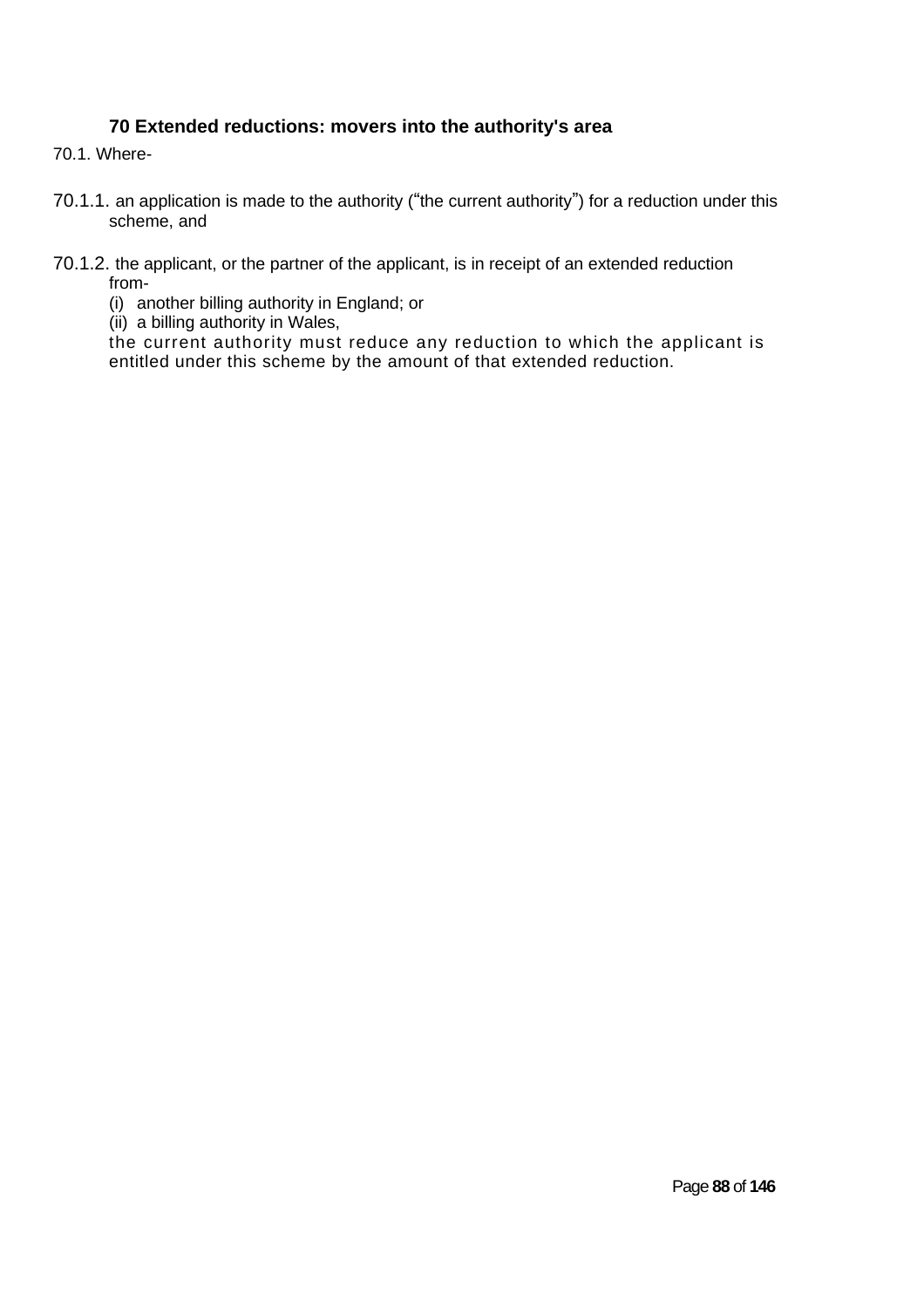### 70 Extended reductions: movers into the authority's area

70.1. Where-

70.1.1. an application is made to the authority ("the current authority") for a reduction under this scheme, and

70.1.2. the applicant, or the partner of the applicant, is in receipt of an extended reduction from-

(i) another billing authority in England; or

(ii) a billing authority in Wales,

the current authority must reduce any reduction to which the applicant is entitled under this scheme by the amount of that extended reduction.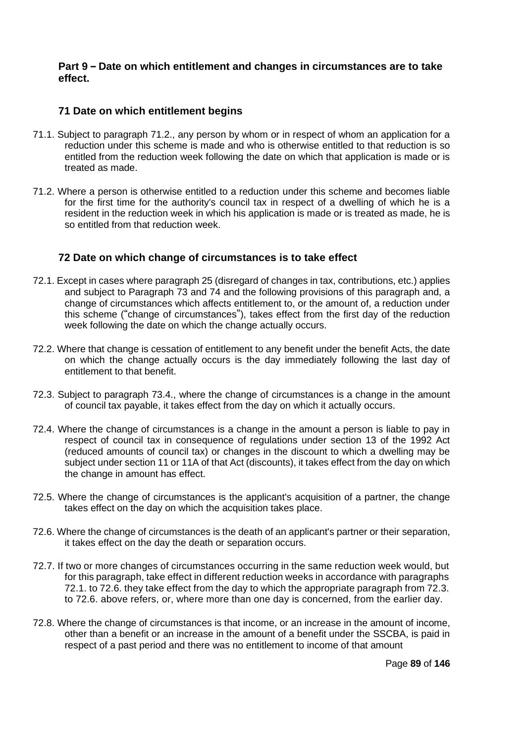## Part 9 – Date on which entitlement and changes in circumstances are to take effect.

### 71 Date on which entitlement begins

71.1. Subject to paragraph 71.2., any person by whom or in respect of whom an application for a reduction under this scheme is made and who is otherwise entitled to that reduction is so entitled from the reduction week following the date on which that application is made or is treated as made.

71.2. Where a person is otherwise entitled to a reduction under this scheme and becomes liable for the first time for the authority's council tax in respect of a dwelling of which he is a resident in the reduction week in which his application is made or is treated as made, he is so entitled from that reduction week.

### 72 Date on which change of circumstances is to take effect

72.1. Except in cases where paragraph 25 (disregard of changes in tax, contributions, etc.) applies and subject to Paragraph 73 and 74 and the following provisions of this paragraph and, a change of circumstances which affects entitlement to, or the amount of, a reduction under this scheme ("change of circumstances"), takes effect from the first day of the reduction week following the date on which the change actually occurs.

72.2. Where that change is cessation of entitlement to any benefit under the benefit Acts, the date on which the change actually occurs is the day immediately following the last day of entitlement to that benefit.

72.3. Subject to paragraph 73.4., where the change of circumstances is a change in the amount of council tax payable, it takes effect from the day on which it actually occurs.

72.4. Where the change of circumstances is a change in the amount a person is liable to pay in respect of council tax in consequence of regulations under section 13 of the 1992 Act (reduced amounts of council tax) or changes in the discount to which a dwelling may be subject under section 11 or 11A of that Act (discounts), it takes effect from the day on which the change in amount has effect.

72.5. Where the change of circumstances is the applicant's acquisition of a partner, the change takes effect on the day on which the acquisition takes place.

72.6. Where the change of circumstances is the death of an applicant's partner or their separation, it takes effect on the day the death or separation occurs.

72.7. If two or more changes of circumstances occurring in the same reduction week would, but for this paragraph, take effect in different reduction weeks in accordance with paragraphs 72.1. to 72.6. they take effect from the day to which the appropriate paragraph from 72.3. to 72.6. above refers, or, where more than one day is concerned, from the earlier day.

72.8. Where the change of circumstances is that income, or an increase in the amount of income, other than a benefit or an increase in the amount of a benefit under the SSCBA, is paid in respect of a past period and there was no entitlement to income of that amount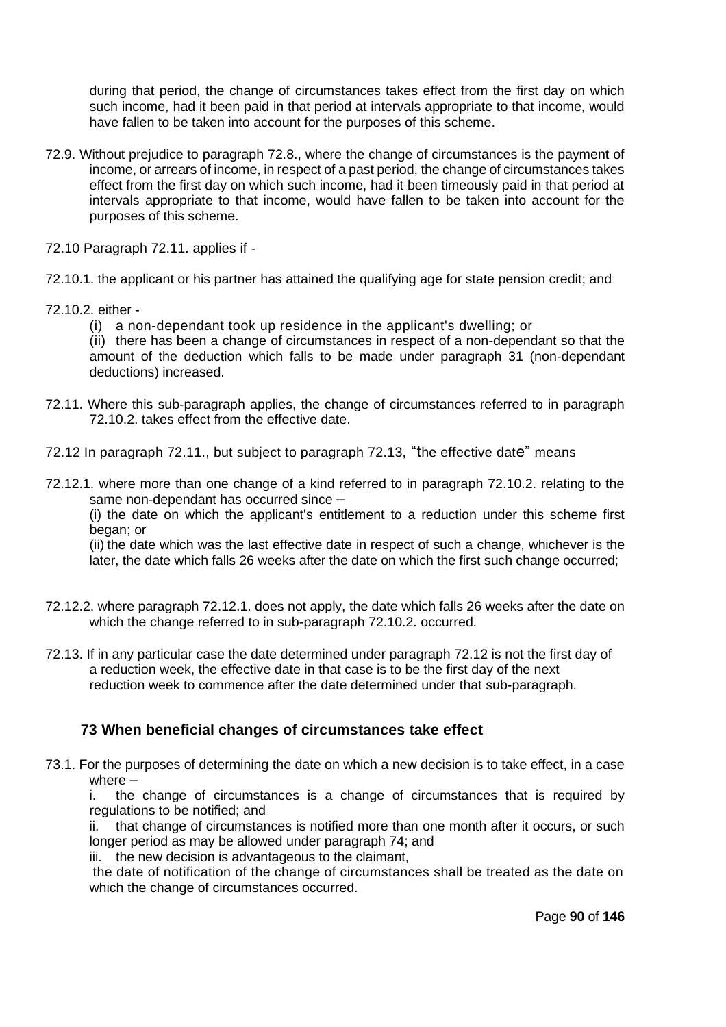during that period, the change of circumstances takes effect from the first day on which such income, had it been paid in that period at intervals appropriate to that income, would have fallen to be taken into account for the purposes of this scheme.

72.9. Without prejudice to paragraph 72.8., where the change of circumstances is the payment of income, or arrears of income, in respect of a past period, the change of circumstances takes effect from the first day on which such income, had it been timeously paid in that period at intervals appropriate to that income, would have fallen to be taken into account for the purposes of this scheme.

72.10 Paragraph 72.11. applies if -

72.10.1. the applicant or his partner has attained the qualifying age for state pension credit; and

72.10.2. either -

(i) a non-dependant took up residence in the applicant's dwelling; or

(ii) there has been a change of circumstances in respect of a non-dependant so that the amount of the deduction which falls to be made under paragraph 31 (non-dependant deductions) increased.

72.11. Where this sub-paragraph applies, the change of circumstances referred to in paragraph 72.10.2. takes effect from the effective date.

72.12 In paragraph 72.11., but subject to paragraph 72.13, "the effective date" means

72.12.1. where more than one change of a kind referred to in paragraph 72.10.2. relating to the same non-dependant has occurred since –

(i) the date on which the applicant's entitlement to a reduction under this scheme first began; or

(ii) the date which was the last effective date in respect of such a change, whichever is the later, the date which falls 26 weeks after the date on which the first such change occurred;

72.12.2. where paragraph 72.12.1. does not apply, the date which falls 26 weeks after the date on which the change referred to in sub-paragraph 72.10.2. occurred.

72.13. If in any particular case the date determined under paragraph 72.12 is not the first day of a reduction week, the effective date in that case is to be the first day of the next reduction week to commence after the date determined under that sub-paragraph.

### 73 When beneficial changes of circumstances take effect

73.1. For the purposes of determining the date on which a new decision is to take effect, in a case where –

i. the change of circumstances is a change of circumstances that is required by regulations to be notified; and

ii. that change of circumstances is notified more than one month after it occurs, or such longer period as may be allowed under paragraph 74; and

iii. the new decision is advantageous to the claimant,

the date of notification of the change of circumstances shall be treated as the date on which the change of circumstances occurred.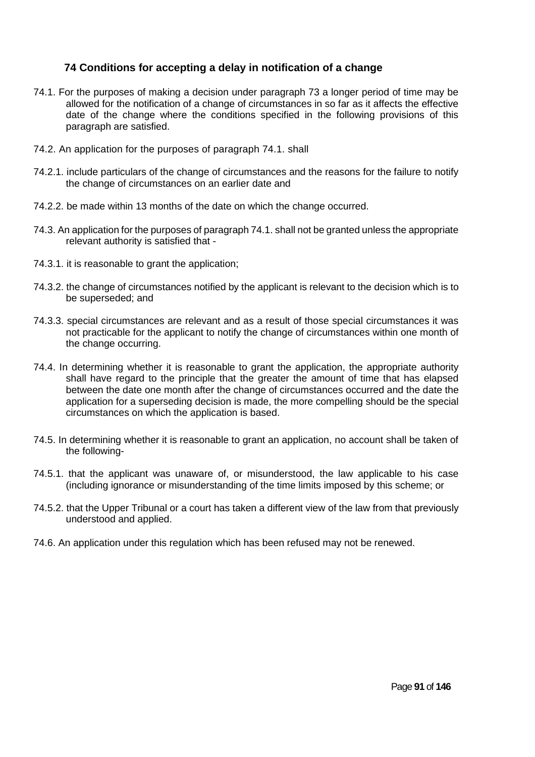### 74 Conditions for accepting a delay in notification of a change

74.1. For the purposes of making a decision under paragraph 73 a longer period of time may be allowed for the notification of a change of circumstances in so far as it affects the effective date of the change where the conditions specified in the following provisions of this paragraph are satisfied.

74.2. An application for the purposes of paragraph 74.1. shall

74.2.1. include particulars of the change of circumstances and the reasons for the failure to notify the change of circumstances on an earlier date and

74.2.2. be made within 13 months of the date on which the change occurred.

74.3. An application for the purposes of paragraph 74.1. shall not be granted unless the appropriate relevant authority is satisfied that -

74.3.1. it is reasonable to grant the application;

74.3.2. the change of circumstances notified by the applicant is relevant to the decision which is to be superseded; and

74.3.3. special circumstances are relevant and as a result of those special circumstances it was not practicable for the applicant to notify the change of circumstances within one month of the change occurring.

74.4. In determining whether it is reasonable to grant the application, the appropriate authority shall have regard to the principle that the greater the amount of time that has elapsed between the date one month after the change of circumstances occurred and the date the application for a superseding decision is made, the more compelling should be the special circumstances on which the application is based.

74.5. In determining whether it is reasonable to grant an application, no account shall be taken of the following-

74.5.1. that the applicant was unaware of, or misunderstood, the law applicable to his case (including ignorance or misunderstanding of the time limits imposed by this scheme; or

74.5.2. that the Upper Tribunal or a court has taken a different view of the law from that previously understood and applied.

74.6. An application under this regulation which has been refused may not be renewed.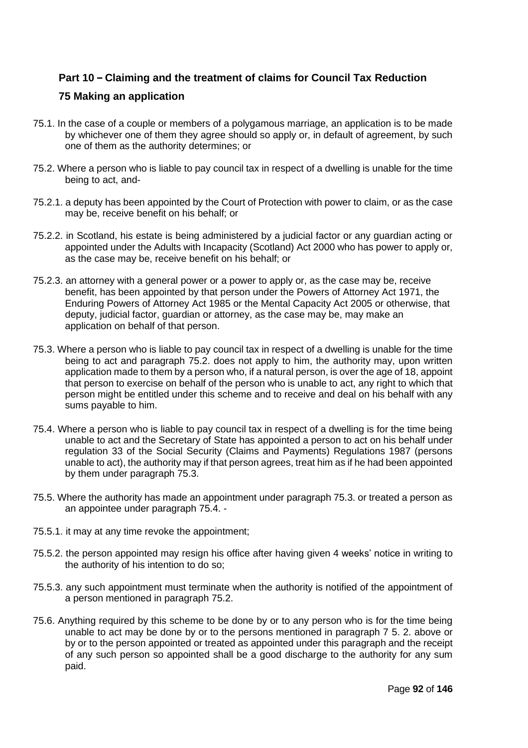## Part 10 – Claiming and the treatment of claims for Council Tax Reduction

### 75 Making an application

75.1. In the case of a couple or members of a polygamous marriage, an application is to be made by whichever one of them they agree should so apply or, in default of agreement, by such one of them as the authority determines; or

75.2. Where a person who is liable to pay council tax in respect of a dwelling is unable for the time being to act, and-

75.2.1. a deputy has been appointed by the Court of Protection with power to claim, or as the case may be, receive benefit on his behalf; or

75.2.2. in Scotland, his estate is being administered by a judicial factor or any guardian acting or appointed under the Adults with Incapacity (Scotland) Act 2000 who has power to apply or, as the case may be, receive benefit on his behalf; or

75.2.3. an attorney with a general power or a power to apply or, as the case may be, receive benefit, has been appointed by that person under the Powers of Attorney Act 1971, the Enduring Powers of Attorney Act 1985 or the Mental Capacity Act 2005 or otherwise, that deputy, judicial factor, guardian or attorney, as the case may be, may make an application on behalf of that person.

75.3. Where a person who is liable to pay council tax in respect of a dwelling is unable for the time being to act and paragraph 75.2. does not apply to him, the authority may, upon written application made to them by a person who, if a natural person, is over the age of 18, appoint that person to exercise on behalf of the person who is unable to act, any right to which that person might be entitled under this scheme and to receive and deal on his behalf with any sums payable to him.

75.4. Where a person who is liable to pay council tax in respect of a dwelling is for the time being unable to act and the Secretary of State has appointed a person to act on his behalf under regulation 33 of the Social Security (Claims and Payments) Regulations 1987 (persons unable to act), the authority may if that person agrees, treat him as if he had been appointed by them under paragraph 75.3.

75.5. Where the authority has made an appointment under paragraph 75.3. or treated a person as an appointee under paragraph 75.4. -

75.5.1. it may at any time revoke the appointment;

75.5.2. the person appointed may resign his office after having given 4 weeks' notice in writing to the authority of his intention to do so;

75.5.3. any such appointment must terminate when the authority is notified of the appointment of a person mentioned in paragraph 75.2.

75.6. Anything required by this scheme to be done by or to any person who is for the time being unable to act may be done by or to the persons mentioned in paragraph 7 5. 2. above or by or to the person appointed or treated as appointed under this paragraph and the receipt of any such person so appointed shall be a good discharge to the authority for any sum paid.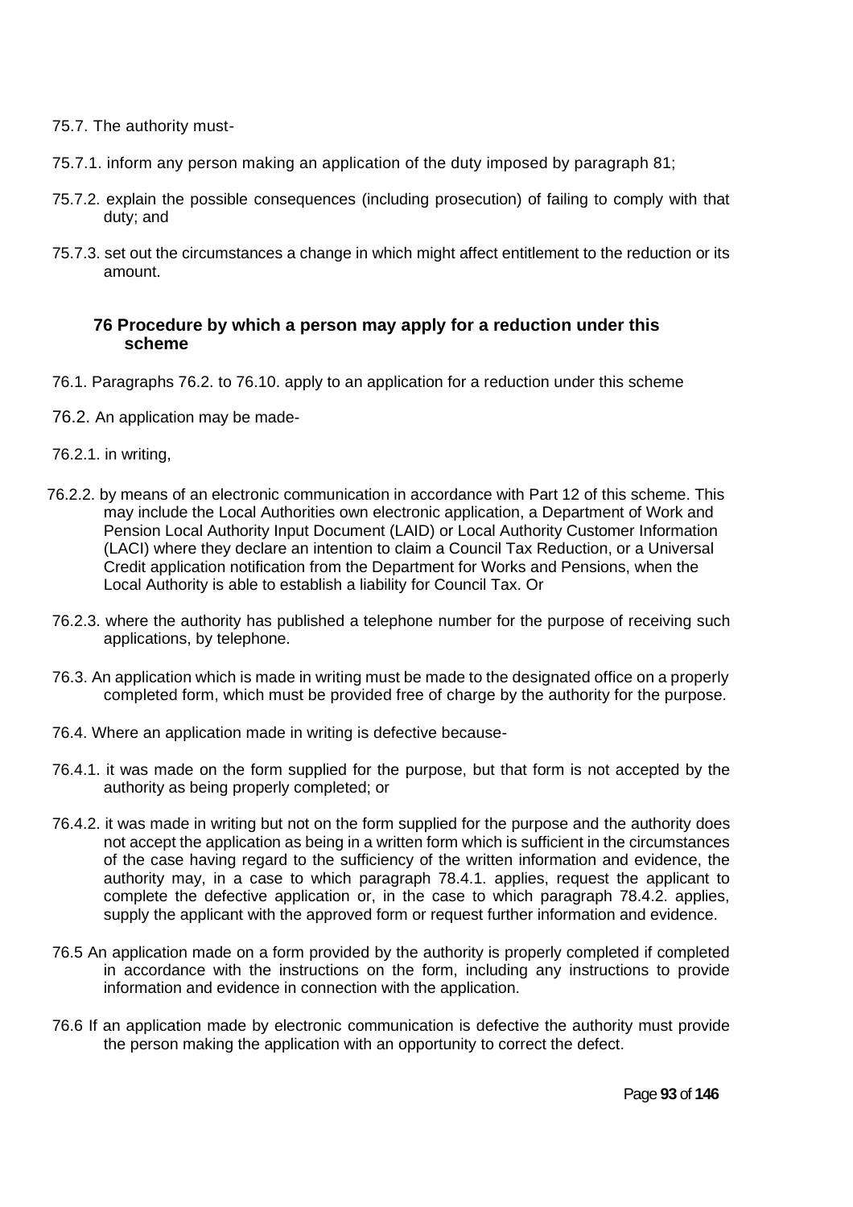75.7. The authority must-

75.7.1. inform any person making an application of the duty imposed by paragraph 81;

75.7.2. explain the possible consequences (including prosecution) of failing to comply with that duty; and

75.7.3. set out the circumstances a change in which might affect entitlement to the reduction or its amount.

### 76 Procedure by which a person may apply for a reduction under this scheme

76.1. Paragraphs 76.2. to 76.10. apply to an application for a reduction under this scheme

76.2. An application may be made-

76.2.1. in writing,

76.2.2. by means of an electronic communication in accordance with Part 12 of this scheme. This may include the Local Authorities own electronic application, a Department of Work and Pension Local Authority Input Document (LAID) or Local Authority Customer Information (LACI) where they declare an intention to claim a Council Tax Reduction, or a Universal Credit application notification from the Department for Works and Pensions, when the Local Authority is able to establish a liability for Council Tax. Or

76.2.3. where the authority has published a telephone number for the purpose of receiving such applications, by telephone.

76.3. An application which is made in writing must be made to the designated office on a properly completed form, which must be provided free of charge by the authority for the purpose.

76.4. Where an application made in writing is defective because-

76.4.1. it was made on the form supplied for the purpose, but that form is not accepted by the authority as being properly completed; or

76.4.2. it was made in writing but not on the form supplied for the purpose and the authority does not accept the application as being in a written form which is sufficient in the circumstances of the case having regard to the sufficiency of the written information and evidence, the authority may, in a case to which paragraph 78.4.1. applies, request the applicant to complete the defective application or, in the case to which paragraph 78.4.2. applies, supply the applicant with the approved form or request further information and evidence.

76.5 An application made on a form provided by the authority is properly completed if completed in accordance with the instructions on the form, including any instructions to provide information and evidence in connection with the application.

76.6 If an application made by electronic communication is defective the authority must provide the person making the application with an opportunity to correct the defect.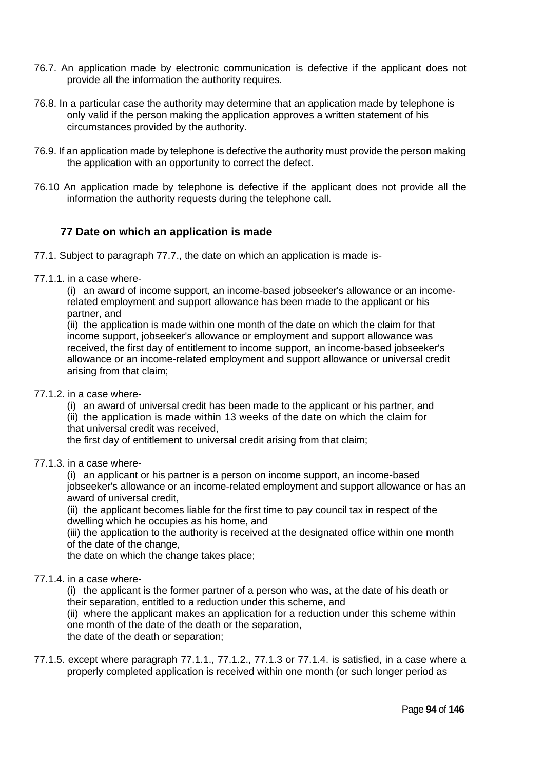76.7. An application made by electronic communication is defective if the applicant does not provide all the information the authority requires.

76.8. In a particular case the authority may determine that an application made by telephone is only valid if the person making the application approves a written statement of his circumstances provided by the authority.

76.9. If an application made by telephone is defective the authority must provide the person making the application with an opportunity to correct the defect.

76.10 An application made by telephone is defective if the applicant does not provide all the information the authority requests during the telephone call.

### 77 Date on which an application is made

77.1. Subject to paragraph 77.7., the date on which an application is made is-

77.1.1. in a case where-

(i) an award of income support, an income-based jobseeker's allowance or an income-related employment and support allowance has been made to the applicant or his partner, and

(ii) the application is made within one month of the date on which the claim for that income support, jobseeker's allowance or employment and support allowance was received, the first day of entitlement to income support, an income-based jobseeker's allowance or an income-related employment and support allowance or universal credit arising from that claim;

77.1.2. in a case where-

(i) an award of universal credit has been made to the applicant or his partner, and

(ii) the application is made within 13 weeks of the date on which the claim for that universal credit was received,

the first day of entitlement to universal credit arising from that claim;

77.1.3. in a case where-

(i) an applicant or his partner is a person on income support, an income-based jobseeker's allowance or an income-related employment and support allowance or has an award of universal credit,

(ii) the applicant becomes liable for the first time to pay council tax in respect of the dwelling which he occupies as his home, and

(iii) the application to the authority is received at the designated office within one month of the date of the change,

the date on which the change takes place;

77.1.4. in a case where-

(i) the applicant is the former partner of a person who was, at the date of his death or their separation, entitled to a reduction under this scheme, and

(ii) where the applicant makes an application for a reduction under this scheme within one month of the date of the death or the separation,

the date of the death or separation;

77.1.5. except where paragraph 77.1.1., 77.1.2., 77.1.3 or 77.1.4. is satisfied, in a case where a properly completed application is received within one month (or such longer period as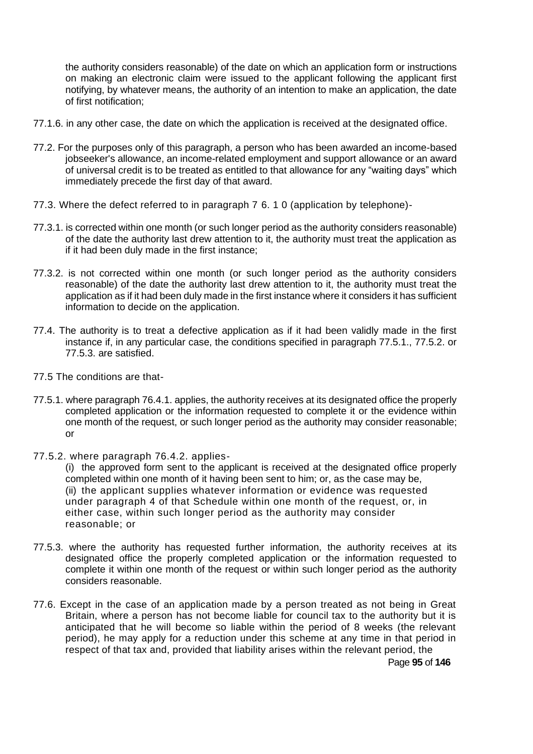the authority considers reasonable) of the date on which an application form or instructions on making an electronic claim were issued to the applicant following the applicant first notifying, by whatever means, the authority of an intention to make an application, the date of first notification;

77.1.6. in any other case, the date on which the application is received at the designated office.

77.2. For the purposes only of this paragraph, a person who has been awarded an income-based jobseeker's allowance, an income-related employment and support allowance or an award of universal credit is to be treated as entitled to that allowance for any "waiting days" which immediately precede the first day of that award.

77.3. Where the defect referred to in paragraph 7 6. 1 0 (application by telephone)-

77.3.1. is corrected within one month (or such longer period as the authority considers reasonable) of the date the authority last drew attention to it, the authority must treat the application as if it had been duly made in the first instance;

77.3.2. is not corrected within one month (or such longer period as the authority considers reasonable) of the date the authority last drew attention to it, the authority must treat the application as if it had been duly made in the first instance where it considers it has sufficient information to decide on the application.

77.4. The authority is to treat a defective application as if it had been validly made in the first instance if, in any particular case, the conditions specified in paragraph 77.5.1., 77.5.2. or 77.5.3. are satisfied.

77.5 The conditions are that-

77.5.1. where paragraph 76.4.1. applies, the authority receives at its designated office the properly completed application or the information requested to complete it or the evidence within one month of the request, or such longer period as the authority may consider reasonable; or

77.5.2. where paragraph 76.4.2. applies-

(i) the approved form sent to the applicant is received at the designated office properly completed within one month of it having been sent to him; or, as the case may be,
(ii) the applicant supplies whatever information or evidence was requested under paragraph 4 of that Schedule within one month of the request, or, in either case, within such longer period as the authority may consider reasonable; or

77.5.3. where the authority has requested further information, the authority receives at its designated office the properly completed application or the information requested to complete it within one month of the request or within such longer period as the authority considers reasonable.

77.6. Except in the case of an application made by a person treated as not being in Great Britain, where a person has not become liable for council tax to the authority but it is anticipated that he will become so liable within the period of 8 weeks (the relevant period), he may apply for a reduction under this scheme at any time in that period in respect of that tax and, provided that liability arises within the relevant period, the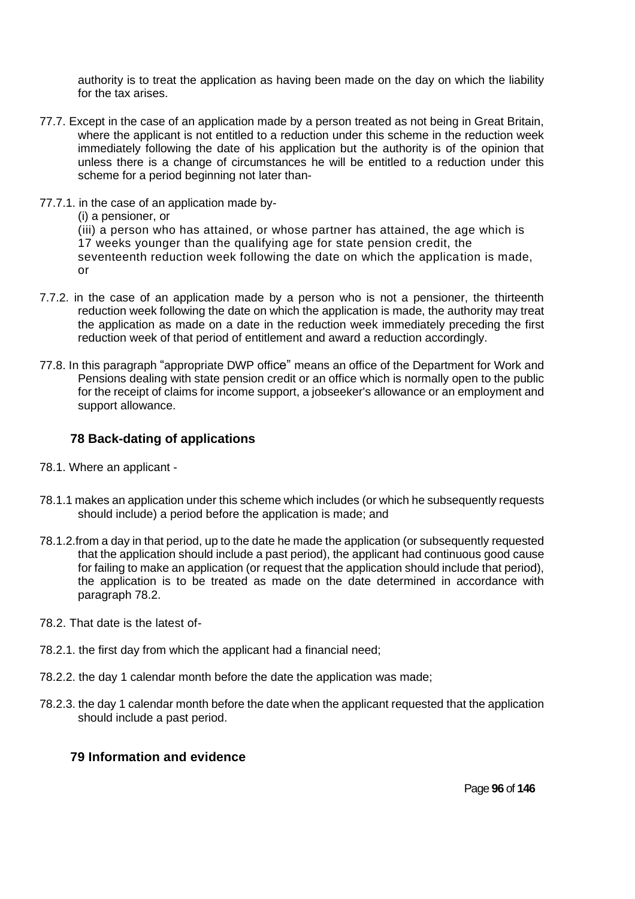authority is to treat the application as having been made on the day on which the liability for the tax arises.

77.7. Except in the case of an application made by a person treated as not being in Great Britain, where the applicant is not entitled to a reduction under this scheme in the reduction week immediately following the date of his application but the authority is of the opinion that unless there is a change of circumstances he will be entitled to a reduction under this scheme for a period beginning not later than-

77.7.1. in the case of an application made by-

(i) a pensioner, or

(iii) a person who has attained, or whose partner has attained, the age which is 17 weeks younger than the qualifying age for state pension credit, the seventeenth reduction week following the date on which the application is made, or

7.7.2. in the case of an application made by a person who is not a pensioner, the thirteenth reduction week following the date on which the application is made, the authority may treat the application as made on a date in the reduction week immediately preceding the first reduction week of that period of entitlement and award a reduction accordingly.

77.8. In this paragraph "appropriate DWP office" means an office of the Department for Work and Pensions dealing with state pension credit or an office which is normally open to the public for the receipt of claims for income support, a jobseeker's allowance or an employment and support allowance.

## 78 Back-dating of applications

78.1. Where an applicant -

78.1.1 makes an application under this scheme which includes (or which he subsequently requests should include) a period before the application is made; and

78.1.2.from a day in that period, up to the date he made the application (or subsequently requested that the application should include a past period), the applicant had continuous good cause for failing to make an application (or request that the application should include that period), the application is to be treated as made on the date determined in accordance with paragraph 78.2.

78.2. That date is the latest of-

78.2.1. the first day from which the applicant had a financial need;

78.2.2. the day 1 calendar month before the date the application was made;

78.2.3. the day 1 calendar month before the date when the applicant requested that the application should include a past period.

## 79 Information and evidence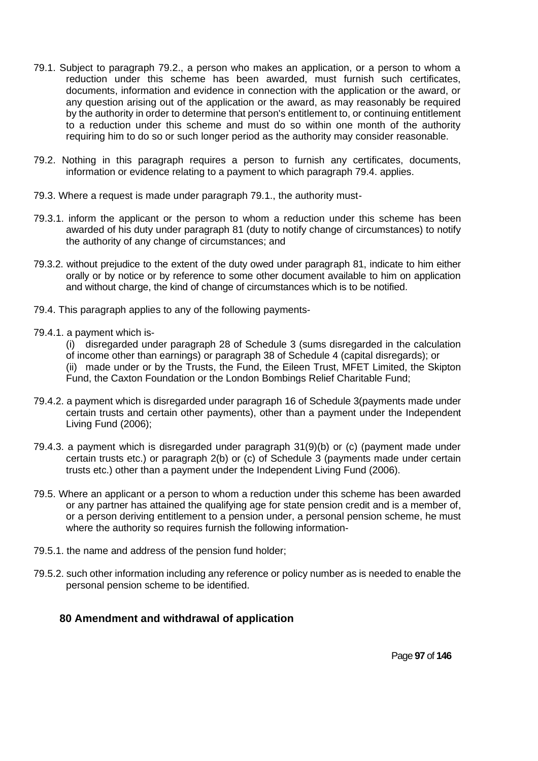79.1. Subject to paragraph 79.2., a person who makes an application, or a person to whom a reduction under this scheme has been awarded, must furnish such certificates, documents, information and evidence in connection with the application or the award, or any question arising out of the application or the award, as may reasonably be required by the authority in order to determine that person's entitlement to, or continuing entitlement to a reduction under this scheme and must do so within one month of the authority requiring him to do so or such longer period as the authority may consider reasonable.

79.2. Nothing in this paragraph requires a person to furnish any certificates, documents, information or evidence relating to a payment to which paragraph 79.4. applies.

79.3. Where a request is made under paragraph 79.1., the authority must-

79.3.1. inform the applicant or the person to whom a reduction under this scheme has been awarded of his duty under paragraph 81 (duty to notify change of circumstances) to notify the authority of any change of circumstances; and

79.3.2. without prejudice to the extent of the duty owed under paragraph 81, indicate to him either orally or by notice or by reference to some other document available to him on application and without charge, the kind of change of circumstances which is to be notified.

79.4. This paragraph applies to any of the following payments-

79.4.1. a payment which is-

(i) disregarded under paragraph 28 of Schedule 3 (sums disregarded in the calculation of income other than earnings) or paragraph 38 of Schedule 4 (capital disregards); or

(ii) made under or by the Trusts, the Fund, the Eileen Trust, MFET Limited, the Skipton Fund, the Caxton Foundation or the London Bombings Relief Charitable Fund;

79.4.2. a payment which is disregarded under paragraph 16 of Schedule 3(payments made under certain trusts and certain other payments), other than a payment under the Independent Living Fund (2006);

79.4.3. a payment which is disregarded under paragraph 31(9)(b) or (c) (payment made under certain trusts etc.) or paragraph 2(b) or (c) of Schedule 3 (payments made under certain trusts etc.) other than a payment under the Independent Living Fund (2006).

79.5. Where an applicant or a person to whom a reduction under this scheme has been awarded or any partner has attained the qualifying age for state pension credit and is a member of, or a person deriving entitlement to a pension under, a personal pension scheme, he must where the authority so requires furnish the following information-

79.5.1. the name and address of the pension fund holder;

79.5.2. such other information including any reference or policy number as is needed to enable the personal pension scheme to be identified.

## 80 Amendment and withdrawal of application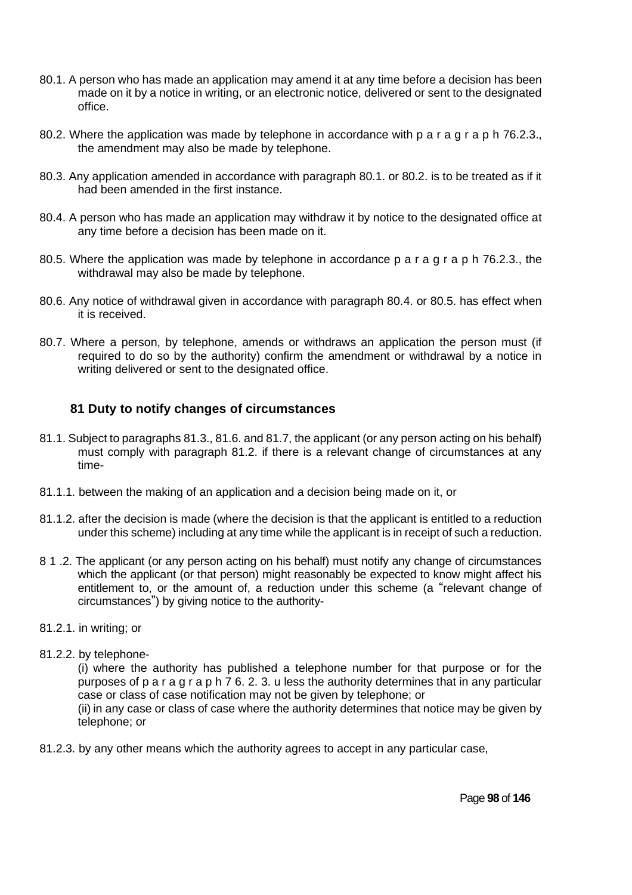80.1. A person who has made an application may amend it at any time before a decision has been made on it by a notice in writing, or an electronic notice, delivered or sent to the designated office.

80.2. Where the application was made by telephone in accordance with p a r a g r a p h 76.2.3., the amendment may also be made by telephone.

80.3. Any application amended in accordance with paragraph 80.1. or 80.2. is to be treated as if it had been amended in the first instance.

80.4. A person who has made an application may withdraw it by notice to the designated office at any time before a decision has been made on it.

80.5. Where the application was made by telephone in accordance p a r a g r a p h 76.2.3., the withdrawal may also be made by telephone.

80.6. Any notice of withdrawal given in accordance with paragraph 80.4. or 80.5. has effect when it is received.

80.7. Where a person, by telephone, amends or withdraws an application the person must (if required to do so by the authority) confirm the amendment or withdrawal by a notice in writing delivered or sent to the designated office.

### 81 Duty to notify changes of circumstances

81.1. Subject to paragraphs 81.3., 81.6. and 81.7, the applicant (or any person acting on his behalf) must comply with paragraph 81.2. if there is a relevant change of circumstances at any time-

81.1.1. between the making of an application and a decision being made on it, or

81.1.2. after the decision is made (where the decision is that the applicant is entitled to a reduction under this scheme) including at any time while the applicant is in receipt of such a reduction.

8 1 .2. The applicant (or any person acting on his behalf) must notify any change of circumstances which the applicant (or that person) might reasonably be expected to know might affect his entitlement to, or the amount of, a reduction under this scheme (a "relevant change of circumstances") by giving notice to the authority-

81.2.1. in writing; or

81.2.2. by telephone-

(i) where the authority has published a telephone number for that purpose or for the purposes of p a r a g r a p h 7 6. 2. 3. u less the authority determines that in any particular case or class of case notification may not be given by telephone; or

(ii) in any case or class of case where the authority determines that notice may be given by telephone; or

81.2.3. by any other means which the authority agrees to accept in any particular case,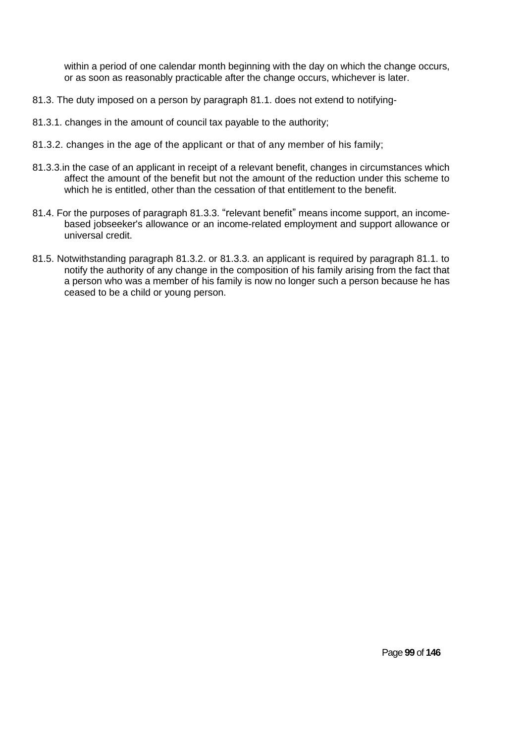within a period of one calendar month beginning with the day on which the change occurs, or as soon as reasonably practicable after the change occurs, whichever is later.

81.3. The duty imposed on a person by paragraph 81.1. does not extend to notifying-

81.3.1. changes in the amount of council tax payable to the authority;

81.3.2. changes in the age of the applicant or that of any member of his family;

81.3.3.in the case of an applicant in receipt of a relevant benefit, changes in circumstances which affect the amount of the benefit but not the amount of the reduction under this scheme to which he is entitled, other than the cessation of that entitlement to the benefit.

81.4. For the purposes of paragraph 81.3.3. "relevant benefit" means income support, an income-based jobseeker's allowance or an income-related employment and support allowance or universal credit.

81.5. Notwithstanding paragraph 81.3.2. or 81.3.3. an applicant is required by paragraph 81.1. to notify the authority of any change in the composition of his family arising from the fact that a person who was a member of his family is now no longer such a person because he has ceased to be a child or young person.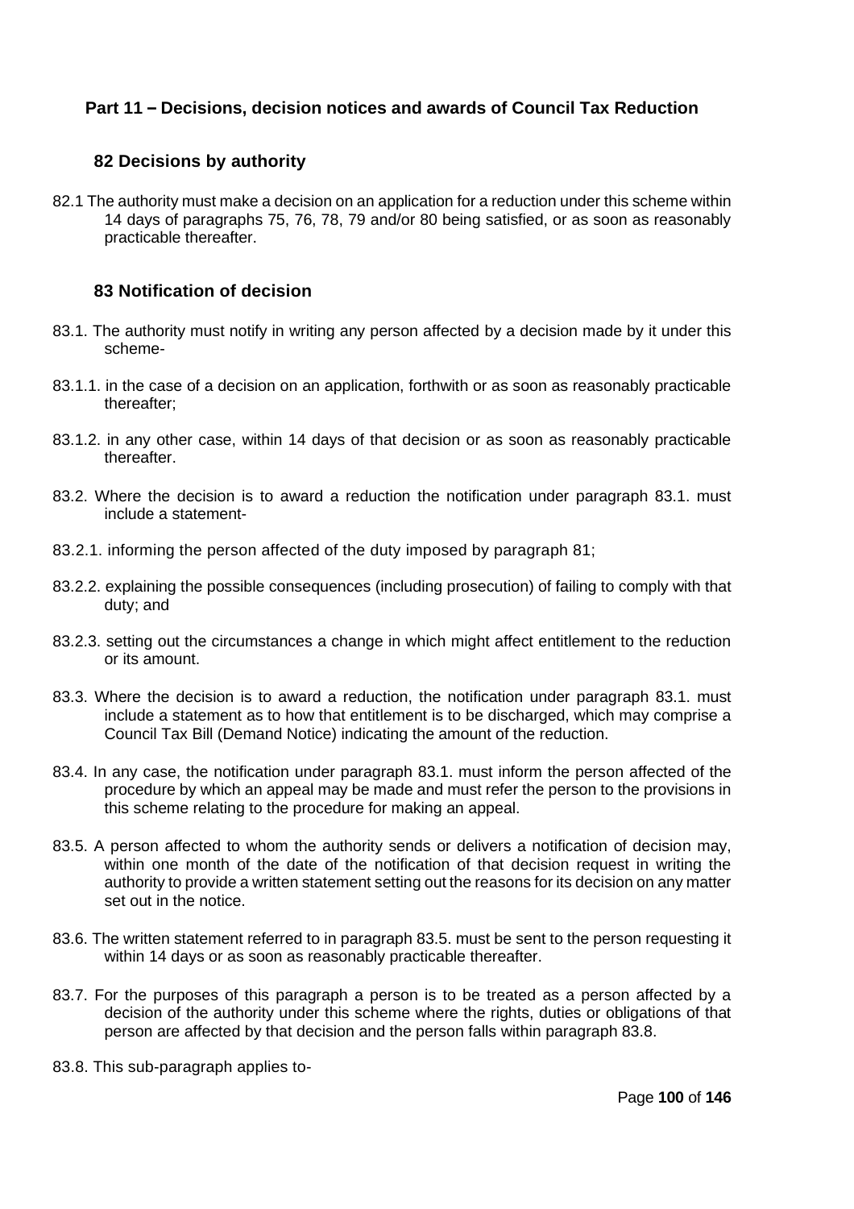## Part 11 – Decisions, decision notices and awards of Council Tax Reduction

### 82 Decisions by authority

82.1 The authority must make a decision on an application for a reduction under this scheme within 14 days of paragraphs 75, 76, 78, 79 and/or 80 being satisfied, or as soon as reasonably practicable thereafter.

### 83 Notification of decision

83.1. The authority must notify in writing any person affected by a decision made by it under this scheme-

83.1.1. in the case of a decision on an application, forthwith or as soon as reasonably practicable thereafter;

83.1.2. in any other case, within 14 days of that decision or as soon as reasonably practicable thereafter.

83.2. Where the decision is to award a reduction the notification under paragraph 83.1. must include a statement-

83.2.1. informing the person affected of the duty imposed by paragraph 81;

83.2.2. explaining the possible consequences (including prosecution) of failing to comply with that duty; and

83.2.3. setting out the circumstances a change in which might affect entitlement to the reduction or its amount.

83.3. Where the decision is to award a reduction, the notification under paragraph 83.1. must include a statement as to how that entitlement is to be discharged, which may comprise a Council Tax Bill (Demand Notice) indicating the amount of the reduction.

83.4. In any case, the notification under paragraph 83.1. must inform the person affected of the procedure by which an appeal may be made and must refer the person to the provisions in this scheme relating to the procedure for making an appeal.

83.5. A person affected to whom the authority sends or delivers a notification of decision may, within one month of the date of the notification of that decision request in writing the authority to provide a written statement setting out the reasons for its decision on any matter set out in the notice.

83.6. The written statement referred to in paragraph 83.5. must be sent to the person requesting it within 14 days or as soon as reasonably practicable thereafter.

83.7. For the purposes of this paragraph a person is to be treated as a person affected by a decision of the authority under this scheme where the rights, duties or obligations of that person are affected by that decision and the person falls within paragraph 83.8.

83.8. This sub-paragraph applies to-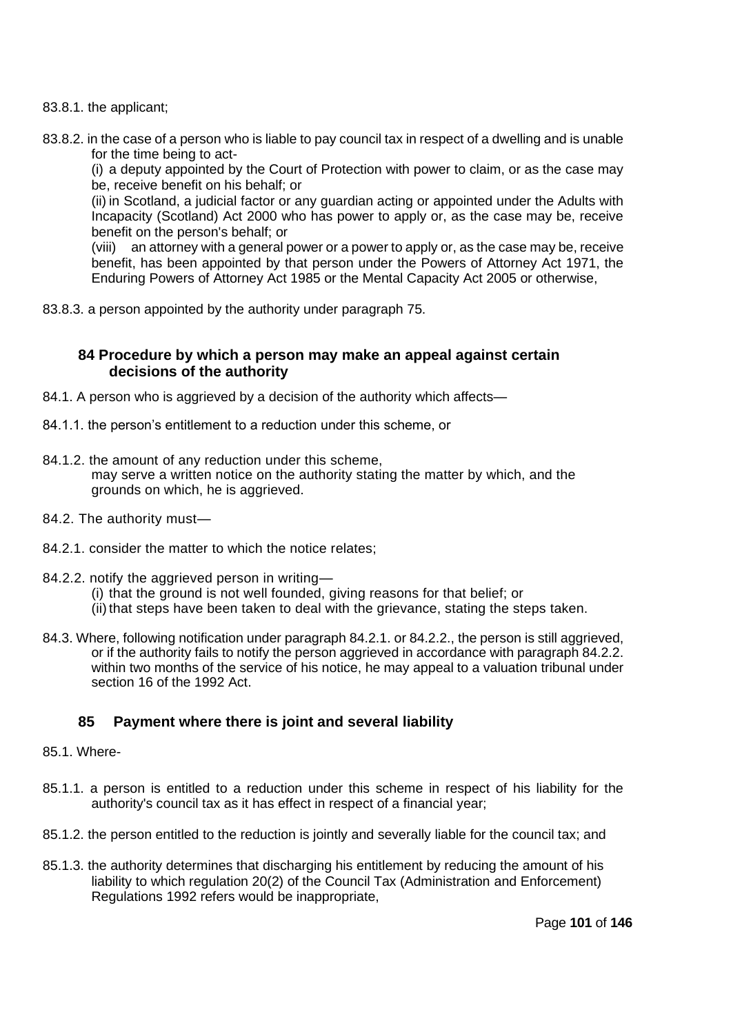83.8.1. the applicant;

83.8.2. in the case of a person who is liable to pay council tax in respect of a dwelling and is unable for the time being to act-

(i) a deputy appointed by the Court of Protection with power to claim, or as the case may be, receive benefit on his behalf; or

(ii) in Scotland, a judicial factor or any guardian acting or appointed under the Adults with Incapacity (Scotland) Act 2000 who has power to apply or, as the case may be, receive benefit on the person's behalf; or

(viii) an attorney with a general power or a power to apply or, as the case may be, receive benefit, has been appointed by that person under the Powers of Attorney Act 1971, the Enduring Powers of Attorney Act 1985 or the Mental Capacity Act 2005 or otherwise,

83.8.3. a person appointed by the authority under paragraph 75.

### 84 Procedure by which a person may make an appeal against certain decisions of the authority

84.1. A person who is aggrieved by a decision of the authority which affects—

84.1.1. the person's entitlement to a reduction under this scheme, or

84.1.2. the amount of any reduction under this scheme,
may serve a written notice on the authority stating the matter by which, and the grounds on which, he is aggrieved.

84.2. The authority must—

84.2.1. consider the matter to which the notice relates;

84.2.2. notify the aggrieved person in writing—

(i) that the ground is not well founded, giving reasons for that belief; or

(ii) that steps have been taken to deal with the grievance, stating the steps taken.

84.3. Where, following notification under paragraph 84.2.1. or 84.2.2., the person is still aggrieved, or if the authority fails to notify the person aggrieved in accordance with paragraph 84.2.2. within two months of the service of his notice, he may appeal to a valuation tribunal under section 16 of the 1992 Act.

### 85 Payment where there is joint and several liability

85.1. Where-

85.1.1. a person is entitled to a reduction under this scheme in respect of his liability for the authority's council tax as it has effect in respect of a financial year;

85.1.2. the person entitled to the reduction is jointly and severally liable for the council tax; and

85.1.3. the authority determines that discharging his entitlement by reducing the amount of his liability to which regulation 20(2) of the Council Tax (Administration and Enforcement) Regulations 1992 refers would be inappropriate,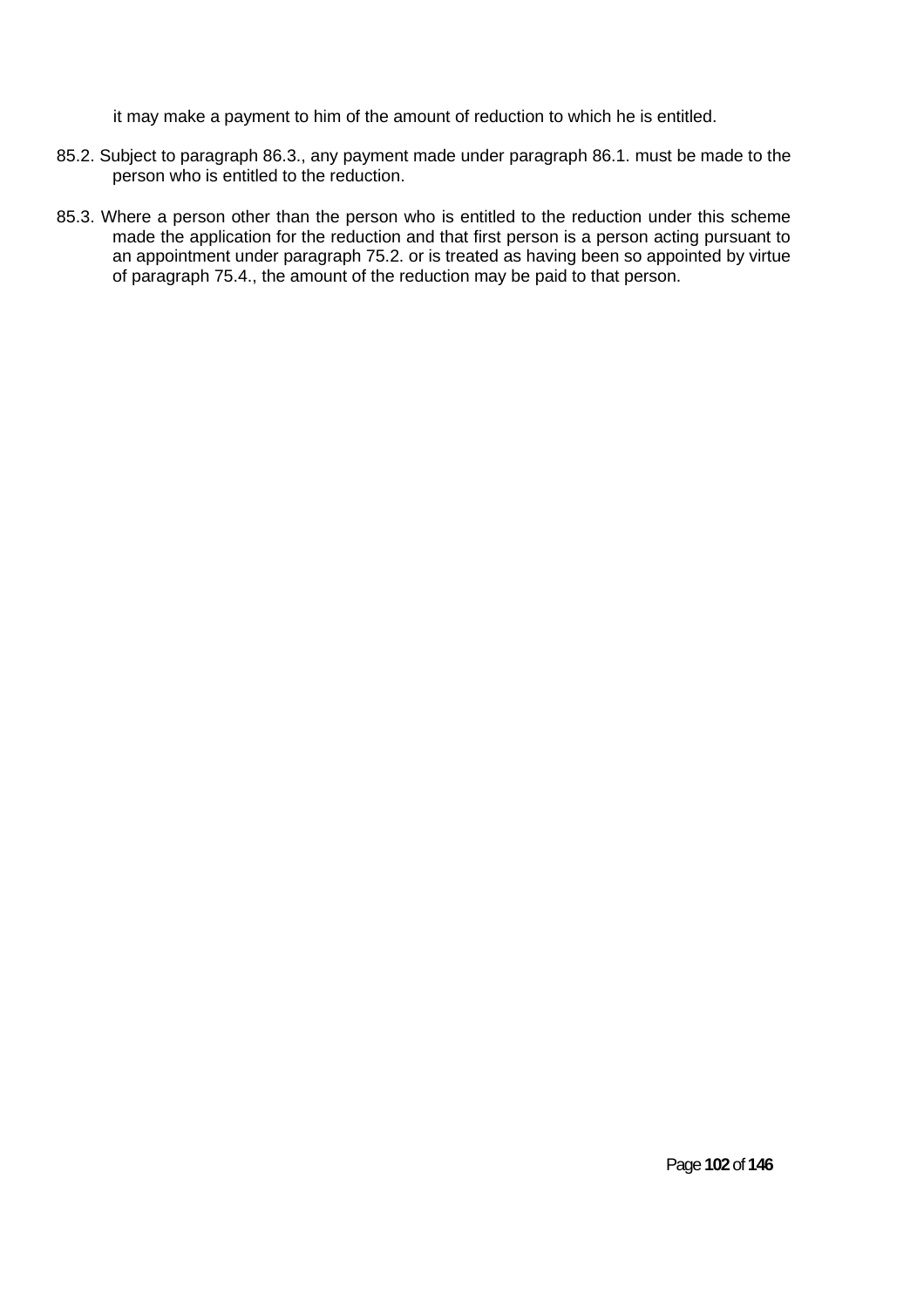it may make a payment to him of the amount of reduction to which he is entitled.

85.2. Subject to paragraph 86.3., any payment made under paragraph 86.1. must be made to the person who is entitled to the reduction.

85.3. Where a person other than the person who is entitled to the reduction under this scheme made the application for the reduction and that first person is a person acting pursuant to an appointment under paragraph 75.2. or is treated as having been so appointed by virtue of paragraph 75.4., the amount of the reduction may be paid to that person.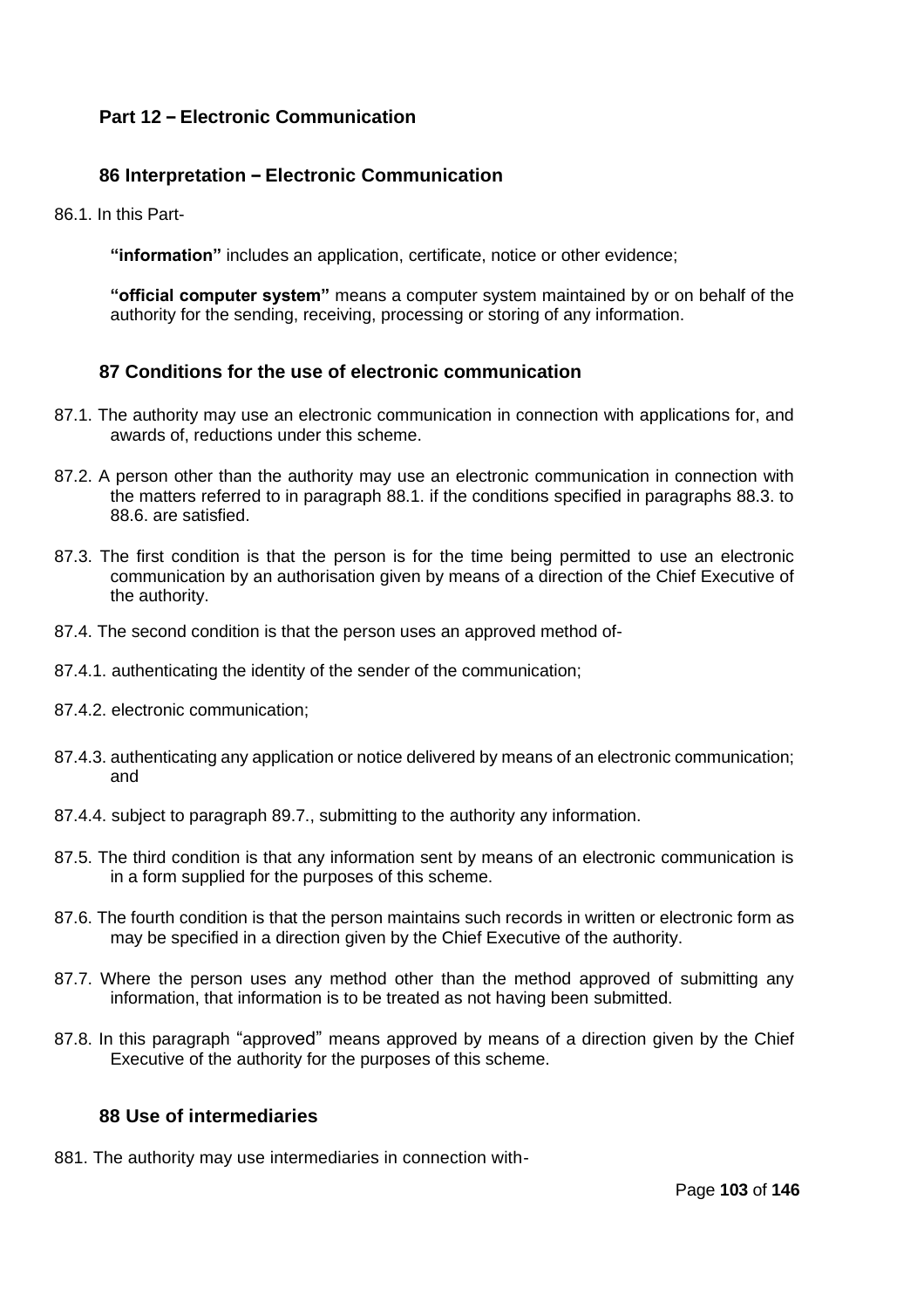## Part 12 – Electronic Communication

### 86 Interpretation – Electronic Communication

86.1. In this Part-

**“information”** includes an application, certificate, notice or other evidence;

**“official computer system”** means a computer system maintained by or on behalf of the authority for the sending, receiving, processing or storing of any information.

### 87 Conditions for the use of electronic communication

87.1. The authority may use an electronic communication in connection with applications for, and awards of, reductions under this scheme.

87.2. A person other than the authority may use an electronic communication in connection with the matters referred to in paragraph 88.1. if the conditions specified in paragraphs 88.3. to 88.6. are satisfied.

87.3. The first condition is that the person is for the time being permitted to use an electronic communication by an authorisation given by means of a direction of the Chief Executive of the authority.

87.4. The second condition is that the person uses an approved method of-

87.4.1. authenticating the identity of the sender of the communication;

87.4.2. electronic communication;

87.4.3. authenticating any application or notice delivered by means of an electronic communication; and

87.4.4. subject to paragraph 89.7., submitting to the authority any information.

87.5. The third condition is that any information sent by means of an electronic communication is in a form supplied for the purposes of this scheme.

87.6. The fourth condition is that the person maintains such records in written or electronic form as may be specified in a direction given by the Chief Executive of the authority.

87.7. Where the person uses any method other than the method approved of submitting any information, that information is to be treated as not having been submitted.

87.8. In this paragraph “approved” means approved by means of a direction given by the Chief Executive of the authority for the purposes of this scheme.

### 88 Use of intermediaries

881. The authority may use intermediaries in connection with-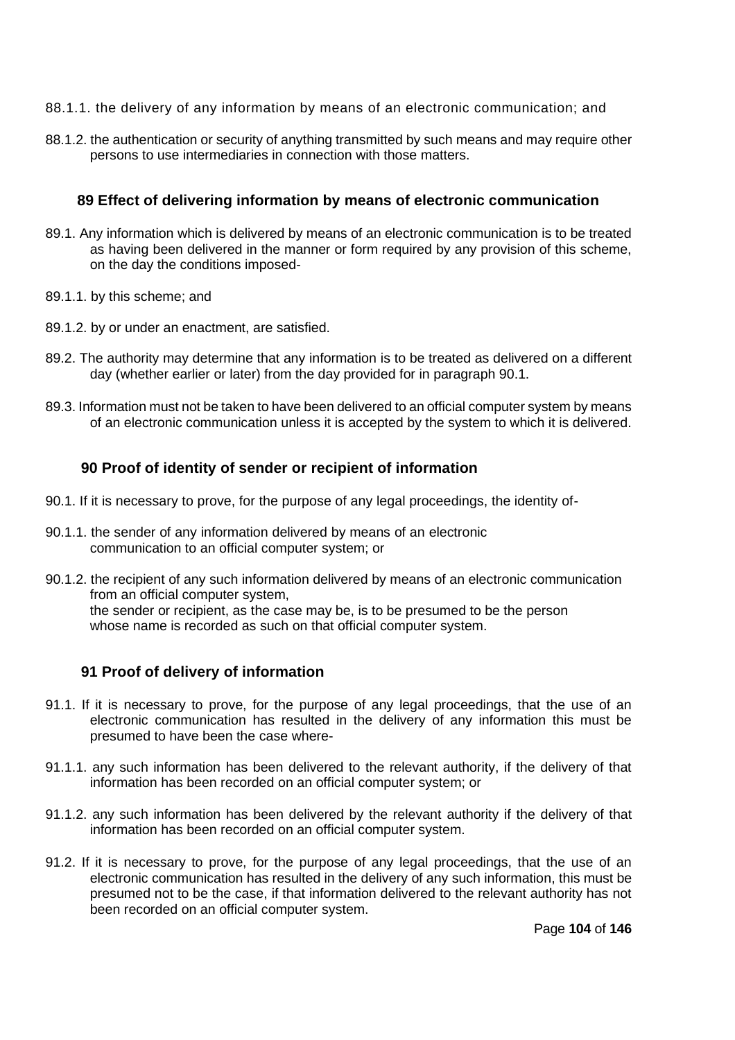88.1.1. the delivery of any information by means of an electronic communication; and

88.1.2. the authentication or security of anything transmitted by such means and may require other persons to use intermediaries in connection with those matters.

## 89 Effect of delivering information by means of electronic communication

89.1. Any information which is delivered by means of an electronic communication is to be treated as having been delivered in the manner or form required by any provision of this scheme, on the day the conditions imposed-

89.1.1. by this scheme; and

89.1.2. by or under an enactment, are satisfied.

89.2. The authority may determine that any information is to be treated as delivered on a different day (whether earlier or later) from the day provided for in paragraph 90.1.

89.3. Information must not be taken to have been delivered to an official computer system by means of an electronic communication unless it is accepted by the system to which it is delivered.

## 90 Proof of identity of sender or recipient of information

90.1. If it is necessary to prove, for the purpose of any legal proceedings, the identity of-

90.1.1. the sender of any information delivered by means of an electronic communication to an official computer system; or

90.1.2. the recipient of any such information delivered by means of an electronic communication from an official computer system,
the sender or recipient, as the case may be, is to be presumed to be the person whose name is recorded as such on that official computer system.

## 91 Proof of delivery of information

91.1. If it is necessary to prove, for the purpose of any legal proceedings, that the use of an electronic communication has resulted in the delivery of any information this must be presumed to have been the case where-

91.1.1. any such information has been delivered to the relevant authority, if the delivery of that information has been recorded on an official computer system; or

91.1.2. any such information has been delivered by the relevant authority if the delivery of that information has been recorded on an official computer system.

91.2. If it is necessary to prove, for the purpose of any legal proceedings, that the use of an electronic communication has resulted in the delivery of any such information, this must be presumed not to be the case, if that information delivered to the relevant authority has not been recorded on an official computer system.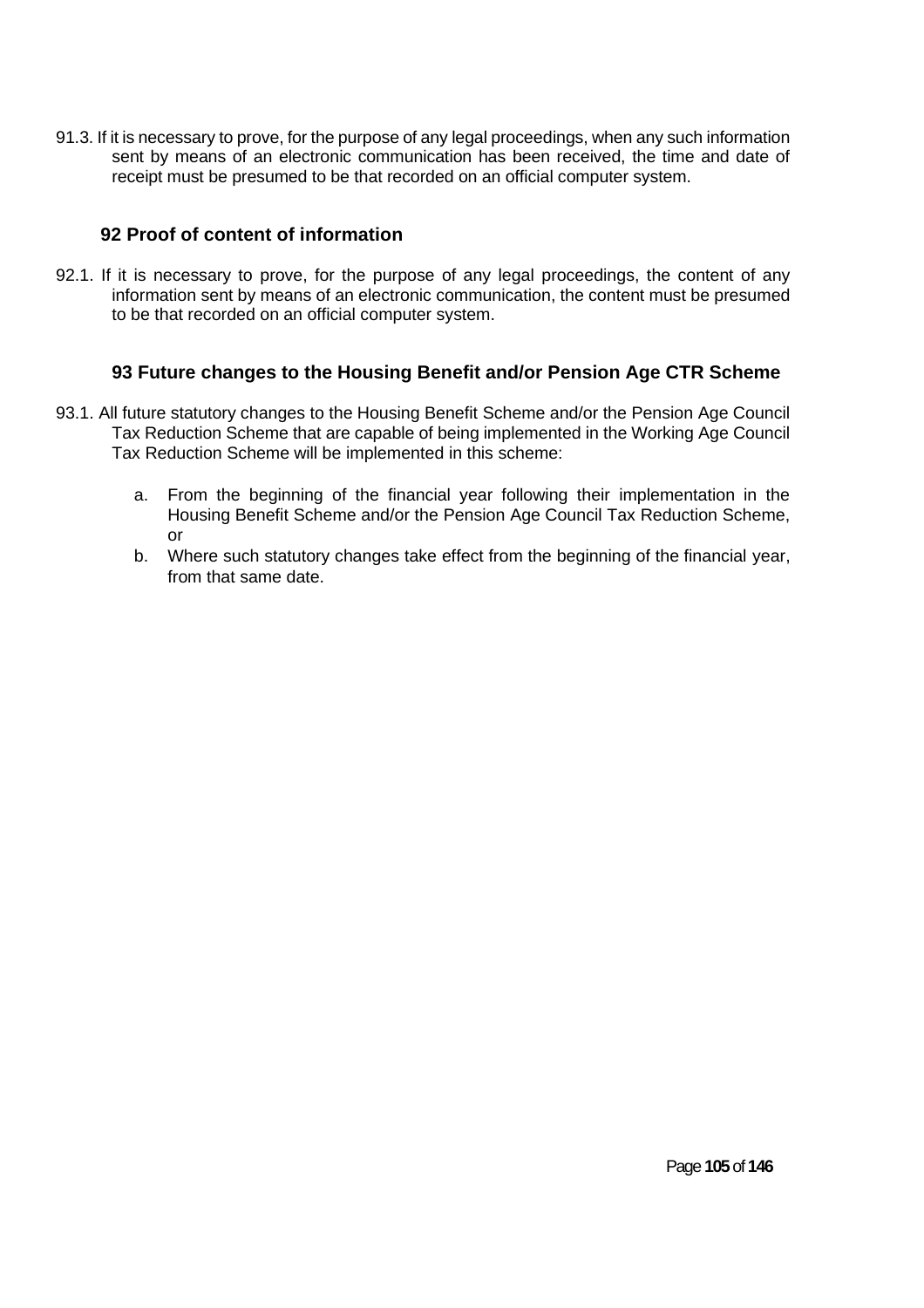91.3. If it is necessary to prove, for the purpose of any legal proceedings, when any such information sent by means of an electronic communication has been received, the time and date of receipt must be presumed to be that recorded on an official computer system.

### 92 Proof of content of information

92.1. If it is necessary to prove, for the purpose of any legal proceedings, the content of any information sent by means of an electronic communication, the content must be presumed to be that recorded on an official computer system.

### 93 Future changes to the Housing Benefit and/or Pension Age CTR Scheme

93.1. All future statutory changes to the Housing Benefit Scheme and/or the Pension Age Council Tax Reduction Scheme that are capable of being implemented in the Working Age Council Tax Reduction Scheme will be implemented in this scheme:

a. From the beginning of the financial year following their implementation in the Housing Benefit Scheme and/or the Pension Age Council Tax Reduction Scheme, or
b. Where such statutory changes take effect from the beginning of the financial year, from that same date.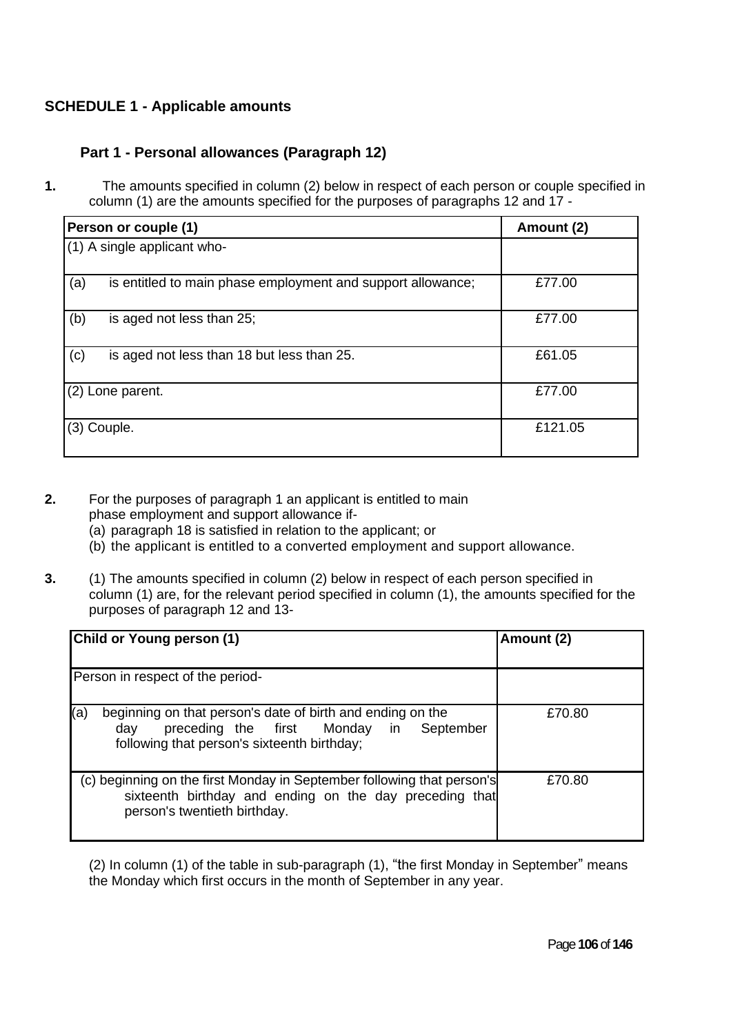## SCHEDULE 1 - Applicable amounts

### Part 1 - Personal allowances (Paragraph 12)

**1.** The amounts specified in column (2) below in respect of each person or couple specified in column (1) are the amounts specified for the purposes of paragraphs 12 and 17 -

| Person or couple (1) | Amount (2) |
|---|---|
| (1) A single applicant who- | |
| (a) is entitled to main phase employment and support allowance; | £77.00 |
| (b) is aged not less than 25; | £77.00 |
| (c) is aged not less than 18 but less than 25. | £61.05 |
| (2) Lone parent. | £77.00 |
| (3) Couple. | £121.05 |

**2.** For the purposes of paragraph 1 an applicant is entitled to main phase employment and support allowance if-

(a) paragraph 18 is satisfied in relation to the applicant; or

(b) the applicant is entitled to a converted employment and support allowance.

**3.** (1) The amounts specified in column (2) below in respect of each person specified in column (1) are, for the relevant period specified in column (1), the amounts specified for the purposes of paragraph 12 and 13-

| Child or Young person (1) | Amount (2) |
|---|---|
| Person in respect of the period- | |
| (a) beginning on that person's date of birth and ending on the day preceding the first Monday in September following that person's sixteenth birthday; | £70.80 |
| (c) beginning on the first Monday in September following that person's sixteenth birthday and ending on the day preceding that person's twentieth birthday. | £70.80 |

(2) In column (1) of the table in sub-paragraph (1), "the first Monday in September" means the Monday which first occurs in the month of September in any year.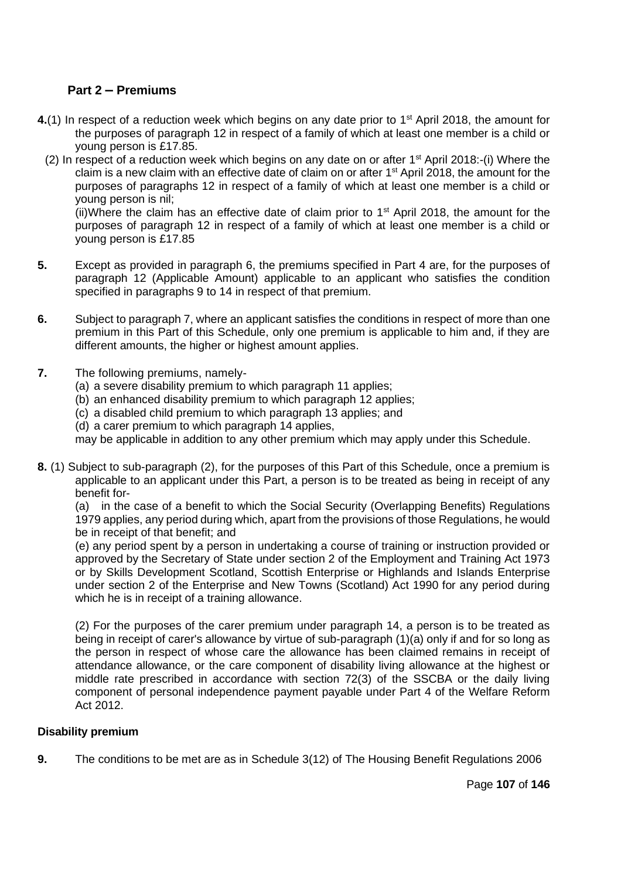## Part 2 – Premiums

**4.**(1) In respect of a reduction week which begins on any date prior to 1st April 2018, the amount for the purposes of paragraph 12 in respect of a family of which at least one member is a child or young person is £17.85.

(2) In respect of a reduction week which begins on any date on or after 1st April 2018:-(i) Where the claim is a new claim with an effective date of claim on or after 1st April 2018, the amount for the purposes of paragraphs 12 in respect of a family of which at least one member is a child or young person is nil;

(ii)Where the claim has an effective date of claim prior to 1st April 2018, the amount for the purposes of paragraph 12 in respect of a family of which at least one member is a child or young person is £17.85

**5.** Except as provided in paragraph 6, the premiums specified in Part 4 are, for the purposes of paragraph 12 (Applicable Amount) applicable to an applicant who satisfies the condition specified in paragraphs 9 to 14 in respect of that premium.

**6.** Subject to paragraph 7, where an applicant satisfies the conditions in respect of more than one premium in this Part of this Schedule, only one premium is applicable to him and, if they are different amounts, the higher or highest amount applies.

**7.** The following premiums, namely-

(a) a severe disability premium to which paragraph 11 applies;
(b) an enhanced disability premium to which paragraph 12 applies;
(c) a disabled child premium to which paragraph 13 applies; and
(d) a carer premium to which paragraph 14 applies,

may be applicable in addition to any other premium which may apply under this Schedule.

**8.** (1) Subject to sub-paragraph (2), for the purposes of this Part of this Schedule, once a premium is applicable to an applicant under this Part, a person is to be treated as being in receipt of any benefit for-

(a) in the case of a benefit to which the Social Security (Overlapping Benefits) Regulations 1979 applies, any period during which, apart from the provisions of those Regulations, he would be in receipt of that benefit; and

(e) any period spent by a person in undertaking a course of training or instruction provided or approved by the Secretary of State under section 2 of the Employment and Training Act 1973 or by Skills Development Scotland, Scottish Enterprise or Highlands and Islands Enterprise under section 2 of the Enterprise and New Towns (Scotland) Act 1990 for any period during which he is in receipt of a training allowance.

(2) For the purposes of the carer premium under paragraph 14, a person is to be treated as being in receipt of carer's allowance by virtue of sub-paragraph (1)(a) only if and for so long as the person in respect of whose care the allowance has been claimed remains in receipt of attendance allowance, or the care component of disability living allowance at the highest or middle rate prescribed in accordance with section 72(3) of the SSCBA or the daily living component of personal independence payment payable under Part 4 of the Welfare Reform Act 2012.

### Disability premium

**9.** The conditions to be met are as in Schedule 3(12) of The Housing Benefit Regulations 2006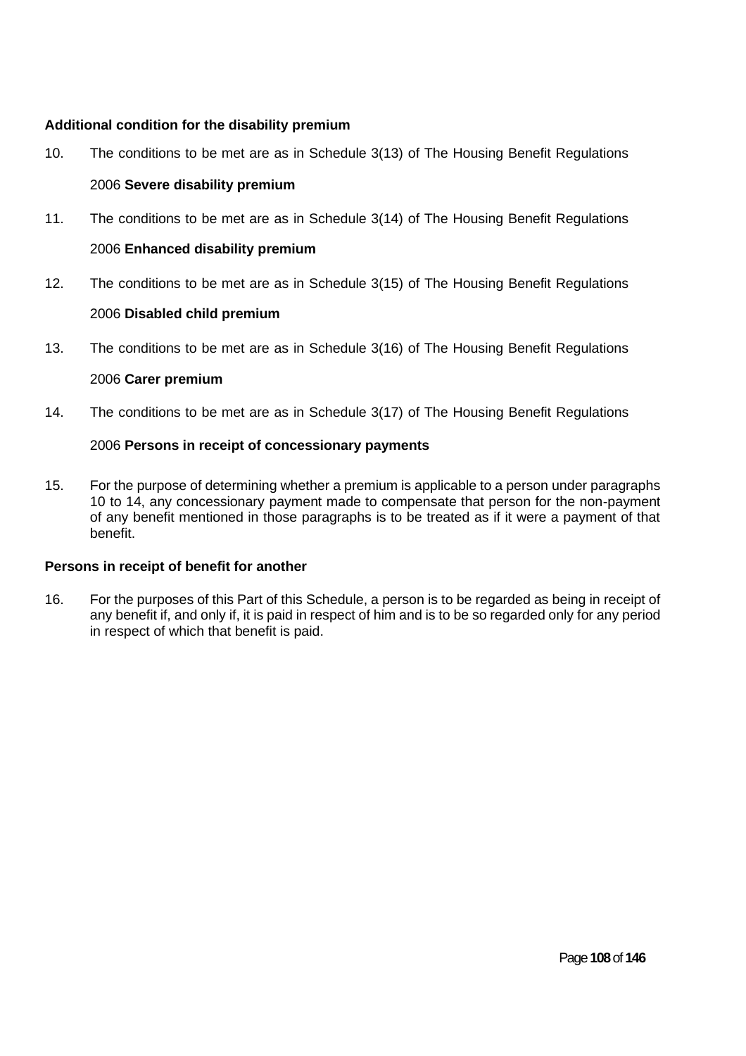**Additional condition for the disability premium**

10. The conditions to be met are as in Schedule 3(13) of The Housing Benefit Regulations 2006

**Severe disability premium**

11. The conditions to be met are as in Schedule 3(14) of The Housing Benefit Regulations 2006

**Enhanced disability premium**

12. The conditions to be met are as in Schedule 3(15) of The Housing Benefit Regulations 2006

**Disabled child premium**

13. The conditions to be met are as in Schedule 3(16) of The Housing Benefit Regulations 2006

**Carer premium**

14. The conditions to be met are as in Schedule 3(17) of The Housing Benefit Regulations 2006

**Persons in receipt of concessionary payments**

15. For the purpose of determining whether a premium is applicable to a person under paragraphs 10 to 14, any concessionary payment made to compensate that person for the non-payment of any benefit mentioned in those paragraphs is to be treated as if it were a payment of that benefit.

**Persons in receipt of benefit for another**

16. For the purposes of this Part of this Schedule, a person is to be regarded as being in receipt of any benefit if, and only if, it is paid in respect of him and is to be so regarded only for any period in respect of which that benefit is paid.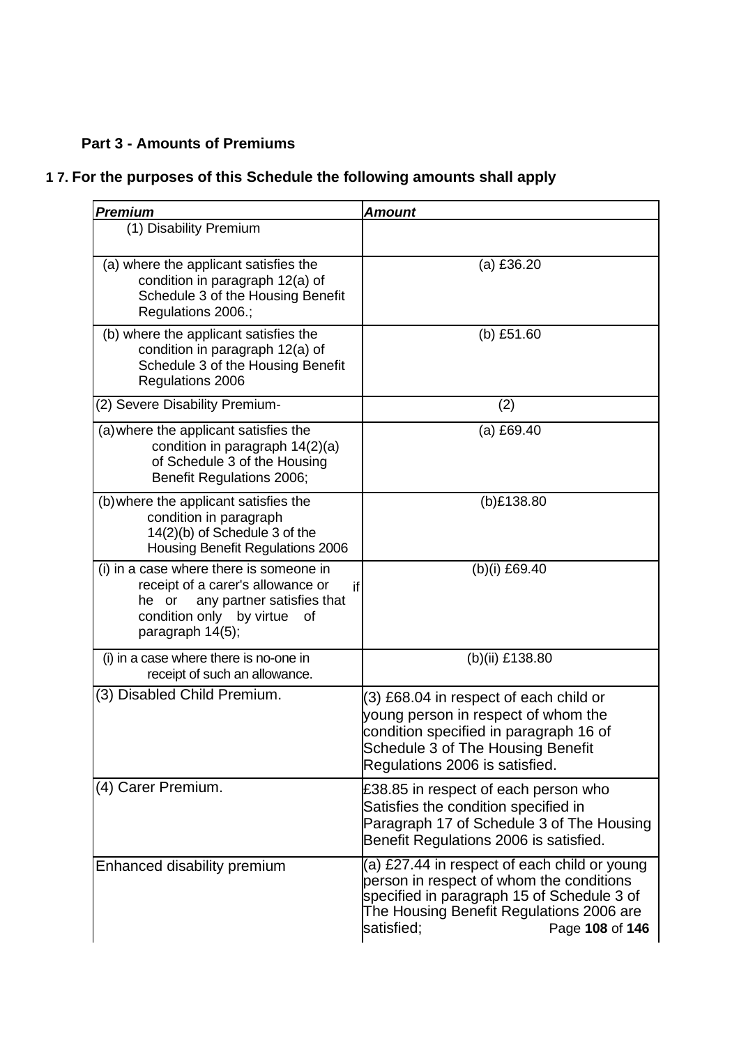**Part 3 - Amounts of Premiums**

**1 7. For the purposes of this Schedule the following amounts shall apply**

| ***Premium*** | ***Amount*** |
|---|---|
| (1) Disability Premium | |
| (a) where the applicant satisfies the condition in paragraph 12(a) of Schedule 3 of the Housing Benefit Regulations 2006.; | (a) £36.20 |
| (b) where the applicant satisfies the condition in paragraph 12(a) of Schedule 3 of the Housing Benefit Regulations 2006 | (b) £51.60 |
| (2) Severe Disability Premium- | (2) |
| (a) where the applicant satisfies the condition in paragraph 14(2)(a) of Schedule 3 of the Housing Benefit Regulations 2006; | (a) £69.40 |
| (b) where the applicant satisfies the condition in paragraph 14(2)(b) of Schedule 3 of the Housing Benefit Regulations 2006 | (b)£138.80 |
| (i) in a case where there is someone in receipt of a carer's allowance or if he or any partner satisfies that condition only by virtue of paragraph 14(5); | (b)(i) £69.40 |
| (i) in a case where there is no-one in receipt of such an allowance. | (b)(ii) £138.80 |
| (3) Disabled Child Premium. | (3) £68.04 in respect of each child or young person in respect of whom the condition specified in paragraph 16 of Schedule 3 of The Housing Benefit Regulations 2006 is satisfied. |
| (4) Carer Premium. | £38.85 in respect of each person who Satisfies the condition specified in Paragraph 17 of Schedule 3 of The Housing Benefit Regulations 2006 is satisfied. |
| Enhanced disability premium | (a) £27.44 in respect of each child or young person in respect of whom the conditions specified in paragraph 15 of Schedule 3 of The Housing Benefit Regulations 2006 are satisfied; |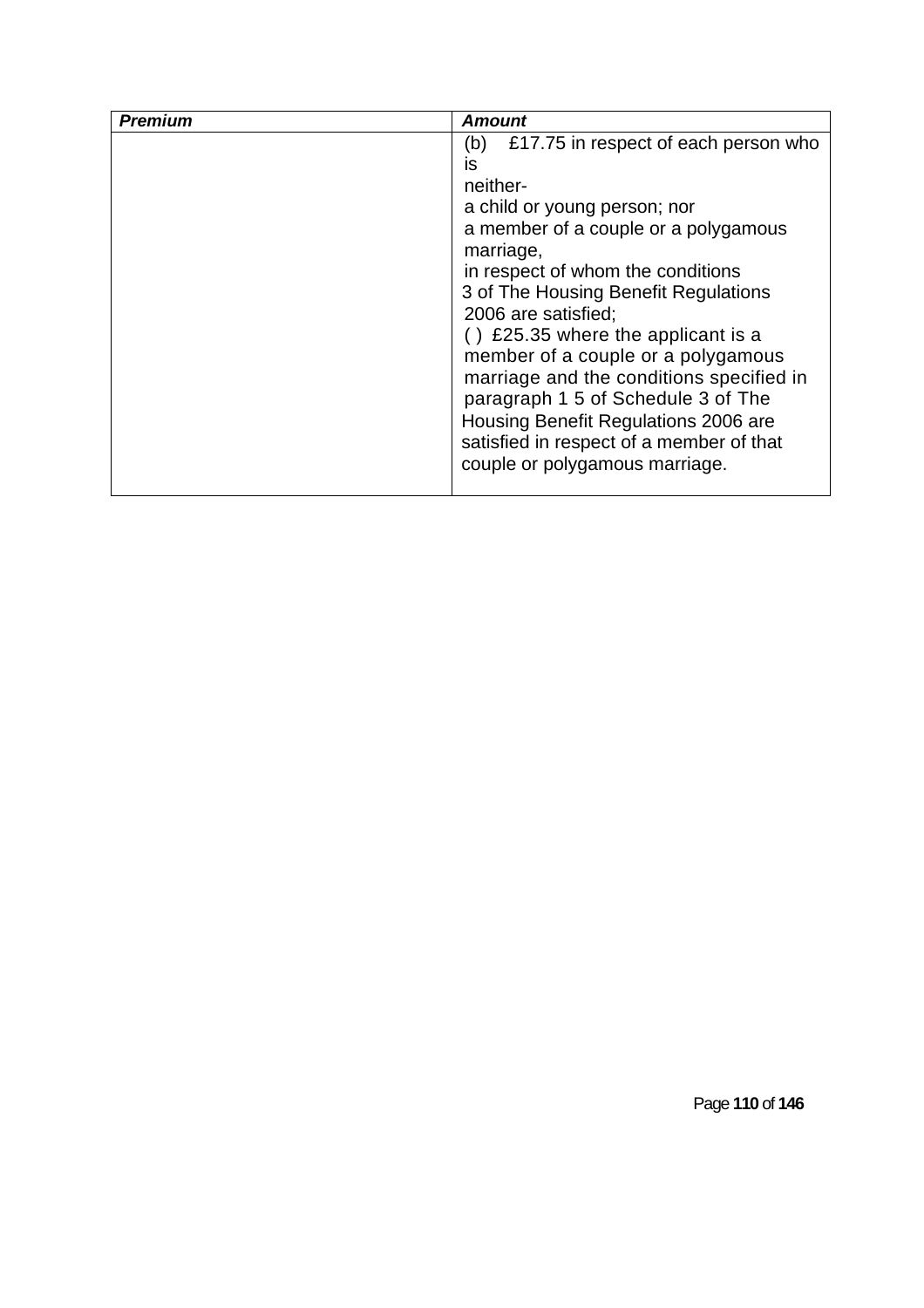| ***Premium*** | ***Amount*** |
|---|---|
| | (b) £17.75 in respect of each person who is neither- a child or young person; nor a member of a couple or a polygamous marriage, in respect of whom the conditions 3 of The Housing Benefit Regulations 2006 are satisfied; ( ) £25.35 where the applicant is a member of a couple or a polygamous marriage and the conditions specified in paragraph 1 5 of Schedule 3 of The Housing Benefit Regulations 2006 are satisfied in respect of a member of that couple or polygamous marriage. |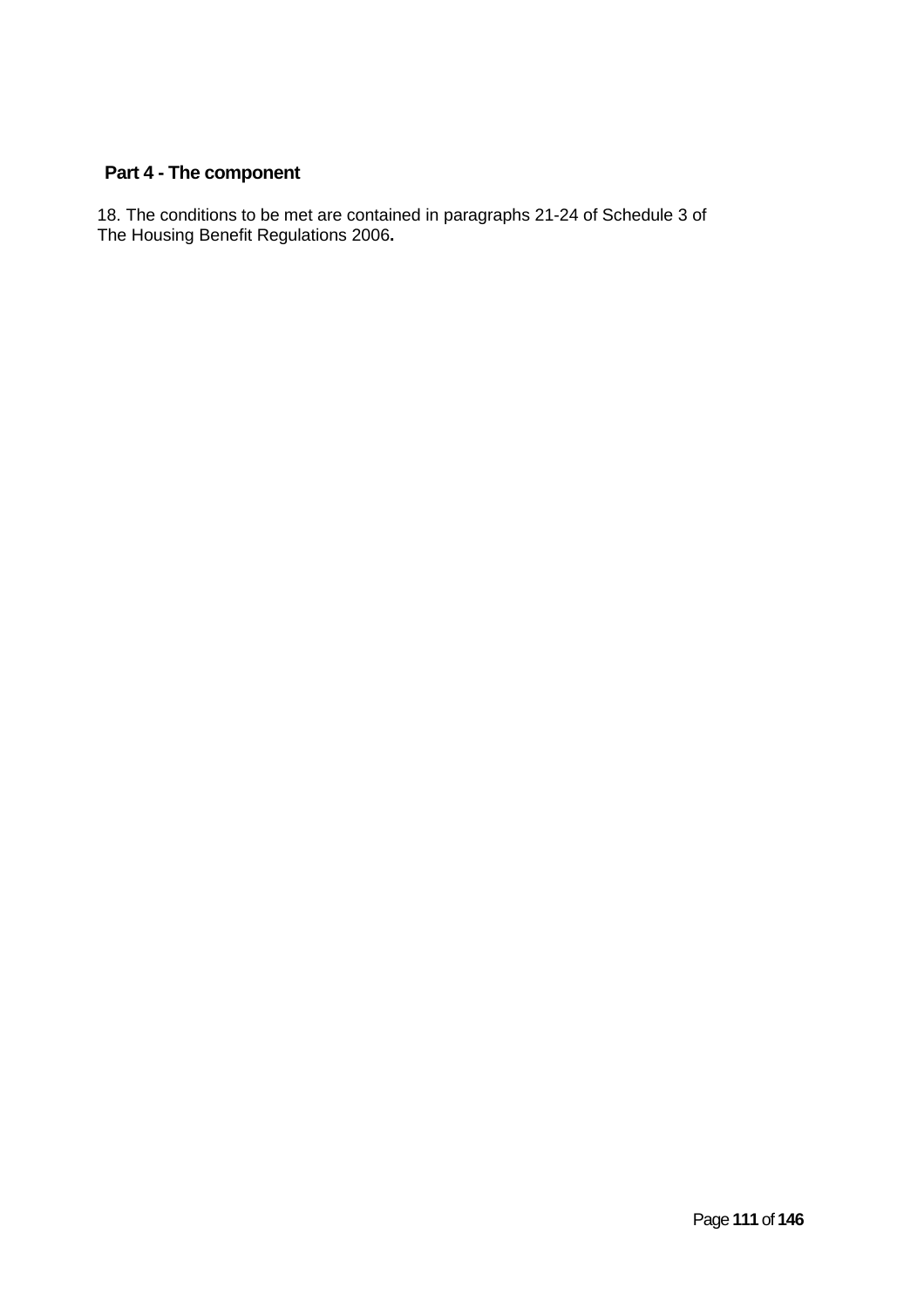## Part 4 - The component

18. The conditions to be met are contained in paragraphs 21-24 of Schedule 3 of The Housing Benefit Regulations 2006**.**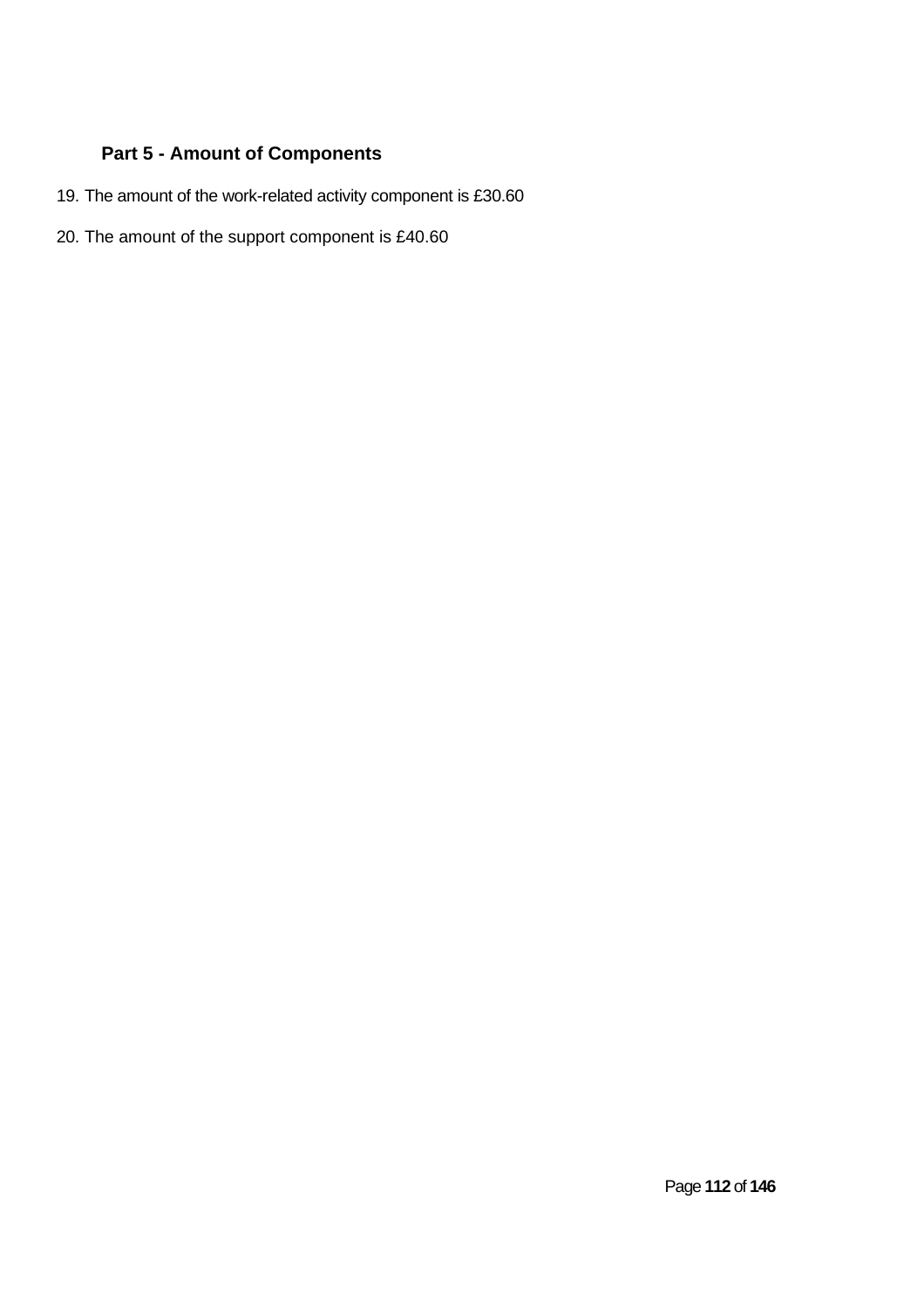## Part 5 - Amount of Components

19. The amount of the work-related activity component is £30.60

20. The amount of the support component is £40.60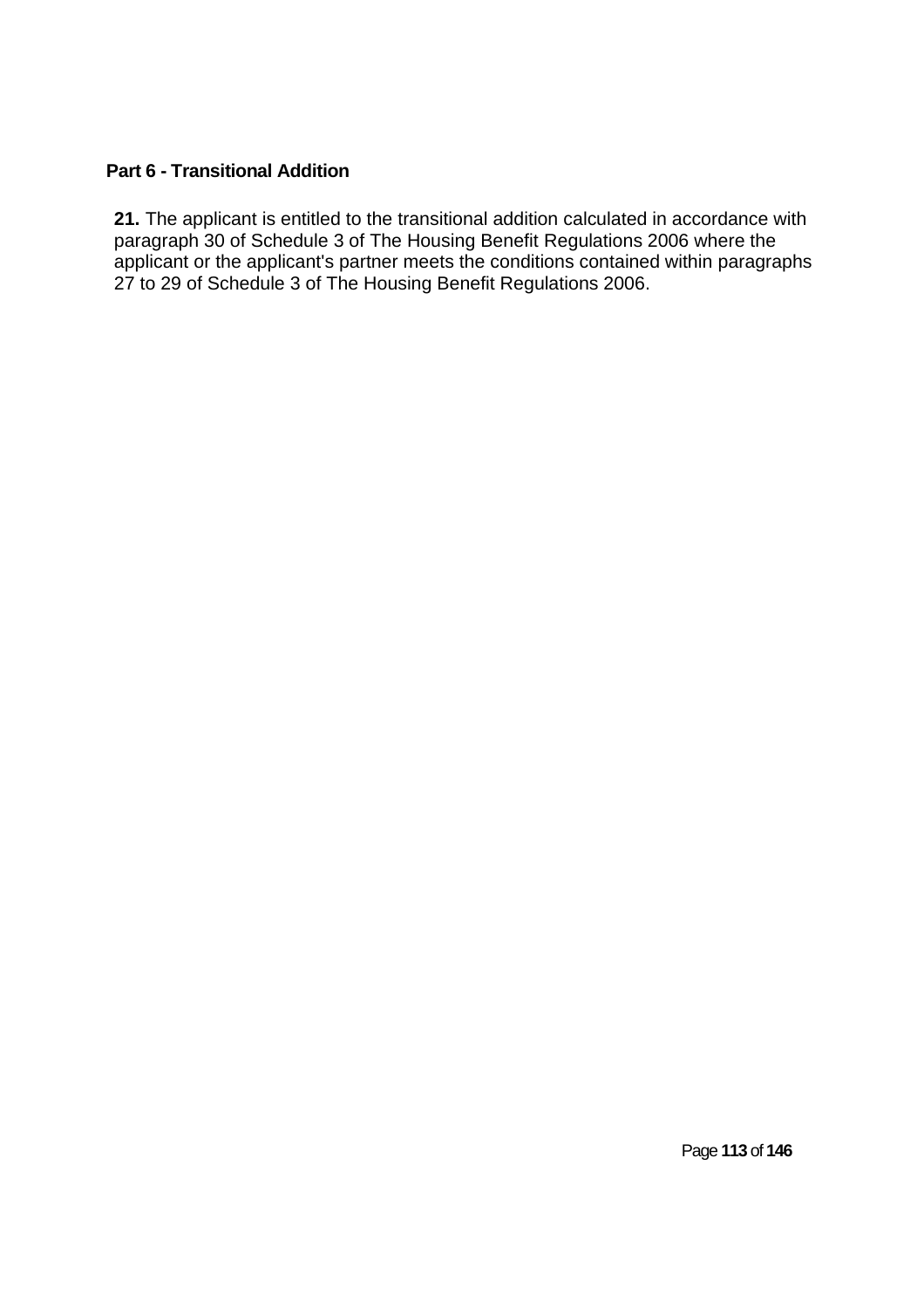## Part 6 - Transitional Addition

**21.** The applicant is entitled to the transitional addition calculated in accordance with paragraph 30 of Schedule 3 of The Housing Benefit Regulations 2006 where the applicant or the applicant's partner meets the conditions contained within paragraphs 27 to 29 of Schedule 3 of The Housing Benefit Regulations 2006.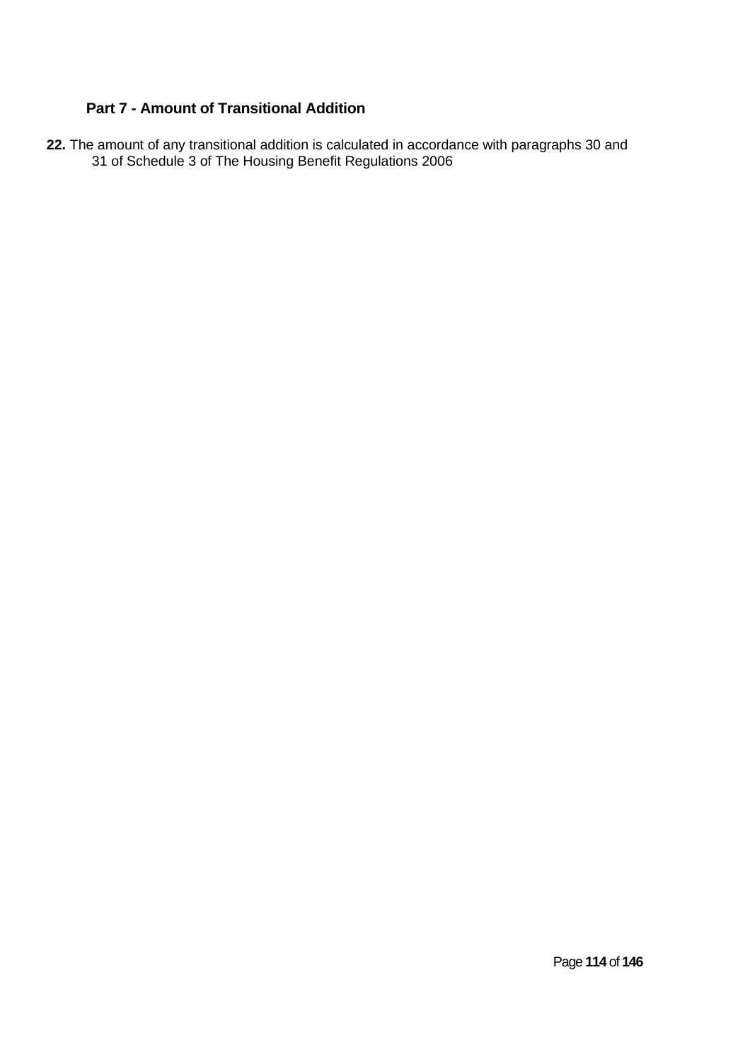## Part 7 - Amount of Transitional Addition

**22.** The amount of any transitional addition is calculated in accordance with paragraphs 30 and 31 of Schedule 3 of The Housing Benefit Regulations 2006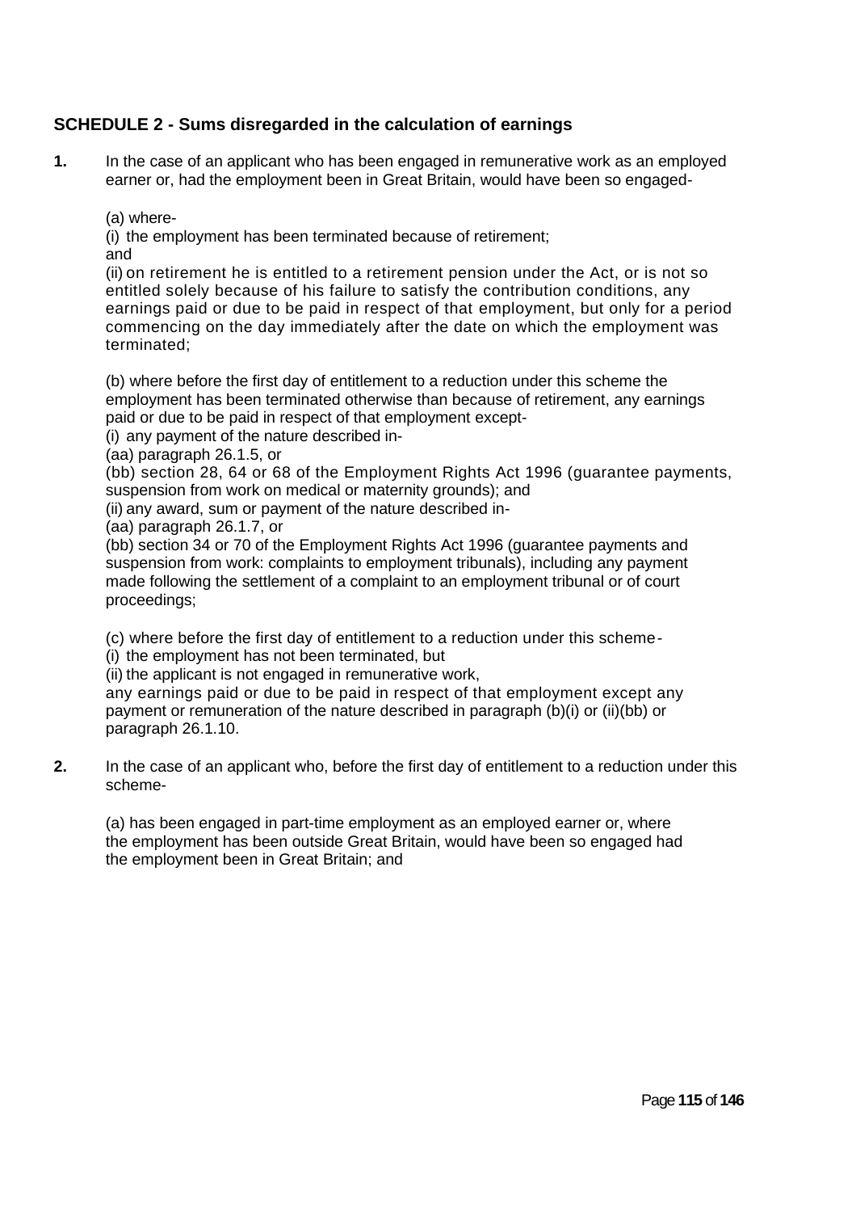## SCHEDULE 2 - Sums disregarded in the calculation of earnings

**1.** In the case of an applicant who has been engaged in remunerative work as an employed earner or, had the employment been in Great Britain, would have been so engaged-

(a) where-
(i) the employment has been terminated because of retirement;
and
(ii) on retirement he is entitled to a retirement pension under the Act, or is not so entitled solely because of his failure to satisfy the contribution conditions, any earnings paid or due to be paid in respect of that employment, but only for a period commencing on the day immediately after the date on which the employment was terminated;

(b) where before the first day of entitlement to a reduction under this scheme the employment has been terminated otherwise than because of retirement, any earnings paid or due to be paid in respect of that employment except-
(i) any payment of the nature described in-
(aa) paragraph 26.1.5, or
(bb) section 28, 64 or 68 of the Employment Rights Act 1996 (guarantee payments, suspension from work on medical or maternity grounds); and
(ii) any award, sum or payment of the nature described in-
(aa) paragraph 26.1.7, or
(bb) section 34 or 70 of the Employment Rights Act 1996 (guarantee payments and suspension from work: complaints to employment tribunals), including any payment made following the settlement of a complaint to an employment tribunal or of court proceedings;

(c) where before the first day of entitlement to a reduction under this scheme-
(i) the employment has not been terminated, but
(ii) the applicant is not engaged in remunerative work,
any earnings paid or due to be paid in respect of that employment except any payment or remuneration of the nature described in paragraph (b)(i) or (ii)(bb) or paragraph 26.1.10.

**2.** In the case of an applicant who, before the first day of entitlement to a reduction under this scheme-

(a) has been engaged in part-time employment as an employed earner or, where the employment has been outside Great Britain, would have been so engaged had the employment been in Great Britain; and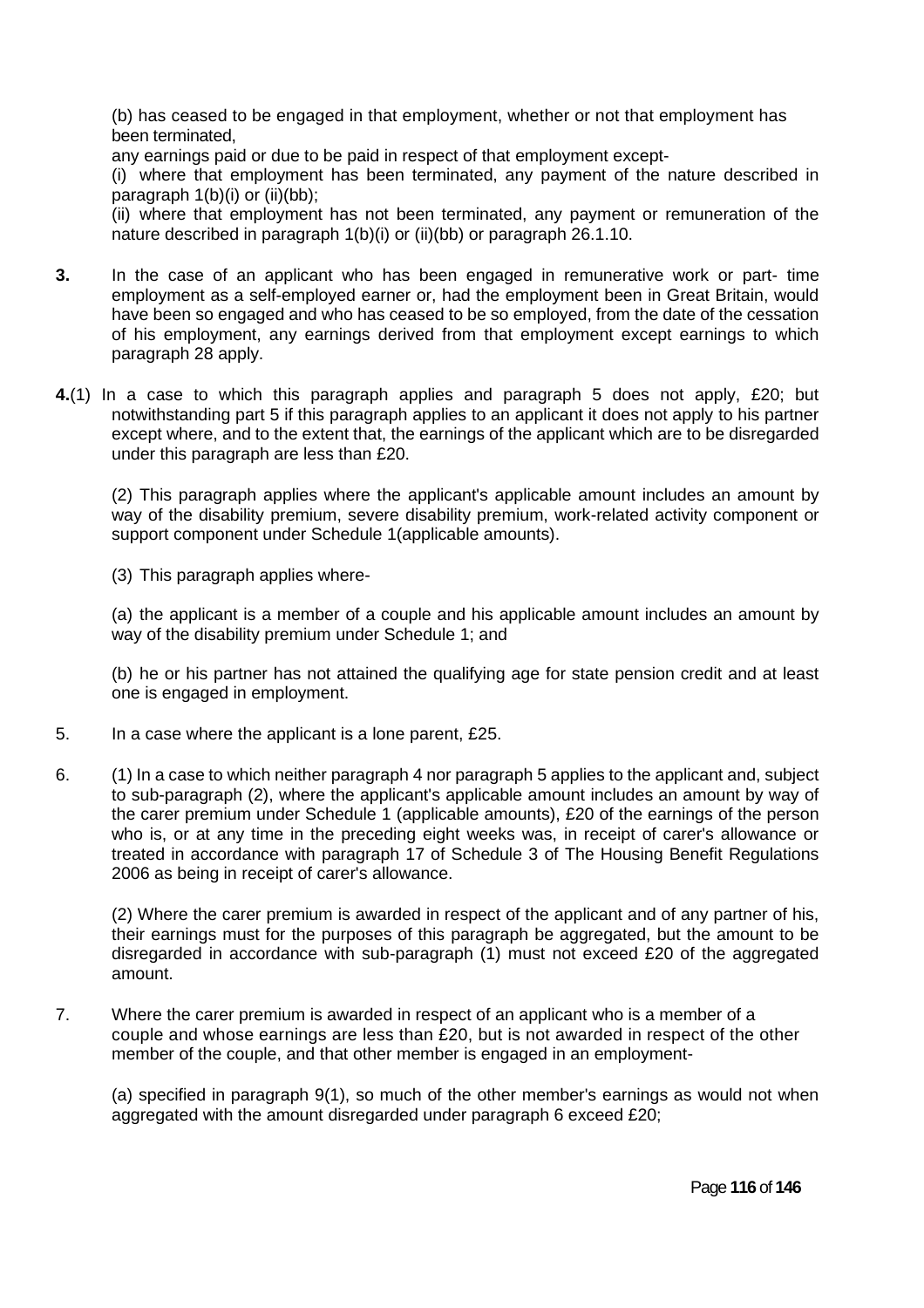(b) has ceased to be engaged in that employment, whether or not that employment has been terminated,

any earnings paid or due to be paid in respect of that employment except-

(i) where that employment has been terminated, any payment of the nature described in paragraph 1(b)(i) or (ii)(bb);

(ii) where that employment has not been terminated, any payment or remuneration of the nature described in paragraph 1(b)(i) or (ii)(bb) or paragraph 26.1.10.

**3.** In the case of an applicant who has been engaged in remunerative work or part- time employment as a self-employed earner or, had the employment been in Great Britain, would have been so engaged and who has ceased to be so employed, from the date of the cessation of his employment, any earnings derived from that employment except earnings to which paragraph 28 apply.

**4.**(1) In a case to which this paragraph applies and paragraph 5 does not apply, £20; but notwithstanding part 5 if this paragraph applies to an applicant it does not apply to his partner except where, and to the extent that, the earnings of the applicant which are to be disregarded under this paragraph are less than £20.

(2) This paragraph applies where the applicant's applicable amount includes an amount by way of the disability premium, severe disability premium, work-related activity component or support component under Schedule 1(applicable amounts).

(3) This paragraph applies where-

(a) the applicant is a member of a couple and his applicable amount includes an amount by way of the disability premium under Schedule 1; and

(b) he or his partner has not attained the qualifying age for state pension credit and at least one is engaged in employment.

5. In a case where the applicant is a lone parent, £25.

6. (1) In a case to which neither paragraph 4 nor paragraph 5 applies to the applicant and, subject to sub-paragraph (2), where the applicant's applicable amount includes an amount by way of the carer premium under Schedule 1 (applicable amounts), £20 of the earnings of the person who is, or at any time in the preceding eight weeks was, in receipt of carer's allowance or treated in accordance with paragraph 17 of Schedule 3 of The Housing Benefit Regulations 2006 as being in receipt of carer's allowance.

(2) Where the carer premium is awarded in respect of the applicant and of any partner of his, their earnings must for the purposes of this paragraph be aggregated, but the amount to be disregarded in accordance with sub-paragraph (1) must not exceed £20 of the aggregated amount.

7. Where the carer premium is awarded in respect of an applicant who is a member of a couple and whose earnings are less than £20, but is not awarded in respect of the other member of the couple, and that other member is engaged in an employment-

(a) specified in paragraph 9(1), so much of the other member's earnings as would not when aggregated with the amount disregarded under paragraph 6 exceed £20;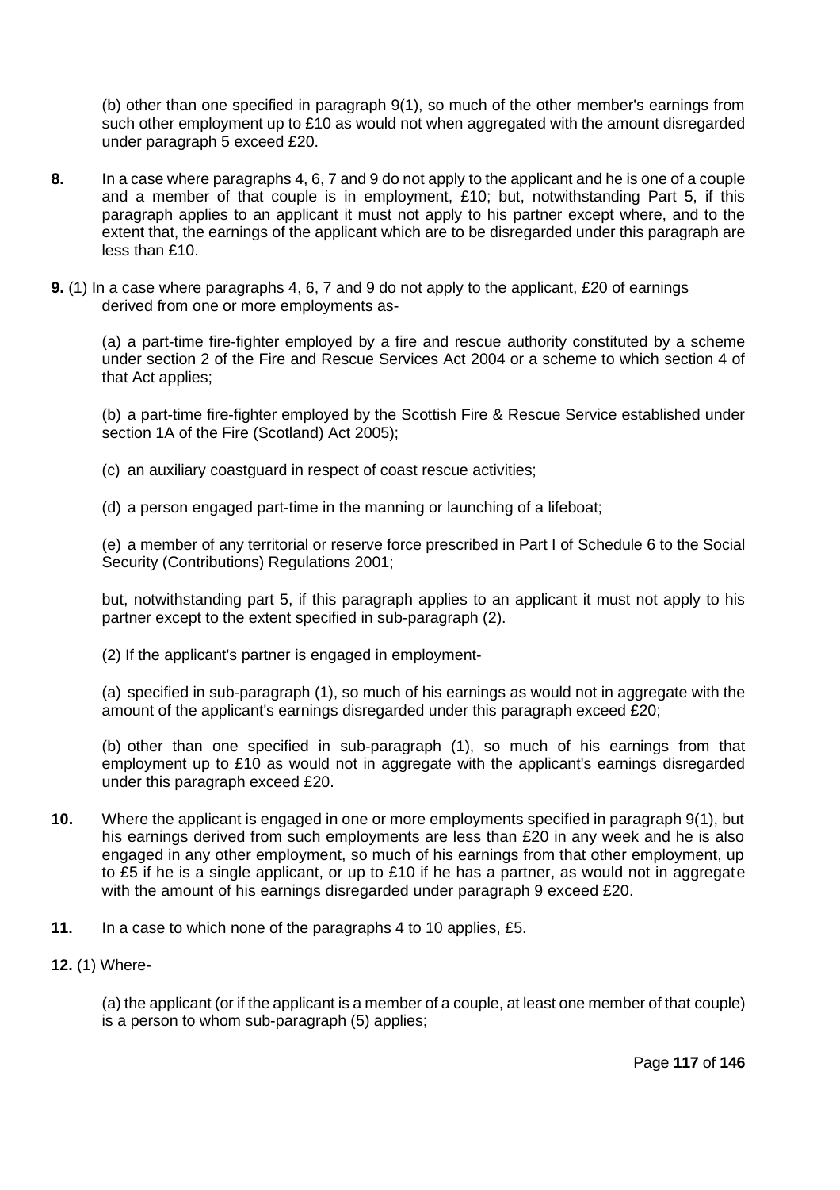(b) other than one specified in paragraph 9(1), so much of the other member's earnings from such other employment up to £10 as would not when aggregated with the amount disregarded under paragraph 5 exceed £20.

**8.** In a case where paragraphs 4, 6, 7 and 9 do not apply to the applicant and he is one of a couple and a member of that couple is in employment, £10; but, notwithstanding Part 5, if this paragraph applies to an applicant it must not apply to his partner except where, and to the extent that, the earnings of the applicant which are to be disregarded under this paragraph are less than £10.

**9.** (1) In a case where paragraphs 4, 6, 7 and 9 do not apply to the applicant, £20 of earnings derived from one or more employments as-

(a) a part-time fire-fighter employed by a fire and rescue authority constituted by a scheme under section 2 of the Fire and Rescue Services Act 2004 or a scheme to which section 4 of that Act applies;

(b) a part-time fire-fighter employed by the Scottish Fire & Rescue Service established under section 1A of the Fire (Scotland) Act 2005);

(c) an auxiliary coastguard in respect of coast rescue activities;

(d) a person engaged part-time in the manning or launching of a lifeboat;

(e) a member of any territorial or reserve force prescribed in Part I of Schedule 6 to the Social Security (Contributions) Regulations 2001;

but, notwithstanding part 5, if this paragraph applies to an applicant it must not apply to his partner except to the extent specified in sub-paragraph (2).

(2) If the applicant's partner is engaged in employment-

(a) specified in sub-paragraph (1), so much of his earnings as would not in aggregate with the amount of the applicant's earnings disregarded under this paragraph exceed £20;

(b) other than one specified in sub-paragraph (1), so much of his earnings from that employment up to £10 as would not in aggregate with the applicant's earnings disregarded under this paragraph exceed £20.

**10.** Where the applicant is engaged in one or more employments specified in paragraph 9(1), but his earnings derived from such employments are less than £20 in any week and he is also engaged in any other employment, so much of his earnings from that other employment, up to £5 if he is a single applicant, or up to £10 if he has a partner, as would not in aggregate with the amount of his earnings disregarded under paragraph 9 exceed £20.

**11.** In a case to which none of the paragraphs 4 to 10 applies, £5.

**12.** (1) Where-

(a) the applicant (or if the applicant is a member of a couple, at least one member of that couple) is a person to whom sub-paragraph (5) applies;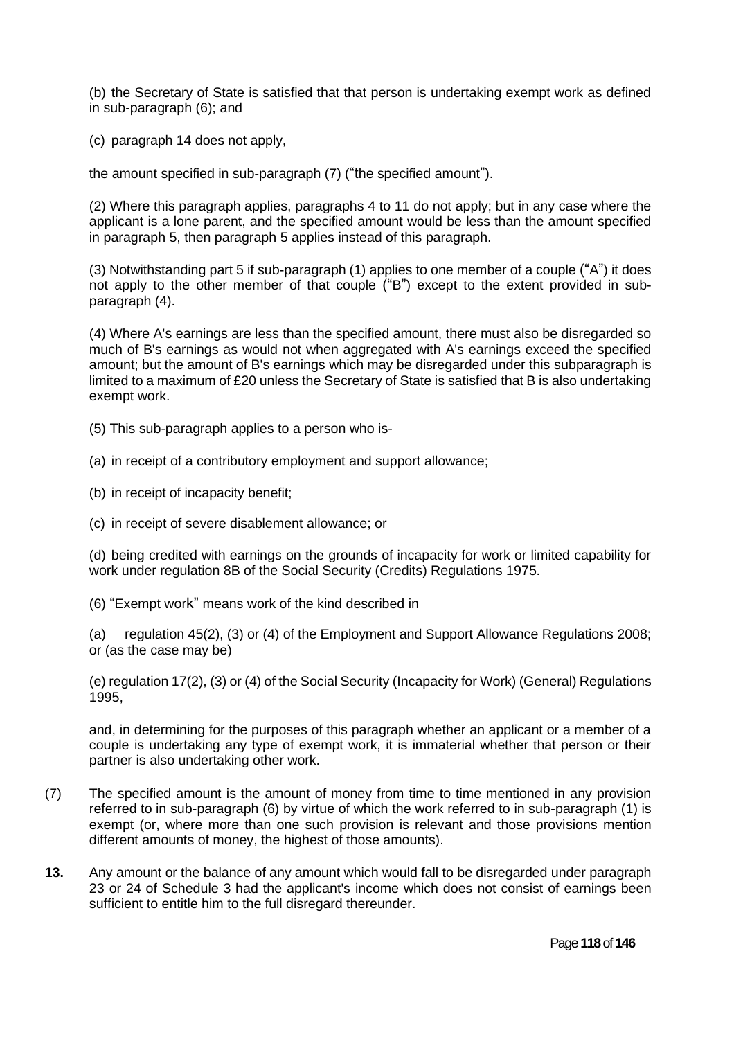(b) the Secretary of State is satisfied that that person is undertaking exempt work as defined in sub-paragraph (6); and

(c) paragraph 14 does not apply,

the amount specified in sub-paragraph (7) ("the specified amount").

(2) Where this paragraph applies, paragraphs 4 to 11 do not apply; but in any case where the applicant is a lone parent, and the specified amount would be less than the amount specified in paragraph 5, then paragraph 5 applies instead of this paragraph.

(3) Notwithstanding part 5 if sub-paragraph (1) applies to one member of a couple ("A") it does not apply to the other member of that couple ("B") except to the extent provided in sub-paragraph (4).

(4) Where A's earnings are less than the specified amount, there must also be disregarded so much of B's earnings as would not when aggregated with A's earnings exceed the specified amount; but the amount of B's earnings which may be disregarded under this subparagraph is limited to a maximum of £20 unless the Secretary of State is satisfied that B is also undertaking exempt work.

(5) This sub-paragraph applies to a person who is-

(a) in receipt of a contributory employment and support allowance;

(b) in receipt of incapacity benefit;

(c) in receipt of severe disablement allowance; or

(d) being credited with earnings on the grounds of incapacity for work or limited capability for work under regulation 8B of the Social Security (Credits) Regulations 1975.

(6) "Exempt work" means work of the kind described in

(a) regulation 45(2), (3) or (4) of the Employment and Support Allowance Regulations 2008; or (as the case may be)

(e) regulation 17(2), (3) or (4) of the Social Security (Incapacity for Work) (General) Regulations 1995,

and, in determining for the purposes of this paragraph whether an applicant or a member of a couple is undertaking any type of exempt work, it is immaterial whether that person or their partner is also undertaking other work.

(7) The specified amount is the amount of money from time to time mentioned in any provision referred to in sub-paragraph (6) by virtue of which the work referred to in sub-paragraph (1) is exempt (or, where more than one such provision is relevant and those provisions mention different amounts of money, the highest of those amounts).

**13.** Any amount or the balance of any amount which would fall to be disregarded under paragraph 23 or 24 of Schedule 3 had the applicant's income which does not consist of earnings been sufficient to entitle him to the full disregard thereunder.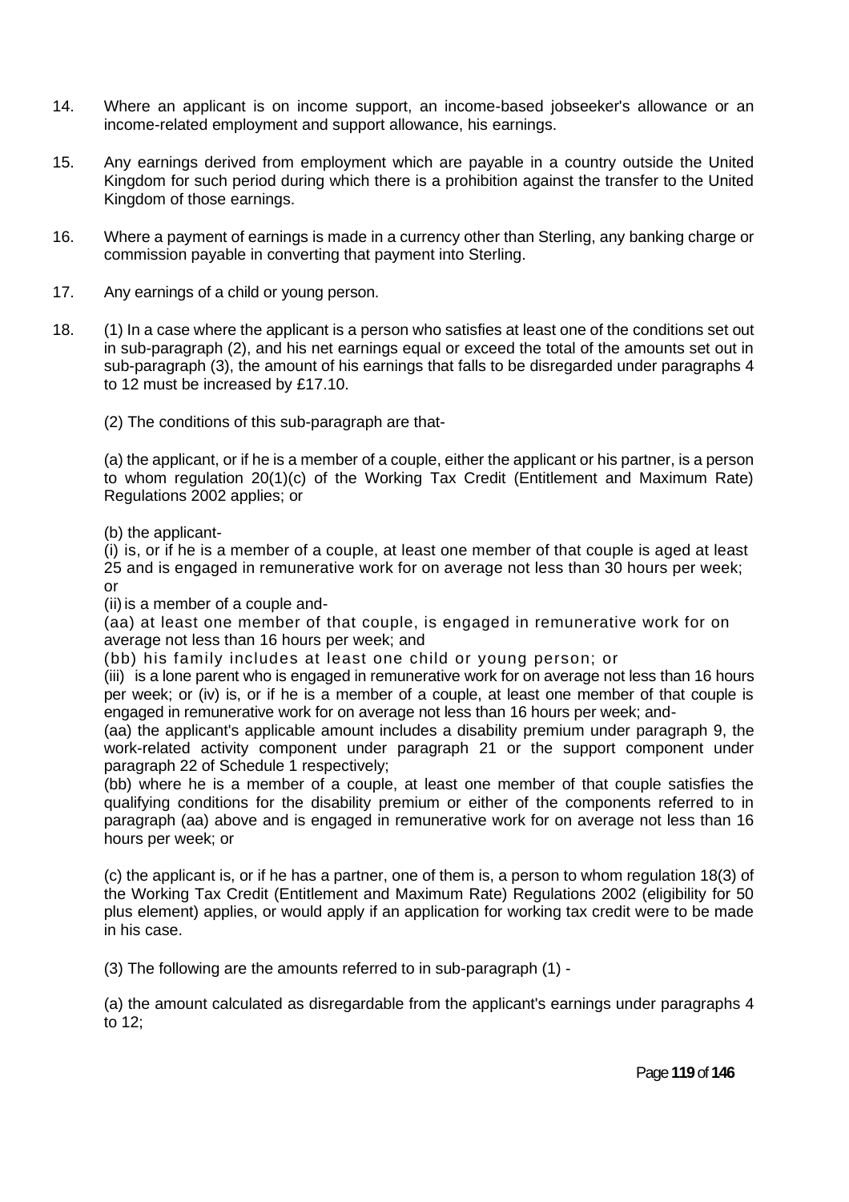14. Where an applicant is on income support, an income-based jobseeker's allowance or an income-related employment and support allowance, his earnings.

15. Any earnings derived from employment which are payable in a country outside the United Kingdom for such period during which there is a prohibition against the transfer to the United Kingdom of those earnings.

16. Where a payment of earnings is made in a currency other than Sterling, any banking charge or commission payable in converting that payment into Sterling.

17. Any earnings of a child or young person.

18. (1) In a case where the applicant is a person who satisfies at least one of the conditions set out in sub-paragraph (2), and his net earnings equal or exceed the total of the amounts set out in sub-paragraph (3), the amount of his earnings that falls to be disregarded under paragraphs 4 to 12 must be increased by £17.10.

    (2) The conditions of this sub-paragraph are that-

    (a) the applicant, or if he is a member of a couple, either the applicant or his partner, is a person to whom regulation 20(1)(c) of the Working Tax Credit (Entitlement and Maximum Rate) Regulations 2002 applies; or

    (b) the applicant-
    (i) is, or if he is a member of a couple, at least one member of that couple is aged at least 25 and is engaged in remunerative work for on average not less than 30 hours per week; or
    (ii) is a member of a couple and-
    (aa) at least one member of that couple, is engaged in remunerative work for on average not less than 16 hours per week; and
    (bb) his family includes at least one child or young person; or
    (iii) is a lone parent who is engaged in remunerative work for on average not less than 16 hours per week; or (iv) is, or if he is a member of a couple, at least one member of that couple is engaged in remunerative work for on average not less than 16 hours per week; and-
    (aa) the applicant's applicable amount includes a disability premium under paragraph 9, the work-related activity component under paragraph 21 or the support component under paragraph 22 of Schedule 1 respectively;
    (bb) where he is a member of a couple, at least one member of that couple satisfies the qualifying conditions for the disability premium or either of the components referred to in paragraph (aa) above and is engaged in remunerative work for on average not less than 16 hours per week; or

    (c) the applicant is, or if he has a partner, one of them is, a person to whom regulation 18(3) of the Working Tax Credit (Entitlement and Maximum Rate) Regulations 2002 (eligibility for 50 plus element) applies, or would apply if an application for working tax credit were to be made in his case.

    (3) The following are the amounts referred to in sub-paragraph (1) -

    (a) the amount calculated as disregardable from the applicant's earnings under paragraphs 4 to 12;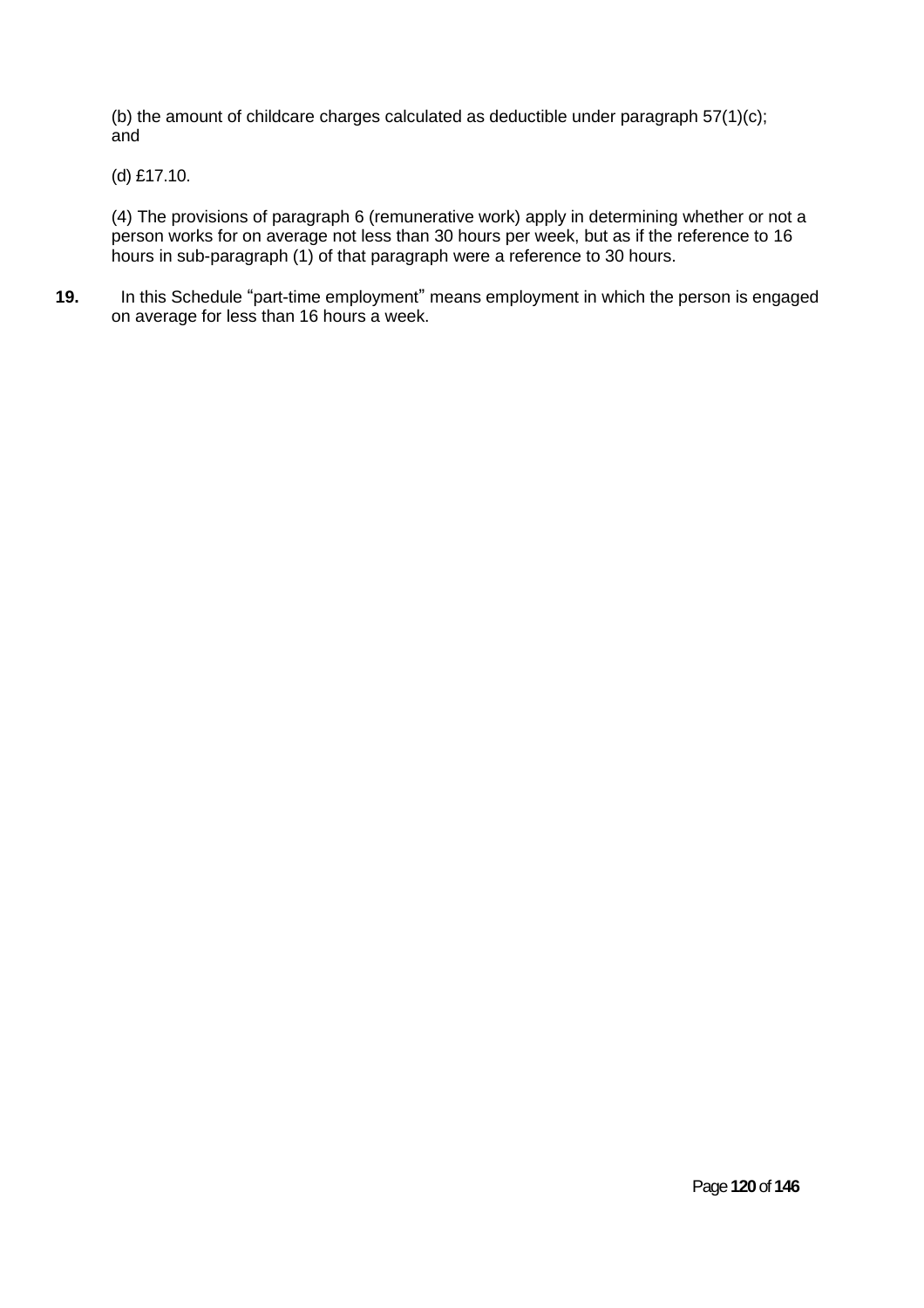(b) the amount of childcare charges calculated as deductible under paragraph 57(1)(c); and

(d) £17.10.

(4) The provisions of paragraph 6 (remunerative work) apply in determining whether or not a person works for on average not less than 30 hours per week, but as if the reference to 16 hours in sub-paragraph (1) of that paragraph were a reference to 30 hours.

**19.** In this Schedule "part-time employment" means employment in which the person is engaged on average for less than 16 hours a week.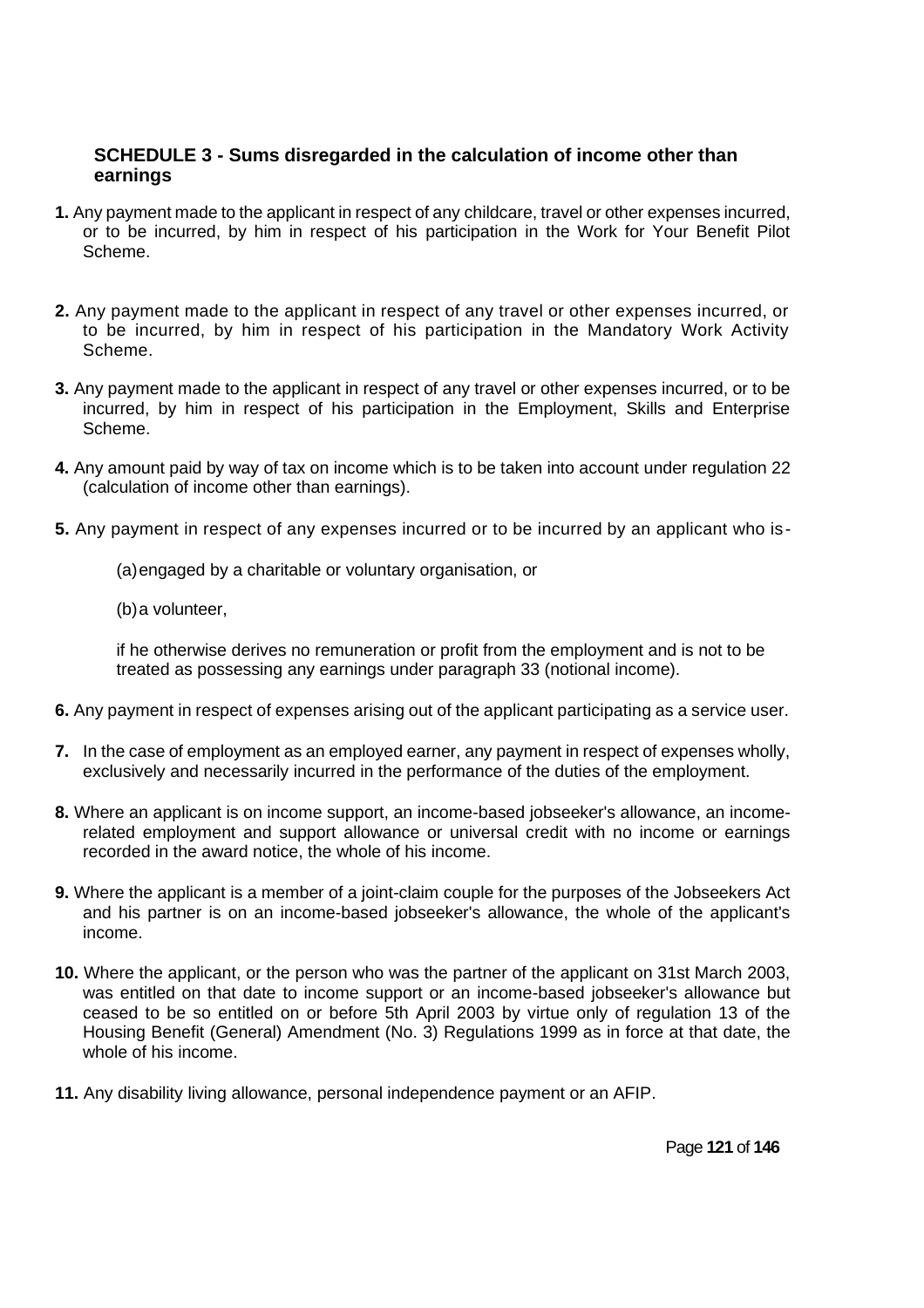## SCHEDULE 3 - Sums disregarded in the calculation of income other than earnings

**1.** Any payment made to the applicant in respect of any childcare, travel or other expenses incurred, or to be incurred, by him in respect of his participation in the Work for Your Benefit Pilot Scheme.

**2.** Any payment made to the applicant in respect of any travel or other expenses incurred, or to be incurred, by him in respect of his participation in the Mandatory Work Activity Scheme.

**3.** Any payment made to the applicant in respect of any travel or other expenses incurred, or to be incurred, by him in respect of his participation in the Employment, Skills and Enterprise Scheme.

**4.** Any amount paid by way of tax on income which is to be taken into account under regulation 22 (calculation of income other than earnings).

**5.** Any payment in respect of any expenses incurred or to be incurred by an applicant who is-

(a) engaged by a charitable or voluntary organisation, or

(b) a volunteer,

if he otherwise derives no remuneration or profit from the employment and is not to be treated as possessing any earnings under paragraph 33 (notional income).

**6.** Any payment in respect of expenses arising out of the applicant participating as a service user.

**7.** In the case of employment as an employed earner, any payment in respect of expenses wholly, exclusively and necessarily incurred in the performance of the duties of the employment.

**8.** Where an applicant is on income support, an income-based jobseeker's allowance, an income-related employment and support allowance or universal credit with no income or earnings recorded in the award notice, the whole of his income.

**9.** Where the applicant is a member of a joint-claim couple for the purposes of the Jobseekers Act and his partner is on an income-based jobseeker's allowance, the whole of the applicant's income.

**10.** Where the applicant, or the person who was the partner of the applicant on 31st March 2003, was entitled on that date to income support or an income-based jobseeker's allowance but ceased to be so entitled on or before 5th April 2003 by virtue only of regulation 13 of the Housing Benefit (General) Amendment (No. 3) Regulations 1999 as in force at that date, the whole of his income.

**11.** Any disability living allowance, personal independence payment or an AFIP.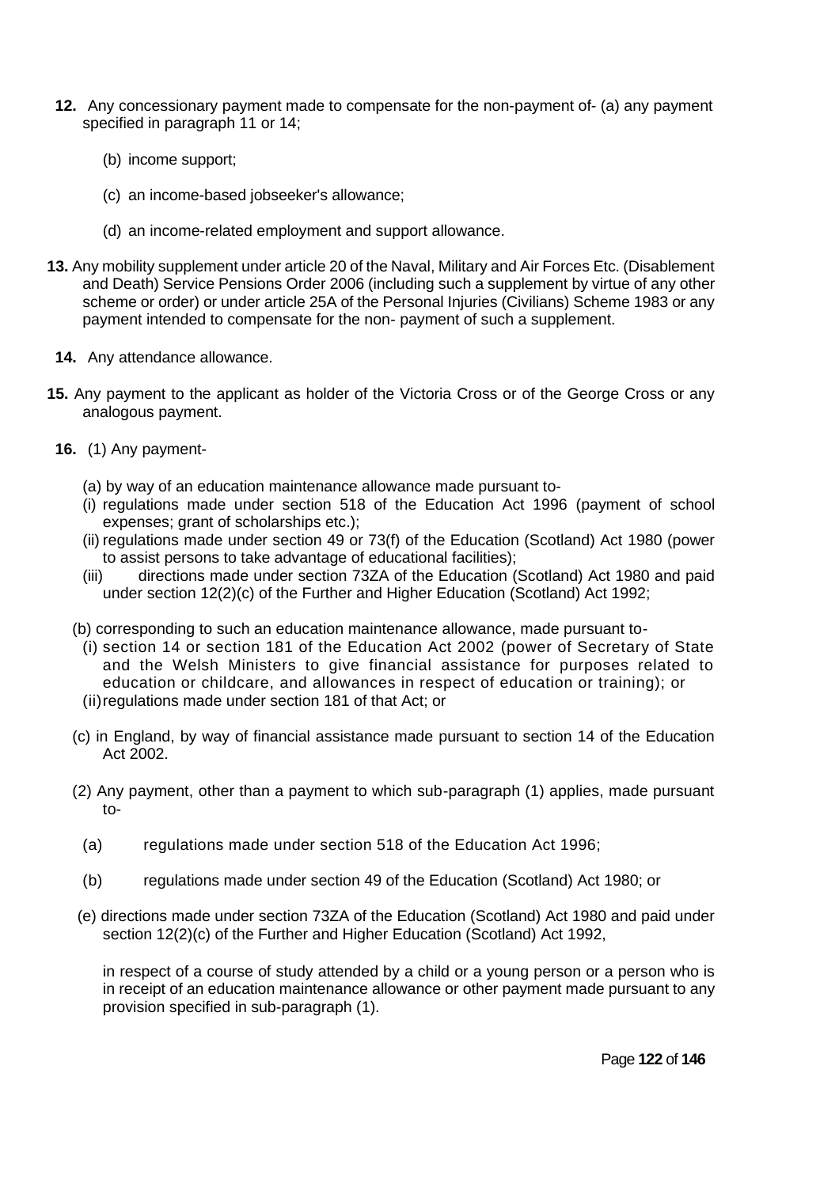**12.** Any concessionary payment made to compensate for the non-payment of- (a) any payment specified in paragraph 11 or 14;

(b) income support;

(c) an income-based jobseeker's allowance;

(d) an income-related employment and support allowance.

**13.** Any mobility supplement under article 20 of the Naval, Military and Air Forces Etc. (Disablement and Death) Service Pensions Order 2006 (including such a supplement by virtue of any other scheme or order) or under article 25A of the Personal Injuries (Civilians) Scheme 1983 or any payment intended to compensate for the non- payment of such a supplement.

**14.** Any attendance allowance.

**15.** Any payment to the applicant as holder of the Victoria Cross or of the George Cross or any analogous payment.

**16.** (1) Any payment-

(a) by way of an education maintenance allowance made pursuant to-

(i) regulations made under section 518 of the Education Act 1996 (payment of school expenses; grant of scholarships etc.);

(ii) regulations made under section 49 or 73(f) of the Education (Scotland) Act 1980 (power to assist persons to take advantage of educational facilities);

(iii) directions made under section 73ZA of the Education (Scotland) Act 1980 and paid under section 12(2)(c) of the Further and Higher Education (Scotland) Act 1992;

(b) corresponding to such an education maintenance allowance, made pursuant to-

(i) section 14 or section 181 of the Education Act 2002 (power of Secretary of State and the Welsh Ministers to give financial assistance for purposes related to education or childcare, and allowances in respect of education or training); or

(ii) regulations made under section 181 of that Act; or

(c) in England, by way of financial assistance made pursuant to section 14 of the Education Act 2002.

(2) Any payment, other than a payment to which sub-paragraph (1) applies, made pursuant to-

(a) regulations made under section 518 of the Education Act 1996;

(b) regulations made under section 49 of the Education (Scotland) Act 1980; or

(e) directions made under section 73ZA of the Education (Scotland) Act 1980 and paid under section 12(2)(c) of the Further and Higher Education (Scotland) Act 1992,

in respect of a course of study attended by a child or a young person or a person who is in receipt of an education maintenance allowance or other payment made pursuant to any provision specified in sub-paragraph (1).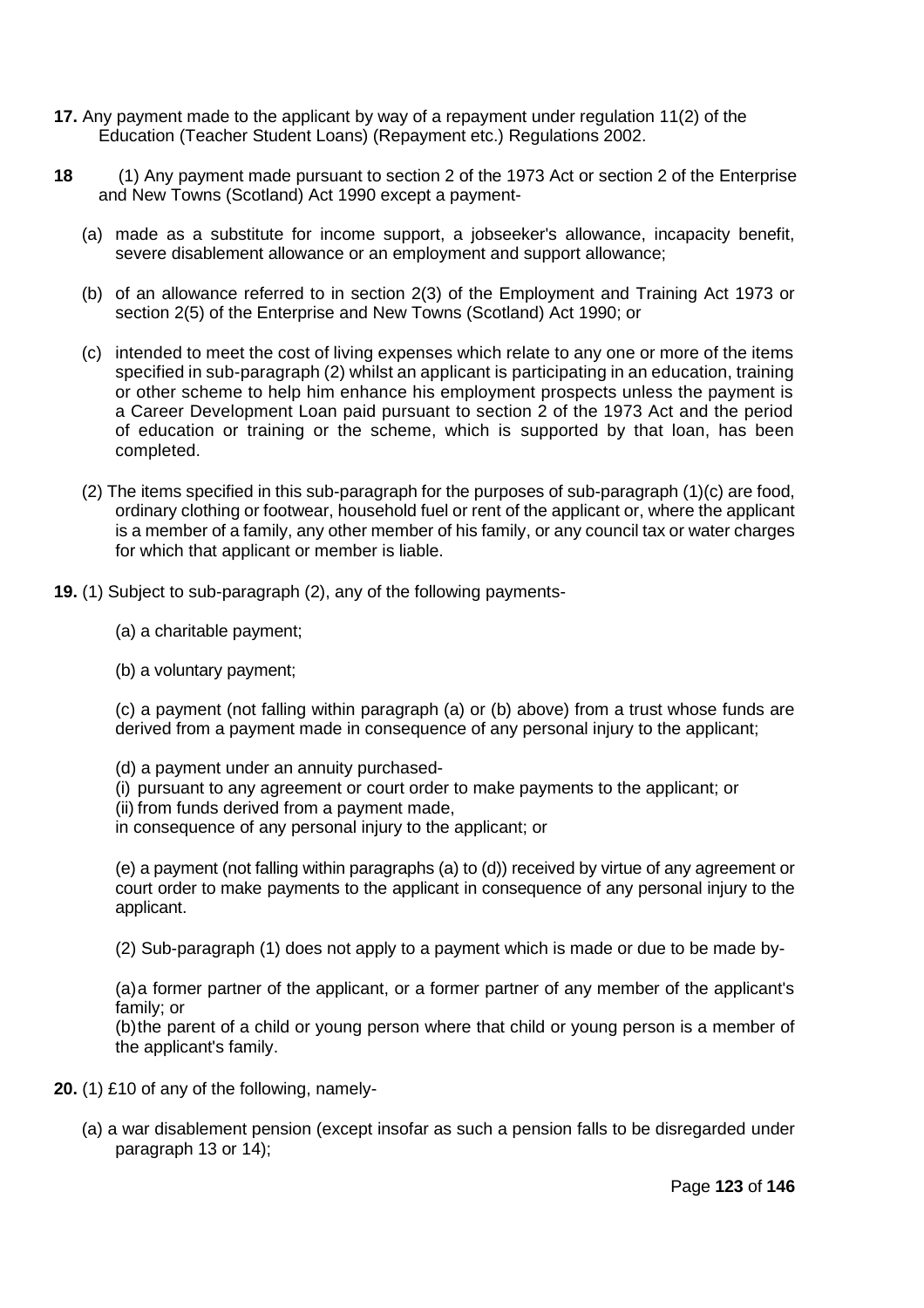**17.** Any payment made to the applicant by way of a repayment under regulation 11(2) of the Education (Teacher Student Loans) (Repayment etc.) Regulations 2002.

**18** (1) Any payment made pursuant to section 2 of the 1973 Act or section 2 of the Enterprise and New Towns (Scotland) Act 1990 except a payment-

(a) made as a substitute for income support, a jobseeker's allowance, incapacity benefit, severe disablement allowance or an employment and support allowance;

(b) of an allowance referred to in section 2(3) of the Employment and Training Act 1973 or section 2(5) of the Enterprise and New Towns (Scotland) Act 1990; or

(c) intended to meet the cost of living expenses which relate to any one or more of the items specified in sub-paragraph (2) whilst an applicant is participating in an education, training or other scheme to help him enhance his employment prospects unless the payment is a Career Development Loan paid pursuant to section 2 of the 1973 Act and the period of education or training or the scheme, which is supported by that loan, has been completed.

(2) The items specified in this sub-paragraph for the purposes of sub-paragraph (1)(c) are food, ordinary clothing or footwear, household fuel or rent of the applicant or, where the applicant is a member of a family, any other member of his family, or any council tax or water charges for which that applicant or member is liable.

**19.** (1) Subject to sub-paragraph (2), any of the following payments-

(a) a charitable payment;

(b) a voluntary payment;

(c) a payment (not falling within paragraph (a) or (b) above) from a trust whose funds are derived from a payment made in consequence of any personal injury to the applicant;

(d) a payment under an annuity purchased-
(i) pursuant to any agreement or court order to make payments to the applicant; or
(ii) from funds derived from a payment made,
in consequence of any personal injury to the applicant; or

(e) a payment (not falling within paragraphs (a) to (d)) received by virtue of any agreement or court order to make payments to the applicant in consequence of any personal injury to the applicant.

(2) Sub-paragraph (1) does not apply to a payment which is made or due to be made by-

(a) a former partner of the applicant, or a former partner of any member of the applicant's family; or
(b) the parent of a child or young person where that child or young person is a member of the applicant's family.

**20.** (1) £10 of any of the following, namely-

(a) a war disablement pension (except insofar as such a pension falls to be disregarded under paragraph 13 or 14);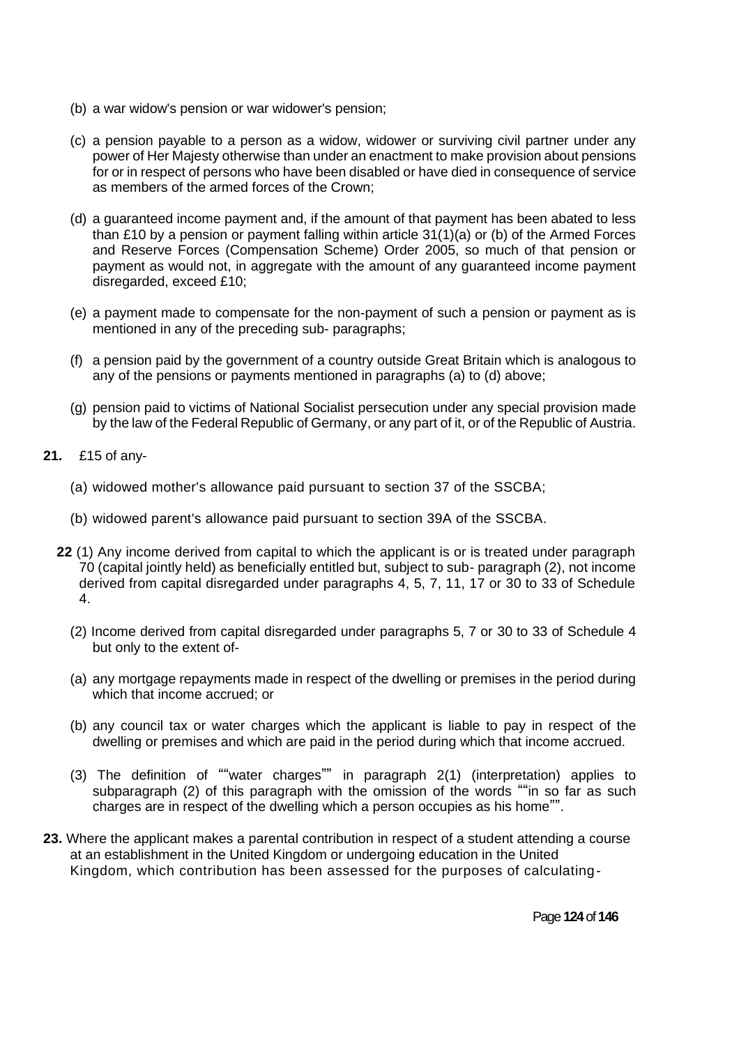(b) a war widow's pension or war widower's pension;

(c) a pension payable to a person as a widow, widower or surviving civil partner under any power of Her Majesty otherwise than under an enactment to make provision about pensions for or in respect of persons who have been disabled or have died in consequence of service as members of the armed forces of the Crown;

(d) a guaranteed income payment and, if the amount of that payment has been abated to less than £10 by a pension or payment falling within article 31(1)(a) or (b) of the Armed Forces and Reserve Forces (Compensation Scheme) Order 2005, so much of that pension or payment as would not, in aggregate with the amount of any guaranteed income payment disregarded, exceed £10;

(e) a payment made to compensate for the non-payment of such a pension or payment as is mentioned in any of the preceding sub- paragraphs;

(f) a pension paid by the government of a country outside Great Britain which is analogous to any of the pensions or payments mentioned in paragraphs (a) to (d) above;

(g) pension paid to victims of National Socialist persecution under any special provision made by the law of the Federal Republic of Germany, or any part of it, or of the Republic of Austria.

**21.** £15 of any-

(a) widowed mother's allowance paid pursuant to section 37 of the SSCBA;

(b) widowed parent's allowance paid pursuant to section 39A of the SSCBA.

**22** (1) Any income derived from capital to which the applicant is or is treated under paragraph 70 (capital jointly held) as beneficially entitled but, subject to sub- paragraph (2), not income derived from capital disregarded under paragraphs 4, 5, 7, 11, 17 or 30 to 33 of Schedule 4.

(2) Income derived from capital disregarded under paragraphs 5, 7 or 30 to 33 of Schedule 4 but only to the extent of-

(a) any mortgage repayments made in respect of the dwelling or premises in the period during which that income accrued; or

(b) any council tax or water charges which the applicant is liable to pay in respect of the dwelling or premises and which are paid in the period during which that income accrued.

(3) The definition of ""water charges"" in paragraph 2(1) (interpretation) applies to subparagraph (2) of this paragraph with the omission of the words ""in so far as such charges are in respect of the dwelling which a person occupies as his home"".

**23.** Where the applicant makes a parental contribution in respect of a student attending a course at an establishment in the United Kingdom or undergoing education in the United Kingdom, which contribution has been assessed for the purposes of calculating-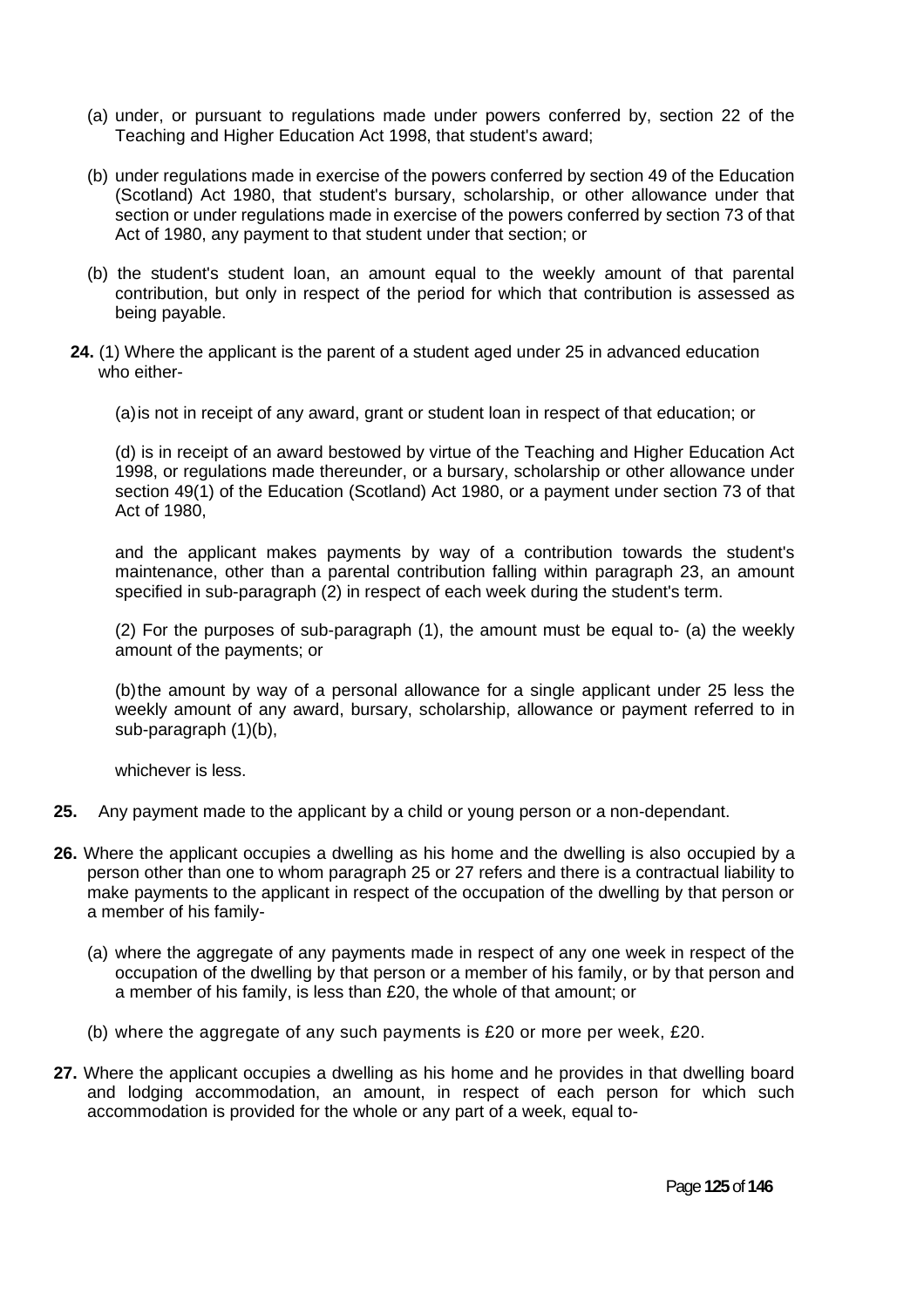(a) under, or pursuant to regulations made under powers conferred by, section 22 of the Teaching and Higher Education Act 1998, that student's award;

(b) under regulations made in exercise of the powers conferred by section 49 of the Education (Scotland) Act 1980, that student's bursary, scholarship, or other allowance under that section or under regulations made in exercise of the powers conferred by section 73 of that Act of 1980, any payment to that student under that section; or

(b) the student's student loan, an amount equal to the weekly amount of that parental contribution, but only in respect of the period for which that contribution is assessed as being payable.

**24.** (1) Where the applicant is the parent of a student aged under 25 in advanced education who either-

(a) is not in receipt of any award, grant or student loan in respect of that education; or

(d) is in receipt of an award bestowed by virtue of the Teaching and Higher Education Act 1998, or regulations made thereunder, or a bursary, scholarship or other allowance under section 49(1) of the Education (Scotland) Act 1980, or a payment under section 73 of that Act of 1980,

and the applicant makes payments by way of a contribution towards the student's maintenance, other than a parental contribution falling within paragraph 23, an amount specified in sub-paragraph (2) in respect of each week during the student's term.

(2) For the purposes of sub-paragraph (1), the amount must be equal to- (a) the weekly amount of the payments; or

(b) the amount by way of a personal allowance for a single applicant under 25 less the weekly amount of any award, bursary, scholarship, allowance or payment referred to in sub-paragraph (1)(b),

whichever is less.

**25.** Any payment made to the applicant by a child or young person or a non-dependant.

**26.** Where the applicant occupies a dwelling as his home and the dwelling is also occupied by a person other than one to whom paragraph 25 or 27 refers and there is a contractual liability to make payments to the applicant in respect of the occupation of the dwelling by that person or a member of his family-

(a) where the aggregate of any payments made in respect of any one week in respect of the occupation of the dwelling by that person or a member of his family, or by that person and a member of his family, is less than £20, the whole of that amount; or

(b) where the aggregate of any such payments is £20 or more per week, £20.

**27.** Where the applicant occupies a dwelling as his home and he provides in that dwelling board and lodging accommodation, an amount, in respect of each person for which such accommodation is provided for the whole or any part of a week, equal to-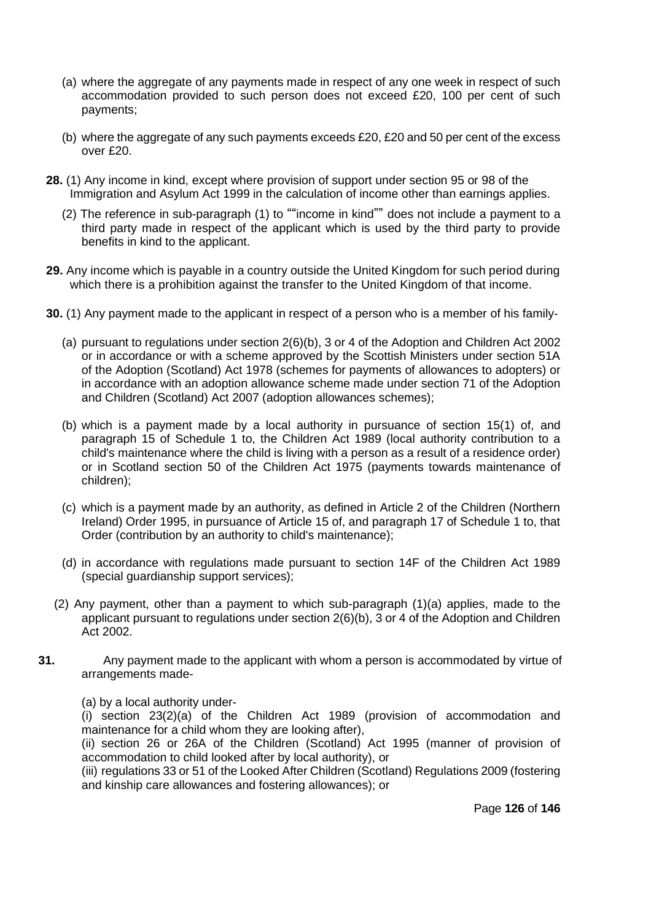(a) where the aggregate of any payments made in respect of any one week in respect of such accommodation provided to such person does not exceed £20, 100 per cent of such payments;

(b) where the aggregate of any such payments exceeds £20, £20 and 50 per cent of the excess over £20.

**28.** (1) Any income in kind, except where provision of support under section 95 or 98 of the Immigration and Asylum Act 1999 in the calculation of income other than earnings applies.

(2) The reference in sub-paragraph (1) to ""income in kind"" does not include a payment to a third party made in respect of the applicant which is used by the third party to provide benefits in kind to the applicant.

**29.** Any income which is payable in a country outside the United Kingdom for such period during which there is a prohibition against the transfer to the United Kingdom of that income.

**30.** (1) Any payment made to the applicant in respect of a person who is a member of his family-

(a) pursuant to regulations under section 2(6)(b), 3 or 4 of the Adoption and Children Act 2002 or in accordance or with a scheme approved by the Scottish Ministers under section 51A of the Adoption (Scotland) Act 1978 (schemes for payments of allowances to adopters) or in accordance with an adoption allowance scheme made under section 71 of the Adoption and Children (Scotland) Act 2007 (adoption allowances schemes);

(b) which is a payment made by a local authority in pursuance of section 15(1) of, and paragraph 15 of Schedule 1 to, the Children Act 1989 (local authority contribution to a child's maintenance where the child is living with a person as a result of a residence order) or in Scotland section 50 of the Children Act 1975 (payments towards maintenance of children);

(c) which is a payment made by an authority, as defined in Article 2 of the Children (Northern Ireland) Order 1995, in pursuance of Article 15 of, and paragraph 17 of Schedule 1 to, that Order (contribution by an authority to child's maintenance);

(d) in accordance with regulations made pursuant to section 14F of the Children Act 1989 (special guardianship support services);

(2) Any payment, other than a payment to which sub-paragraph (1)(a) applies, made to the applicant pursuant to regulations under section 2(6)(b), 3 or 4 of the Adoption and Children Act 2002.

**31.** Any payment made to the applicant with whom a person is accommodated by virtue of arrangements made-

(a) by a local authority under-

(i) section 23(2)(a) of the Children Act 1989 (provision of accommodation and maintenance for a child whom they are looking after),

(ii) section 26 or 26A of the Children (Scotland) Act 1995 (manner of provision of accommodation to child looked after by local authority), or

(iii) regulations 33 or 51 of the Looked After Children (Scotland) Regulations 2009 (fostering and kinship care allowances and fostering allowances); or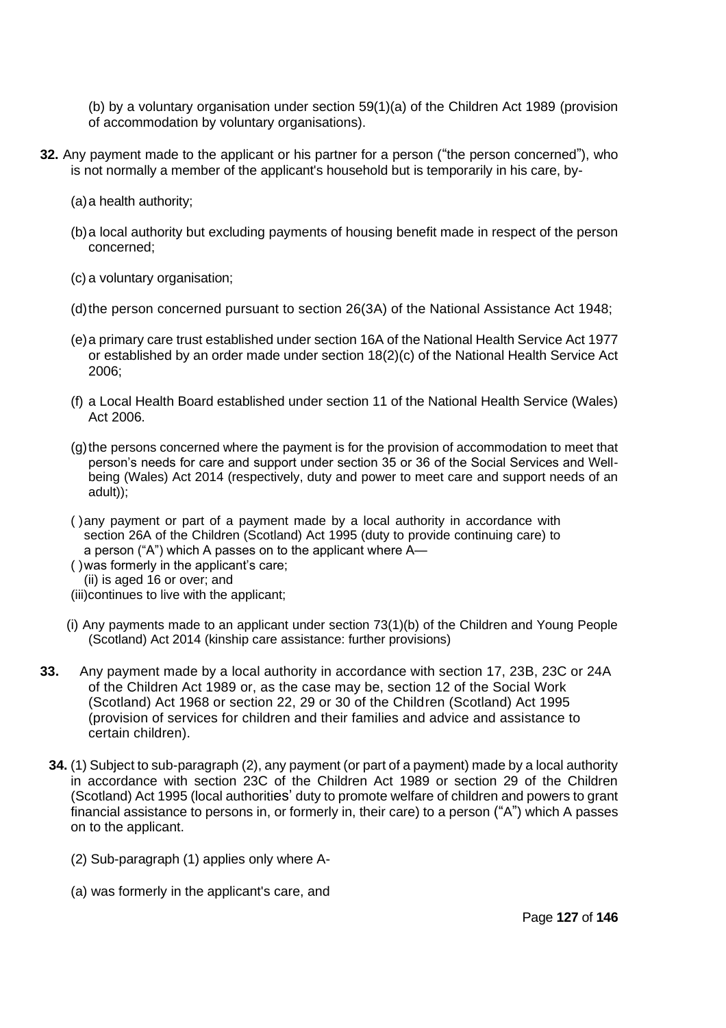(b) by a voluntary organisation under section 59(1)(a) of the Children Act 1989 (provision of accommodation by voluntary organisations).

**32.** Any payment made to the applicant or his partner for a person ("the person concerned"), who is not normally a member of the applicant's household but is temporarily in his care, by-

(a) a health authority;

(b) a local authority but excluding payments of housing benefit made in respect of the person concerned;

(c) a voluntary organisation;

(d) the person concerned pursuant to section 26(3A) of the National Assistance Act 1948;

(e) a primary care trust established under section 16A of the National Health Service Act 1977 or established by an order made under section 18(2)(c) of the National Health Service Act 2006;

(f) a Local Health Board established under section 11 of the National Health Service (Wales) Act 2006.

(g) the persons concerned where the payment is for the provision of accommodation to meet that person's needs for care and support under section 35 or 36 of the Social Services and Well-being (Wales) Act 2014 (respectively, duty and power to meet care and support needs of an adult));

( ) any payment or part of a payment made by a local authority in accordance with section 26A of the Children (Scotland) Act 1995 (duty to provide continuing care) to a person ("A") which A passes on to the applicant where A—

( ) was formerly in the applicant's care;

(ii) is aged 16 or over; and

(iii) continues to live with the applicant;

(i) Any payments made to an applicant under section 73(1)(b) of the Children and Young People (Scotland) Act 2014 (kinship care assistance: further provisions)

**33.** Any payment made by a local authority in accordance with section 17, 23B, 23C or 24A of the Children Act 1989 or, as the case may be, section 12 of the Social Work (Scotland) Act 1968 or section 22, 29 or 30 of the Children (Scotland) Act 1995 (provision of services for children and their families and advice and assistance to certain children).

**34.** (1) Subject to sub-paragraph (2), any payment (or part of a payment) made by a local authority in accordance with section 23C of the Children Act 1989 or section 29 of the Children (Scotland) Act 1995 (local authorities' duty to promote welfare of children and powers to grant financial assistance to persons in, or formerly in, their care) to a person ("A") which A passes on to the applicant.

(2) Sub-paragraph (1) applies only where A-

(a) was formerly in the applicant's care, and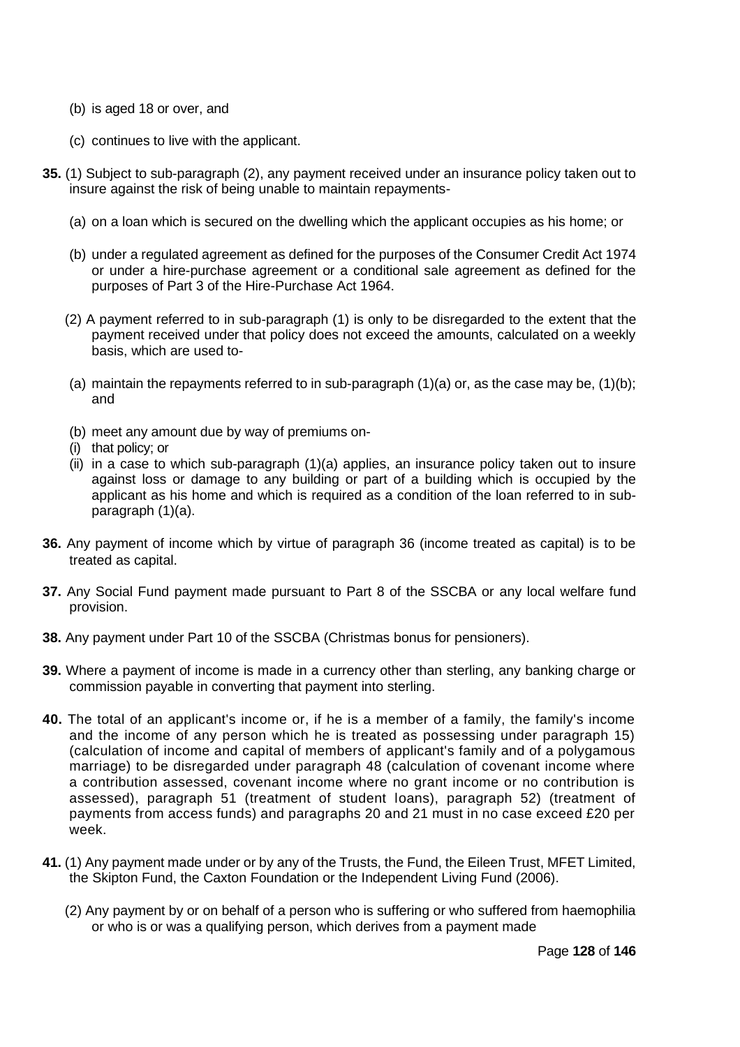(b) is aged 18 or over, and

(c) continues to live with the applicant.

**35.** (1) Subject to sub-paragraph (2), any payment received under an insurance policy taken out to insure against the risk of being unable to maintain repayments-

(a) on a loan which is secured on the dwelling which the applicant occupies as his home; or

(b) under a regulated agreement as defined for the purposes of the Consumer Credit Act 1974 or under a hire-purchase agreement or a conditional sale agreement as defined for the purposes of Part 3 of the Hire-Purchase Act 1964.

(2) A payment referred to in sub-paragraph (1) is only to be disregarded to the extent that the payment received under that policy does not exceed the amounts, calculated on a weekly basis, which are used to-

(a) maintain the repayments referred to in sub-paragraph (1)(a) or, as the case may be, (1)(b); and

(b) meet any amount due by way of premiums on-

(i) that policy; or

(ii) in a case to which sub-paragraph (1)(a) applies, an insurance policy taken out to insure against loss or damage to any building or part of a building which is occupied by the applicant as his home and which is required as a condition of the loan referred to in sub-paragraph (1)(a).

**36.** Any payment of income which by virtue of paragraph 36 (income treated as capital) is to be treated as capital.

**37.** Any Social Fund payment made pursuant to Part 8 of the SSCBA or any local welfare fund provision.

**38.** Any payment under Part 10 of the SSCBA (Christmas bonus for pensioners).

**39.** Where a payment of income is made in a currency other than sterling, any banking charge or commission payable in converting that payment into sterling.

**40.** The total of an applicant's income or, if he is a member of a family, the family's income and the income of any person which he is treated as possessing under paragraph 15) (calculation of income and capital of members of applicant's family and of a polygamous marriage) to be disregarded under paragraph 48 (calculation of covenant income where a contribution assessed, covenant income where no grant income or no contribution is assessed), paragraph 51 (treatment of student loans), paragraph 52) (treatment of payments from access funds) and paragraphs 20 and 21 must in no case exceed £20 per week.

**41.** (1) Any payment made under or by any of the Trusts, the Fund, the Eileen Trust, MFET Limited, the Skipton Fund, the Caxton Foundation or the Independent Living Fund (2006).

(2) Any payment by or on behalf of a person who is suffering or who suffered from haemophilia or who is or was a qualifying person, which derives from a payment made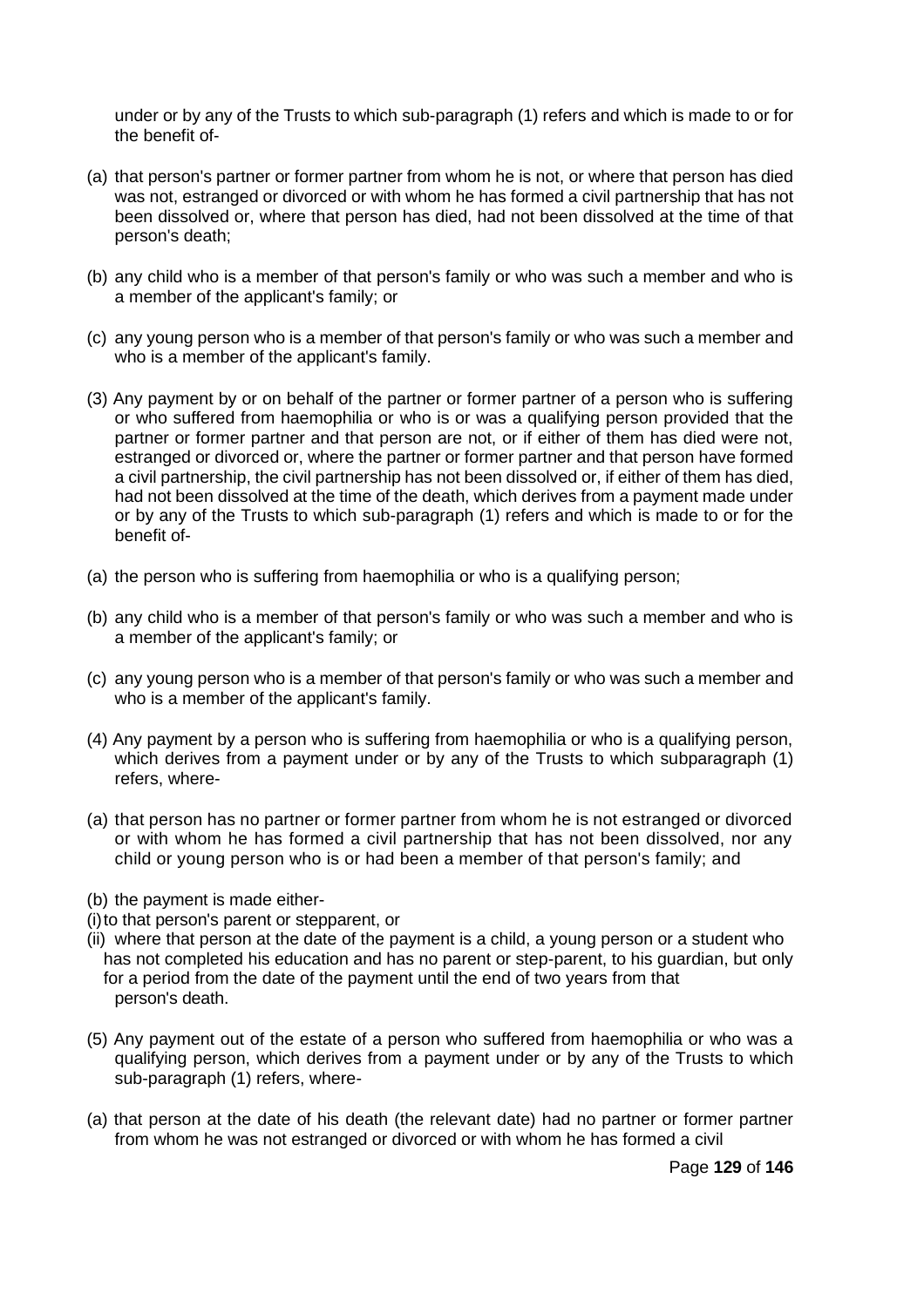under or by any of the Trusts to which sub-paragraph (1) refers and which is made to or for the benefit of-

(a) that person's partner or former partner from whom he is not, or where that person has died was not, estranged or divorced or with whom he has formed a civil partnership that has not been dissolved or, where that person has died, had not been dissolved at the time of that person's death;

(b) any child who is a member of that person's family or who was such a member and who is a member of the applicant's family; or

(c) any young person who is a member of that person's family or who was such a member and who is a member of the applicant's family.

(3) Any payment by or on behalf of the partner or former partner of a person who is suffering or who suffered from haemophilia or who is or was a qualifying person provided that the partner or former partner and that person are not, or if either of them has died were not, estranged or divorced or, where the partner or former partner and that person have formed a civil partnership, the civil partnership has not been dissolved or, if either of them has died, had not been dissolved at the time of the death, which derives from a payment made under or by any of the Trusts to which sub-paragraph (1) refers and which is made to or for the benefit of-

(a) the person who is suffering from haemophilia or who is a qualifying person;

(b) any child who is a member of that person's family or who was such a member and who is a member of the applicant's family; or

(c) any young person who is a member of that person's family or who was such a member and who is a member of the applicant's family.

(4) Any payment by a person who is suffering from haemophilia or who is a qualifying person, which derives from a payment under or by any of the Trusts to which subparagraph (1) refers, where-

(a) that person has no partner or former partner from whom he is not estranged or divorced or with whom he has formed a civil partnership that has not been dissolved, nor any child or young person who is or had been a member of that person's family; and

(b) the payment is made either-

(i) to that person's parent or stepparent, or

(ii) where that person at the date of the payment is a child, a young person or a student who has not completed his education and has no parent or step-parent, to his guardian, but only for a period from the date of the payment until the end of two years from that person's death.

(5) Any payment out of the estate of a person who suffered from haemophilia or who was a qualifying person, which derives from a payment under or by any of the Trusts to which sub-paragraph (1) refers, where-

(a) that person at the date of his death (the relevant date) had no partner or former partner from whom he was not estranged or divorced or with whom he has formed a civil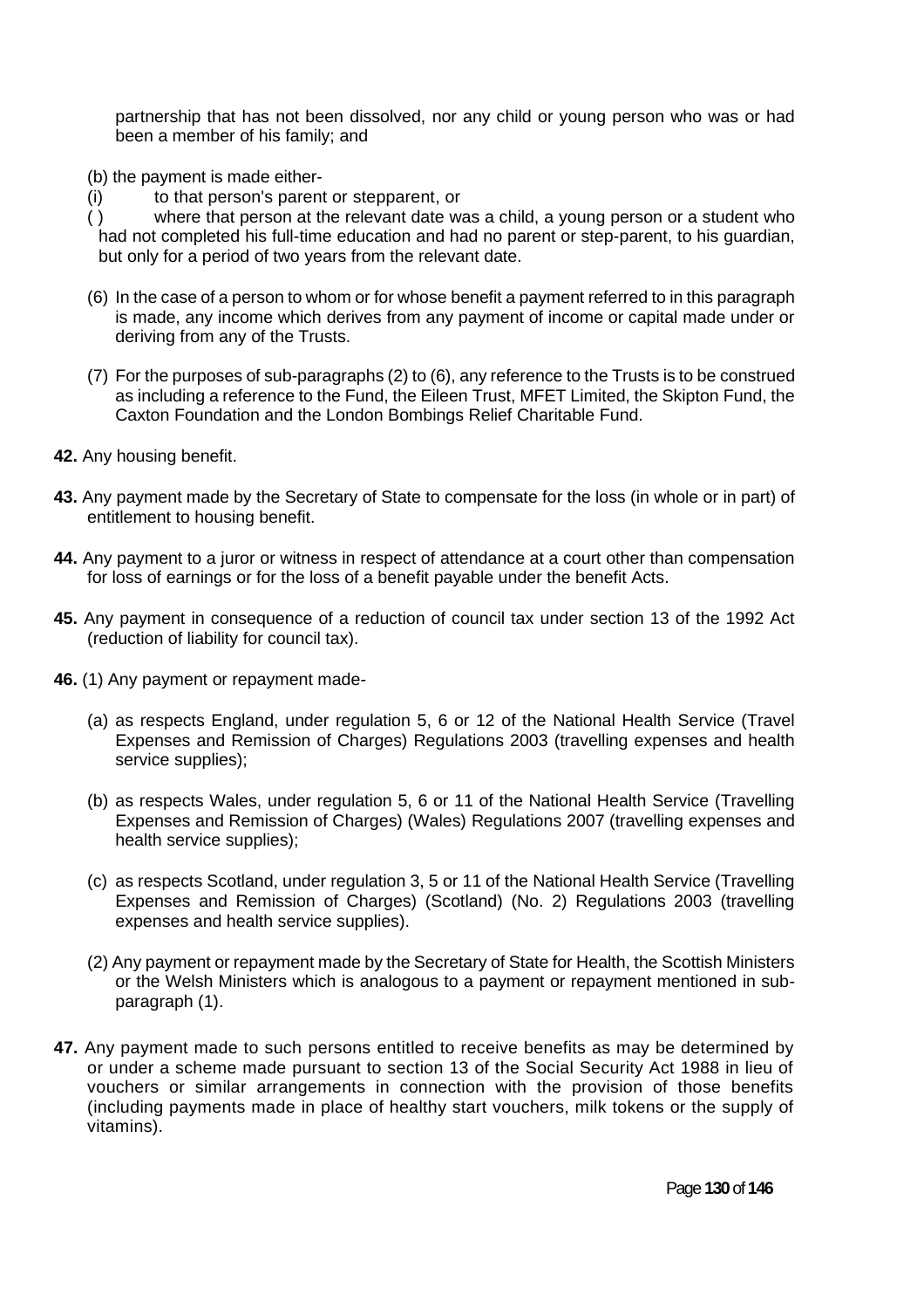partnership that has not been dissolved, nor any child or young person who was or had been a member of his family; and

(b) the payment is made either-

(i) to that person's parent or stepparent, or

( ) where that person at the relevant date was a child, a young person or a student who had not completed his full-time education and had no parent or step-parent, to his guardian, but only for a period of two years from the relevant date.

(6) In the case of a person to whom or for whose benefit a payment referred to in this paragraph is made, any income which derives from any payment of income or capital made under or deriving from any of the Trusts.

(7) For the purposes of sub-paragraphs (2) to (6), any reference to the Trusts is to be construed as including a reference to the Fund, the Eileen Trust, MFET Limited, the Skipton Fund, the Caxton Foundation and the London Bombings Relief Charitable Fund.

**42.** Any housing benefit.

**43.** Any payment made by the Secretary of State to compensate for the loss (in whole or in part) of entitlement to housing benefit.

**44.** Any payment to a juror or witness in respect of attendance at a court other than compensation for loss of earnings or for the loss of a benefit payable under the benefit Acts.

**45.** Any payment in consequence of a reduction of council tax under section 13 of the 1992 Act (reduction of liability for council tax).

**46.** (1) Any payment or repayment made-

(a) as respects England, under regulation 5, 6 or 12 of the National Health Service (Travel Expenses and Remission of Charges) Regulations 2003 (travelling expenses and health service supplies);

(b) as respects Wales, under regulation 5, 6 or 11 of the National Health Service (Travelling Expenses and Remission of Charges) (Wales) Regulations 2007 (travelling expenses and health service supplies);

(c) as respects Scotland, under regulation 3, 5 or 11 of the National Health Service (Travelling Expenses and Remission of Charges) (Scotland) (No. 2) Regulations 2003 (travelling expenses and health service supplies).

(2) Any payment or repayment made by the Secretary of State for Health, the Scottish Ministers or the Welsh Ministers which is analogous to a payment or repayment mentioned in sub-paragraph (1).

**47.** Any payment made to such persons entitled to receive benefits as may be determined by or under a scheme made pursuant to section 13 of the Social Security Act 1988 in lieu of vouchers or similar arrangements in connection with the provision of those benefits (including payments made in place of healthy start vouchers, milk tokens or the supply of vitamins).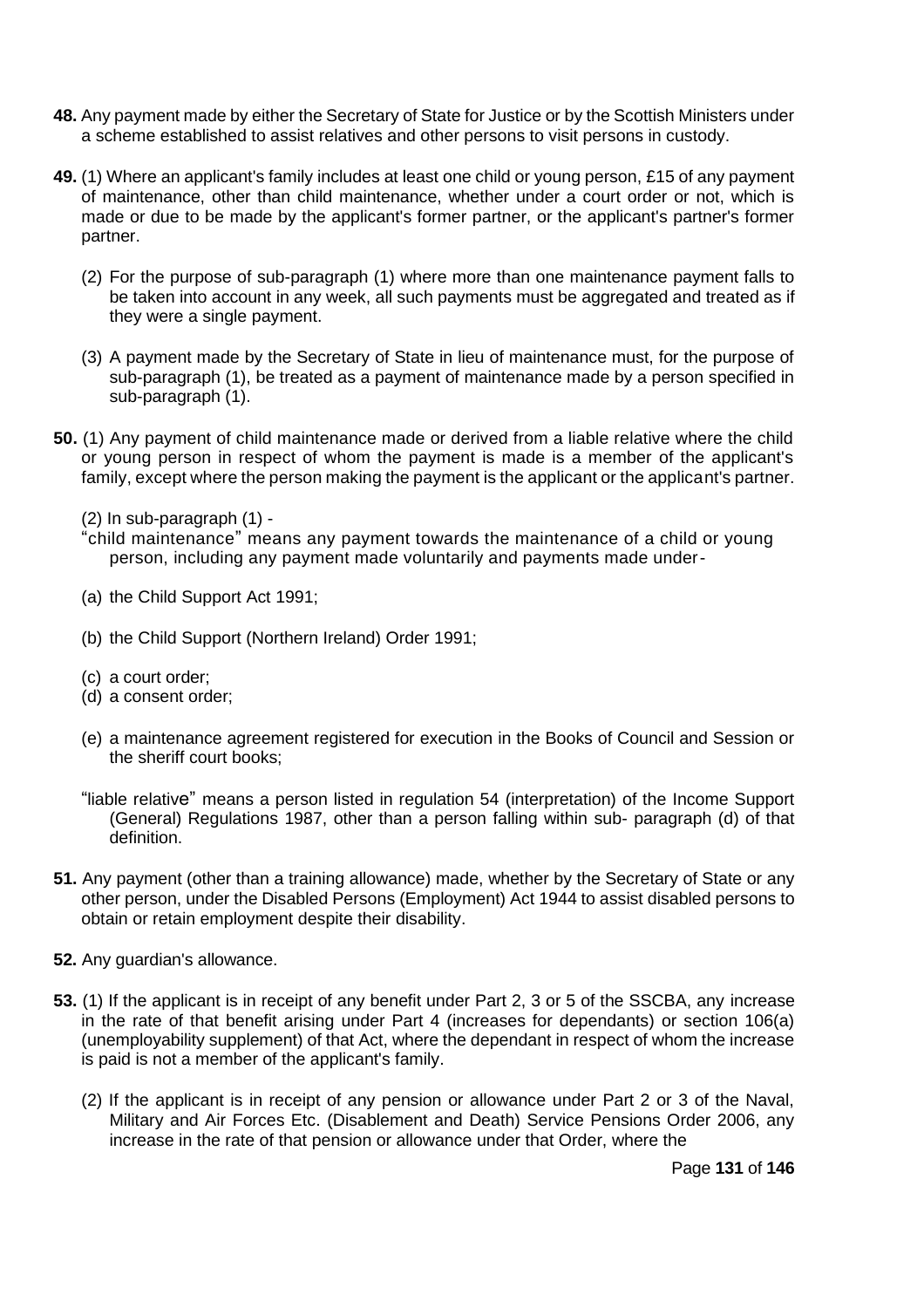**48.** Any payment made by either the Secretary of State for Justice or by the Scottish Ministers under a scheme established to assist relatives and other persons to visit persons in custody.

**49.** (1) Where an applicant's family includes at least one child or young person, £15 of any payment of maintenance, other than child maintenance, whether under a court order or not, which is made or due to be made by the applicant's former partner, or the applicant's partner's former partner.

(2) For the purpose of sub-paragraph (1) where more than one maintenance payment falls to be taken into account in any week, all such payments must be aggregated and treated as if they were a single payment.

(3) A payment made by the Secretary of State in lieu of maintenance must, for the purpose of sub-paragraph (1), be treated as a payment of maintenance made by a person specified in sub-paragraph (1).

**50.** (1) Any payment of child maintenance made or derived from a liable relative where the child or young person in respect of whom the payment is made is a member of the applicant's family, except where the person making the payment is the applicant or the applicant's partner.

(2) In sub-paragraph (1) -

"child maintenance" means any payment towards the maintenance of a child or young person, including any payment made voluntarily and payments made under-

(a) the Child Support Act 1991;

(b) the Child Support (Northern Ireland) Order 1991;

(c) a court order;

(d) a consent order;

(e) a maintenance agreement registered for execution in the Books of Council and Session or the sheriff court books;

"liable relative" means a person listed in regulation 54 (interpretation) of the Income Support (General) Regulations 1987, other than a person falling within sub- paragraph (d) of that definition.

**51.** Any payment (other than a training allowance) made, whether by the Secretary of State or any other person, under the Disabled Persons (Employment) Act 1944 to assist disabled persons to obtain or retain employment despite their disability.

**52.** Any guardian's allowance.

**53.** (1) If the applicant is in receipt of any benefit under Part 2, 3 or 5 of the SSCBA, any increase in the rate of that benefit arising under Part 4 (increases for dependants) or section 106(a) (unemployability supplement) of that Act, where the dependant in respect of whom the increase is paid is not a member of the applicant's family.

(2) If the applicant is in receipt of any pension or allowance under Part 2 or 3 of the Naval, Military and Air Forces Etc. (Disablement and Death) Service Pensions Order 2006, any increase in the rate of that pension or allowance under that Order, where the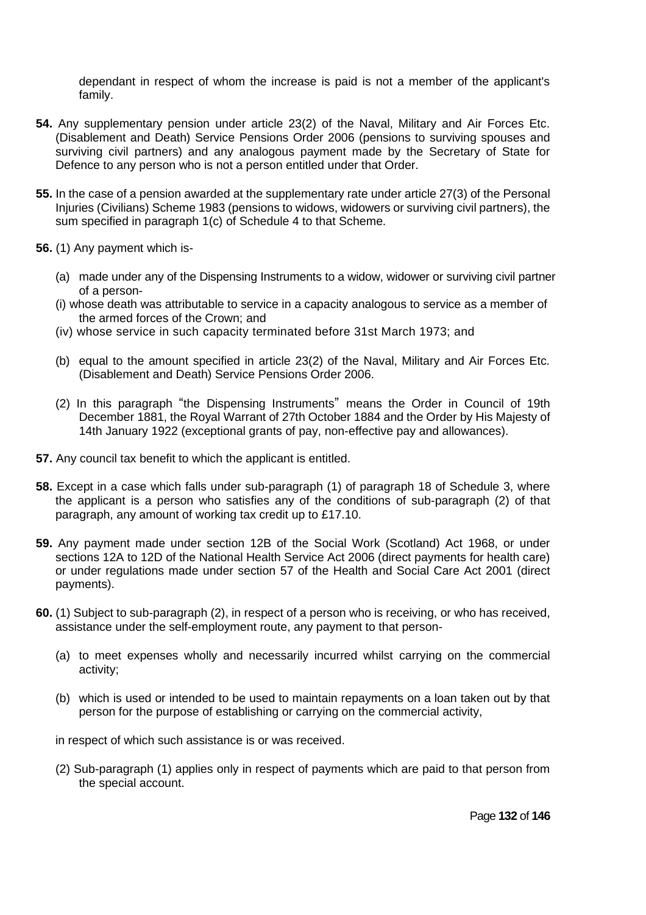dependant in respect of whom the increase is paid is not a member of the applicant's family.

**54.** Any supplementary pension under article 23(2) of the Naval, Military and Air Forces Etc. (Disablement and Death) Service Pensions Order 2006 (pensions to surviving spouses and surviving civil partners) and any analogous payment made by the Secretary of State for Defence to any person who is not a person entitled under that Order.

**55.** In the case of a pension awarded at the supplementary rate under article 27(3) of the Personal Injuries (Civilians) Scheme 1983 (pensions to widows, widowers or surviving civil partners), the sum specified in paragraph 1(c) of Schedule 4 to that Scheme.

**56.** (1) Any payment which is-

(a) made under any of the Dispensing Instruments to a widow, widower or surviving civil partner of a person-

(i) whose death was attributable to service in a capacity analogous to service as a member of the armed forces of the Crown; and

(iv) whose service in such capacity terminated before 31st March 1973; and

(b) equal to the amount specified in article 23(2) of the Naval, Military and Air Forces Etc. (Disablement and Death) Service Pensions Order 2006.

(2) In this paragraph "the Dispensing Instruments" means the Order in Council of 19th December 1881, the Royal Warrant of 27th October 1884 and the Order by His Majesty of 14th January 1922 (exceptional grants of pay, non-effective pay and allowances).

**57.** Any council tax benefit to which the applicant is entitled.

**58.** Except in a case which falls under sub-paragraph (1) of paragraph 18 of Schedule 3, where the applicant is a person who satisfies any of the conditions of sub-paragraph (2) of that paragraph, any amount of working tax credit up to £17.10.

**59.** Any payment made under section 12B of the Social Work (Scotland) Act 1968, or under sections 12A to 12D of the National Health Service Act 2006 (direct payments for health care) or under regulations made under section 57 of the Health and Social Care Act 2001 (direct payments).

**60.** (1) Subject to sub-paragraph (2), in respect of a person who is receiving, or who has received, assistance under the self-employment route, any payment to that person-

(a) to meet expenses wholly and necessarily incurred whilst carrying on the commercial activity;

(b) which is used or intended to be used to maintain repayments on a loan taken out by that person for the purpose of establishing or carrying on the commercial activity,

in respect of which such assistance is or was received.

(2) Sub-paragraph (1) applies only in respect of payments which are paid to that person from the special account.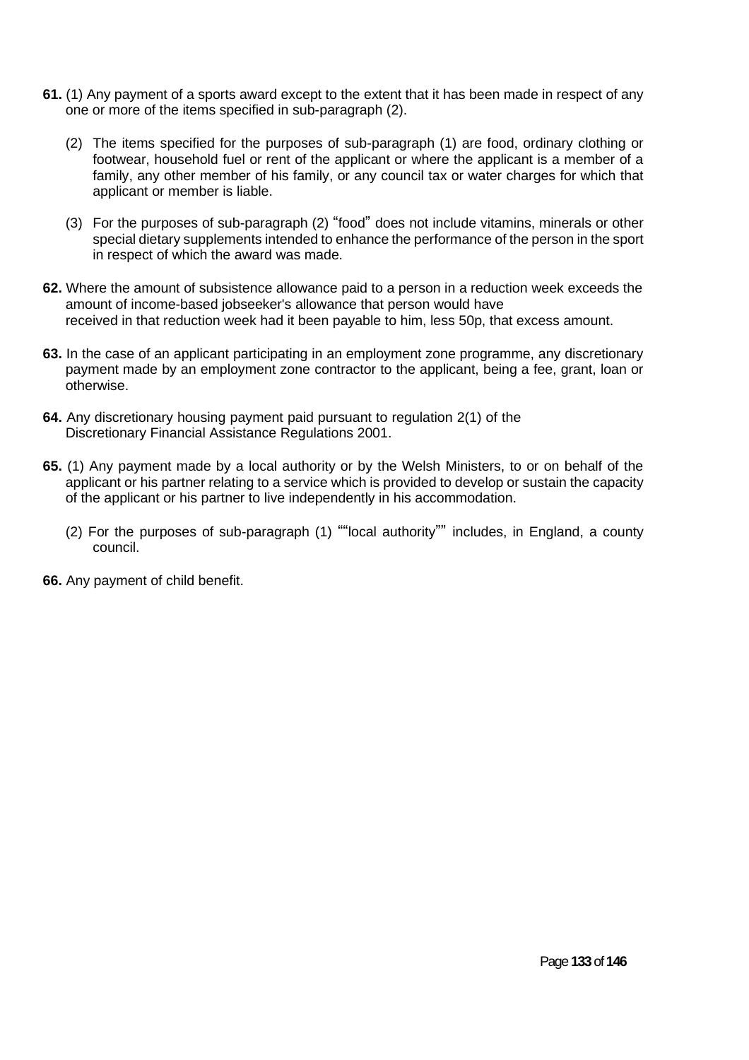**61.** (1) Any payment of a sports award except to the extent that it has been made in respect of any one or more of the items specified in sub-paragraph (2).

(2) The items specified for the purposes of sub-paragraph (1) are food, ordinary clothing or footwear, household fuel or rent of the applicant or where the applicant is a member of a family, any other member of his family, or any council tax or water charges for which that applicant or member is liable.

(3) For the purposes of sub-paragraph (2) "food" does not include vitamins, minerals or other special dietary supplements intended to enhance the performance of the person in the sport in respect of which the award was made.

**62.** Where the amount of subsistence allowance paid to a person in a reduction week exceeds the amount of income-based jobseeker's allowance that person would have received in that reduction week had it been payable to him, less 50p, that excess amount.

**63.** In the case of an applicant participating in an employment zone programme, any discretionary payment made by an employment zone contractor to the applicant, being a fee, grant, loan or otherwise.

**64.** Any discretionary housing payment paid pursuant to regulation 2(1) of the Discretionary Financial Assistance Regulations 2001.

**65.** (1) Any payment made by a local authority or by the Welsh Ministers, to or on behalf of the applicant or his partner relating to a service which is provided to develop or sustain the capacity of the applicant or his partner to live independently in his accommodation.

(2) For the purposes of sub-paragraph (1) ""local authority"" includes, in England, a county council.

**66.** Any payment of child benefit.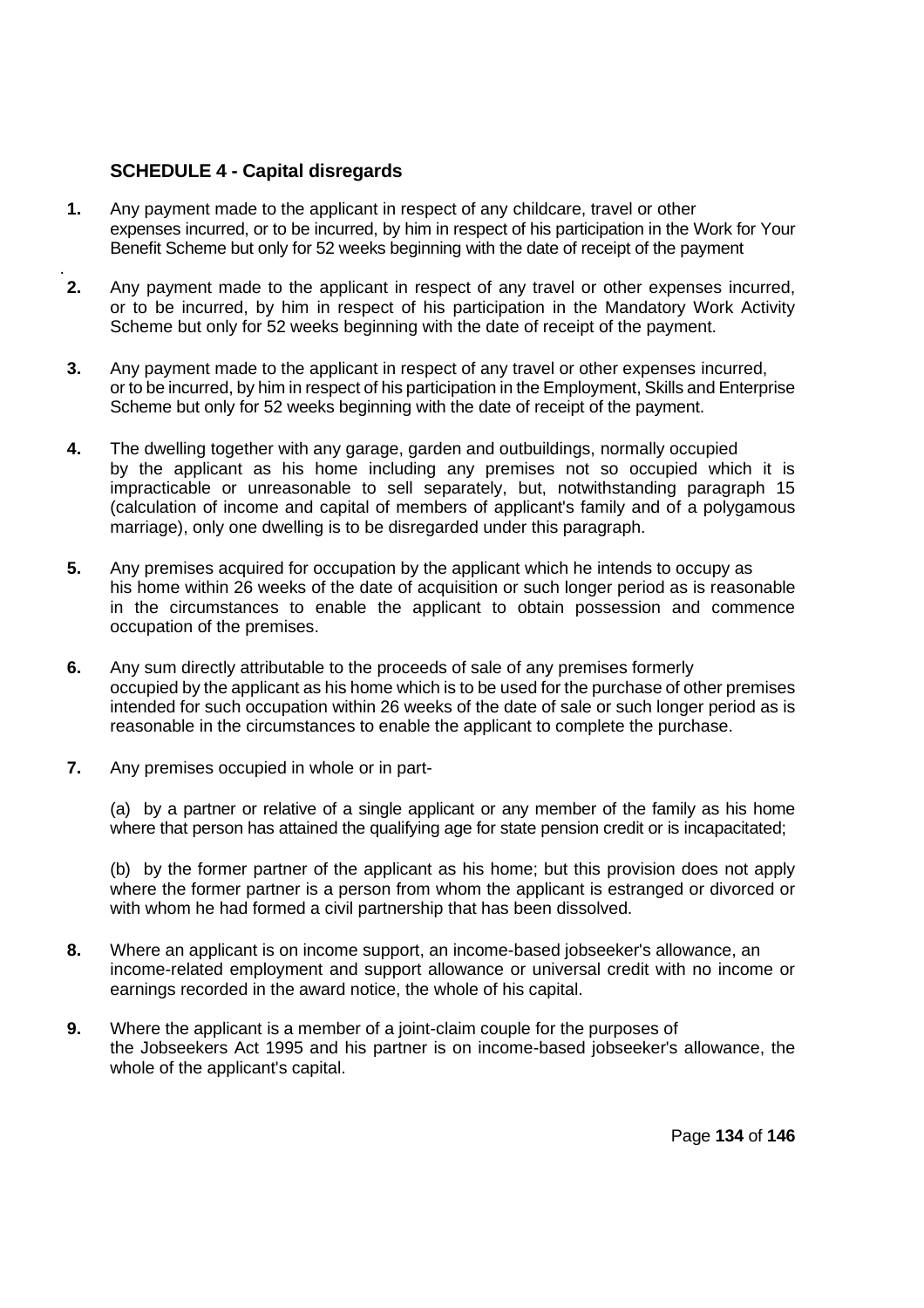## SCHEDULE 4 - Capital disregards

1. Any payment made to the applicant in respect of any childcare, travel or other expenses incurred, or to be incurred, by him in respect of his participation in the Work for Your Benefit Scheme but only for 52 weeks beginning with the date of receipt of the payment

2. Any payment made to the applicant in respect of any travel or other expenses incurred, or to be incurred, by him in respect of his participation in the Mandatory Work Activity Scheme but only for 52 weeks beginning with the date of receipt of the payment.

3. Any payment made to the applicant in respect of any travel or other expenses incurred, or to be incurred, by him in respect of his participation in the Employment, Skills and Enterprise Scheme but only for 52 weeks beginning with the date of receipt of the payment.

4. The dwelling together with any garage, garden and outbuildings, normally occupied by the applicant as his home including any premises not so occupied which it is impracticable or unreasonable to sell separately, but, notwithstanding paragraph 15 (calculation of income and capital of members of applicant's family and of a polygamous marriage), only one dwelling is to be disregarded under this paragraph.

5. Any premises acquired for occupation by the applicant which he intends to occupy as his home within 26 weeks of the date of acquisition or such longer period as is reasonable in the circumstances to enable the applicant to obtain possession and commence occupation of the premises.

6. Any sum directly attributable to the proceeds of sale of any premises formerly occupied by the applicant as his home which is to be used for the purchase of other premises intended for such occupation within 26 weeks of the date of sale or such longer period as is reasonable in the circumstances to enable the applicant to complete the purchase.

7. Any premises occupied in whole or in part-

   (a) by a partner or relative of a single applicant or any member of the family as his home where that person has attained the qualifying age for state pension credit or is incapacitated;

   (b) by the former partner of the applicant as his home; but this provision does not apply where the former partner is a person from whom the applicant is estranged or divorced or with whom he had formed a civil partnership that has been dissolved.

8. Where an applicant is on income support, an income-based jobseeker's allowance, an income-related employment and support allowance or universal credit with no income or earnings recorded in the award notice, the whole of his capital.

9. Where the applicant is a member of a joint-claim couple for the purposes of the Jobseekers Act 1995 and his partner is on income-based jobseeker's allowance, the whole of the applicant's capital.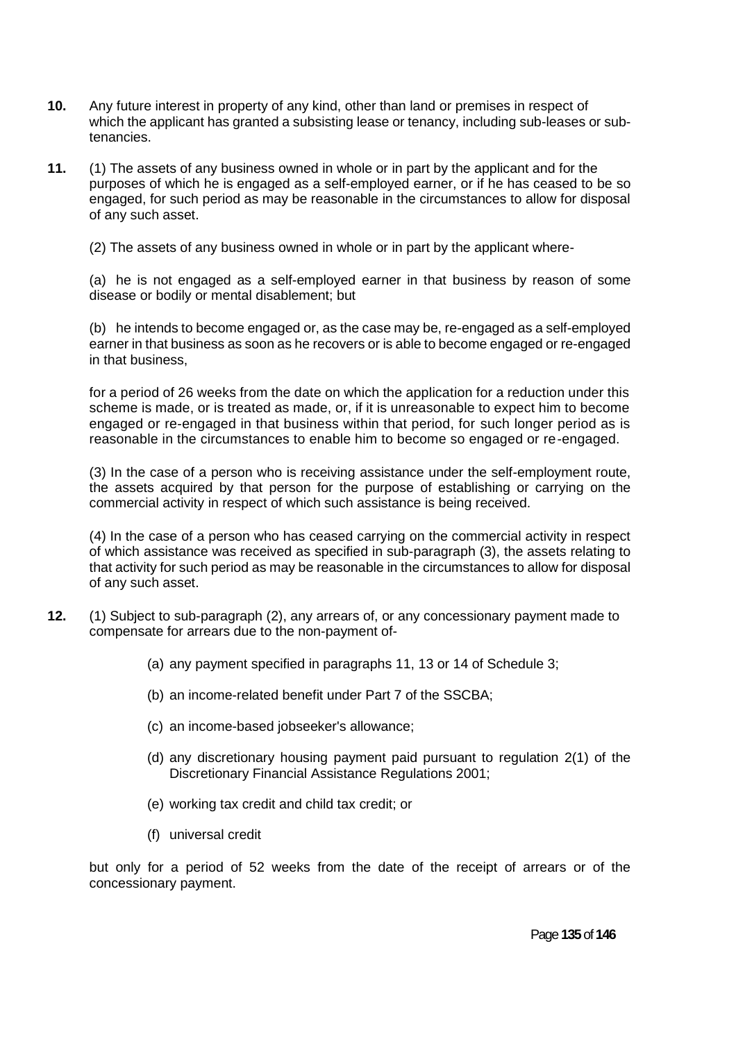**10.** Any future interest in property of any kind, other than land or premises in respect of which the applicant has granted a subsisting lease or tenancy, including sub-leases or sub-tenancies.

**11.** (1) The assets of any business owned in whole or in part by the applicant and for the purposes of which he is engaged as a self-employed earner, or if he has ceased to be so engaged, for such period as may be reasonable in the circumstances to allow for disposal of any such asset.

(2) The assets of any business owned in whole or in part by the applicant where-

(a) he is not engaged as a self-employed earner in that business by reason of some disease or bodily or mental disablement; but

(b) he intends to become engaged or, as the case may be, re-engaged as a self-employed earner in that business as soon as he recovers or is able to become engaged or re-engaged in that business,

for a period of 26 weeks from the date on which the application for a reduction under this scheme is made, or is treated as made, or, if it is unreasonable to expect him to become engaged or re-engaged in that business within that period, for such longer period as is reasonable in the circumstances to enable him to become so engaged or re-engaged.

(3) In the case of a person who is receiving assistance under the self-employment route, the assets acquired by that person for the purpose of establishing or carrying on the commercial activity in respect of which such assistance is being received.

(4) In the case of a person who has ceased carrying on the commercial activity in respect of which assistance was received as specified in sub-paragraph (3), the assets relating to that activity for such period as may be reasonable in the circumstances to allow for disposal of any such asset.

**12.** (1) Subject to sub-paragraph (2), any arrears of, or any concessionary payment made to compensate for arrears due to the non-payment of-

(a) any payment specified in paragraphs 11, 13 or 14 of Schedule 3;

(b) an income-related benefit under Part 7 of the SSCBA;

(c) an income-based jobseeker's allowance;

(d) any discretionary housing payment paid pursuant to regulation 2(1) of the Discretionary Financial Assistance Regulations 2001;

(e) working tax credit and child tax credit; or

(f) universal credit

but only for a period of 52 weeks from the date of the receipt of arrears or of the concessionary payment.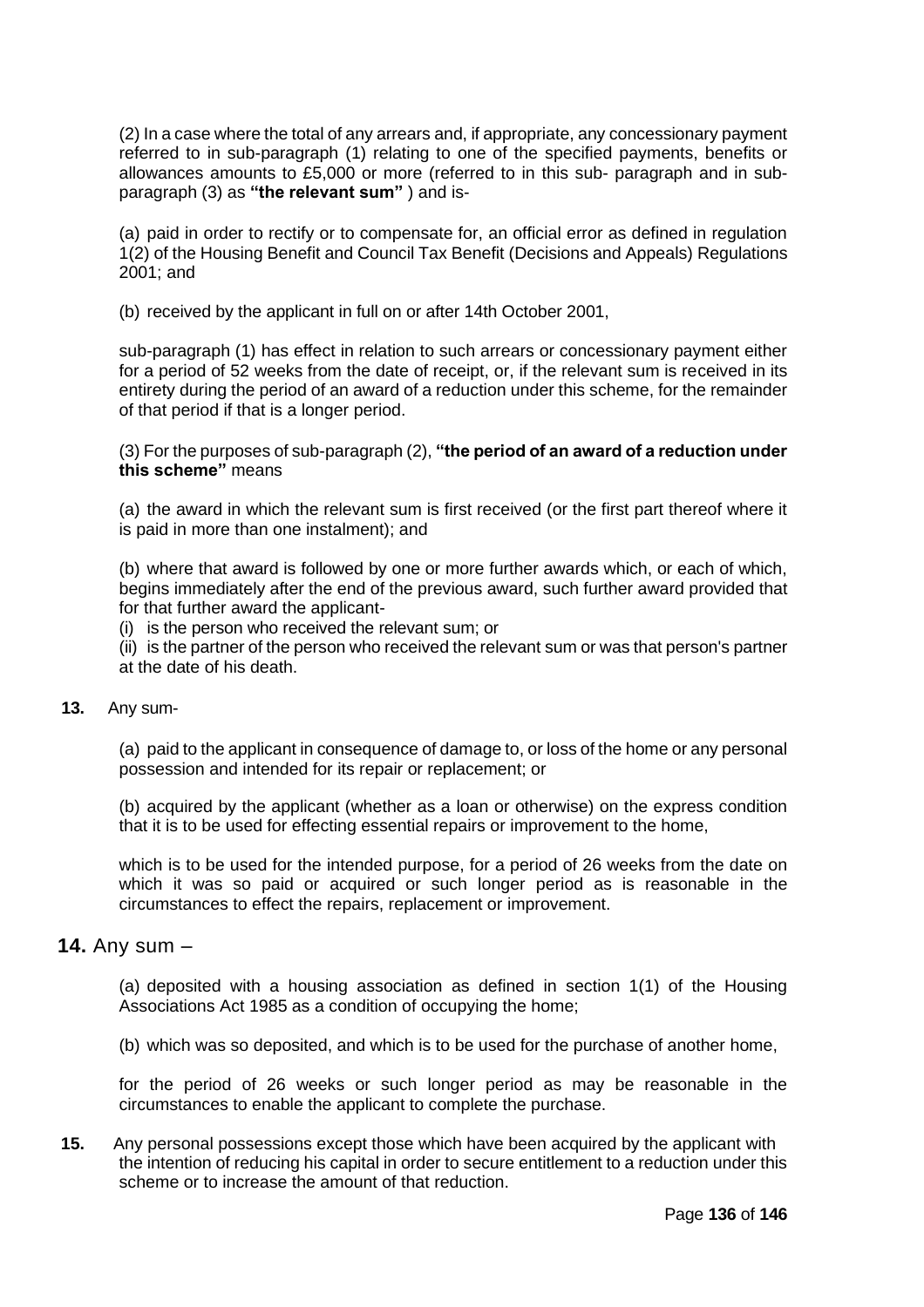(2) In a case where the total of any arrears and, if appropriate, any concessionary payment referred to in sub-paragraph (1) relating to one of the specified payments, benefits or allowances amounts to £5,000 or more (referred to in this sub- paragraph and in sub-paragraph (3) as **"the relevant sum"** ) and is-

(a) paid in order to rectify or to compensate for, an official error as defined in regulation 1(2) of the Housing Benefit and Council Tax Benefit (Decisions and Appeals) Regulations 2001; and

(b) received by the applicant in full on or after 14th October 2001,

sub-paragraph (1) has effect in relation to such arrears or concessionary payment either for a period of 52 weeks from the date of receipt, or, if the relevant sum is received in its entirety during the period of an award of a reduction under this scheme, for the remainder of that period if that is a longer period.

(3) For the purposes of sub-paragraph (2), **"the period of an award of a reduction under this scheme"** means

(a) the award in which the relevant sum is first received (or the first part thereof where it is paid in more than one instalment); and

(b) where that award is followed by one or more further awards which, or each of which, begins immediately after the end of the previous award, such further award provided that for that further award the applicant-
(i) is the person who received the relevant sum; or
(ii) is the partner of the person who received the relevant sum or was that person's partner at the date of his death.

**13.** Any sum-

(a) paid to the applicant in consequence of damage to, or loss of the home or any personal possession and intended for its repair or replacement; or

(b) acquired by the applicant (whether as a loan or otherwise) on the express condition that it is to be used for effecting essential repairs or improvement to the home,

which is to be used for the intended purpose, for a period of 26 weeks from the date on which it was so paid or acquired or such longer period as is reasonable in the circumstances to effect the repairs, replacement or improvement.

**14.** Any sum –

(a) deposited with a housing association as defined in section 1(1) of the Housing Associations Act 1985 as a condition of occupying the home;

(b) which was so deposited, and which is to be used for the purchase of another home,

for the period of 26 weeks or such longer period as may be reasonable in the circumstances to enable the applicant to complete the purchase.

**15.** Any personal possessions except those which have been acquired by the applicant with the intention of reducing his capital in order to secure entitlement to a reduction under this scheme or to increase the amount of that reduction.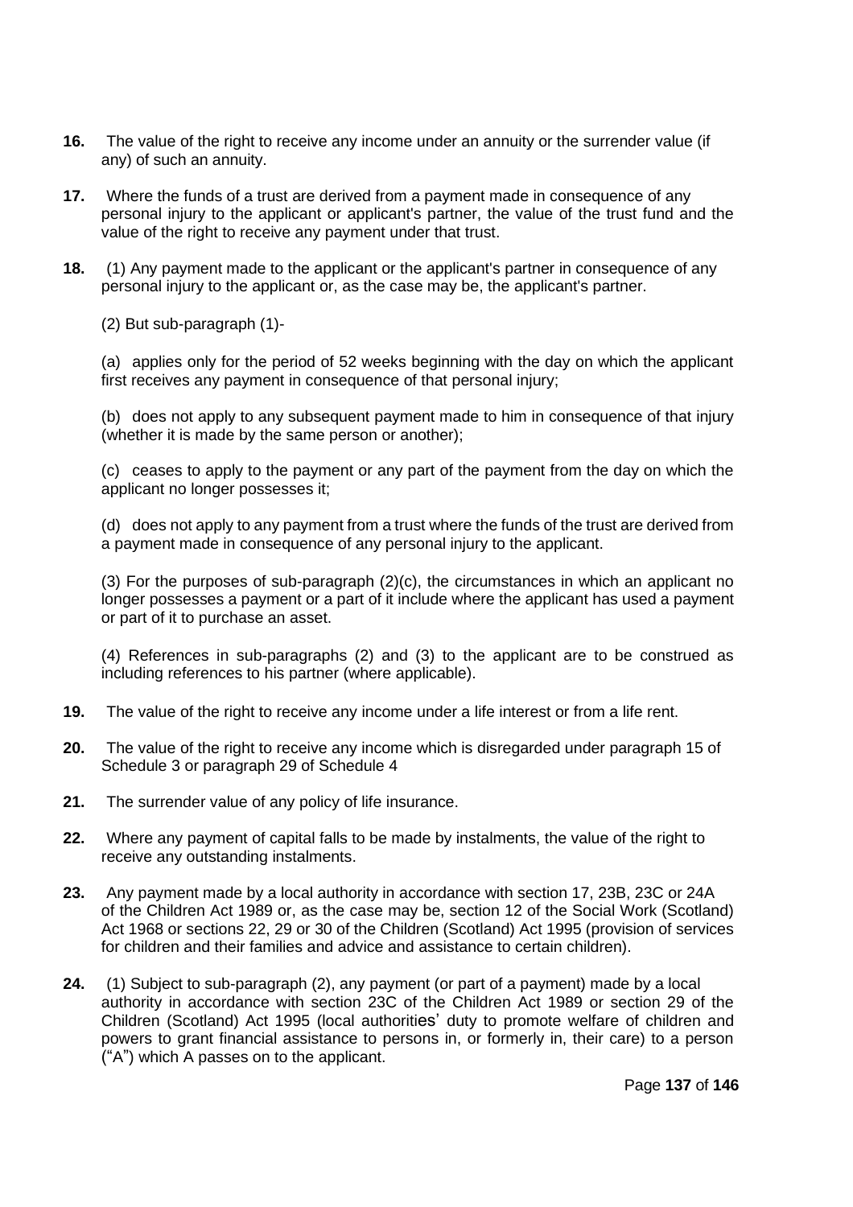**16.** The value of the right to receive any income under an annuity or the surrender value (if any) of such an annuity.

**17.** Where the funds of a trust are derived from a payment made in consequence of any personal injury to the applicant or applicant's partner, the value of the trust fund and the value of the right to receive any payment under that trust.

**18.** (1) Any payment made to the applicant or the applicant's partner in consequence of any personal injury to the applicant or, as the case may be, the applicant's partner.

(2) But sub-paragraph (1)-

(a) applies only for the period of 52 weeks beginning with the day on which the applicant first receives any payment in consequence of that personal injury;

(b) does not apply to any subsequent payment made to him in consequence of that injury (whether it is made by the same person or another);

(c) ceases to apply to the payment or any part of the payment from the day on which the applicant no longer possesses it;

(d) does not apply to any payment from a trust where the funds of the trust are derived from a payment made in consequence of any personal injury to the applicant.

(3) For the purposes of sub-paragraph (2)(c), the circumstances in which an applicant no longer possesses a payment or a part of it include where the applicant has used a payment or part of it to purchase an asset.

(4) References in sub-paragraphs (2) and (3) to the applicant are to be construed as including references to his partner (where applicable).

**19.** The value of the right to receive any income under a life interest or from a life rent.

**20.** The value of the right to receive any income which is disregarded under paragraph 15 of Schedule 3 or paragraph 29 of Schedule 4

**21.** The surrender value of any policy of life insurance.

**22.** Where any payment of capital falls to be made by instalments, the value of the right to receive any outstanding instalments.

**23.** Any payment made by a local authority in accordance with section 17, 23B, 23C or 24A of the Children Act 1989 or, as the case may be, section 12 of the Social Work (Scotland) Act 1968 or sections 22, 29 or 30 of the Children (Scotland) Act 1995 (provision of services for children and their families and advice and assistance to certain children).

**24.** (1) Subject to sub-paragraph (2), any payment (or part of a payment) made by a local authority in accordance with section 23C of the Children Act 1989 or section 29 of the Children (Scotland) Act 1995 (local authorities' duty to promote welfare of children and powers to grant financial assistance to persons in, or formerly in, their care) to a person ("A") which A passes on to the applicant.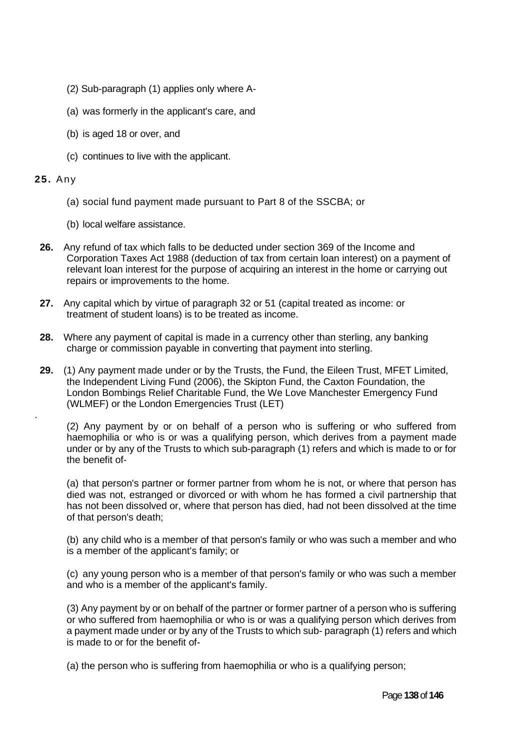(2) Sub-paragraph (1) applies only where A-

(a) was formerly in the applicant's care, and

(b) is aged 18 or over, and

(c) continues to live with the applicant.

**25.** Any

(a) social fund payment made pursuant to Part 8 of the SSCBA; or

(b) local welfare assistance.

**26.** Any refund of tax which falls to be deducted under section 369 of the Income and Corporation Taxes Act 1988 (deduction of tax from certain loan interest) on a payment of relevant loan interest for the purpose of acquiring an interest in the home or carrying out repairs or improvements to the home.

**27.** Any capital which by virtue of paragraph 32 or 51 (capital treated as income: or treatment of student loans) is to be treated as income.

**28.** Where any payment of capital is made in a currency other than sterling, any banking charge or commission payable in converting that payment into sterling.

**29.** (1) Any payment made under or by the Trusts, the Fund, the Eileen Trust, MFET Limited, the Independent Living Fund (2006), the Skipton Fund, the Caxton Foundation, the London Bombings Relief Charitable Fund, the We Love Manchester Emergency Fund (WLMEF) or the London Emergencies Trust (LET)

(2) Any payment by or on behalf of a person who is suffering or who suffered from haemophilia or who is or was a qualifying person, which derives from a payment made under or by any of the Trusts to which sub-paragraph (1) refers and which is made to or for the benefit of-

(a) that person's partner or former partner from whom he is not, or where that person has died was not, estranged or divorced or with whom he has formed a civil partnership that has not been dissolved or, where that person has died, had not been dissolved at the time of that person's death;

(b) any child who is a member of that person's family or who was such a member and who is a member of the applicant's family; or

(c) any young person who is a member of that person's family or who was such a member and who is a member of the applicant's family.

(3) Any payment by or on behalf of the partner or former partner of a person who is suffering or who suffered from haemophilia or who is or was a qualifying person which derives from a payment made under or by any of the Trusts to which sub- paragraph (1) refers and which is made to or for the benefit of-

(a) the person who is suffering from haemophilia or who is a qualifying person;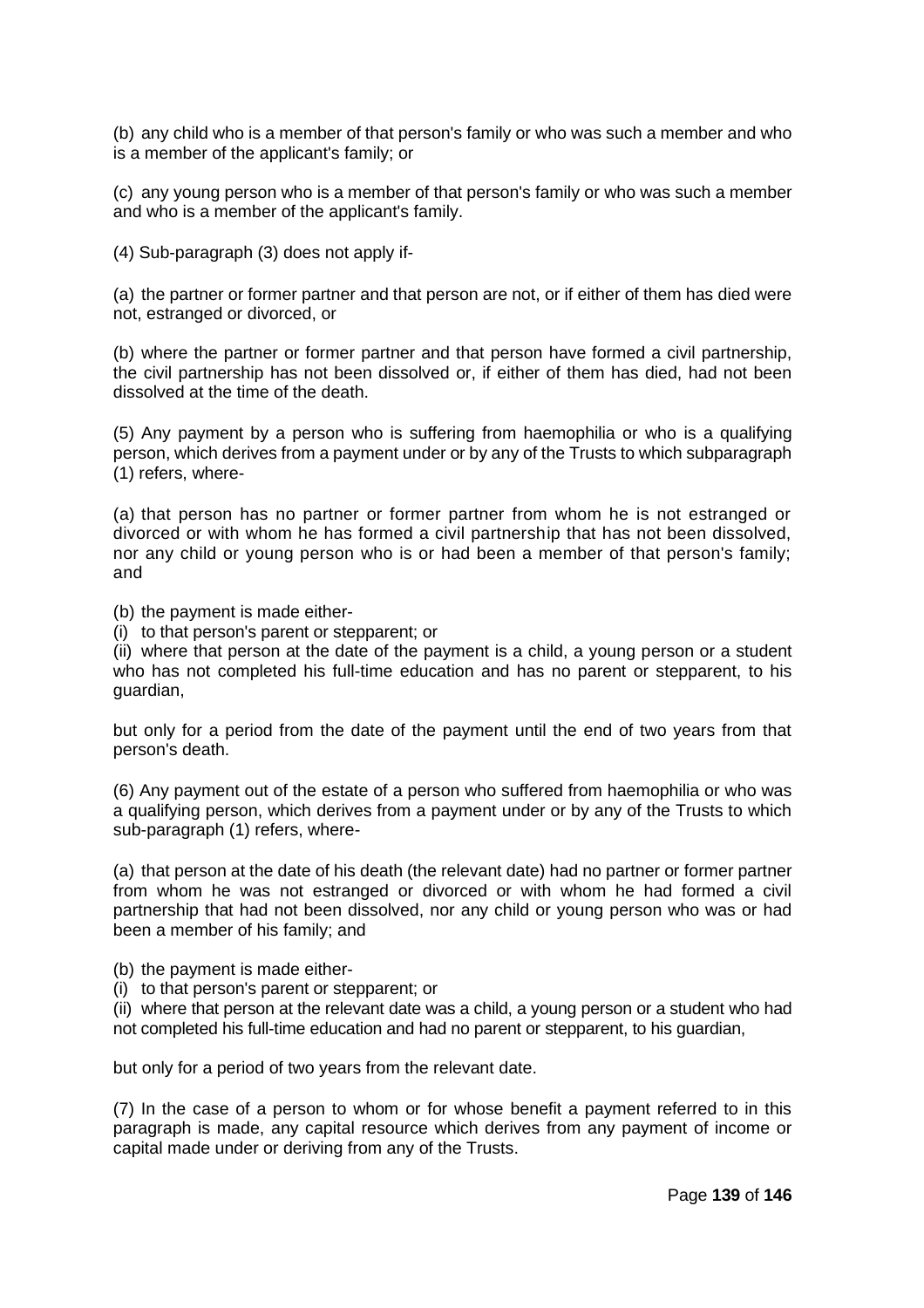(b) any child who is a member of that person's family or who was such a member and who is a member of the applicant's family; or

(c) any young person who is a member of that person's family or who was such a member and who is a member of the applicant's family.

(4) Sub-paragraph (3) does not apply if-

(a) the partner or former partner and that person are not, or if either of them has died were not, estranged or divorced, or

(b) where the partner or former partner and that person have formed a civil partnership, the civil partnership has not been dissolved or, if either of them has died, had not been dissolved at the time of the death.

(5) Any payment by a person who is suffering from haemophilia or who is a qualifying person, which derives from a payment under or by any of the Trusts to which subparagraph (1) refers, where-

(a) that person has no partner or former partner from whom he is not estranged or divorced or with whom he has formed a civil partnership that has not been dissolved, nor any child or young person who is or had been a member of that person's family; and

(b) the payment is made either-
(i) to that person's parent or stepparent; or
(ii) where that person at the date of the payment is a child, a young person or a student who has not completed his full-time education and has no parent or stepparent, to his guardian,

but only for a period from the date of the payment until the end of two years from that person's death.

(6) Any payment out of the estate of a person who suffered from haemophilia or who was a qualifying person, which derives from a payment under or by any of the Trusts to which sub-paragraph (1) refers, where-

(a) that person at the date of his death (the relevant date) had no partner or former partner from whom he was not estranged or divorced or with whom he had formed a civil partnership that had not been dissolved, nor any child or young person who was or had been a member of his family; and

(b) the payment is made either-
(i) to that person's parent or stepparent; or
(ii) where that person at the relevant date was a child, a young person or a student who had not completed his full-time education and had no parent or stepparent, to his guardian,

but only for a period of two years from the relevant date.

(7) In the case of a person to whom or for whose benefit a payment referred to in this paragraph is made, any capital resource which derives from any payment of income or capital made under or deriving from any of the Trusts.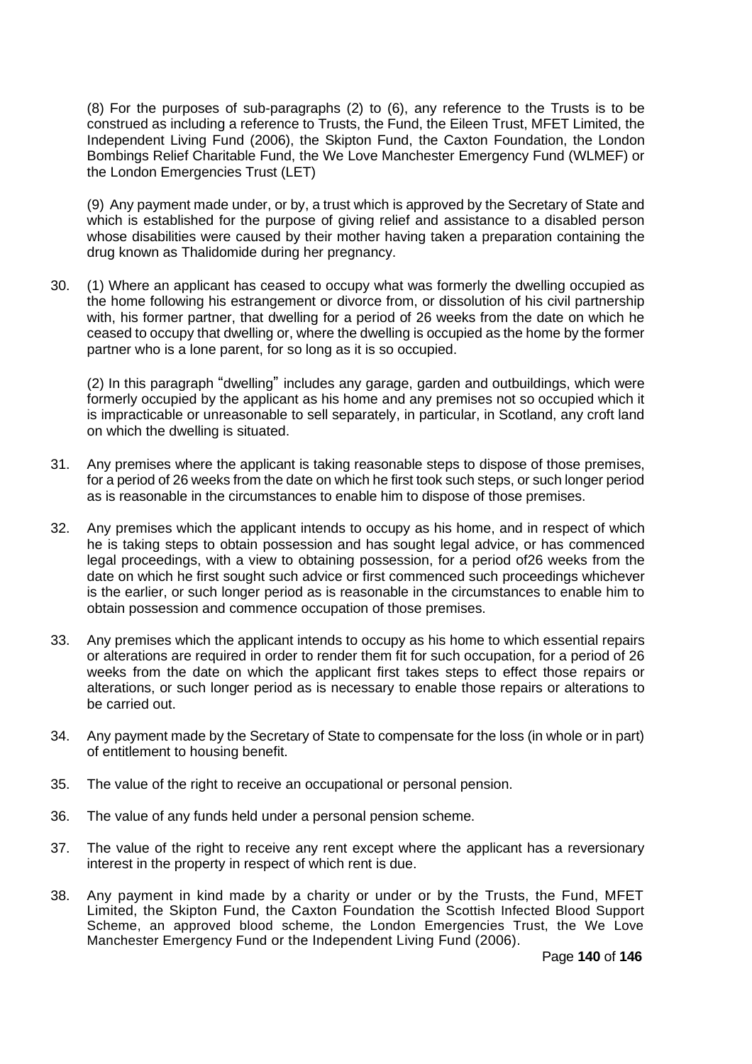(8) For the purposes of sub-paragraphs (2) to (6), any reference to the Trusts is to be construed as including a reference to Trusts, the Fund, the Eileen Trust, MFET Limited, the Independent Living Fund (2006), the Skipton Fund, the Caxton Foundation, the London Bombings Relief Charitable Fund, the We Love Manchester Emergency Fund (WLMEF) or the London Emergencies Trust (LET)

(9) Any payment made under, or by, a trust which is approved by the Secretary of State and which is established for the purpose of giving relief and assistance to a disabled person whose disabilities were caused by their mother having taken a preparation containing the drug known as Thalidomide during her pregnancy.

30. (1) Where an applicant has ceased to occupy what was formerly the dwelling occupied as the home following his estrangement or divorce from, or dissolution of his civil partnership with, his former partner, that dwelling for a period of 26 weeks from the date on which he ceased to occupy that dwelling or, where the dwelling is occupied as the home by the former partner who is a lone parent, for so long as it is so occupied.

    (2) In this paragraph "dwelling" includes any garage, garden and outbuildings, which were formerly occupied by the applicant as his home and any premises not so occupied which it is impracticable or unreasonable to sell separately, in particular, in Scotland, any croft land on which the dwelling is situated.

31. Any premises where the applicant is taking reasonable steps to dispose of those premises, for a period of 26 weeks from the date on which he first took such steps, or such longer period as is reasonable in the circumstances to enable him to dispose of those premises.

32. Any premises which the applicant intends to occupy as his home, and in respect of which he is taking steps to obtain possession and has sought legal advice, or has commenced legal proceedings, with a view to obtaining possession, for a period of26 weeks from the date on which he first sought such advice or first commenced such proceedings whichever is the earlier, or such longer period as is reasonable in the circumstances to enable him to obtain possession and commence occupation of those premises.

33. Any premises which the applicant intends to occupy as his home to which essential repairs or alterations are required in order to render them fit for such occupation, for a period of 26 weeks from the date on which the applicant first takes steps to effect those repairs or alterations, or such longer period as is necessary to enable those repairs or alterations to be carried out.

34. Any payment made by the Secretary of State to compensate for the loss (in whole or in part) of entitlement to housing benefit.

35. The value of the right to receive an occupational or personal pension.

36. The value of any funds held under a personal pension scheme.

37. The value of the right to receive any rent except where the applicant has a reversionary interest in the property in respect of which rent is due.

38. Any payment in kind made by a charity or under or by the Trusts, the Fund, MFET Limited, the Skipton Fund, the Caxton Foundation the Scottish Infected Blood Support Scheme, an approved blood scheme, the London Emergencies Trust, the We Love Manchester Emergency Fund or the Independent Living Fund (2006).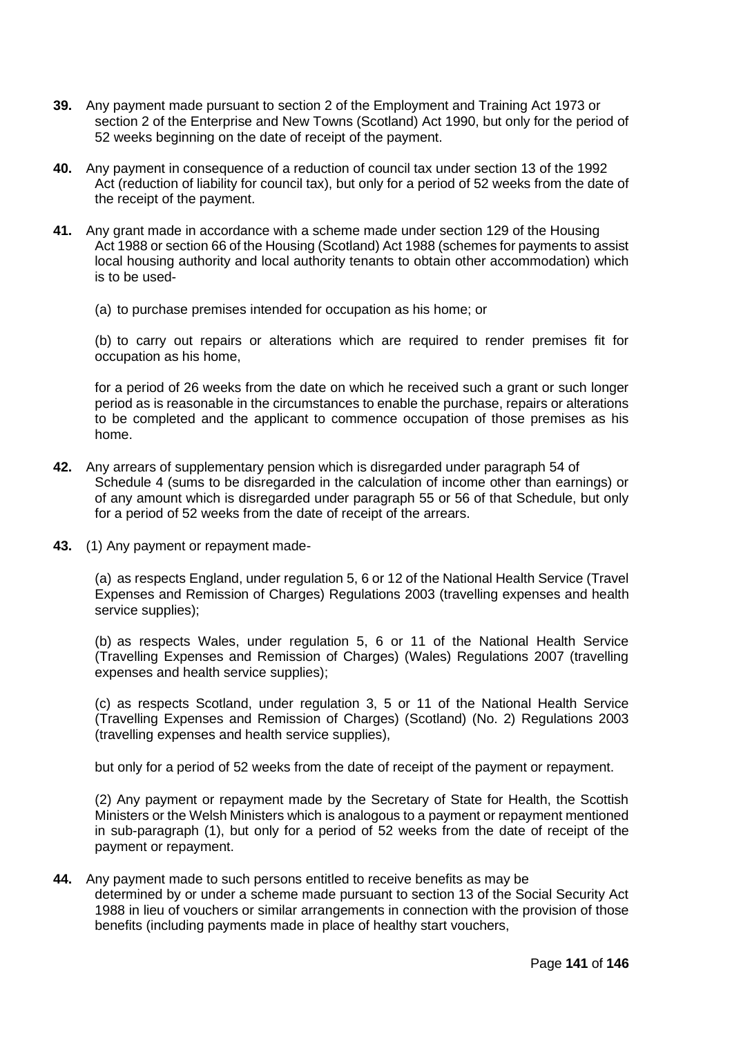**39.** Any payment made pursuant to section 2 of the Employment and Training Act 1973 or section 2 of the Enterprise and New Towns (Scotland) Act 1990, but only for the period of 52 weeks beginning on the date of receipt of the payment.

**40.** Any payment in consequence of a reduction of council tax under section 13 of the 1992 Act (reduction of liability for council tax), but only for a period of 52 weeks from the date of the receipt of the payment.

**41.** Any grant made in accordance with a scheme made under section 129 of the Housing Act 1988 or section 66 of the Housing (Scotland) Act 1988 (schemes for payments to assist local housing authority and local authority tenants to obtain other accommodation) which is to be used-

(a) to purchase premises intended for occupation as his home; or

(b) to carry out repairs or alterations which are required to render premises fit for occupation as his home,

for a period of 26 weeks from the date on which he received such a grant or such longer period as is reasonable in the circumstances to enable the purchase, repairs or alterations to be completed and the applicant to commence occupation of those premises as his home.

**42.** Any arrears of supplementary pension which is disregarded under paragraph 54 of Schedule 4 (sums to be disregarded in the calculation of income other than earnings) or of any amount which is disregarded under paragraph 55 or 56 of that Schedule, but only for a period of 52 weeks from the date of receipt of the arrears.

**43.** (1) Any payment or repayment made-

(a) as respects England, under regulation 5, 6 or 12 of the National Health Service (Travel Expenses and Remission of Charges) Regulations 2003 (travelling expenses and health service supplies);

(b) as respects Wales, under regulation 5, 6 or 11 of the National Health Service (Travelling Expenses and Remission of Charges) (Wales) Regulations 2007 (travelling expenses and health service supplies);

(c) as respects Scotland, under regulation 3, 5 or 11 of the National Health Service (Travelling Expenses and Remission of Charges) (Scotland) (No. 2) Regulations 2003 (travelling expenses and health service supplies),

but only for a period of 52 weeks from the date of receipt of the payment or repayment.

(2) Any payment or repayment made by the Secretary of State for Health, the Scottish Ministers or the Welsh Ministers which is analogous to a payment or repayment mentioned in sub-paragraph (1), but only for a period of 52 weeks from the date of receipt of the payment or repayment.

**44.** Any payment made to such persons entitled to receive benefits as may be determined by or under a scheme made pursuant to section 13 of the Social Security Act 1988 in lieu of vouchers or similar arrangements in connection with the provision of those benefits (including payments made in place of healthy start vouchers,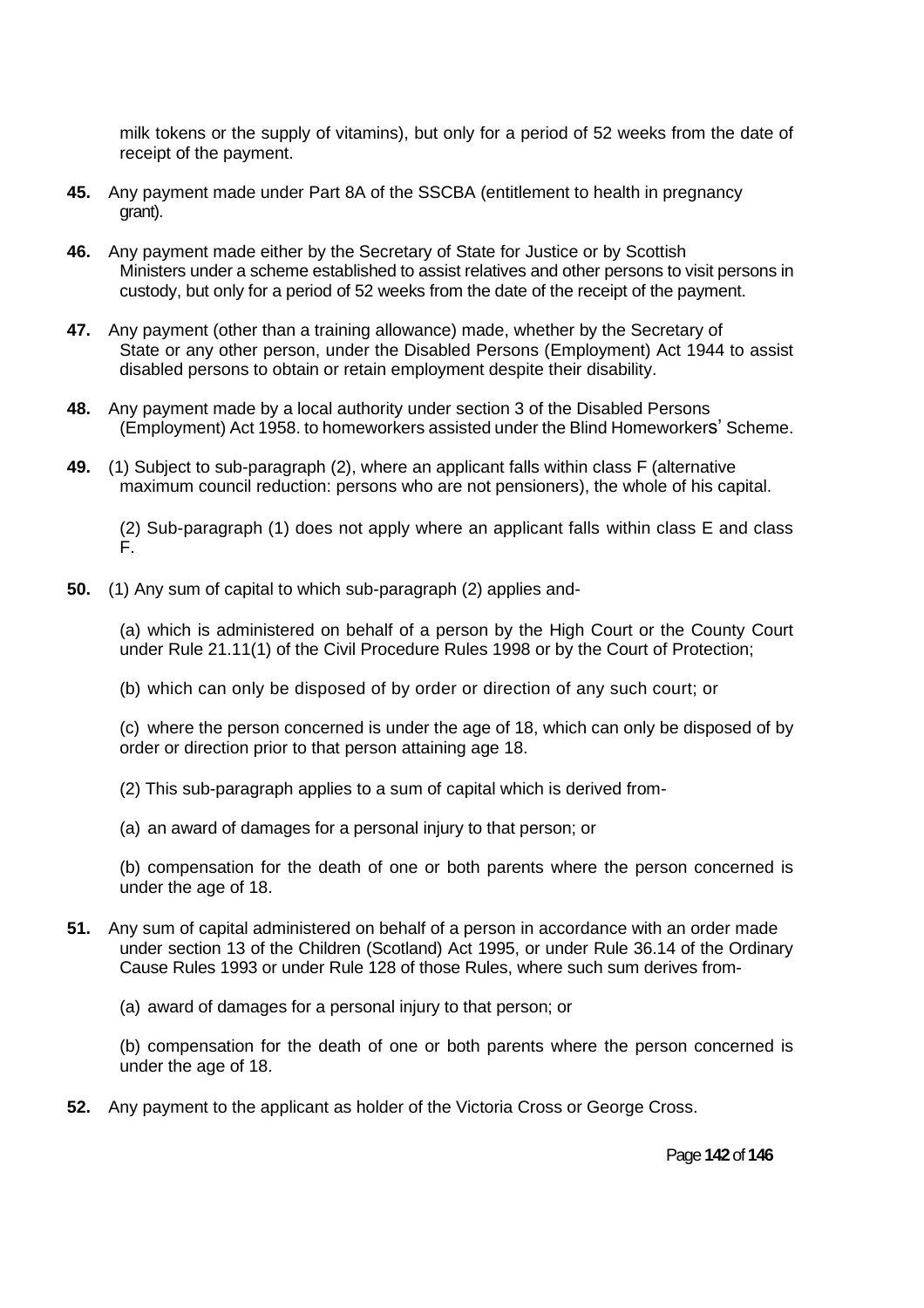milk tokens or the supply of vitamins), but only for a period of 52 weeks from the date of receipt of the payment.

**45.** Any payment made under Part 8A of the SSCBA (entitlement to health in pregnancy grant).

**46.** Any payment made either by the Secretary of State for Justice or by Scottish Ministers under a scheme established to assist relatives and other persons to visit persons in custody, but only for a period of 52 weeks from the date of the receipt of the payment.

**47.** Any payment (other than a training allowance) made, whether by the Secretary of State or any other person, under the Disabled Persons (Employment) Act 1944 to assist disabled persons to obtain or retain employment despite their disability.

**48.** Any payment made by a local authority under section 3 of the Disabled Persons (Employment) Act 1958. to homeworkers assisted under the Blind Homeworkers' Scheme.

**49.** (1) Subject to sub-paragraph (2), where an applicant falls within class F (alternative maximum council reduction: persons who are not pensioners), the whole of his capital.

(2) Sub-paragraph (1) does not apply where an applicant falls within class E and class F.

**50.** (1) Any sum of capital to which sub-paragraph (2) applies and-

(a) which is administered on behalf of a person by the High Court or the County Court under Rule 21.11(1) of the Civil Procedure Rules 1998 or by the Court of Protection;

(b) which can only be disposed of by order or direction of any such court; or

(c) where the person concerned is under the age of 18, which can only be disposed of by order or direction prior to that person attaining age 18.

(2) This sub-paragraph applies to a sum of capital which is derived from-

(a) an award of damages for a personal injury to that person; or

(b) compensation for the death of one or both parents where the person concerned is under the age of 18.

**51.** Any sum of capital administered on behalf of a person in accordance with an order made under section 13 of the Children (Scotland) Act 1995, or under Rule 36.14 of the Ordinary Cause Rules 1993 or under Rule 128 of those Rules, where such sum derives from-

(a) award of damages for a personal injury to that person; or

(b) compensation for the death of one or both parents where the person concerned is under the age of 18.

**52.** Any payment to the applicant as holder of the Victoria Cross or George Cross.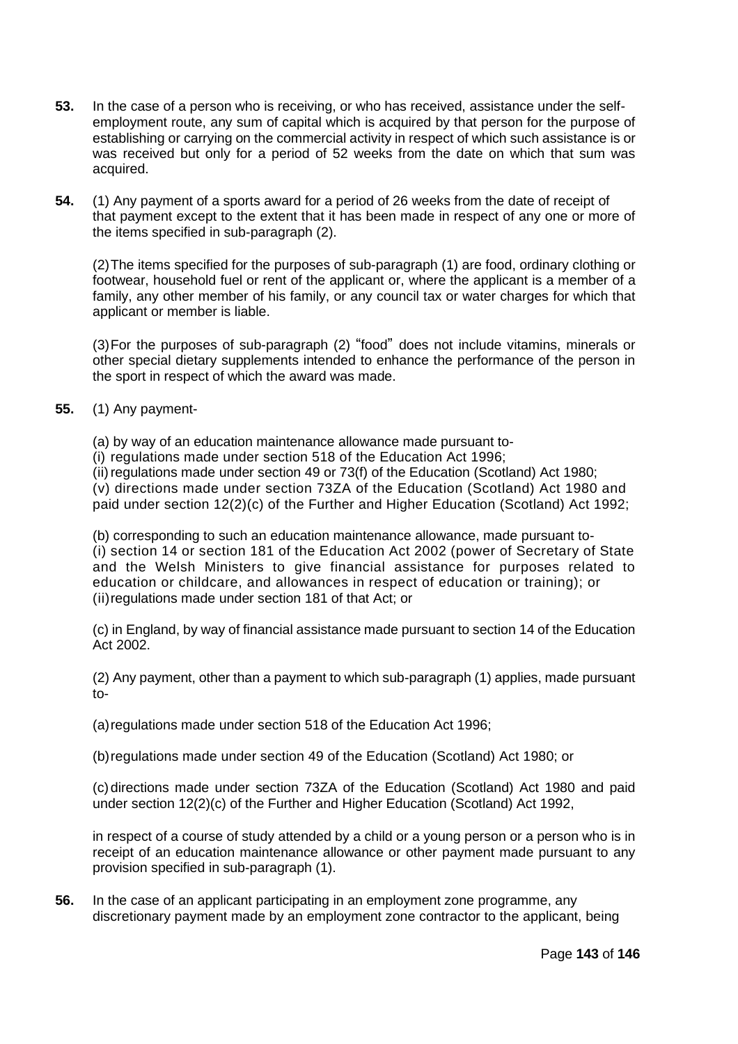**53.** In the case of a person who is receiving, or who has received, assistance under the self-employment route, any sum of capital which is acquired by that person for the purpose of establishing or carrying on the commercial activity in respect of which such assistance is or was received but only for a period of 52 weeks from the date on which that sum was acquired.

**54.** (1) Any payment of a sports award for a period of 26 weeks from the date of receipt of that payment except to the extent that it has been made in respect of any one or more of the items specified in sub-paragraph (2).

(2) The items specified for the purposes of sub-paragraph (1) are food, ordinary clothing or footwear, household fuel or rent of the applicant or, where the applicant is a member of a family, any other member of his family, or any council tax or water charges for which that applicant or member is liable.

(3) For the purposes of sub-paragraph (2) "food" does not include vitamins, minerals or other special dietary supplements intended to enhance the performance of the person in the sport in respect of which the award was made.

**55.** (1) Any payment-

(a) by way of an education maintenance allowance made pursuant to-
(i) regulations made under section 518 of the Education Act 1996;
(ii) regulations made under section 49 or 73(f) of the Education (Scotland) Act 1980;
(v) directions made under section 73ZA of the Education (Scotland) Act 1980 and paid under section 12(2)(c) of the Further and Higher Education (Scotland) Act 1992;

(b) corresponding to such an education maintenance allowance, made pursuant to-
(i) section 14 or section 181 of the Education Act 2002 (power of Secretary of State and the Welsh Ministers to give financial assistance for purposes related to education or childcare, and allowances in respect of education or training); or
(ii) regulations made under section 181 of that Act; or

(c) in England, by way of financial assistance made pursuant to section 14 of the Education Act 2002.

(2) Any payment, other than a payment to which sub-paragraph (1) applies, made pursuant to-

(a) regulations made under section 518 of the Education Act 1996;

(b) regulations made under section 49 of the Education (Scotland) Act 1980; or

(c) directions made under section 73ZA of the Education (Scotland) Act 1980 and paid under section 12(2)(c) of the Further and Higher Education (Scotland) Act 1992,

in respect of a course of study attended by a child or a young person or a person who is in receipt of an education maintenance allowance or other payment made pursuant to any provision specified in sub-paragraph (1).

**56.** In the case of an applicant participating in an employment zone programme, any discretionary payment made by an employment zone contractor to the applicant, being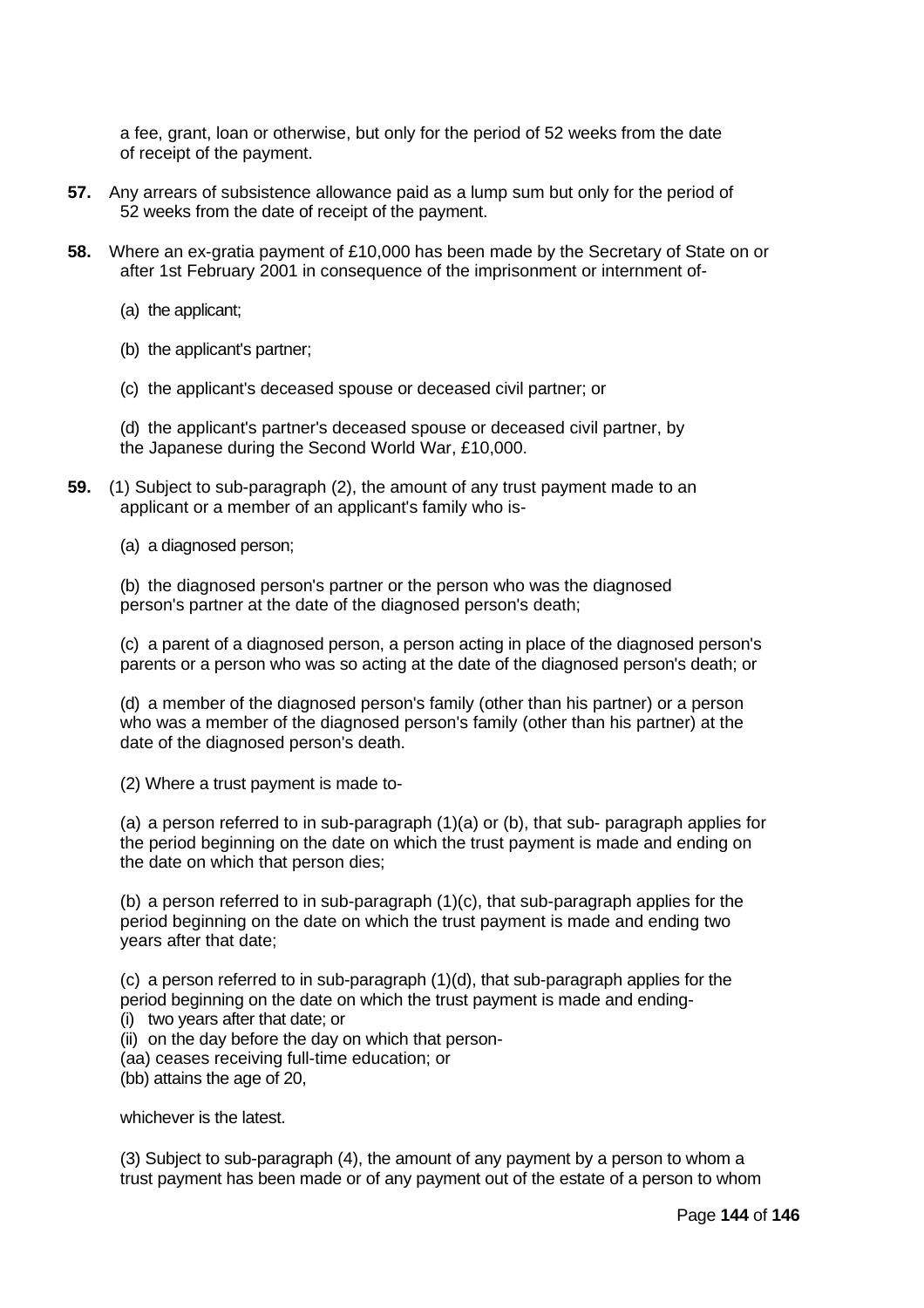a fee, grant, loan or otherwise, but only for the period of 52 weeks from the date of receipt of the payment.

**57.** Any arrears of subsistence allowance paid as a lump sum but only for the period of 52 weeks from the date of receipt of the payment.

**58.** Where an ex-gratia payment of £10,000 has been made by the Secretary of State on or after 1st February 2001 in consequence of the imprisonment or internment of-

(a) the applicant;

(b) the applicant's partner;

(c) the applicant's deceased spouse or deceased civil partner; or

(d) the applicant's partner's deceased spouse or deceased civil partner, by the Japanese during the Second World War, £10,000.

**59.** (1) Subject to sub-paragraph (2), the amount of any trust payment made to an applicant or a member of an applicant's family who is-

(a) a diagnosed person;

(b) the diagnosed person's partner or the person who was the diagnosed person's partner at the date of the diagnosed person's death;

(c) a parent of a diagnosed person, a person acting in place of the diagnosed person's parents or a person who was so acting at the date of the diagnosed person's death; or

(d) a member of the diagnosed person's family (other than his partner) or a person who was a member of the diagnosed person's family (other than his partner) at the date of the diagnosed person's death.

(2) Where a trust payment is made to-

(a) a person referred to in sub-paragraph (1)(a) or (b), that sub- paragraph applies for the period beginning on the date on which the trust payment is made and ending on the date on which that person dies;

(b) a person referred to in sub-paragraph (1)(c), that sub-paragraph applies for the period beginning on the date on which the trust payment is made and ending two years after that date;

(c) a person referred to in sub-paragraph (1)(d), that sub-paragraph applies for the period beginning on the date on which the trust payment is made and ending-

(i) two years after that date; or

(ii) on the day before the day on which that person-

(aa) ceases receiving full-time education; or

(bb) attains the age of 20,

whichever is the latest.

(3) Subject to sub-paragraph (4), the amount of any payment by a person to whom a trust payment has been made or of any payment out of the estate of a person to whom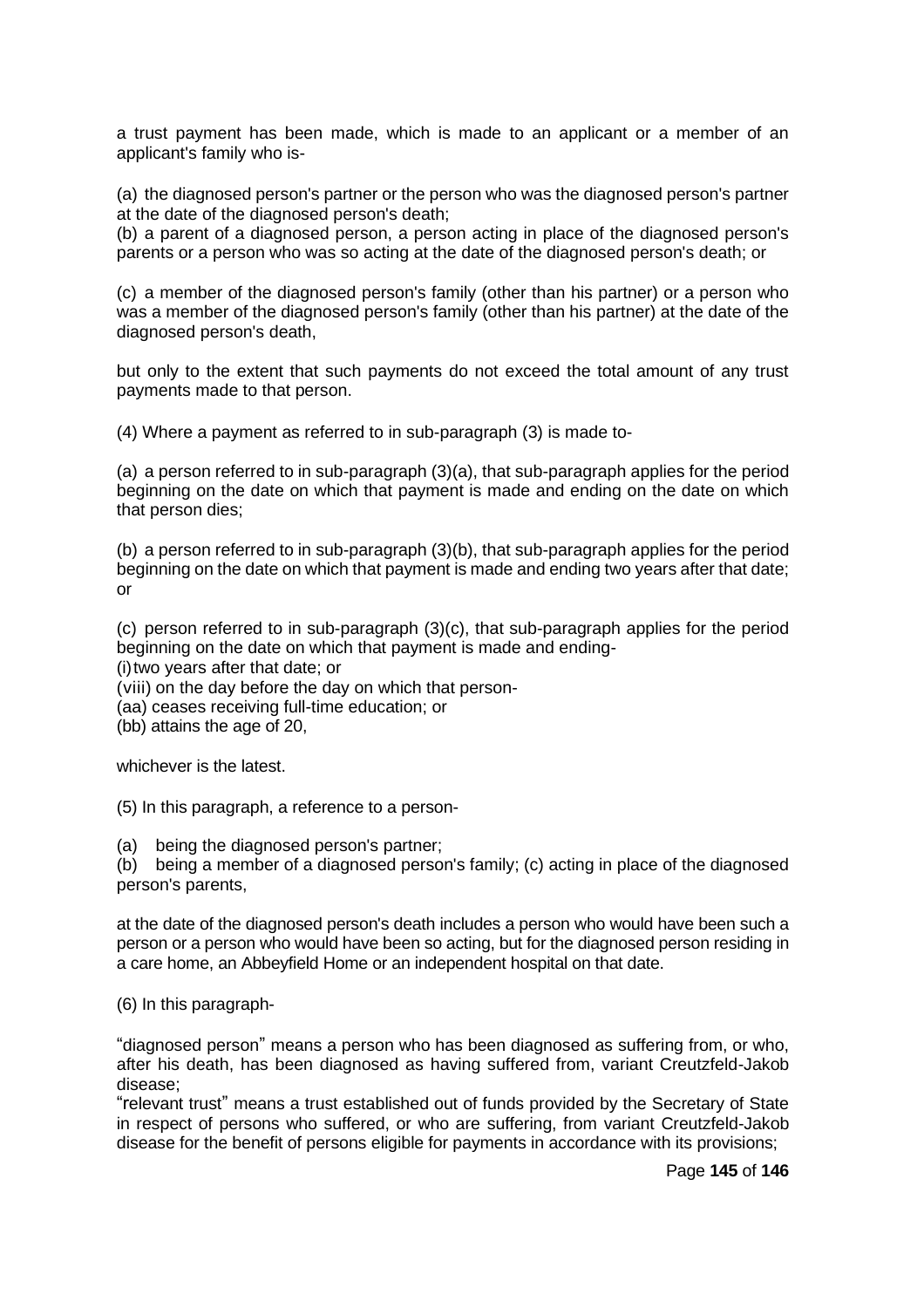a trust payment has been made, which is made to an applicant or a member of an applicant's family who is-

(a) the diagnosed person's partner or the person who was the diagnosed person's partner at the date of the diagnosed person's death;

(b) a parent of a diagnosed person, a person acting in place of the diagnosed person's parents or a person who was so acting at the date of the diagnosed person's death; or

(c) a member of the diagnosed person's family (other than his partner) or a person who was a member of the diagnosed person's family (other than his partner) at the date of the diagnosed person's death,

but only to the extent that such payments do not exceed the total amount of any trust payments made to that person.

(4) Where a payment as referred to in sub-paragraph (3) is made to-

(a) a person referred to in sub-paragraph (3)(a), that sub-paragraph applies for the period beginning on the date on which that payment is made and ending on the date on which that person dies;

(b) a person referred to in sub-paragraph (3)(b), that sub-paragraph applies for the period beginning on the date on which that payment is made and ending two years after that date; or

(c) person referred to in sub-paragraph (3)(c), that sub-paragraph applies for the period beginning on the date on which that payment is made and ending-

(i) two years after that date; or

(viii) on the day before the day on which that person-

(aa) ceases receiving full-time education; or

(bb) attains the age of 20,

whichever is the latest.

(5) In this paragraph, a reference to a person-

(a) being the diagnosed person's partner;

(b) being a member of a diagnosed person's family; (c) acting in place of the diagnosed person's parents,

at the date of the diagnosed person's death includes a person who would have been such a person or a person who would have been so acting, but for the diagnosed person residing in a care home, an Abbeyfield Home or an independent hospital on that date.

(6) In this paragraph-

"diagnosed person" means a person who has been diagnosed as suffering from, or who, after his death, has been diagnosed as having suffered from, variant Creutzfeld-Jakob disease;

"relevant trust" means a trust established out of funds provided by the Secretary of State in respect of persons who suffered, or who are suffering, from variant Creutzfeld-Jakob disease for the benefit of persons eligible for payments in accordance with its provisions;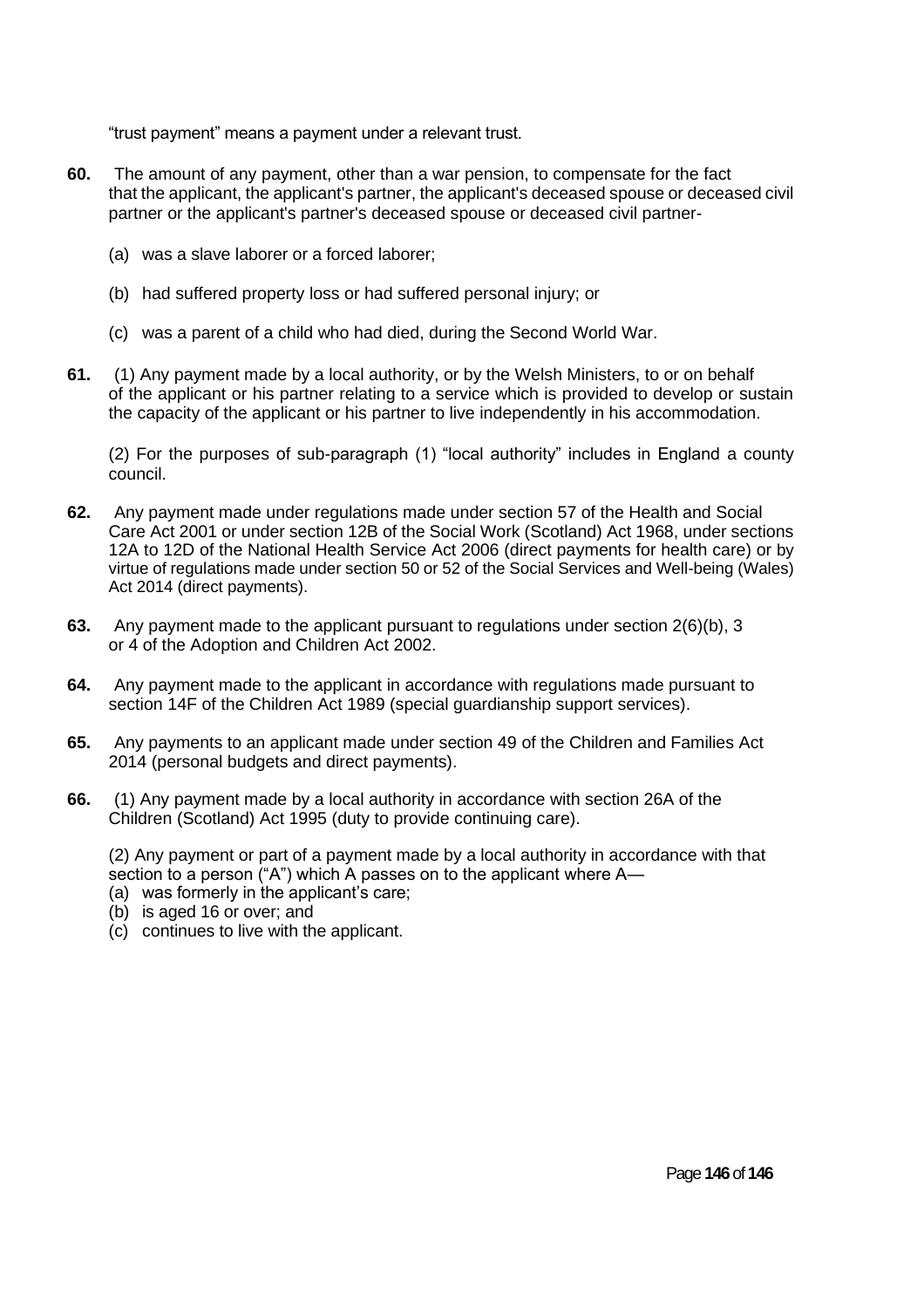"trust payment" means a payment under a relevant trust.

**60.** The amount of any payment, other than a war pension, to compensate for the fact that the applicant, the applicant's partner, the applicant's deceased spouse or deceased civil partner or the applicant's partner's deceased spouse or deceased civil partner-

(a) was a slave laborer or a forced laborer;

(b) had suffered property loss or had suffered personal injury; or

(c) was a parent of a child who had died, during the Second World War.

**61.** (1) Any payment made by a local authority, or by the Welsh Ministers, to or on behalf of the applicant or his partner relating to a service which is provided to develop or sustain the capacity of the applicant or his partner to live independently in his accommodation.

(2) For the purposes of sub-paragraph (1) "local authority" includes in England a county council.

**62.** Any payment made under regulations made under section 57 of the Health and Social Care Act 2001 or under section 12B of the Social Work (Scotland) Act 1968, under sections 12A to 12D of the National Health Service Act 2006 (direct payments for health care) or by virtue of regulations made under section 50 or 52 of the Social Services and Well-being (Wales) Act 2014 (direct payments).

**63.** Any payment made to the applicant pursuant to regulations under section 2(6)(b), 3 or 4 of the Adoption and Children Act 2002.

**64.** Any payment made to the applicant in accordance with regulations made pursuant to section 14F of the Children Act 1989 (special guardianship support services).

**65.** Any payments to an applicant made under section 49 of the Children and Families Act 2014 (personal budgets and direct payments).

**66.** (1) Any payment made by a local authority in accordance with section 26A of the Children (Scotland) Act 1995 (duty to provide continuing care).

(2) Any payment or part of a payment made by a local authority in accordance with that section to a person ("A") which A passes on to the applicant where A—
(a) was formerly in the applicant's care;
(b) is aged 16 or over; and
(c) continues to live with the applicant.